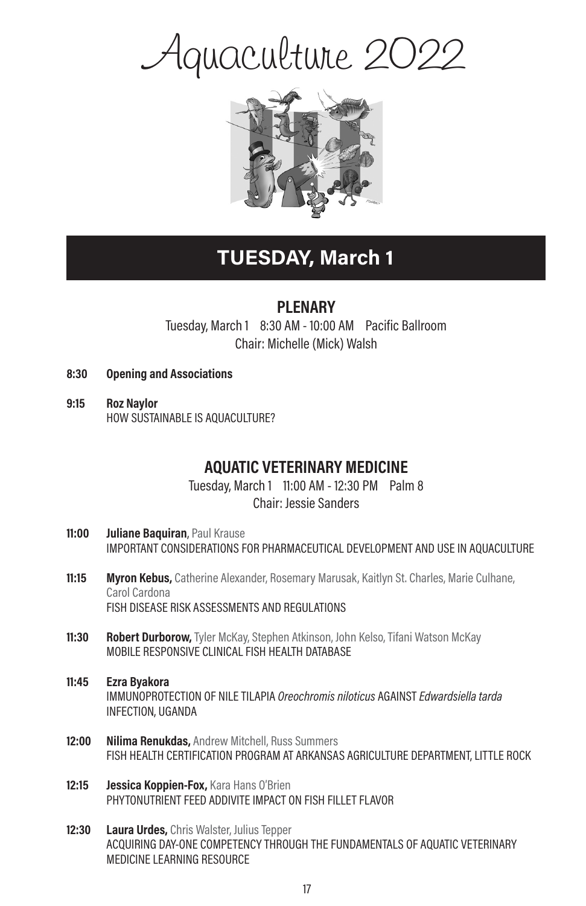# Aquaculture 2022

## TUESDAY, March 1

### PLENARY

Tuesday, March 1    8:30 AM - 10:00 AM    Pacific Ballroom
Chair: Michelle (Mick) Walsh

**8:30** **Opening and Associations**

**9:15** **Roz Naylor**
HOW SUSTAINABLE IS AQUACULTURE?

### AQUATIC VETERINARY MEDICINE

Tuesday, March 1    11:00 AM - 12:30 PM    Palm 8
Chair: Jessie Sanders

**11:00** **Juliane Baquiran**, Paul Krause
IMPORTANT CONSIDERATIONS FOR PHARMACEUTICAL DEVELOPMENT AND USE IN AQUACULTURE

**11:15** **Myron Kebus,** Catherine Alexander, Rosemary Marusak, Kaitlyn St. Charles, Marie Culhane, Carol Cardona
FISH DISEASE RISK ASSESSMENTS AND REGULATIONS

**11:30** **Robert Durborow,** Tyler McKay, Stephen Atkinson, John Kelso, Tifani Watson McKay
MOBILE RESPONSIVE CLINICAL FISH HEALTH DATABASE

**11:45** **Ezra Byakora**
IMMUNOPROTECTION OF NILE TILAPIA *Oreochromis niloticus* AGAINST *Edwardsiella tarda* INFECTION, UGANDA

**12:00** **Nilima Renukdas,** Andrew Mitchell, Russ Summers
FISH HEALTH CERTIFICATION PROGRAM AT ARKANSAS AGRICULTURE DEPARTMENT, LITTLE ROCK

**12:15** **Jessica Koppien-Fox,** Kara Hans O'Brien
PHYTONUTRIENT FEED ADDIVITE IMPACT ON FISH FILLET FLAVOR

**12:30** **Laura Urdes,** Chris Walster, Julius Tepper
ACQUIRING DAY-ONE COMPETENCY THROUGH THE FUNDAMENTALS OF AQUATIC VETERINARY MEDICINE LEARNING RESOURCE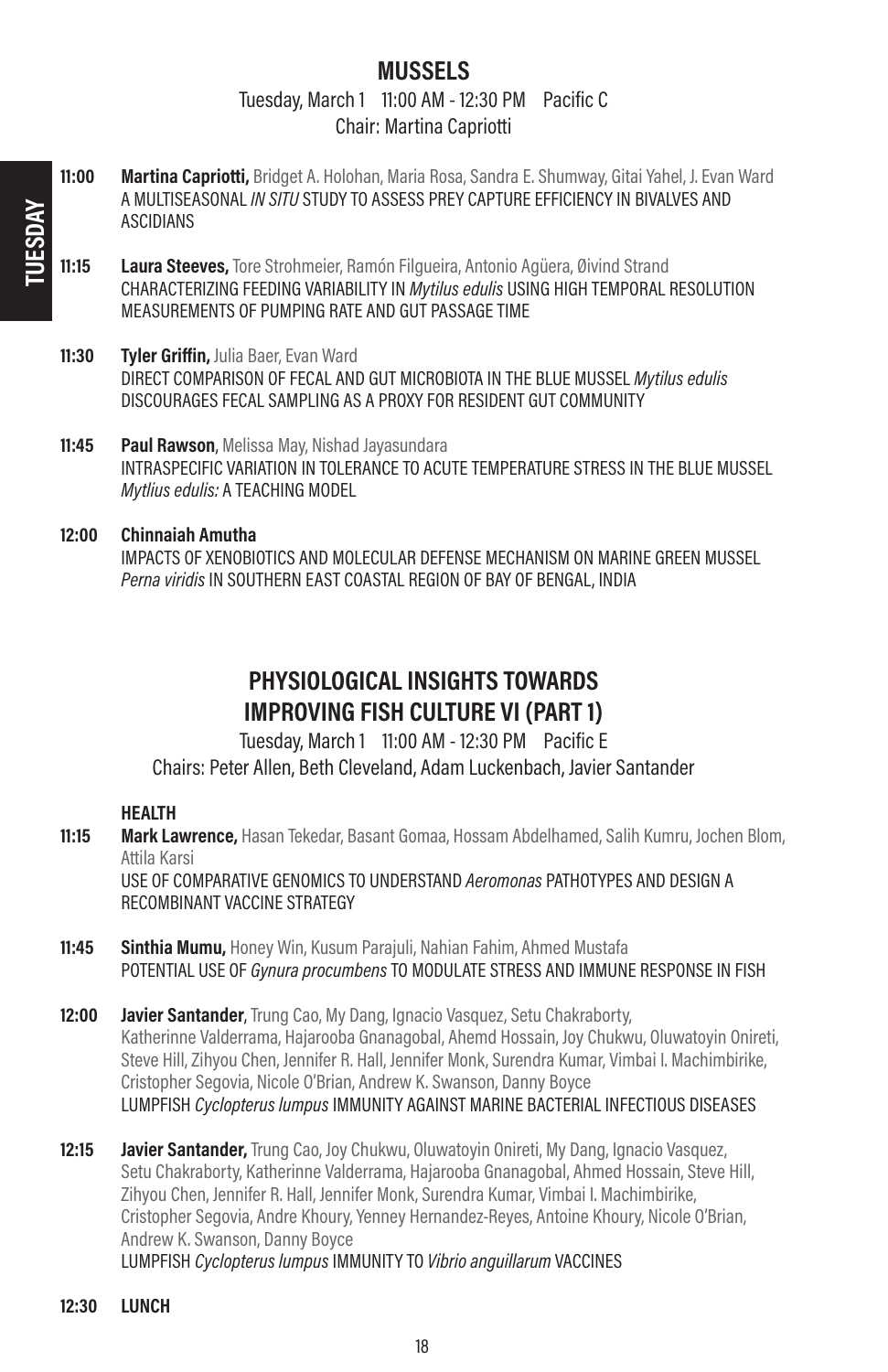## MUSSELS

Tuesday, March 1 11:00 AM - 12:30 PM Pacific C
Chair: Martina Capriotti

**11:00** **Martina Capriotti,** Bridget A. Holohan, Maria Rosa, Sandra E. Shumway, Gitai Yahel, J. Evan Ward
A MULTISEASONAL *IN SITU* STUDY TO ASSESS PREY CAPTURE EFFICIENCY IN BIVALVES AND ASCIDIANS

**11:15** **Laura Steeves,** Tore Strohmeier, Ramón Filgueira, Antonio Agüera, Øivind Strand
CHARACTERIZING FEEDING VARIABILITY IN *Mytilus edulis* USING HIGH TEMPORAL RESOLUTION MEASUREMENTS OF PUMPING RATE AND GUT PASSAGE TIME

**11:30** **Tyler Griffin,** Julia Baer, Evan Ward
DIRECT COMPARISON OF FECAL AND GUT MICROBIOTA IN THE BLUE MUSSEL *Mytilus edulis* DISCOURAGES FECAL SAMPLING AS A PROXY FOR RESIDENT GUT COMMUNITY

**11:45** **Paul Rawson**, Melissa May, Nishad Jayasundara
INTRASPECIFIC VARIATION IN TOLERANCE TO ACUTE TEMPERATURE STRESS IN THE BLUE MUSSEL *Mytlius edulis:* A TEACHING MODEL

**12:00** **Chinnaiah Amutha**
IMPACTS OF XENOBIOTICS AND MOLECULAR DEFENSE MECHANISM ON MARINE GREEN MUSSEL *Perna viridis* IN SOUTHERN EAST COASTAL REGION OF BAY OF BENGAL, INDIA

## PHYSIOLOGICAL INSIGHTS TOWARDS IMPROVING FISH CULTURE VI (PART 1)

Tuesday, March 1 11:00 AM - 12:30 PM Pacific E
Chairs: Peter Allen, Beth Cleveland, Adam Luckenbach, Javier Santander

**HEALTH**

**11:15** **Mark Lawrence,** Hasan Tekedar, Basant Gomaa, Hossam Abdelhamed, Salih Kumru, Jochen Blom, Attila Karsi
USE OF COMPARATIVE GENOMICS TO UNDERSTAND *Aeromonas* PATHOTYPES AND DESIGN A RECOMBINANT VACCINE STRATEGY

**11:45** **Sinthia Mumu,** Honey Win, Kusum Parajuli, Nahian Fahim, Ahmed Mustafa
POTENTIAL USE OF *Gynura procumbens* TO MODULATE STRESS AND IMMUNE RESPONSE IN FISH

**12:00** **Javier Santander**, Trung Cao, My Dang, Ignacio Vasquez, Setu Chakraborty, Katherinne Valderrama, Hajarooba Gnanagobal, Ahemd Hossain, Joy Chukwu, Oluwatoyin Onireti, Steve Hill, Zihyou Chen, Jennifer R. Hall, Jennifer Monk, Surendra Kumar, Vimbai I. Machimbirike, Cristopher Segovia, Nicole O'Brian, Andrew K. Swanson, Danny Boyce
LUMPFISH *Cyclopterus lumpus* IMMUNITY AGAINST MARINE BACTERIAL INFECTIOUS DISEASES

**12:15** **Javier Santander,** Trung Cao, Joy Chukwu, Oluwatoyin Onireti, My Dang, Ignacio Vasquez, Setu Chakraborty, Katherinne Valderrama, Hajarooba Gnanagobal, Ahmed Hossain, Steve Hill, Zihyou Chen, Jennifer R. Hall, Jennifer Monk, Surendra Kumar, Vimbai I. Machimbirike, Cristopher Segovia, Andre Khoury, Yenney Hernandez-Reyes, Antoine Khoury, Nicole O'Brian, Andrew K. Swanson, Danny Boyce
LUMPFISH *Cyclopterus lumpus* IMMUNITY TO *Vibrio anguillarum* VACCINES

**12:30** **LUNCH**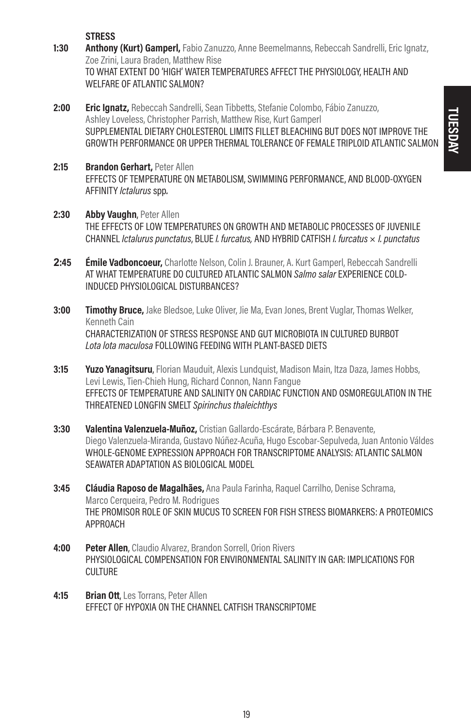**STRESS**

**1:30** **Anthony (Kurt) Gamperl,** Fabio Zanuzzo, Anne Beemelmanns, Rebeccah Sandrelli, Eric Ignatz, Zoe Zrini, Laura Braden, Matthew Rise
TO WHAT EXTENT DO 'HIGH' WATER TEMPERATURES AFFECT THE PHYSIOLOGY, HEALTH AND WELFARE OF ATLANTIC SALMON?

**2:00** **Eric Ignatz,** Rebeccah Sandrelli, Sean Tibbetts, Stefanie Colombo, Fábio Zanuzzo, Ashley Loveless, Christopher Parrish, Matthew Rise, Kurt Gamperl
SUPPLEMENTAL DIETARY CHOLESTEROL LIMITS FILLET BLEACHING BUT DOES NOT IMPROVE THE GROWTH PERFORMANCE OR UPPER THERMAL TOLERANCE OF FEMALE TRIPLOID ATLANTIC SALMON

**2:15** **Brandon Gerhart,** Peter Allen
EFFECTS OF TEMPERATURE ON METABOLISM, SWIMMING PERFORMANCE, AND BLOOD-OXYGEN AFFINITY *Ictalurus* spp*.*

**2:30** **Abby Vaughn**, Peter Allen
THE EFFECTS OF LOW TEMPERATURES ON GROWTH AND METABOLIC PROCESSES OF JUVENILE CHANNEL *Ictalurus punctatus*, BLUE *I. furcatus,* AND HYBRID CATFISH *I. furcatus* × *I. punctatus*

**2:45** **Émile Vadboncoeur,** Charlotte Nelson, Colin J. Brauner, A. Kurt Gamperl, Rebeccah Sandrelli
AT WHAT TEMPERATURE DO CULTURED ATLANTIC SALMON *Salmo salar* EXPERIENCE COLD-INDUCED PHYSIOLOGICAL DISTURBANCES?

**3:00** **Timothy Bruce,** Jake Bledsoe, Luke Oliver, Jie Ma, Evan Jones, Brent Vuglar, Thomas Welker, Kenneth Cain
CHARACTERIZATION OF STRESS RESPONSE AND GUT MICROBIOTA IN CULTURED BURBOT *Lota lota maculosa* FOLLOWING FEEDING WITH PLANT-BASED DIETS

**3:15** **Yuzo Yanagitsuru**, Florian Mauduit, Alexis Lundquist, Madison Main, Itza Daza, James Hobbs, Levi Lewis, Tien-Chieh Hung, Richard Connon, Nann Fangue
EFFECTS OF TEMPERATURE AND SALINITY ON CARDIAC FUNCTION AND OSMOREGULATION IN THE THREATENED LONGFIN SMELT *Spirinchus thaleichthys*

**3:30** **Valentina Valenzuela-Muñoz,** Cristian Gallardo-Escárate, Bárbara P. Benavente, Diego Valenzuela-Miranda, Gustavo Núñez-Acuña, Hugo Escobar-Sepulveda, Juan Antonio Váldes
WHOLE-GENOME EXPRESSION APPROACH FOR TRANSCRIPTOME ANALYSIS: ATLANTIC SALMON SEAWATER ADAPTATION AS BIOLOGICAL MODEL

**3:45** **Cláudia Raposo de Magalhães,** Ana Paula Farinha, Raquel Carrilho, Denise Schrama, Marco Cerqueira, Pedro M. Rodrigues
THE PROMISOR ROLE OF SKIN MUCUS TO SCREEN FOR FISH STRESS BIOMARKERS: A PROTEOMICS APPROACH

**4:00** **Peter Allen**, Claudio Alvarez, Brandon Sorrell, Orion Rivers
PHYSIOLOGICAL COMPENSATION FOR ENVIRONMENTAL SALINITY IN GAR: IMPLICATIONS FOR CULTURE

**4:15** **Brian Ott**, Les Torrans, Peter Allen
EFFECT OF HYPOXIA ON THE CHANNEL CATFISH TRANSCRIPTOME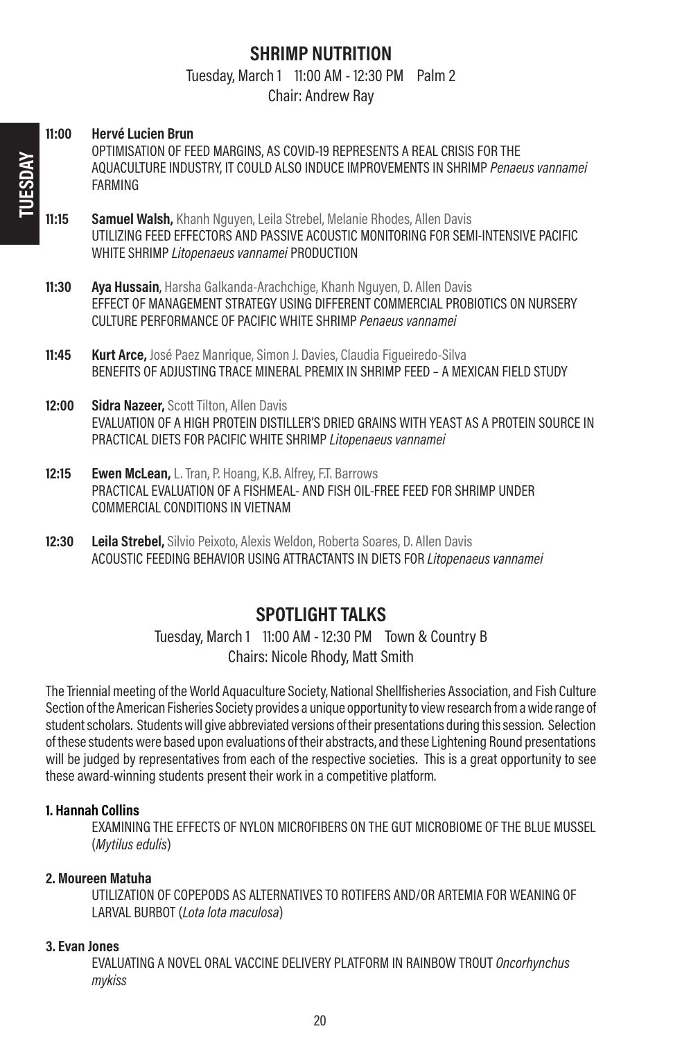## SHRIMP NUTRITION

Tuesday, March 1 11:00 AM - 12:30 PM Palm 2

Chair: Andrew Ray

**11:00** **Hervé Lucien Brun**
OPTIMISATION OF FEED MARGINS, AS COVID-19 REPRESENTS A REAL CRISIS FOR THE AQUACULTURE INDUSTRY, IT COULD ALSO INDUCE IMPROVEMENTS IN SHRIMP *Penaeus vannamei* FARMING

**11:15** **Samuel Walsh,** Khanh Nguyen, Leila Strebel, Melanie Rhodes, Allen Davis
UTILIZING FEED EFFECTORS AND PASSIVE ACOUSTIC MONITORING FOR SEMI-INTENSIVE PACIFIC WHITE SHRIMP *Litopenaeus vannamei* PRODUCTION

**11:30** **Aya Hussain**, Harsha Galkanda-Arachchige, Khanh Nguyen, D. Allen Davis
EFFECT OF MANAGEMENT STRATEGY USING DIFFERENT COMMERCIAL PROBIOTICS ON NURSERY CULTURE PERFORMANCE OF PACIFIC WHITE SHRIMP *Penaeus vannamei*

**11:45** **Kurt Arce,** José Paez Manrique, Simon J. Davies, Claudia Figueiredo-Silva
BENEFITS OF ADJUSTING TRACE MINERAL PREMIX IN SHRIMP FEED – A MEXICAN FIELD STUDY

**12:00** **Sidra Nazeer,** Scott Tilton, Allen Davis
EVALUATION OF A HIGH PROTEIN DISTILLER'S DRIED GRAINS WITH YEAST AS A PROTEIN SOURCE IN PRACTICAL DIETS FOR PACIFIC WHITE SHRIMP *Litopenaeus vannamei*

**12:15** **Ewen McLean,** L. Tran, P. Hoang, K.B. Alfrey, F.T. Barrows
PRACTICAL EVALUATION OF A FISHMEAL- AND FISH OIL-FREE FEED FOR SHRIMP UNDER COMMERCIAL CONDITIONS IN VIETNAM

**12:30** **Leila Strebel,** Silvio Peixoto, Alexis Weldon, Roberta Soares, D. Allen Davis
ACOUSTIC FEEDING BEHAVIOR USING ATTRACTANTS IN DIETS FOR *Litopenaeus vannamei*

## SPOTLIGHT TALKS

Tuesday, March 1 11:00 AM - 12:30 PM Town & Country B

Chairs: Nicole Rhody, Matt Smith

The Triennial meeting of the World Aquaculture Society, National Shellfisheries Association, and Fish Culture Section of the American Fisheries Society provides a unique opportunity to view research from a wide range of student scholars. Students will give abbreviated versions of their presentations during this session. Selection of these students were based upon evaluations of their abstracts, and these Lightening Round presentations will be judged by representatives from each of the respective societies. This is a great opportunity to see these award-winning students present their work in a competitive platform.

**1. Hannah Collins**
EXAMINING THE EFFECTS OF NYLON MICROFIBERS ON THE GUT MICROBIOME OF THE BLUE MUSSEL (*Mytilus edulis*)

**2. Moureen Matuha**
UTILIZATION OF COPEPODS AS ALTERNATIVES TO ROTIFERS AND/OR ARTEMIA FOR WEANING OF LARVAL BURBOT (*Lota lota maculosa*)

**3. Evan Jones**
EVALUATING A NOVEL ORAL VACCINE DELIVERY PLATFORM IN RAINBOW TROUT *Oncorhynchus mykiss*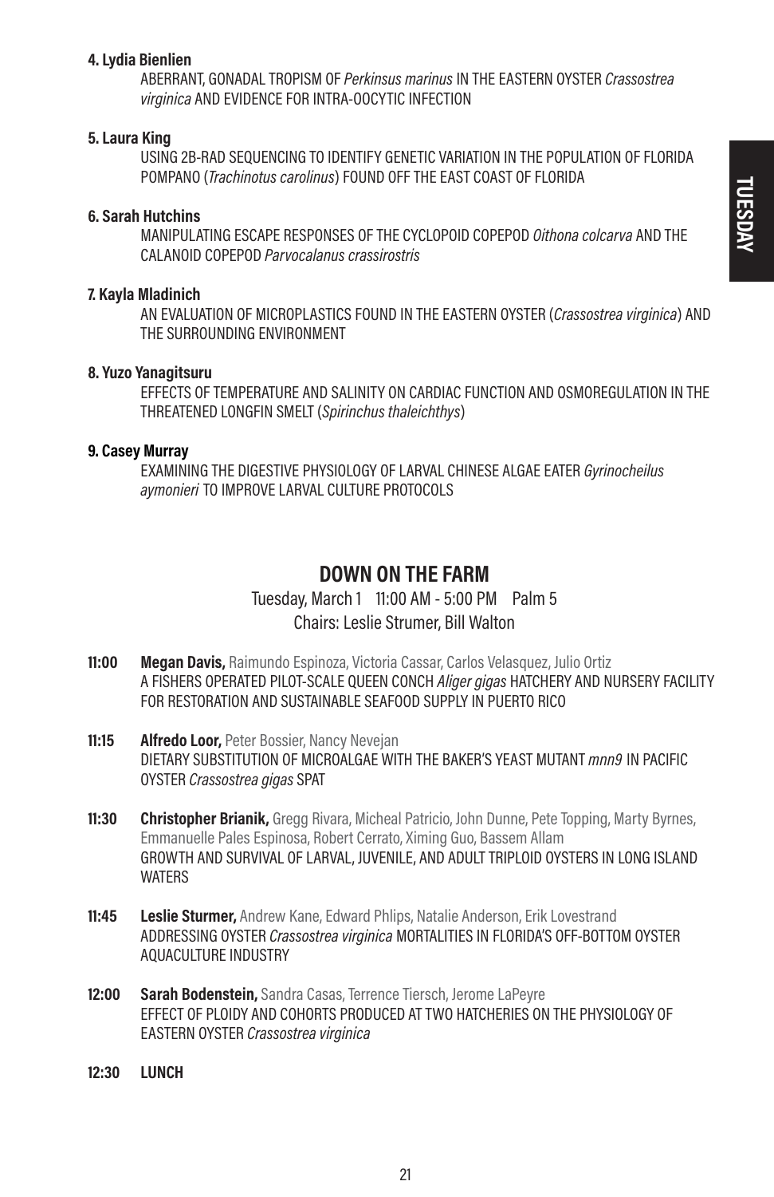**4. Lydia Bienlien**

ABERRANT, GONADAL TROPISM OF *Perkinsus marinus* IN THE EASTERN OYSTER *Crassostrea virginica* AND EVIDENCE FOR INTRA-OOCYTIC INFECTION

**5. Laura King**

USING 2B-RAD SEQUENCING TO IDENTIFY GENETIC VARIATION IN THE POPULATION OF FLORIDA POMPANO (*Trachinotus carolinus*) FOUND OFF THE EAST COAST OF FLORIDA

**6. Sarah Hutchins**

MANIPULATING ESCAPE RESPONSES OF THE CYCLOPOID COPEPOD *Oithona colcarva* AND THE CALANOID COPEPOD *Parvocalanus crassirostris*

**7. Kayla Mladinich**

AN EVALUATION OF MICROPLASTICS FOUND IN THE EASTERN OYSTER (*Crassostrea virginica*) AND THE SURROUNDING ENVIRONMENT

**8. Yuzo Yanagitsuru**

EFFECTS OF TEMPERATURE AND SALINITY ON CARDIAC FUNCTION AND OSMOREGULATION IN THE THREATENED LONGFIN SMELT (*Spirinchus thaleichthys*)

**9. Casey Murray**

EXAMINING THE DIGESTIVE PHYSIOLOGY OF LARVAL CHINESE ALGAE EATER *Gyrinocheilus aymonieri* TO IMPROVE LARVAL CULTURE PROTOCOLS

## DOWN ON THE FARM

Tuesday, March 1 11:00 AM - 5:00 PM Palm 5

Chairs: Leslie Sturmer, Bill Walton

**11:00** **Megan Davis,** Raimundo Espinoza, Victoria Cassar, Carlos Velasquez, Julio Ortiz
A FISHERS OPERATED PILOT-SCALE QUEEN CONCH *Aliger gigas* HATCHERY AND NURSERY FACILITY FOR RESTORATION AND SUSTAINABLE SEAFOOD SUPPLY IN PUERTO RICO

**11:15** **Alfredo Loor,** Peter Bossier, Nancy Nevejan
DIETARY SUBSTITUTION OF MICROALGAE WITH THE BAKER'S YEAST MUTANT *mnn9* IN PACIFIC OYSTER *Crassostrea gigas* SPAT

**11:30** **Christopher Brianik,** Gregg Rivara, Micheal Patricio, John Dunne, Pete Topping, Marty Byrnes, Emmanuelle Pales Espinosa, Robert Cerrato, Ximing Guo, Bassem Allam
GROWTH AND SURVIVAL OF LARVAL, JUVENILE, AND ADULT TRIPLOID OYSTERS IN LONG ISLAND WATERS

**11:45** **Leslie Sturmer,** Andrew Kane, Edward Phlips, Natalie Anderson, Erik Lovestrand
ADDRESSING OYSTER *Crassostrea virginica* MORTALITIES IN FLORIDA'S OFF-BOTTOM OYSTER AQUACULTURE INDUSTRY

**12:00** **Sarah Bodenstein,** Sandra Casas, Terrence Tiersch, Jerome LaPeyre
EFFECT OF PLOIDY AND COHORTS PRODUCED AT TWO HATCHERIES ON THE PHYSIOLOGY OF EASTERN OYSTER *Crassostrea virginica*

**12:30** **LUNCH**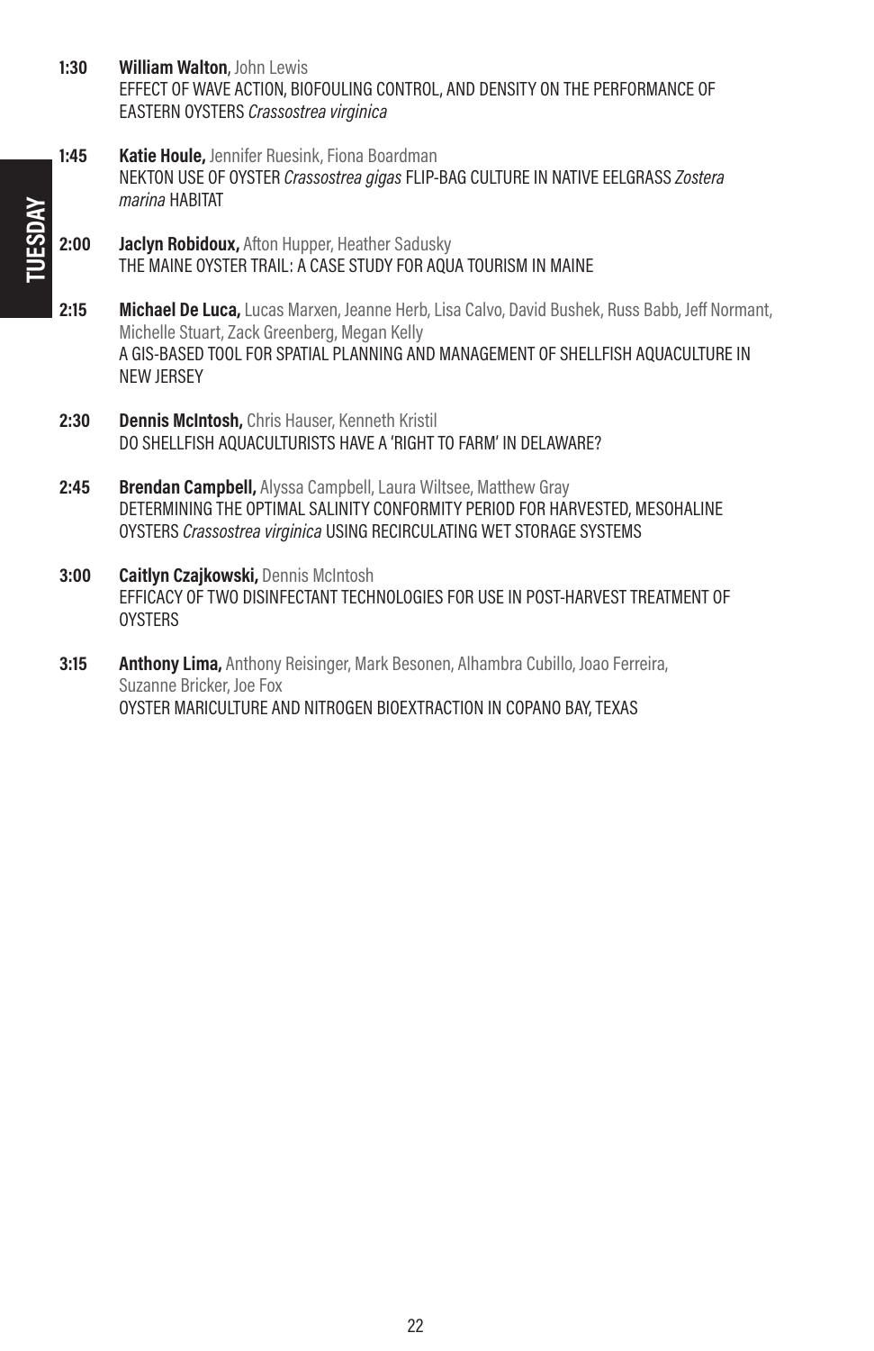**1:30** **William Walton**, John Lewis
EFFECT OF WAVE ACTION, BIOFOULING CONTROL, AND DENSITY ON THE PERFORMANCE OF EASTERN OYSTERS *Crassostrea virginica*

**1:45** **Katie Houle,** Jennifer Ruesink, Fiona Boardman
NEKTON USE OF OYSTER *Crassostrea gigas* FLIP-BAG CULTURE IN NATIVE EELGRASS *Zostera marina* HABITAT

**2:00** **Jaclyn Robidoux,** Afton Hupper, Heather Sadusky
THE MAINE OYSTER TRAIL: A CASE STUDY FOR AQUA TOURISM IN MAINE

**2:15** **Michael De Luca,** Lucas Marxen, Jeanne Herb, Lisa Calvo, David Bushek, Russ Babb, Jeff Normant, Michelle Stuart, Zack Greenberg, Megan Kelly
A GIS-BASED TOOL FOR SPATIAL PLANNING AND MANAGEMENT OF SHELLFISH AQUACULTURE IN NEW JERSEY

**2:30** **Dennis McIntosh,** Chris Hauser, Kenneth Kristil
DO SHELLFISH AQUACULTURISTS HAVE A 'RIGHT TO FARM' IN DELAWARE?

**2:45** **Brendan Campbell,** Alyssa Campbell, Laura Wiltsee, Matthew Gray
DETERMINING THE OPTIMAL SALINITY CONFORMITY PERIOD FOR HARVESTED, MESOHALINE OYSTERS *Crassostrea virginica* USING RECIRCULATING WET STORAGE SYSTEMS

**3:00** **Caitlyn Czajkowski,** Dennis McIntosh
EFFICACY OF TWO DISINFECTANT TECHNOLOGIES FOR USE IN POST-HARVEST TREATMENT OF OYSTERS

**3:15** **Anthony Lima,** Anthony Reisinger, Mark Besonen, Alhambra Cubillo, Joao Ferreira, Suzanne Bricker, Joe Fox
OYSTER MARICULTURE AND NITROGEN BIOEXTRACTION IN COPANO BAY, TEXAS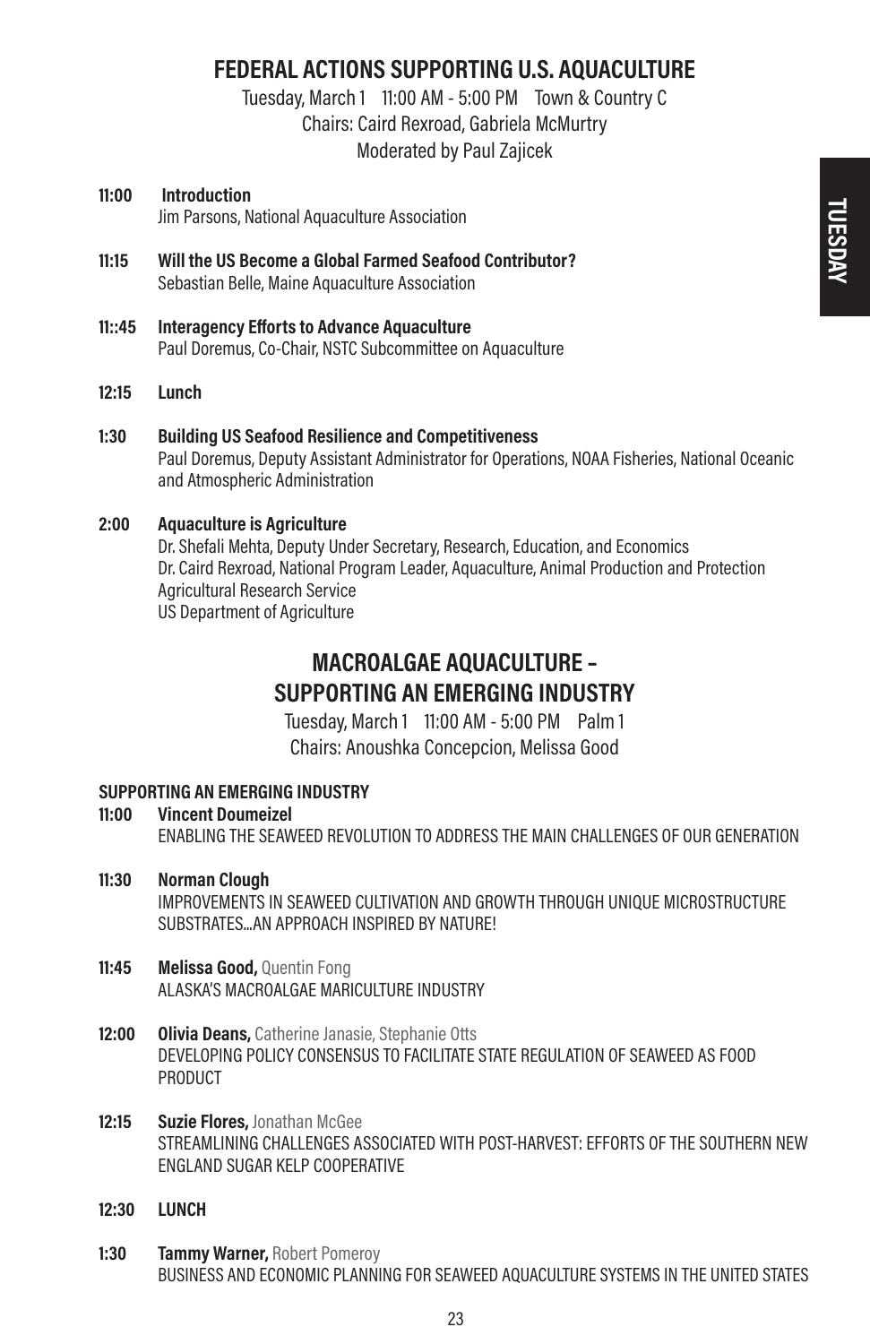## FEDERAL ACTIONS SUPPORTING U.S. AQUACULTURE

Tuesday, March 1 11:00 AM - 5:00 PM Town & Country C
Chairs: Caird Rexroad, Gabriela McMurtry
Moderated by Paul Zajicek

**11:00 Introduction**
Jim Parsons, National Aquaculture Association

**11:15 Will the US Become a Global Farmed Seafood Contributor?**
Sebastian Belle, Maine Aquaculture Association

**11::45 Interagency Efforts to Advance Aquaculture**
Paul Doremus, Co-Chair, NSTC Subcommittee on Aquaculture

**12:15 Lunch**

**1:30 Building US Seafood Resilience and Competitiveness**
Paul Doremus, Deputy Assistant Administrator for Operations, NOAA Fisheries, National Oceanic and Atmospheric Administration

**2:00 Aquaculture is Agriculture**
Dr. Shefali Mehta, Deputy Under Secretary, Research, Education, and Economics
Dr. Caird Rexroad, National Program Leader, Aquaculture, Animal Production and Protection
Agricultural Research Service
US Department of Agriculture

## MACROALGAE AQUACULTURE – SUPPORTING AN EMERGING INDUSTRY

Tuesday, March 1 11:00 AM - 5:00 PM Palm 1
Chairs: Anoushka Concepcion, Melissa Good

### SUPPORTING AN EMERGING INDUSTRY

**11:00 Vincent Doumeizel**
ENABLING THE SEAWEED REVOLUTION TO ADDRESS THE MAIN CHALLENGES OF OUR GENERATION

**11:30 Norman Clough**
IMPROVEMENTS IN SEAWEED CULTIVATION AND GROWTH THROUGH UNIQUE MICROSTRUCTURE SUBSTRATES...AN APPROACH INSPIRED BY NATURE!

**11:45 Melissa Good,** Quentin Fong
ALASKA'S MACROALGAE MARICULTURE INDUSTRY

**12:00 Olivia Deans,** Catherine Janasie, Stephanie Otts
DEVELOPING POLICY CONSENSUS TO FACILITATE STATE REGULATION OF SEAWEED AS FOOD PRODUCT

**12:15 Suzie Flores,** Jonathan McGee
STREAMLINING CHALLENGES ASSOCIATED WITH POST-HARVEST: EFFORTS OF THE SOUTHERN NEW ENGLAND SUGAR KELP COOPERATIVE

**12:30 LUNCH**

**1:30 Tammy Warner,** Robert Pomeroy
BUSINESS AND ECONOMIC PLANNING FOR SEAWEED AQUACULTURE SYSTEMS IN THE UNITED STATES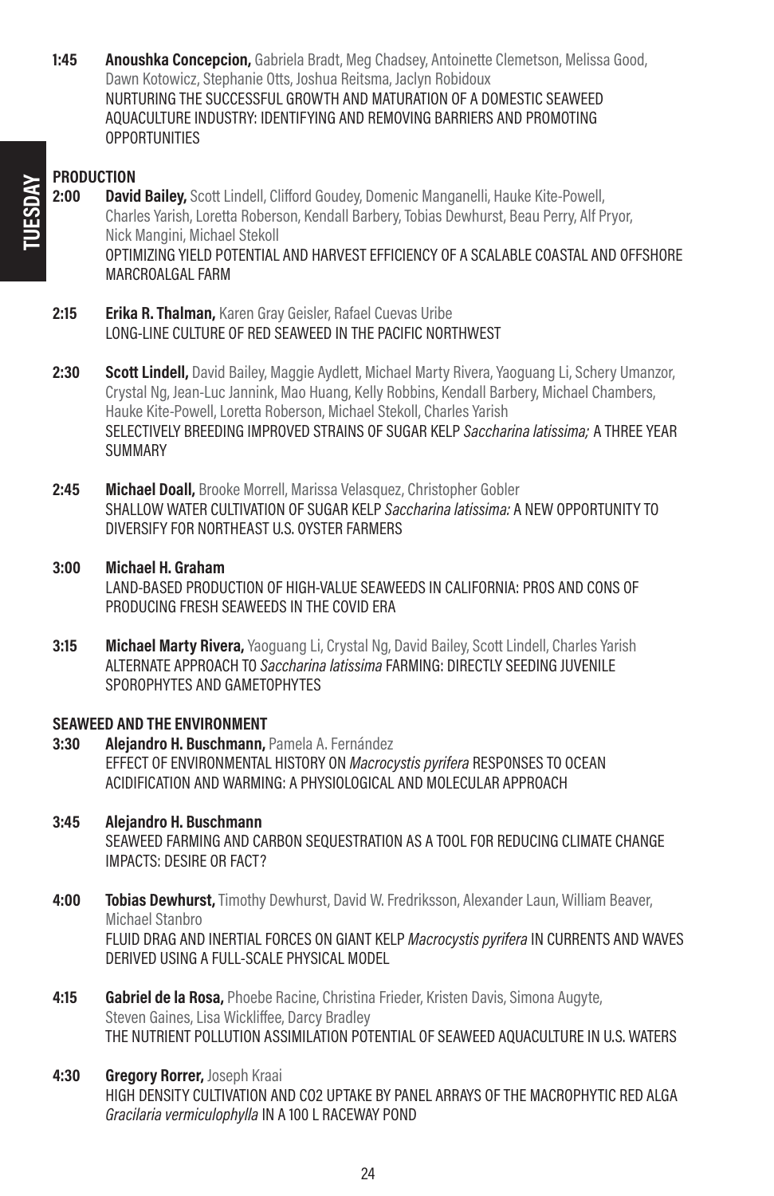**1:45** **Anoushka Concepcion,** Gabriela Bradt, Meg Chadsey, Antoinette Clemetson, Melissa Good, Dawn Kotowicz, Stephanie Otts, Joshua Reitsma, Jaclyn Robidoux
NURTURING THE SUCCESSFUL GROWTH AND MATURATION OF A DOMESTIC SEAWEED AQUACULTURE INDUSTRY: IDENTIFYING AND REMOVING BARRIERS AND PROMOTING OPPORTUNITIES

### PRODUCTION

**2:00** **David Bailey,** Scott Lindell, Clifford Goudey, Domenic Manganelli, Hauke Kite-Powell, Charles Yarish, Loretta Roberson, Kendall Barbery, Tobias Dewhurst, Beau Perry, Alf Pryor, Nick Mangini, Michael Stekoll
OPTIMIZING YIELD POTENTIAL AND HARVEST EFFICIENCY OF A SCALABLE COASTAL AND OFFSHORE MARCROALGAL FARM

**2:15** **Erika R. Thalman,** Karen Gray Geisler, Rafael Cuevas Uribe
LONG-LINE CULTURE OF RED SEAWEED IN THE PACIFIC NORTHWEST

**2:30** **Scott Lindell,** David Bailey, Maggie Aydlett, Michael Marty Rivera, Yaoguang Li, Schery Umanzor, Crystal Ng, Jean-Luc Jannink, Mao Huang, Kelly Robbins, Kendall Barbery, Michael Chambers, Hauke Kite-Powell, Loretta Roberson, Michael Stekoll, Charles Yarish
SELECTIVELY BREEDING IMPROVED STRAINS OF SUGAR KELP *Saccharina latissima;* A THREE YEAR SUMMARY

**2:45** **Michael Doall,** Brooke Morrell, Marissa Velasquez, Christopher Gobler
SHALLOW WATER CULTIVATION OF SUGAR KELP *Saccharina latissima:* A NEW OPPORTUNITY TO DIVERSIFY FOR NORTHEAST U.S. OYSTER FARMERS

**3:00** **Michael H. Graham**
LAND-BASED PRODUCTION OF HIGH-VALUE SEAWEEDS IN CALIFORNIA: PROS AND CONS OF PRODUCING FRESH SEAWEEDS IN THE COVID ERA

**3:15** **Michael Marty Rivera,** Yaoguang Li, Crystal Ng, David Bailey, Scott Lindell, Charles Yarish
ALTERNATE APPROACH TO *Saccharina latissima* FARMING: DIRECTLY SEEDING JUVENILE SPOROPHYTES AND GAMETOPHYTES

### SEAWEED AND THE ENVIRONMENT

**3:30** **Alejandro H. Buschmann,** Pamela A. Fernández
EFFECT OF ENVIRONMENTAL HISTORY ON *Macrocystis pyrifera* RESPONSES TO OCEAN ACIDIFICATION AND WARMING: A PHYSIOLOGICAL AND MOLECULAR APPROACH

**3:45** **Alejandro H. Buschmann**
SEAWEED FARMING AND CARBON SEQUESTRATION AS A TOOL FOR REDUCING CLIMATE CHANGE IMPACTS: DESIRE OR FACT?

**4:00** **Tobias Dewhurst,** Timothy Dewhurst, David W. Fredriksson, Alexander Laun, William Beaver, Michael Stanbro
FLUID DRAG AND INERTIAL FORCES ON GIANT KELP *Macrocystis pyrifera* IN CURRENTS AND WAVES DERIVED USING A FULL-SCALE PHYSICAL MODEL

**4:15** **Gabriel de la Rosa,** Phoebe Racine, Christina Frieder, Kristen Davis, Simona Augyte, Steven Gaines, Lisa Wickliffee, Darcy Bradley
THE NUTRIENT POLLUTION ASSIMILATION POTENTIAL OF SEAWEED AQUACULTURE IN U.S. WATERS

**4:30** **Gregory Rorrer,** Joseph Kraai
HIGH DENSITY CULTIVATION AND CO2 UPTAKE BY PANEL ARRAYS OF THE MACROPHYTIC RED ALGA *Gracilaria vermiculophylla* IN A 100 L RACEWAY POND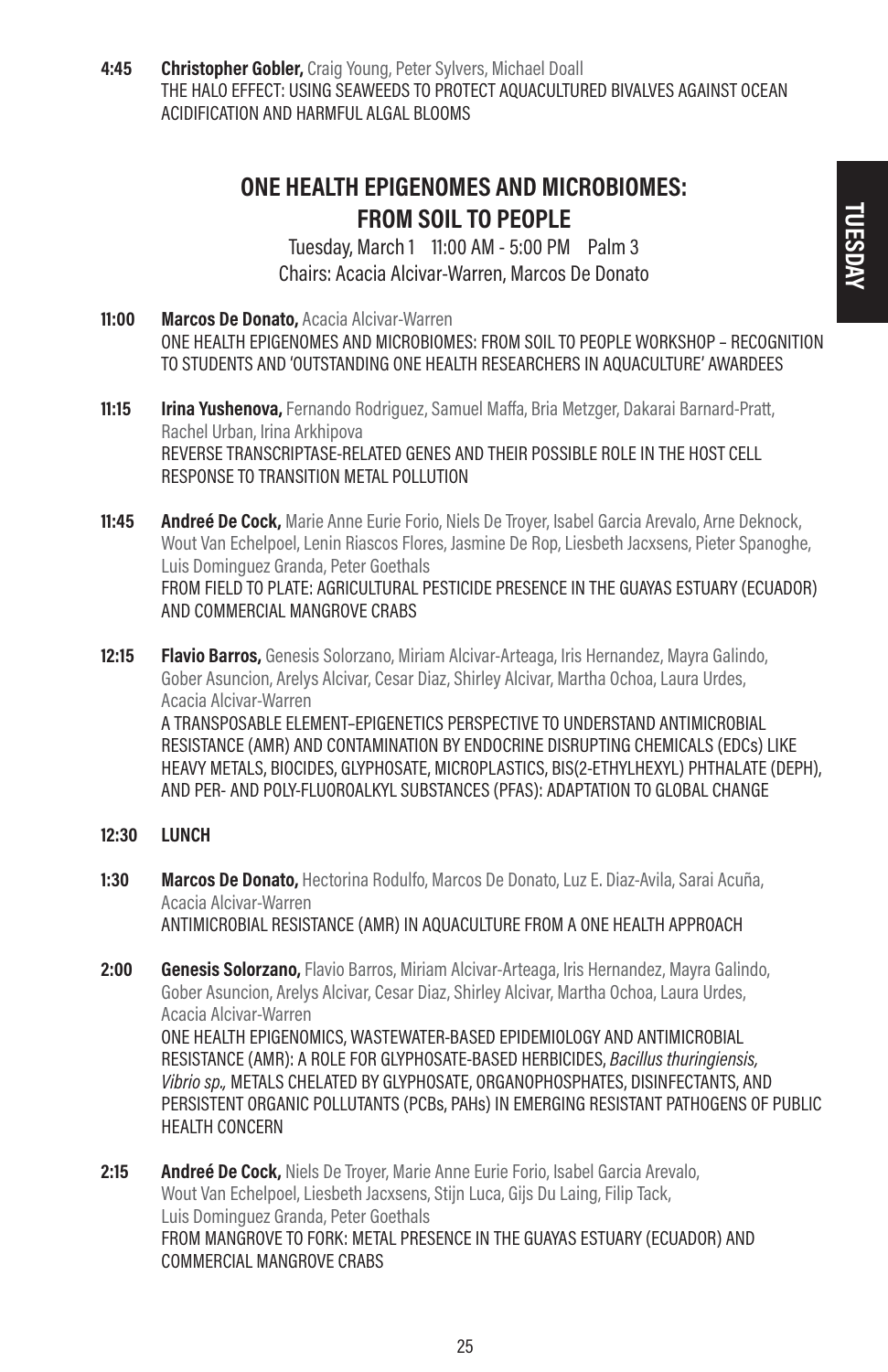**4:45** **Christopher Gobler,** Craig Young, Peter Sylvers, Michael Doall
THE HALO EFFECT: USING SEAWEEDS TO PROTECT AQUACULTURED BIVALVES AGAINST OCEAN ACIDIFICATION AND HARMFUL ALGAL BLOOMS

## ONE HEALTH EPIGENOMES AND MICROBIOMES: FROM SOIL TO PEOPLE

Tuesday, March 1 11:00 AM - 5:00 PM Palm 3
Chairs: Acacia Alcivar-Warren, Marcos De Donato

**11:00** **Marcos De Donato,** Acacia Alcivar-Warren
ONE HEALTH EPIGENOMES AND MICROBIOMES: FROM SOIL TO PEOPLE WORKSHOP – RECOGNITION TO STUDENTS AND 'OUTSTANDING ONE HEALTH RESEARCHERS IN AQUACULTURE' AWARDEES

**11:15** **Irina Yushenova,** Fernando Rodriguez, Samuel Maffa, Bria Metzger, Dakarai Barnard-Pratt, Rachel Urban, Irina Arkhipova
REVERSE TRANSCRIPTASE-RELATED GENES AND THEIR POSSIBLE ROLE IN THE HOST CELL RESPONSE TO TRANSITION METAL POLLUTION

**11:45** **Andreé De Cock,** Marie Anne Eurie Forio, Niels De Troyer, Isabel Garcia Arevalo, Arne Deknock, Wout Van Echelpoel, Lenin Riascos Flores, Jasmine De Rop, Liesbeth Jacxsens, Pieter Spanoghe, Luis Dominguez Granda, Peter Goethals
FROM FIELD TO PLATE: AGRICULTURAL PESTICIDE PRESENCE IN THE GUAYAS ESTUARY (ECUADOR) AND COMMERCIAL MANGROVE CRABS

**12:15** **Flavio Barros,** Genesis Solorzano, Miriam Alcivar-Arteaga, Iris Hernandez, Mayra Galindo, Gober Asuncion, Arelys Alcivar, Cesar Diaz, Shirley Alcivar, Martha Ochoa, Laura Urdes, Acacia Alcivar-Warren
A TRANSPOSABLE ELEMENT–EPIGENETICS PERSPECTIVE TO UNDERSTAND ANTIMICROBIAL RESISTANCE (AMR) AND CONTAMINATION BY ENDOCRINE DISRUPTING CHEMICALS (EDCs) LIKE HEAVY METALS, BIOCIDES, GLYPHOSATE, MICROPLASTICS, BIS(2-ETHYLHEXYL) PHTHALATE (DEPH), AND PER- AND POLY-FLUOROALKYL SUBSTANCES (PFAS): ADAPTATION TO GLOBAL CHANGE

**12:30** **LUNCH**

**1:30** **Marcos De Donato,** Hectorina Rodulfo, Marcos De Donato, Luz E. Diaz-Avila, Sarai Acuña, Acacia Alcivar-Warren
ANTIMICROBIAL RESISTANCE (AMR) IN AQUACULTURE FROM A ONE HEALTH APPROACH

**2:00** **Genesis Solorzano,** Flavio Barros, Miriam Alcivar-Arteaga, Iris Hernandez, Mayra Galindo, Gober Asuncion, Arelys Alcivar, Cesar Diaz, Shirley Alcivar, Martha Ochoa, Laura Urdes, Acacia Alcivar-Warren
ONE HEALTH EPIGENOMICS, WASTEWATER-BASED EPIDEMIOLOGY AND ANTIMICROBIAL RESISTANCE (AMR): A ROLE FOR GLYPHOSATE-BASED HERBICIDES, *Bacillus thuringiensis, Vibrio sp.,* METALS CHELATED BY GLYPHOSATE, ORGANOPHOSPHATES, DISINFECTANTS, AND PERSISTENT ORGANIC POLLUTANTS (PCBs, PAHs) IN EMERGING RESISTANT PATHOGENS OF PUBLIC HEALTH CONCERN

**2:15** **Andreé De Cock,** Niels De Troyer, Marie Anne Eurie Forio, Isabel Garcia Arevalo, Wout Van Echelpoel, Liesbeth Jacxsens, Stijn Luca, Gijs Du Laing, Filip Tack, Luis Dominguez Granda, Peter Goethals
FROM MANGROVE TO FORK: METAL PRESENCE IN THE GUAYAS ESTUARY (ECUADOR) AND COMMERCIAL MANGROVE CRABS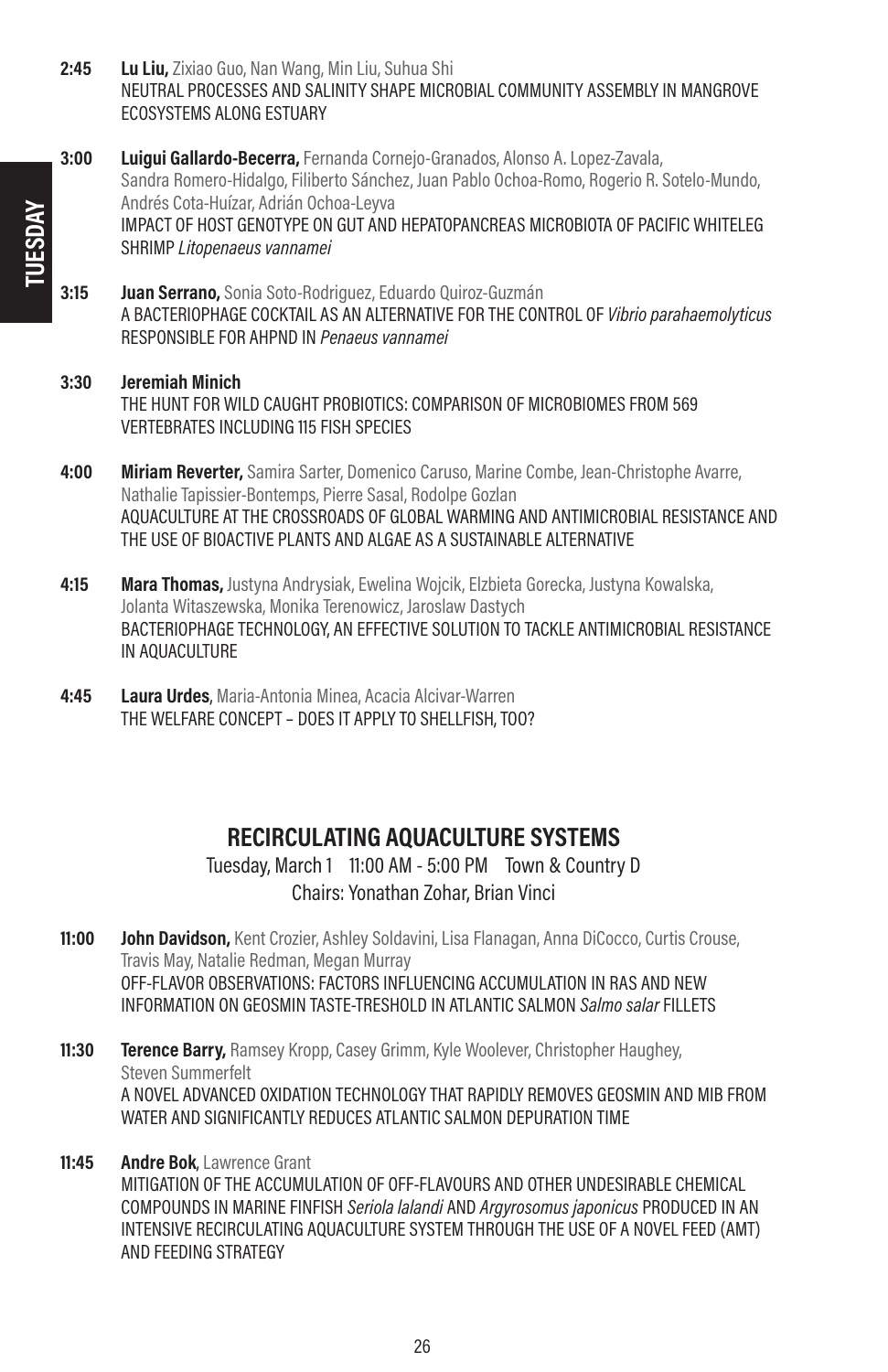**2:45** **Lu Liu,** Zixiao Guo, Nan Wang, Min Liu, Suhua Shi
NEUTRAL PROCESSES AND SALINITY SHAPE MICROBIAL COMMUNITY ASSEMBLY IN MANGROVE ECOSYSTEMS ALONG ESTUARY

**3:00** **Luigui Gallardo-Becerra,** Fernanda Cornejo-Granados, Alonso A. Lopez-Zavala, Sandra Romero-Hidalgo, Filiberto Sánchez, Juan Pablo Ochoa-Romo, Rogerio R. Sotelo-Mundo, Andrés Cota-Huízar, Adrián Ochoa-Leyva
IMPACT OF HOST GENOTYPE ON GUT AND HEPATOPANCREAS MICROBIOTA OF PACIFIC WHITELEG SHRIMP *Litopenaeus vannamei*

**3:15** **Juan Serrano,** Sonia Soto-Rodriguez, Eduardo Quiroz-Guzmán
A BACTERIOPHAGE COCKTAIL AS AN ALTERNATIVE FOR THE CONTROL OF *Vibrio parahaemolyticus* RESPONSIBLE FOR AHPND IN *Penaeus vannamei*

**3:30** **Jeremiah Minich**
THE HUNT FOR WILD CAUGHT PROBIOTICS: COMPARISON OF MICROBIOMES FROM 569 VERTEBRATES INCLUDING 115 FISH SPECIES

**4:00** **Miriam Reverter,** Samira Sarter, Domenico Caruso, Marine Combe, Jean-Christophe Avarre, Nathalie Tapissier-Bontemps, Pierre Sasal, Rodolpe Gozlan
AQUACULTURE AT THE CROSSROADS OF GLOBAL WARMING AND ANTIMICROBIAL RESISTANCE AND THE USE OF BIOACTIVE PLANTS AND ALGAE AS A SUSTAINABLE ALTERNATIVE

**4:15** **Mara Thomas,** Justyna Andrysiak, Ewelina Wojcik, Elzbieta Gorecka, Justyna Kowalska, Jolanta Witaszewska, Monika Terenowicz, Jaroslaw Dastych
BACTERIOPHAGE TECHNOLOGY, AN EFFECTIVE SOLUTION TO TACKLE ANTIMICROBIAL RESISTANCE IN AQUACULTURE

**4:45** **Laura Urdes**, Maria-Antonia Minea, Acacia Alcivar-Warren
THE WELFARE CONCEPT – DOES IT APPLY TO SHELLFISH, TOO?

## RECIRCULATING AQUACULTURE SYSTEMS

Tuesday, March 1 11:00 AM - 5:00 PM Town & Country D
Chairs: Yonathan Zohar, Brian Vinci

**11:00** **John Davidson,** Kent Crozier, Ashley Soldavini, Lisa Flanagan, Anna DiCocco, Curtis Crouse, Travis May, Natalie Redman, Megan Murray
OFF-FLAVOR OBSERVATIONS: FACTORS INFLUENCING ACCUMULATION IN RAS AND NEW INFORMATION ON GEOSMIN TASTE-TRESHOLD IN ATLANTIC SALMON *Salmo salar* FILLETS

**11:30** **Terence Barry,** Ramsey Kropp, Casey Grimm, Kyle Woolever, Christopher Haughey, Steven Summerfelt
A NOVEL ADVANCED OXIDATION TECHNOLOGY THAT RAPIDLY REMOVES GEOSMIN AND MIB FROM WATER AND SIGNIFICANTLY REDUCES ATLANTIC SALMON DEPURATION TIME

**11:45** **Andre Bok**, Lawrence Grant
MITIGATION OF THE ACCUMULATION OF OFF-FLAVOURS AND OTHER UNDESIRABLE CHEMICAL COMPOUNDS IN MARINE FINFISH *Seriola lalandi* AND *Argyrosomus japonicus* PRODUCED IN AN INTENSIVE RECIRCULATING AQUACULTURE SYSTEM THROUGH THE USE OF A NOVEL FEED (AMT) AND FEEDING STRATEGY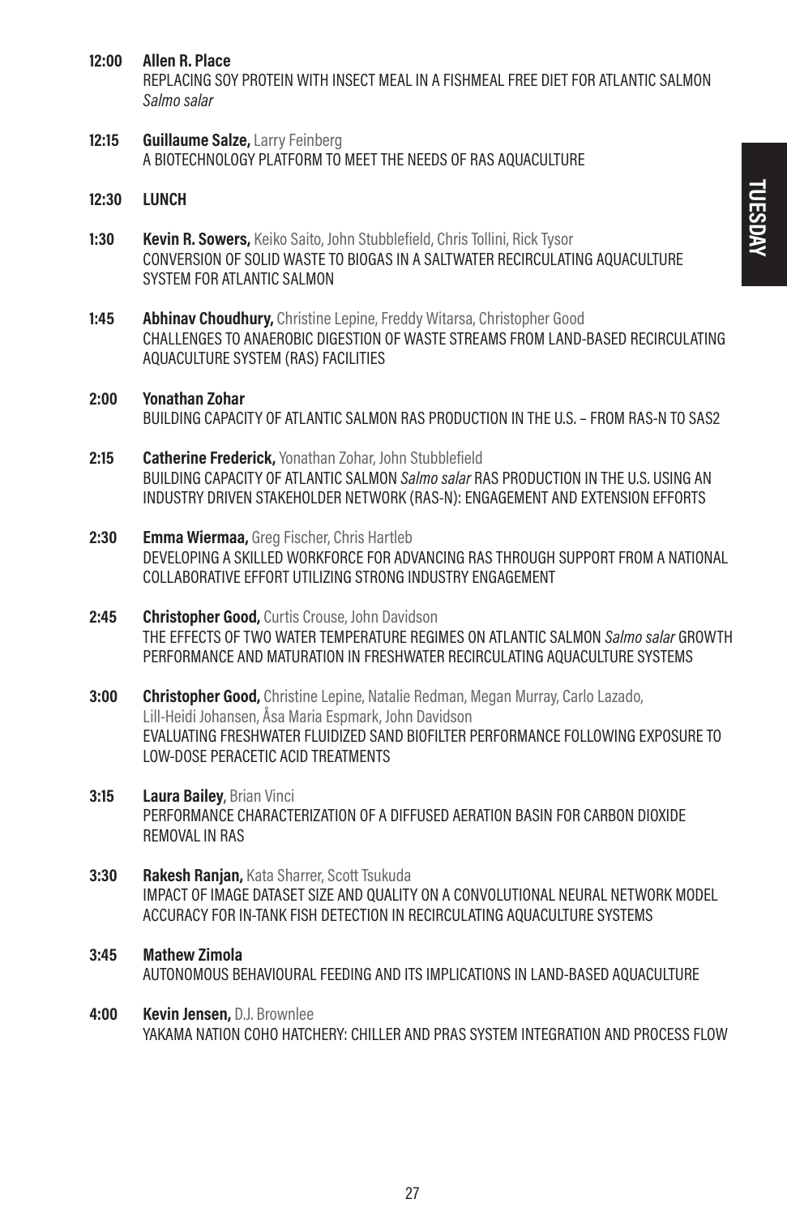**12:00** **Allen R. Place**
REPLACING SOY PROTEIN WITH INSECT MEAL IN A FISHMEAL FREE DIET FOR ATLANTIC SALMON *Salmo salar*

**12:15** **Guillaume Salze,** Larry Feinberg
A BIOTECHNOLOGY PLATFORM TO MEET THE NEEDS OF RAS AQUACULTURE

**12:30** **LUNCH**

**1:30** **Kevin R. Sowers,** Keiko Saito, John Stubblefield, Chris Tollini, Rick Tysor
CONVERSION OF SOLID WASTE TO BIOGAS IN A SALTWATER RECIRCULATING AQUACULTURE SYSTEM FOR ATLANTIC SALMON

**1:45** **Abhinav Choudhury,** Christine Lepine, Freddy Witarsa, Christopher Good
CHALLENGES TO ANAEROBIC DIGESTION OF WASTE STREAMS FROM LAND-BASED RECIRCULATING AQUACULTURE SYSTEM (RAS) FACILITIES

**2:00** **Yonathan Zohar**
BUILDING CAPACITY OF ATLANTIC SALMON RAS PRODUCTION IN THE U.S. – FROM RAS-N TO SAS2

**2:15** **Catherine Frederick,** Yonathan Zohar, John Stubblefield
BUILDING CAPACITY OF ATLANTIC SALMON *Salmo salar* RAS PRODUCTION IN THE U.S. USING AN INDUSTRY DRIVEN STAKEHOLDER NETWORK (RAS-N): ENGAGEMENT AND EXTENSION EFFORTS

**2:30** **Emma Wiermaa,** Greg Fischer, Chris Hartleb
DEVELOPING A SKILLED WORKFORCE FOR ADVANCING RAS THROUGH SUPPORT FROM A NATIONAL COLLABORATIVE EFFORT UTILIZING STRONG INDUSTRY ENGAGEMENT

**2:45** **Christopher Good,** Curtis Crouse, John Davidson
THE EFFECTS OF TWO WATER TEMPERATURE REGIMES ON ATLANTIC SALMON *Salmo salar* GROWTH PERFORMANCE AND MATURATION IN FRESHWATER RECIRCULATING AQUACULTURE SYSTEMS

**3:00** **Christopher Good,** Christine Lepine, Natalie Redman, Megan Murray, Carlo Lazado, Lill-Heidi Johansen, Åsa Maria Espmark, John Davidson
EVALUATING FRESHWATER FLUIDIZED SAND BIOFILTER PERFORMANCE FOLLOWING EXPOSURE TO LOW-DOSE PERACETIC ACID TREATMENTS

**3:15** **Laura Bailey**, Brian Vinci
PERFORMANCE CHARACTERIZATION OF A DIFFUSED AERATION BASIN FOR CARBON DIOXIDE REMOVAL IN RAS

**3:30** **Rakesh Ranjan,** Kata Sharrer, Scott Tsukuda
IMPACT OF IMAGE DATASET SIZE AND QUALITY ON A CONVOLUTIONAL NEURAL NETWORK MODEL ACCURACY FOR IN-TANK FISH DETECTION IN RECIRCULATING AQUACULTURE SYSTEMS

**3:45** **Mathew Zimola**
AUTONOMOUS BEHAVIOURAL FEEDING AND ITS IMPLICATIONS IN LAND-BASED AQUACULTURE

**4:00** **Kevin Jensen,** D.J. Brownlee
YAKAMA NATION COHO HATCHERY: CHILLER AND PRAS SYSTEM INTEGRATION AND PROCESS FLOW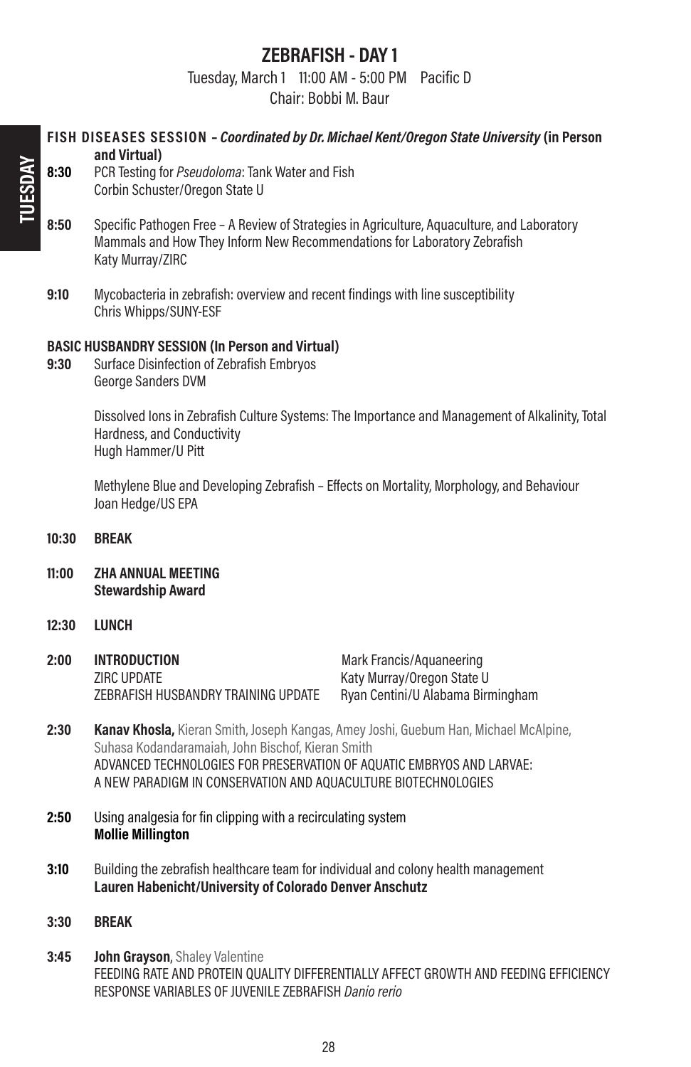# ZEBRAFISH - DAY 1

Tuesday, March 1 11:00 AM - 5:00 PM Pacific D
Chair: Bobbi M. Baur

**FISH DISEASES SESSION –** ***Coordinated by Dr. Michael Kent/Oregon State University*** **(in Person and Virtual)**

**8:30** PCR Testing for *Pseudoloma*: Tank Water and Fish
Corbin Schuster/Oregon State U

**8:50** Specific Pathogen Free – A Review of Strategies in Agriculture, Aquaculture, and Laboratory Mammals and How They Inform New Recommendations for Laboratory Zebrafish
Katy Murray/ZIRC

**9:10** Mycobacteria in zebrafish: overview and recent findings with line susceptibility
Chris Whipps/SUNY-ESF

**BASIC HUSBANDRY SESSION (In Person and Virtual)**

**9:30** Surface Disinfection of Zebrafish Embryos
George Sanders DVM

Dissolved Ions in Zebrafish Culture Systems: The Importance and Management of Alkalinity, Total Hardness, and Conductivity
Hugh Hammer/U Pitt

Methylene Blue and Developing Zebrafish – Effects on Mortality, Morphology, and Behaviour
Joan Hedge/US EPA

**10:30 BREAK**

**11:00 ZHA ANNUAL MEETING**
**Stewardship Award**

**12:30 LUNCH**

**2:00 INTRODUCTION** Mark Francis/Aquaneering
ZIRC UPDATE Katy Murray/Oregon State U
ZEBRAFISH HUSBANDRY TRAINING UPDATE Ryan Centini/U Alabama Birmingham

**2:30** **Kanav Khosla,** Kieran Smith, Joseph Kangas, Amey Joshi, Guebum Han, Michael McAlpine, Suhasa Kodandaramaiah, John Bischof, Kieran Smith
ADVANCED TECHNOLOGIES FOR PRESERVATION OF AQUATIC EMBRYOS AND LARVAE: A NEW PARADIGM IN CONSERVATION AND AQUACULTURE BIOTECHNOLOGIES

**2:50** Using analgesia for fin clipping with a recirculating system
**Mollie Millington**

**3:10** Building the zebrafish healthcare team for individual and colony health management
**Lauren Habenicht/University of Colorado Denver Anschutz**

**3:30 BREAK**

**3:45** **John Grayson**, Shaley Valentine
FEEDING RATE AND PROTEIN QUALITY DIFFERENTIALLY AFFECT GROWTH AND FEEDING EFFICIENCY RESPONSE VARIABLES OF JUVENILE ZEBRAFISH *Danio rerio*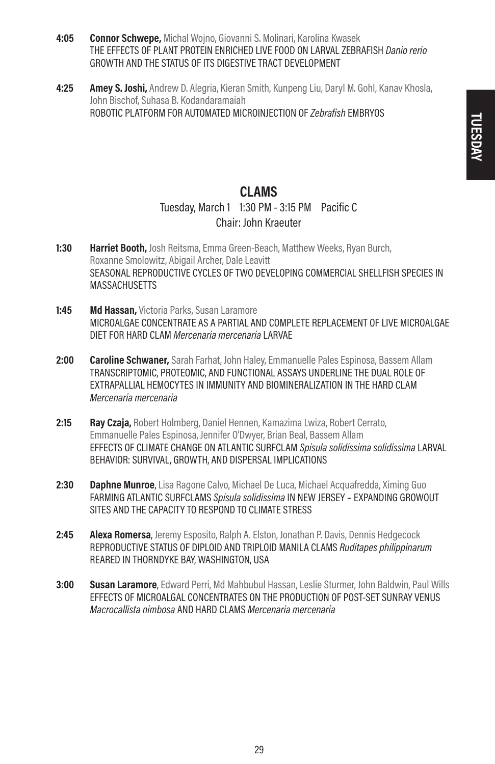**4:05** **Connor Schwepe,** Michal Wojno, Giovanni S. Molinari, Karolina Kwasek
THE EFFECTS OF PLANT PROTEIN ENRICHED LIVE FOOD ON LARVAL ZEBRAFISH *Danio rerio* GROWTH AND THE STATUS OF ITS DIGESTIVE TRACT DEVELOPMENT

**4:25** **Amey S. Joshi,** Andrew D. Alegria, Kieran Smith, Kunpeng Liu, Daryl M. Gohl, Kanav Khosla, John Bischof, Suhasa B. Kodandaramaiah
ROBOTIC PLATFORM FOR AUTOMATED MICROINJECTION OF *Zebrafish* EMBRYOS

## CLAMS

Tuesday, March 1 1:30 PM - 3:15 PM Pacific C
Chair: John Kraeuter

**1:30** **Harriet Booth,** Josh Reitsma, Emma Green-Beach, Matthew Weeks, Ryan Burch, Roxanne Smolowitz, Abigail Archer, Dale Leavitt
SEASONAL REPRODUCTIVE CYCLES OF TWO DEVELOPING COMMERCIAL SHELLFISH SPECIES IN MASSACHUSETTS

**1:45** **Md Hassan,** Victoria Parks, Susan Laramore
MICROALGAE CONCENTRATE AS A PARTIAL AND COMPLETE REPLACEMENT OF LIVE MICROALGAE DIET FOR HARD CLAM *Mercenaria mercenaria* LARVAE

**2:00** **Caroline Schwaner,** Sarah Farhat, John Haley, Emmanuelle Pales Espinosa, Bassem Allam
TRANSCRIPTOMIC, PROTEOMIC, AND FUNCTIONAL ASSAYS UNDERLINE THE DUAL ROLE OF EXTRAPALLIAL HEMOCYTES IN IMMUNITY AND BIOMINERALIZATION IN THE HARD CLAM *Mercenaria mercenaria*

**2:15** **Ray Czaja,** Robert Holmberg, Daniel Hennen, Kamazima Lwiza, Robert Cerrato, Emmanuelle Pales Espinosa, Jennifer O'Dwyer, Brian Beal, Bassem Allam
EFFECTS OF CLIMATE CHANGE ON ATLANTIC SURFCLAM *Spisula solidissima solidissima* LARVAL BEHAVIOR: SURVIVAL, GROWTH, AND DISPERSAL IMPLICATIONS

**2:30** **Daphne Munroe**, Lisa Ragone Calvo, Michael De Luca, Michael Acquafredda, Ximing Guo
FARMING ATLANTIC SURFCLAMS *Spisula solidissima* IN NEW JERSEY – EXPANDING GROWOUT SITES AND THE CAPACITY TO RESPOND TO CLIMATE STRESS

**2:45** **Alexa Romersa**, Jeremy Esposito, Ralph A. Elston, Jonathan P. Davis, Dennis Hedgecock
REPRODUCTIVE STATUS OF DIPLOID AND TRIPLOID MANILA CLAMS *Ruditapes philippinarum* REARED IN THORNDYKE BAY, WASHINGTON, USA

**3:00** **Susan Laramore**, Edward Perri, Md Mahbubul Hassan, Leslie Sturmer, John Baldwin, Paul Wills
EFFECTS OF MICROALGAL CONCENTRATES ON THE PRODUCTION OF POST-SET SUNRAY VENUS *Macrocallista nimbosa* AND HARD CLAMS *Mercenaria mercenaria*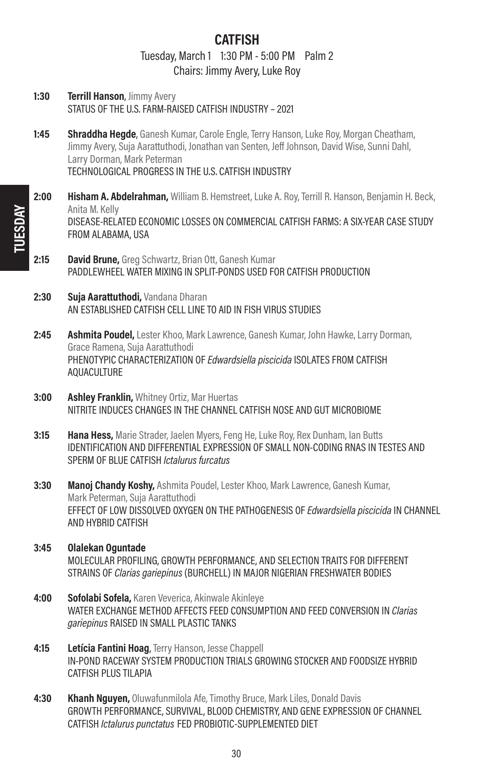# CATFISH

Tuesday, March 1 1:30 PM - 5:00 PM Palm 2

Chairs: Jimmy Avery, Luke Roy

**1:30** **Terrill Hanson**, Jimmy Avery
STATUS OF THE U.S. FARM-RAISED CATFISH INDUSTRY – 2021

**1:45** **Shraddha Hegde**, Ganesh Kumar, Carole Engle, Terry Hanson, Luke Roy, Morgan Cheatham, Jimmy Avery, Suja Aarattuthodi, Jonathan van Senten, Jeff Johnson, David Wise, Sunni Dahl, Larry Dorman, Mark Peterman
TECHNOLOGICAL PROGRESS IN THE U.S. CATFISH INDUSTRY

**2:00** **Hisham A. Abdelrahman,** William B. Hemstreet, Luke A. Roy, Terrill R. Hanson, Benjamin H. Beck, Anita M. Kelly
DISEASE-RELATED ECONOMIC LOSSES ON COMMERCIAL CATFISH FARMS: A SIX-YEAR CASE STUDY FROM ALABAMA, USA

**2:15** **David Brune,** Greg Schwartz, Brian Ott, Ganesh Kumar
PADDLEWHEEL WATER MIXING IN SPLIT-PONDS USED FOR CATFISH PRODUCTION

**2:30** **Suja Aarattuthodi,** Vandana Dharan
AN ESTABLISHED CATFISH CELL LINE TO AID IN FISH VIRUS STUDIES

**2:45** **Ashmita Poudel,** Lester Khoo, Mark Lawrence, Ganesh Kumar, John Hawke, Larry Dorman, Grace Ramena, Suja Aarattuthodi
PHENOTYPIC CHARACTERIZATION OF *Edwardsiella piscicida* ISOLATES FROM CATFISH AQUACULTURE

**3:00** **Ashley Franklin,** Whitney Ortiz, Mar Huertas
NITRITE INDUCES CHANGES IN THE CHANNEL CATFISH NOSE AND GUT MICROBIOME

**3:15** **Hana Hess,** Marie Strader, Jaelen Myers, Feng He, Luke Roy, Rex Dunham, Ian Butts
IDENTIFICATION AND DIFFERENTIAL EXPRESSION OF SMALL NON-CODING RNAS IN TESTES AND SPERM OF BLUE CATFISH *Ictalurus furcatus*

**3:30** **Manoj Chandy Koshy,** Ashmita Poudel, Lester Khoo, Mark Lawrence, Ganesh Kumar, Mark Peterman, Suja Aarattuthodi
EFFECT OF LOW DISSOLVED OXYGEN ON THE PATHOGENESIS OF *Edwardsiella piscicida* IN CHANNEL AND HYBRID CATFISH

**3:45** **Olalekan Oguntade**
MOLECULAR PROFILING, GROWTH PERFORMANCE, AND SELECTION TRAITS FOR DIFFERENT STRAINS OF *Clarias gariepinus* (BURCHELL) IN MAJOR NIGERIAN FRESHWATER BODIES

**4:00** **Sofolabi Sofela,** Karen Veverica, Akinwale Akinleye
WATER EXCHANGE METHOD AFFECTS FEED CONSUMPTION AND FEED CONVERSION IN *Clarias gariepinus* RAISED IN SMALL PLASTIC TANKS

**4:15** **Letícia Fantini Hoag**, Terry Hanson, Jesse Chappell
IN-POND RACEWAY SYSTEM PRODUCTION TRIALS GROWING STOCKER AND FOODSIZE HYBRID CATFISH PLUS TILAPIA

**4:30** **Khanh Nguyen,** Oluwafunmilola Afe, Timothy Bruce, Mark Liles, Donald Davis
GROWTH PERFORMANCE, SURVIVAL, BLOOD CHEMISTRY, AND GENE EXPRESSION OF CHANNEL CATFISH *Ictalurus punctatus* FED PROBIOTIC-SUPPLEMENTED DIET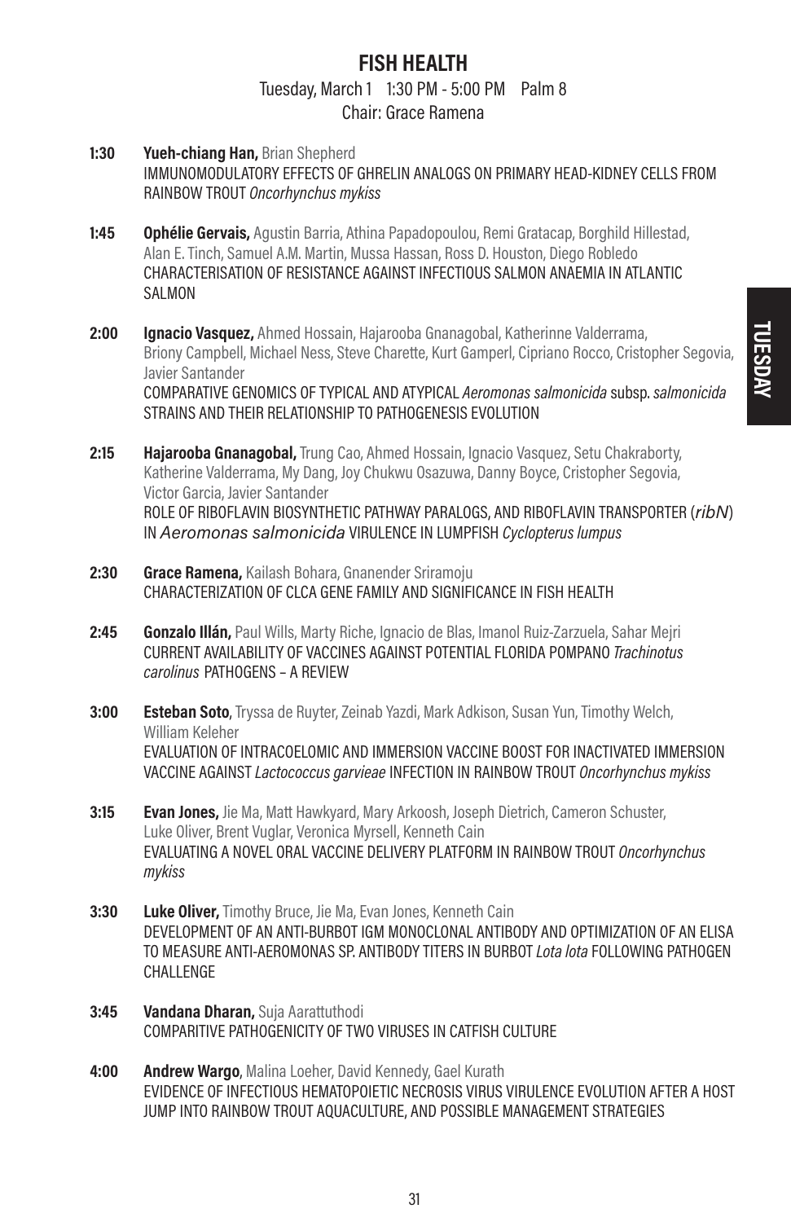# FISH HEALTH

Tuesday, March 1 1:30 PM - 5:00 PM Palm 8

Chair: Grace Ramena

**1:30** **Yueh-chiang Han,** Brian Shepherd
IMMUNOMODULATORY EFFECTS OF GHRELIN ANALOGS ON PRIMARY HEAD-KIDNEY CELLS FROM RAINBOW TROUT *Oncorhynchus mykiss*

**1:45** **Ophélie Gervais,** Agustin Barria, Athina Papadopoulou, Remi Gratacap, Borghild Hillestad, Alan E. Tinch, Samuel A.M. Martin, Mussa Hassan, Ross D. Houston, Diego Robledo
CHARACTERISATION OF RESISTANCE AGAINST INFECTIOUS SALMON ANAEMIA IN ATLANTIC SALMON

**2:00** **Ignacio Vasquez,** Ahmed Hossain, Hajarooba Gnanagobal, Katherinne Valderrama, Briony Campbell, Michael Ness, Steve Charette, Kurt Gamperl, Cipriano Rocco, Cristopher Segovia, Javier Santander
COMPARATIVE GENOMICS OF TYPICAL AND ATYPICAL *Aeromonas salmonicida* subsp. *salmonicida* STRAINS AND THEIR RELATIONSHIP TO PATHOGENESIS EVOLUTION

**2:15** **Hajarooba Gnanagobal,** Trung Cao, Ahmed Hossain, Ignacio Vasquez, Setu Chakraborty, Katherine Valderrama, My Dang, Joy Chukwu Osazuwa, Danny Boyce, Cristopher Segovia, Victor Garcia, Javier Santander
ROLE OF RIBOFLAVIN BIOSYNTHETIC PATHWAY PARALOGS, AND RIBOFLAVIN TRANSPORTER (*ribN*) IN *Aeromonas salmonicida* VIRULENCE IN LUMPFISH *Cyclopterus lumpus*

**2:30** **Grace Ramena,** Kailash Bohara, Gnanender Sriramoju
CHARACTERIZATION OF CLCA GENE FAMILY AND SIGNIFICANCE IN FISH HEALTH

**2:45** **Gonzalo Illán,** Paul Wills, Marty Riche, Ignacio de Blas, Imanol Ruiz-Zarzuela, Sahar Mejri
CURRENT AVAILABILITY OF VACCINES AGAINST POTENTIAL FLORIDA POMPANO *Trachinotus carolinus* PATHOGENS – A REVIEW

**3:00** **Esteban Soto**, Tryssa de Ruyter, Zeinab Yazdi, Mark Adkison, Susan Yun, Timothy Welch, William Keleher
EVALUATION OF INTRACOELOMIC AND IMMERSION VACCINE BOOST FOR INACTIVATED IMMERSION VACCINE AGAINST *Lactococcus garvieae* INFECTION IN RAINBOW TROUT *Oncorhynchus mykiss*

**3:15** **Evan Jones,** Jie Ma, Matt Hawkyard, Mary Arkoosh, Joseph Dietrich, Cameron Schuster, Luke Oliver, Brent Vuglar, Veronica Myrsell, Kenneth Cain
EVALUATING A NOVEL ORAL VACCINE DELIVERY PLATFORM IN RAINBOW TROUT *Oncorhynchus mykiss*

**3:30** **Luke Oliver,** Timothy Bruce, Jie Ma, Evan Jones, Kenneth Cain
DEVELOPMENT OF AN ANTI-BURBOT IGM MONOCLONAL ANTIBODY AND OPTIMIZATION OF AN ELISA TO MEASURE ANTI-AEROMONAS SP. ANTIBODY TITERS IN BURBOT *Lota lota* FOLLOWING PATHOGEN CHALLENGE

**3:45** **Vandana Dharan,** Suja Aarattuthodi
COMPARITIVE PATHOGENICITY OF TWO VIRUSES IN CATFISH CULTURE

**4:00** **Andrew Wargo**, Malina Loeher, David Kennedy, Gael Kurath
EVIDENCE OF INFECTIOUS HEMATOPOIETIC NECROSIS VIRUS VIRULENCE EVOLUTION AFTER A HOST JUMP INTO RAINBOW TROUT AQUACULTURE, AND POSSIBLE MANAGEMENT STRATEGIES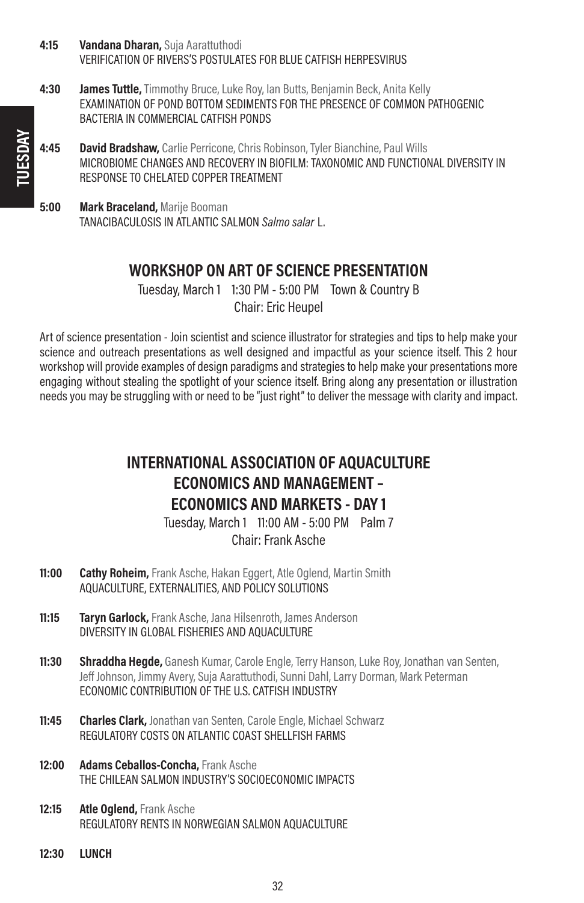**4:15** **Vandana Dharan,** Suja Aarattuthodi
VERIFICATION OF RIVERS'S POSTULATES FOR BLUE CATFISH HERPESVIRUS

**4:30** **James Tuttle,** Timmothy Bruce, Luke Roy, Ian Butts, Benjamin Beck, Anita Kelly
EXAMINATION OF POND BOTTOM SEDIMENTS FOR THE PRESENCE OF COMMON PATHOGENIC BACTERIA IN COMMERCIAL CATFISH PONDS

**4:45** **David Bradshaw,** Carlie Perricone, Chris Robinson, Tyler Bianchine, Paul Wills
MICROBIOME CHANGES AND RECOVERY IN BIOFILM: TAXONOMIC AND FUNCTIONAL DIVERSITY IN RESPONSE TO CHELATED COPPER TREATMENT

**5:00** **Mark Braceland,** Marije Booman
TANACIBACULOSIS IN ATLANTIC SALMON *Salmo salar* L.

## WORKSHOP ON ART OF SCIENCE PRESENTATION

Tuesday, March 1 1:30 PM - 5:00 PM Town & Country B
Chair: Eric Heupel

Art of science presentation - Join scientist and science illustrator for strategies and tips to help make your science and outreach presentations as well designed and impactful as your science itself. This 2 hour workshop will provide examples of design paradigms and strategies to help make your presentations more engaging without stealing the spotlight of your science itself. Bring along any presentation or illustration needs you may be struggling with or need to be "just right" to deliver the message with clarity and impact.

## INTERNATIONAL ASSOCIATION OF AQUACULTURE ECONOMICS AND MANAGEMENT – ECONOMICS AND MARKETS - DAY 1

Tuesday, March 1 11:00 AM - 5:00 PM Palm 7
Chair: Frank Asche

**11:00** **Cathy Roheim,** Frank Asche, Hakan Eggert, Atle Oglend, Martin Smith
AQUACULTURE, EXTERNALITIES, AND POLICY SOLUTIONS

**11:15** **Taryn Garlock,** Frank Asche, Jana Hilsenroth, James Anderson
DIVERSITY IN GLOBAL FISHERIES AND AQUACULTURE

**11:30** **Shraddha Hegde,** Ganesh Kumar, Carole Engle, Terry Hanson, Luke Roy, Jonathan van Senten, Jeff Johnson, Jimmy Avery, Suja Aarattuthodi, Sunni Dahl, Larry Dorman, Mark Peterman
ECONOMIC CONTRIBUTION OF THE U.S. CATFISH INDUSTRY

**11:45** **Charles Clark,** Jonathan van Senten, Carole Engle, Michael Schwarz
REGULATORY COSTS ON ATLANTIC COAST SHELLFISH FARMS

**12:00** **Adams Ceballos-Concha,** Frank Asche
THE CHILEAN SALMON INDUSTRY'S SOCIOECONOMIC IMPACTS

**12:15** **Atle Oglend,** Frank Asche
REGULATORY RENTS IN NORWEGIAN SALMON AQUACULTURE

**12:30** **LUNCH**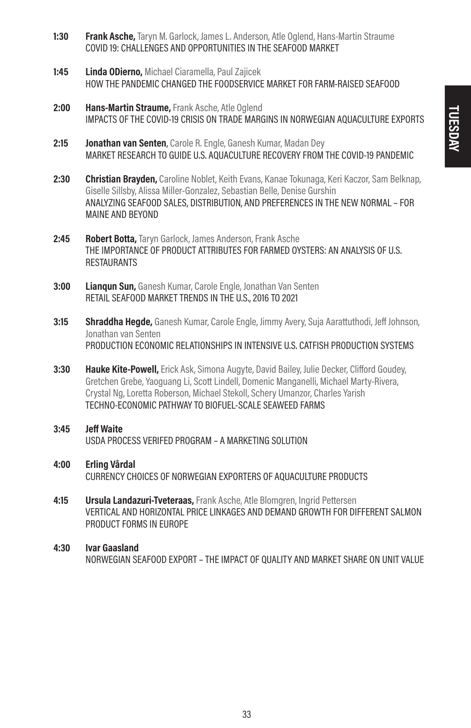**1:30** **Frank Asche,** Taryn M. Garlock, James L. Anderson, Atle Oglend, Hans-Martin Straume
COVID 19: CHALLENGES AND OPPORTUNITIES IN THE SEAFOOD MARKET

**1:45** **Linda ODierno,** Michael Ciaramella, Paul Zajicek
HOW THE PANDEMIC CHANGED THE FOODSERVICE MARKET FOR FARM-RAISED SEAFOOD

**2:00** **Hans-Martin Straume,** Frank Asche, Atle Oglend
IMPACTS OF THE COVID-19 CRISIS ON TRADE MARGINS IN NORWEGIAN AQUACULTURE EXPORTS

**2:15** **Jonathan van Senten**, Carole R. Engle, Ganesh Kumar, Madan Dey
MARKET RESEARCH TO GUIDE U.S. AQUACULTURE RECOVERY FROM THE COVID-19 PANDEMIC

**2:30** **Christian Brayden,** Caroline Noblet, Keith Evans, Kanae Tokunaga, Keri Kaczor, Sam Belknap, Giselle Sillsby, Alissa Miller-Gonzalez, Sebastian Belle, Denise Gurshin
ANALYZING SEAFOOD SALES, DISTRIBUTION, AND PREFERENCES IN THE NEW NORMAL – FOR MAINE AND BEYOND

**2:45** **Robert Botta,** Taryn Garlock, James Anderson, Frank Asche
THE IMPORTANCE OF PRODUCT ATTRIBUTES FOR FARMED OYSTERS: AN ANALYSIS OF U.S. RESTAURANTS

**3:00** **Lianqun Sun,** Ganesh Kumar, Carole Engle, Jonathan Van Senten
RETAIL SEAFOOD MARKET TRENDS IN THE U.S., 2016 TO 2021

**3:15** **Shraddha Hegde,** Ganesh Kumar, Carole Engle, Jimmy Avery, Suja Aarattuthodi, Jeff Johnson, Jonathan van Senten
PRODUCTION ECONOMIC RELATIONSHIPS IN INTENSIVE U.S. CATFISH PRODUCTION SYSTEMS

**3:30** **Hauke Kite-Powell,** Erick Ask, Simona Augyte, David Bailey, Julie Decker, Clifford Goudey, Gretchen Grebe, Yaoguang Li, Scott Lindell, Domenic Manganelli, Michael Marty-Rivera, Crystal Ng, Loretta Roberson, Michael Stekoll, Schery Umanzor, Charles Yarish
TECHNO-ECONOMIC PATHWAY TO BIOFUEL-SCALE SEAWEED FARMS

**3:45** **Jeff Waite**
USDA PROCESS VERIFED PROGRAM – A MARKETING SOLUTION

**4:00** **Erling Vårdal**
CURRENCY CHOICES OF NORWEGIAN EXPORTERS OF AQUACULTURE PRODUCTS

**4:15** **Ursula Landazuri-Tveteraas,** Frank Asche, Atle Blomgren, Ingrid Pettersen
VERTICAL AND HORIZONTAL PRICE LINKAGES AND DEMAND GROWTH FOR DIFFERENT SALMON PRODUCT FORMS IN EUROPE

**4:30** **Ivar Gaasland**
NORWEGIAN SEAFOOD EXPORT – THE IMPACT OF QUALITY AND MARKET SHARE ON UNIT VALUE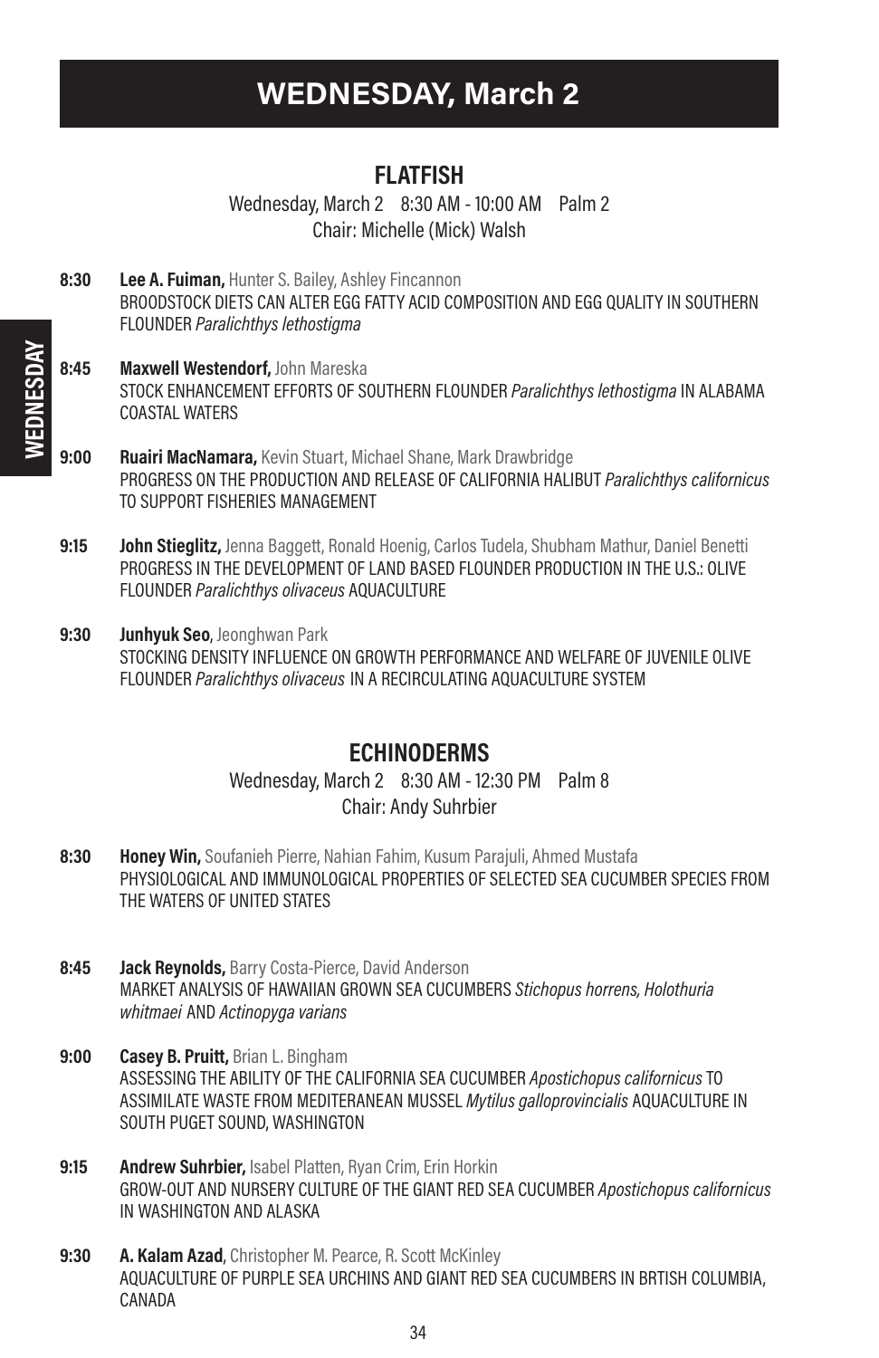# WEDNESDAY, March 2

## FLATFISH

Wednesday, March 2 8:30 AM - 10:00 AM Palm 2
Chair: Michelle (Mick) Walsh

**8:30** **Lee A. Fuiman,** Hunter S. Bailey, Ashley Fincannon
BROODSTOCK DIETS CAN ALTER EGG FATTY ACID COMPOSITION AND EGG QUALITY IN SOUTHERN FLOUNDER *Paralichthys lethostigma*

**8:45** **Maxwell Westendorf,** John Mareska
STOCK ENHANCEMENT EFFORTS OF SOUTHERN FLOUNDER *Paralichthys lethostigma* IN ALABAMA COASTAL WATERS

**9:00** **Ruairi MacNamara,** Kevin Stuart, Michael Shane, Mark Drawbridge
PROGRESS ON THE PRODUCTION AND RELEASE OF CALIFORNIA HALIBUT *Paralichthys californicus* TO SUPPORT FISHERIES MANAGEMENT

**9:15** **John Stieglitz,** Jenna Baggett, Ronald Hoenig, Carlos Tudela, Shubham Mathur, Daniel Benetti
PROGRESS IN THE DEVELOPMENT OF LAND BASED FLOUNDER PRODUCTION IN THE U.S.: OLIVE FLOUNDER *Paralichthys olivaceus* AQUACULTURE

**9:30** **Junhyuk Seo**, Jeonghwan Park
STOCKING DENSITY INFLUENCE ON GROWTH PERFORMANCE AND WELFARE OF JUVENILE OLIVE FLOUNDER *Paralichthys olivaceus* IN A RECIRCULATING AQUACULTURE SYSTEM

## ECHINODERMS

Wednesday, March 2 8:30 AM - 12:30 PM Palm 8
Chair: Andy Suhrbier

**8:30** **Honey Win,** Soufanieh Pierre, Nahian Fahim, Kusum Parajuli, Ahmed Mustafa
PHYSIOLOGICAL AND IMMUNOLOGICAL PROPERTIES OF SELECTED SEA CUCUMBER SPECIES FROM THE WATERS OF UNITED STATES

**8:45** **Jack Reynolds,** Barry Costa-Pierce, David Anderson
MARKET ANALYSIS OF HAWAIIAN GROWN SEA CUCUMBERS *Stichopus horrens, Holothuria whitmaei* AND *Actinopyga varians*

**9:00** **Casey B. Pruitt,** Brian L. Bingham
ASSESSING THE ABILITY OF THE CALIFORNIA SEA CUCUMBER *Apostichopus californicus* TO ASSIMILATE WASTE FROM MEDITERANEAN MUSSEL *Mytilus galloprovincialis* AQUACULTURE IN SOUTH PUGET SOUND, WASHINGTON

**9:15** **Andrew Suhrbier,** Isabel Platten, Ryan Crim, Erin Horkin
GROW-OUT AND NURSERY CULTURE OF THE GIANT RED SEA CUCUMBER *Apostichopus californicus* IN WASHINGTON AND ALASKA

**9:30** **A. Kalam Azad**, Christopher M. Pearce, R. Scott McKinley
AQUACULTURE OF PURPLE SEA URCHINS AND GIANT RED SEA CUCUMBERS IN BRTISH COLUMBIA, CANADA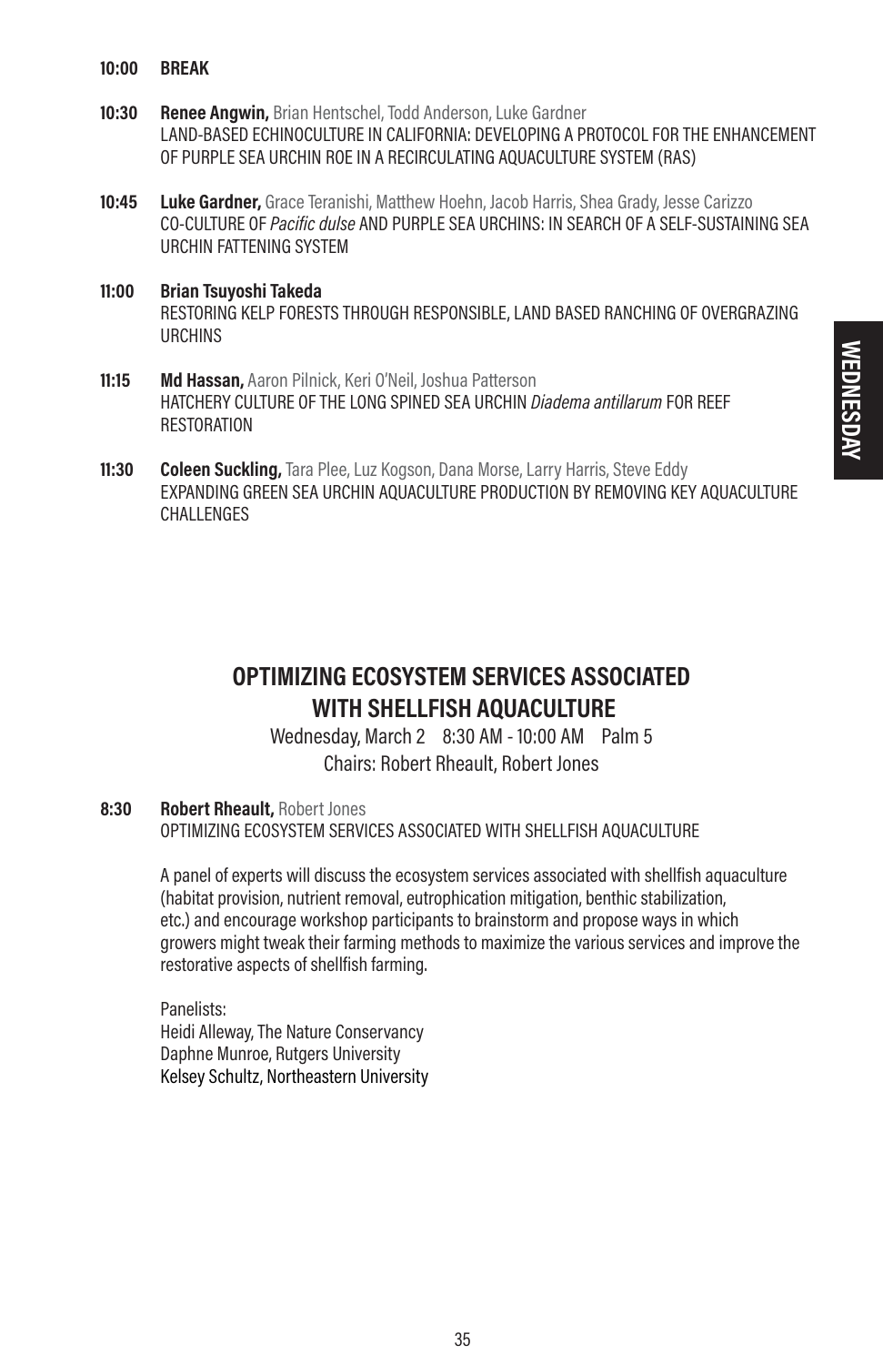**10:00 BREAK**

**10:30** **Renee Angwin,** Brian Hentschel, Todd Anderson, Luke Gardner
LAND-BASED ECHINOCULTURE IN CALIFORNIA: DEVELOPING A PROTOCOL FOR THE ENHANCEMENT OF PURPLE SEA URCHIN ROE IN A RECIRCULATING AQUACULTURE SYSTEM (RAS)

**10:45** **Luke Gardner,** Grace Teranishi, Matthew Hoehn, Jacob Harris, Shea Grady, Jesse Carizzo
CO-CULTURE OF *Pacific dulse* AND PURPLE SEA URCHINS: IN SEARCH OF A SELF-SUSTAINING SEA URCHIN FATTENING SYSTEM

**11:00** **Brian Tsuyoshi Takeda**
RESTORING KELP FORESTS THROUGH RESPONSIBLE, LAND BASED RANCHING OF OVERGRAZING URCHINS

**11:15** **Md Hassan,** Aaron Pilnick, Keri O'Neil, Joshua Patterson
HATCHERY CULTURE OF THE LONG SPINED SEA URCHIN *Diadema antillarum* FOR REEF RESTORATION

**11:30** **Coleen Suckling,** Tara Plee, Luz Kogson, Dana Morse, Larry Harris, Steve Eddy
EXPANDING GREEN SEA URCHIN AQUACULTURE PRODUCTION BY REMOVING KEY AQUACULTURE CHALLENGES

## OPTIMIZING ECOSYSTEM SERVICES ASSOCIATED WITH SHELLFISH AQUACULTURE

Wednesday, March 2 8:30 AM - 10:00 AM Palm 5
Chairs: Robert Rheault, Robert Jones

**8:30** **Robert Rheault,** Robert Jones
OPTIMIZING ECOSYSTEM SERVICES ASSOCIATED WITH SHELLFISH AQUACULTURE

A panel of experts will discuss the ecosystem services associated with shellfish aquaculture (habitat provision, nutrient removal, eutrophication mitigation, benthic stabilization, etc.) and encourage workshop participants to brainstorm and propose ways in which growers might tweak their farming methods to maximize the various services and improve the restorative aspects of shellfish farming.

Panelists:
Heidi Alleway, The Nature Conservancy
Daphne Munroe, Rutgers University
Kelsey Schultz, Northeastern University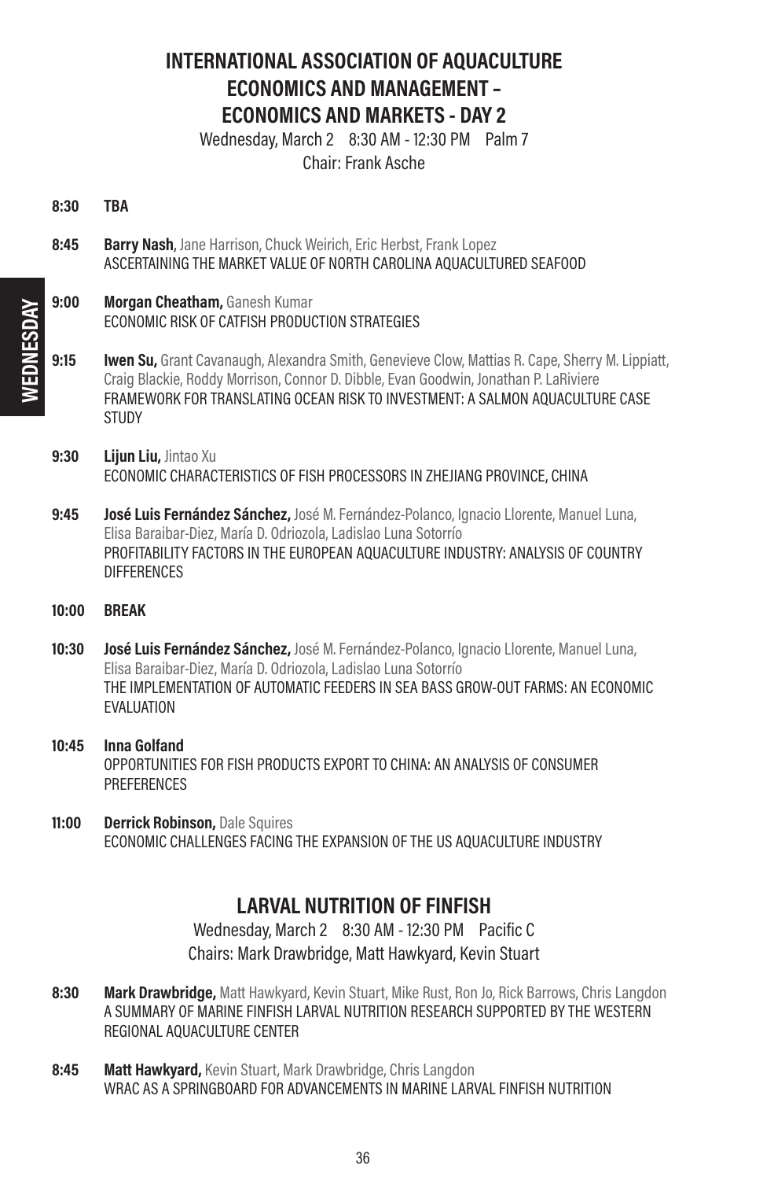## INTERNATIONAL ASSOCIATION OF AQUACULTURE ECONOMICS AND MANAGEMENT – ECONOMICS AND MARKETS - DAY 2

Wednesday, March 2 8:30 AM - 12:30 PM Palm 7

Chair: Frank Asche

**8:30** **TBA**

**8:45** **Barry Nash**, Jane Harrison, Chuck Weirich, Eric Herbst, Frank Lopez
ASCERTAINING THE MARKET VALUE OF NORTH CAROLINA AQUACULTURED SEAFOOD

**9:00** **Morgan Cheatham,** Ganesh Kumar
ECONOMIC RISK OF CATFISH PRODUCTION STRATEGIES

**9:15** **Iwen Su,** Grant Cavanaugh, Alexandra Smith, Genevieve Clow, Mattias R. Cape, Sherry M. Lippiatt, Craig Blackie, Roddy Morrison, Connor D. Dibble, Evan Goodwin, Jonathan P. LaRiviere
FRAMEWORK FOR TRANSLATING OCEAN RISK TO INVESTMENT: A SALMON AQUACULTURE CASE STUDY

**9:30** **Lijun Liu,** Jintao Xu
ECONOMIC CHARACTERISTICS OF FISH PROCESSORS IN ZHEJIANG PROVINCE, CHINA

**9:45** **José Luis Fernández Sánchez,** José M. Fernández-Polanco, Ignacio Llorente, Manuel Luna, Elisa Baraibar-Diez, María D. Odriozola, Ladislao Luna Sotorrío
PROFITABILITY FACTORS IN THE EUROPEAN AQUACULTURE INDUSTRY: ANALYSIS OF COUNTRY DIFFERENCES

**10:00** **BREAK**

**10:30** **José Luis Fernández Sánchez,** José M. Fernández-Polanco, Ignacio Llorente, Manuel Luna, Elisa Baraibar-Diez, María D. Odriozola, Ladislao Luna Sotorrío
THE IMPLEMENTATION OF AUTOMATIC FEEDERS IN SEA BASS GROW-OUT FARMS: AN ECONOMIC EVALUATION

**10:45** **Inna Golfand**
OPPORTUNITIES FOR FISH PRODUCTS EXPORT TO CHINA: AN ANALYSIS OF CONSUMER PREFERENCES

**11:00** **Derrick Robinson,** Dale Squires
ECONOMIC CHALLENGES FACING THE EXPANSION OF THE US AQUACULTURE INDUSTRY

## LARVAL NUTRITION OF FINFISH

Wednesday, March 2 8:30 AM - 12:30 PM Pacific C

Chairs: Mark Drawbridge, Matt Hawkyard, Kevin Stuart

**8:30** **Mark Drawbridge,** Matt Hawkyard, Kevin Stuart, Mike Rust, Ron Jo, Rick Barrows, Chris Langdon
A SUMMARY OF MARINE FINFISH LARVAL NUTRITION RESEARCH SUPPORTED BY THE WESTERN REGIONAL AQUACULTURE CENTER

**8:45** **Matt Hawkyard,** Kevin Stuart, Mark Drawbridge, Chris Langdon
WRAC AS A SPRINGBOARD FOR ADVANCEMENTS IN MARINE LARVAL FINFISH NUTRITION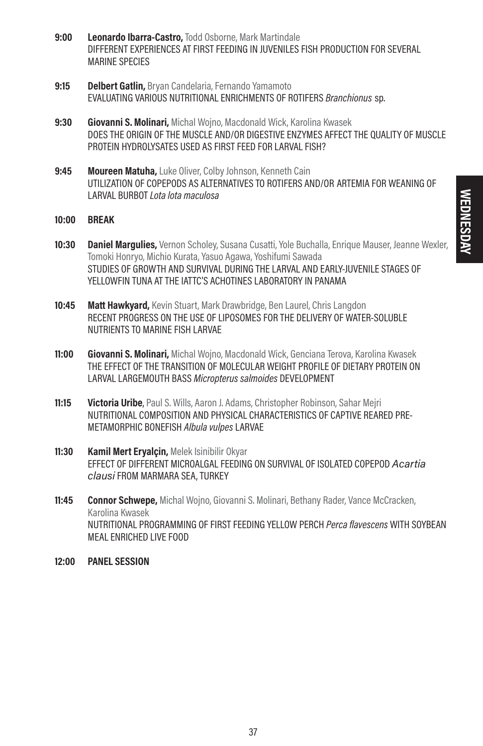**9:00** **Leonardo Ibarra-Castro,** Todd Osborne, Mark Martindale
DIFFERENT EXPERIENCES AT FIRST FEEDING IN JUVENILES FISH PRODUCTION FOR SEVERAL MARINE SPECIES

**9:15** **Delbert Gatlin,** Bryan Candelaria, Fernando Yamamoto
EVALUATING VARIOUS NUTRITIONAL ENRICHMENTS OF ROTIFERS *Branchionus* sp.

**9:30** **Giovanni S. Molinari,** Michal Wojno, Macdonald Wick, Karolina Kwasek
DOES THE ORIGIN OF THE MUSCLE AND/OR DIGESTIVE ENZYMES AFFECT THE QUALITY OF MUSCLE PROTEIN HYDROLYSATES USED AS FIRST FEED FOR LARVAL FISH?

**9:45** **Moureen Matuha,** Luke Oliver, Colby Johnson, Kenneth Cain
UTILIZATION OF COPEPODS AS ALTERNATIVES TO ROTIFERS AND/OR ARTEMIA FOR WEANING OF LARVAL BURBOT *Lota lota maculosa*

**10:00** **BREAK**

**10:30** **Daniel Margulies,** Vernon Scholey, Susana Cusatti, Yole Buchalla, Enrique Mauser, Jeanne Wexler, Tomoki Honryo, Michio Kurata, Yasuo Agawa, Yoshifumi Sawada
STUDIES OF GROWTH AND SURVIVAL DURING THE LARVAL AND EARLY-JUVENILE STAGES OF YELLOWFIN TUNA AT THE IATTC'S ACHOTINES LABORATORY IN PANAMA

**10:45** **Matt Hawkyard,** Kevin Stuart, Mark Drawbridge, Ben Laurel, Chris Langdon
RECENT PROGRESS ON THE USE OF LIPOSOMES FOR THE DELIVERY OF WATER-SOLUBLE NUTRIENTS TO MARINE FISH LARVAE

**11:00** **Giovanni S. Molinari,** Michal Wojno, Macdonald Wick, Genciana Terova, Karolina Kwasek
THE EFFECT OF THE TRANSITION OF MOLECULAR WEIGHT PROFILE OF DIETARY PROTEIN ON LARVAL LARGEMOUTH BASS *Micropterus salmoides* DEVELOPMENT

**11:15** **Victoria Uribe**, Paul S. Wills, Aaron J. Adams, Christopher Robinson, Sahar Mejri
NUTRITIONAL COMPOSITION AND PHYSICAL CHARACTERISTICS OF CAPTIVE REARED PRE-METAMORPHIC BONEFISH *Albula vulpes* LARVAE

**11:30** **Kamil Mert Eryalçin,** Melek Isinibilir Okyar
EFFECT OF DIFFERENT MICROALGAL FEEDING ON SURVIVAL OF ISOLATED COPEPOD *Acartia clausi* FROM MARMARA SEA, TURKEY

**11:45** **Connor Schwepe,** Michal Wojno, Giovanni S. Molinari, Bethany Rader, Vance McCracken, Karolina Kwasek
NUTRITIONAL PROGRAMMING OF FIRST FEEDING YELLOW PERCH *Perca flavescens* WITH SOYBEAN MEAL ENRICHED LIVE FOOD

**12:00** **PANEL SESSION**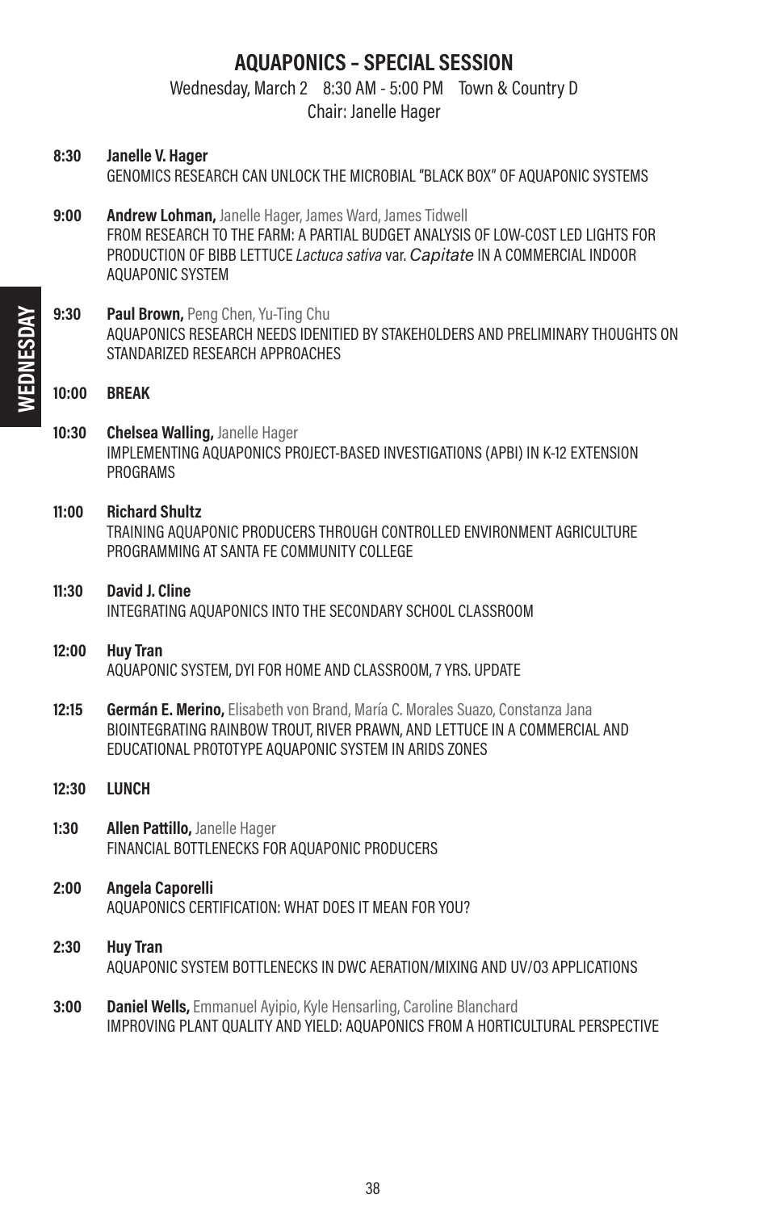# AQUAPONICS – SPECIAL SESSION

Wednesday, March 2 8:30 AM - 5:00 PM Town & Country D
Chair: Janelle Hager

**8:30** **Janelle V. Hager**
GENOMICS RESEARCH CAN UNLOCK THE MICROBIAL "BLACK BOX" OF AQUAPONIC SYSTEMS

**9:00** **Andrew Lohman,** Janelle Hager, James Ward, James Tidwell
FROM RESEARCH TO THE FARM: A PARTIAL BUDGET ANALYSIS OF LOW-COST LED LIGHTS FOR PRODUCTION OF BIBB LETTUCE *Lactuca sativa* var. *Capitate* IN A COMMERCIAL INDOOR AQUAPONIC SYSTEM

**9:30** **Paul Brown,** Peng Chen, Yu-Ting Chu
AQUAPONICS RESEARCH NEEDS IDENITIED BY STAKEHOLDERS AND PRELIMINARY THOUGHTS ON STANDARIZED RESEARCH APPROACHES

**10:00** **BREAK**

**10:30** **Chelsea Walling,** Janelle Hager
IMPLEMENTING AQUAPONICS PROJECT-BASED INVESTIGATIONS (APBI) IN K-12 EXTENSION PROGRAMS

**11:00** **Richard Shultz**
TRAINING AQUAPONIC PRODUCERS THROUGH CONTROLLED ENVIRONMENT AGRICULTURE PROGRAMMING AT SANTA FE COMMUNITY COLLEGE

**11:30** **David J. Cline**
INTEGRATING AQUAPONICS INTO THE SECONDARY SCHOOL CLASSROOM

**12:00** **Huy Tran**
AQUAPONIC SYSTEM, DYI FOR HOME AND CLASSROOM, 7 YRS. UPDATE

**12:15** **Germán E. Merino,** Elisabeth von Brand, María C. Morales Suazo, Constanza Jana
BIOINTEGRATING RAINBOW TROUT, RIVER PRAWN, AND LETTUCE IN A COMMERCIAL AND EDUCATIONAL PROTOTYPE AQUAPONIC SYSTEM IN ARIDS ZONES

**12:30** **LUNCH**

**1:30** **Allen Pattillo,** Janelle Hager
FINANCIAL BOTTLENECKS FOR AQUAPONIC PRODUCERS

**2:00** **Angela Caporelli**
AQUAPONICS CERTIFICATION: WHAT DOES IT MEAN FOR YOU?

**2:30** **Huy Tran**
AQUAPONIC SYSTEM BOTTLENECKS IN DWC AERATION/MIXING AND UV/O3 APPLICATIONS

**3:00** **Daniel Wells,** Emmanuel Ayipio, Kyle Hensarling, Caroline Blanchard
IMPROVING PLANT QUALITY AND YIELD: AQUAPONICS FROM A HORTICULTURAL PERSPECTIVE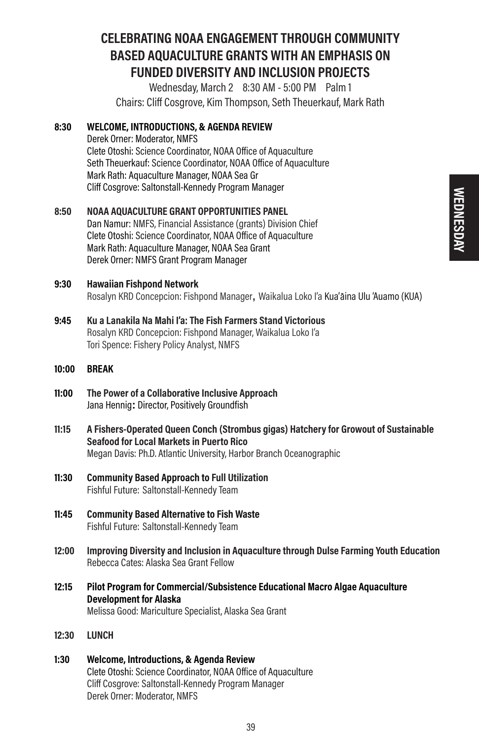# CELEBRATING NOAA ENGAGEMENT THROUGH COMMUNITY BASED AQUACULTURE GRANTS WITH AN EMPHASIS ON FUNDED DIVERSITY AND INCLUSION PROJECTS

Wednesday, March 2 8:30 AM - 5:00 PM Palm 1

Chairs: Cliff Cosgrove, Kim Thompson, Seth Theuerkauf, Mark Rath

**8:30 WELCOME, INTRODUCTIONS, & AGENDA REVIEW**
Derek Orner: Moderator, NMFS
Clete Otoshi: Science Coordinator, NOAA Office of Aquaculture
Seth Theuerkauf: Science Coordinator, NOAA Office of Aquaculture
Mark Rath: Aquaculture Manager, NOAA Sea Gr
Cliff Cosgrove: Saltonstall-Kennedy Program Manager

**8:50 NOAA AQUACULTURE GRANT OPPORTUNITIES PANEL**
Dan Namur: NMFS, Financial Assistance (grants) Division Chief
Clete Otoshi: Science Coordinator, NOAA Office of Aquaculture
Mark Rath: Aquaculture Manager, NOAA Sea Grant
Derek Orner: NMFS Grant Program Manager

**9:30 Hawaiian Fishpond Network**
Rosalyn KRD Concepcion: Fishpond Manager, Waikalua Loko I'a Kua'āina Ulu 'Auamo (KUA)

**9:45 Ku a Lanakila Na Mahi I'a: The Fish Farmers Stand Victorious**
Rosalyn KRD Concepcion: Fishpond Manager, Waikalua Loko I'a
Tori Spence: Fishery Policy Analyst, NMFS

**10:00 BREAK**

**11:00 The Power of a Collaborative Inclusive Approach**
Jana Hennig: Director, Positively Groundfish

**11:15 A Fishers-Operated Queen Conch (Strombus gigas) Hatchery for Growout of Sustainable Seafood for Local Markets in Puerto Rico**
Megan Davis: Ph.D. Atlantic University, Harbor Branch Oceanographic

**11:30 Community Based Approach to Full Utilization**
Fishful Future: Saltonstall-Kennedy Team

**11:45 Community Based Alternative to Fish Waste**
Fishful Future: Saltonstall-Kennedy Team

**12:00 Improving Diversity and Inclusion in Aquaculture through Dulse Farming Youth Education**
Rebecca Cates: Alaska Sea Grant Fellow

**12:15 Pilot Program for Commercial/Subsistence Educational Macro Algae Aquaculture Development for Alaska**
Melissa Good: Mariculture Specialist, Alaska Sea Grant

**12:30 LUNCH**

**1:30 Welcome, Introductions, & Agenda Review**
Clete Otoshi: Science Coordinator, NOAA Office of Aquaculture
Cliff Cosgrove: Saltonstall-Kennedy Program Manager
Derek Orner: Moderator, NMFS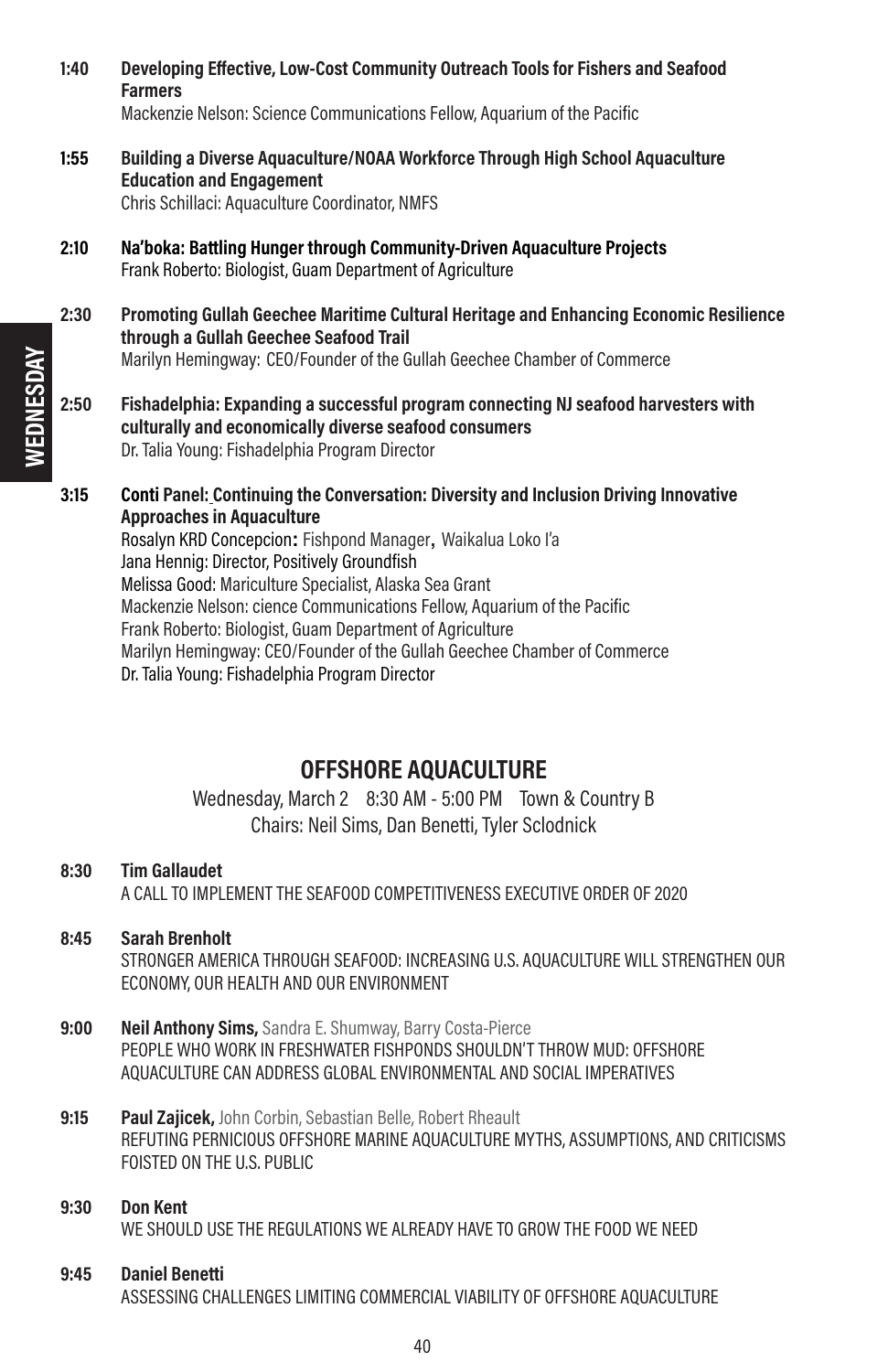**1:40** **Developing Effective, Low-Cost Community Outreach Tools for Fishers and Seafood Farmers**
Mackenzie Nelson: Science Communications Fellow, Aquarium of the Pacific

**1:55** **Building a Diverse Aquaculture/NOAA Workforce Through High School Aquaculture Education and Engagement**
Chris Schillaci: Aquaculture Coordinator, NMFS

**2:10** **Na'boka: Battling Hunger through Community-Driven Aquaculture Projects**
Frank Roberto: Biologist, Guam Department of Agriculture

**2:30** **Promoting Gullah Geechee Maritime Cultural Heritage and Enhancing Economic Resilience through a Gullah Geechee Seafood Trail**
Marilyn Hemingway: CEO/Founder of the Gullah Geechee Chamber of Commerce

**2:50** **Fishadelphia: Expanding a successful program connecting NJ seafood harvesters with culturally and economically diverse seafood consumers**
Dr. Talia Young: Fishadelphia Program Director

**3:15** **Conti Panel: Continuing the Conversation: Diversity and Inclusion Driving Innovative Approaches in Aquaculture**
Rosalyn KRD Concepcion: Fishpond Manager, Waikalua Loko I'a
Jana Hennig: Director, Positively Groundfish
Melissa Good: Mariculture Specialist, Alaska Sea Grant
Mackenzie Nelson: cience Communications Fellow, Aquarium of the Pacific
Frank Roberto: Biologist, Guam Department of Agriculture
Marilyn Hemingway: CEO/Founder of the Gullah Geechee Chamber of Commerce
Dr. Talia Young: Fishadelphia Program Director

## OFFSHORE AQUACULTURE

Wednesday, March 2 8:30 AM - 5:00 PM Town & Country B
Chairs: Neil Sims, Dan Benetti, Tyler Sclodnick

**8:30** **Tim Gallaudet**
A CALL TO IMPLEMENT THE SEAFOOD COMPETITIVENESS EXECUTIVE ORDER OF 2020

**8:45** **Sarah Brenholt**
STRONGER AMERICA THROUGH SEAFOOD: INCREASING U.S. AQUACULTURE WILL STRENGTHEN OUR ECONOMY, OUR HEALTH AND OUR ENVIRONMENT

**9:00** **Neil Anthony Sims,** Sandra E. Shumway, Barry Costa-Pierce
PEOPLE WHO WORK IN FRESHWATER FISHPONDS SHOULDN'T THROW MUD: OFFSHORE AQUACULTURE CAN ADDRESS GLOBAL ENVIRONMENTAL AND SOCIAL IMPERATIVES

**9:15** **Paul Zajicek,** John Corbin, Sebastian Belle, Robert Rheault
REFUTING PERNICIOUS OFFSHORE MARINE AQUACULTURE MYTHS, ASSUMPTIONS, AND CRITICISMS FOISTED ON THE U.S. PUBLIC

**9:30** **Don Kent**
WE SHOULD USE THE REGULATIONS WE ALREADY HAVE TO GROW THE FOOD WE NEED

**9:45** **Daniel Benetti**
ASSESSING CHALLENGES LIMITING COMMERCIAL VIABILITY OF OFFSHORE AQUACULTURE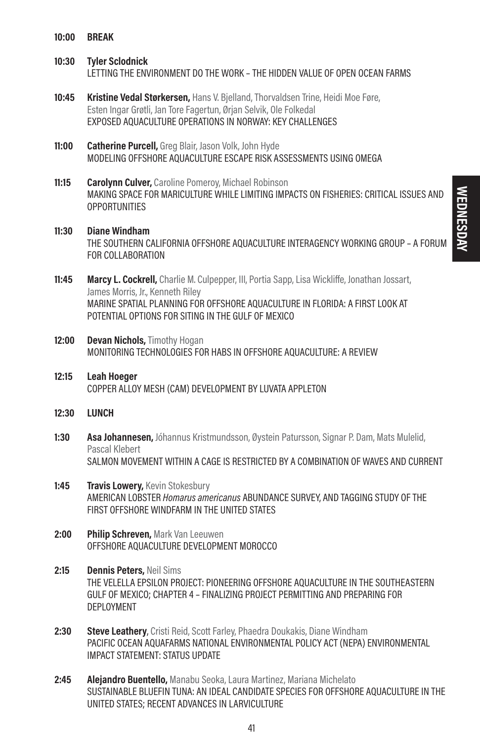**10:00 BREAK**

**10:30 Tyler Sclodnick**
LETTING THE ENVIRONMENT DO THE WORK – THE HIDDEN VALUE OF OPEN OCEAN FARMS

**10:45 Kristine Vedal Størkersen,** Hans V. Bjelland, Thorvaldsen Trine, Heidi Moe Føre, Esten Ingar Grøtli, Jan Tore Fagertun, Ørjan Selvik, Ole Folkedal
EXPOSED AQUACULTURE OPERATIONS IN NORWAY: KEY CHALLENGES

**11:00 Catherine Purcell,** Greg Blair, Jason Volk, John Hyde
MODELING OFFSHORE AQUACULTURE ESCAPE RISK ASSESSMENTS USING OMEGA

**11:15 Carolynn Culver,** Caroline Pomeroy, Michael Robinson
MAKING SPACE FOR MARICULTURE WHILE LIMITING IMPACTS ON FISHERIES: CRITICAL ISSUES AND OPPORTUNITIES

**11:30 Diane Windham**
THE SOUTHERN CALIFORNIA OFFSHORE AQUACULTURE INTERAGENCY WORKING GROUP – A FORUM FOR COLLABORATION

**11:45 Marcy L. Cockrell,** Charlie M. Culpepper, III, Portia Sapp, Lisa Wickliffe, Jonathan Jossart, James Morris, Jr., Kenneth Riley
MARINE SPATIAL PLANNING FOR OFFSHORE AQUACULTURE IN FLORIDA: A FIRST LOOK AT POTENTIAL OPTIONS FOR SITING IN THE GULF OF MEXICO

**12:00 Devan Nichols,** Timothy Hogan
MONITORING TECHNOLOGIES FOR HABS IN OFFSHORE AQUACULTURE: A REVIEW

**12:15 Leah Hoeger**
COPPER ALLOY MESH (CAM) DEVELOPMENT BY LUVATA APPLETON

**12:30 LUNCH**

**1:30 Asa Johannesen,** Jóhannus Kristmundsson, Øystein Patursson, Signar P. Dam, Mats Mulelid, Pascal Klebert
SALMON MOVEMENT WITHIN A CAGE IS RESTRICTED BY A COMBINATION OF WAVES AND CURRENT

**1:45 Travis Lowery,** Kevin Stokesbury
AMERICAN LOBSTER *Homarus americanus* ABUNDANCE SURVEY, AND TAGGING STUDY OF THE FIRST OFFSHORE WINDFARM IN THE UNITED STATES

**2:00 Philip Schreven,** Mark Van Leeuwen
OFFSHORE AQUACULTURE DEVELOPMENT MOROCCO

**2:15 Dennis Peters,** Neil Sims
THE VELELLA EPSILON PROJECT: PIONEERING OFFSHORE AQUACULTURE IN THE SOUTHEASTERN GULF OF MEXICO; CHAPTER 4 – FINALIZING PROJECT PERMITTING AND PREPARING FOR DEPLOYMENT

**2:30 Steve Leathery,** Cristi Reid, Scott Farley, Phaedra Doukakis, Diane Windham
PACIFIC OCEAN AQUAFARMS NATIONAL ENVIRONMENTAL POLICY ACT (NEPA) ENVIRONMENTAL IMPACT STATEMENT: STATUS UPDATE

**2:45 Alejandro Buentello,** Manabu Seoka, Laura Martinez, Mariana Michelato
SUSTAINABLE BLUEFIN TUNA: AN IDEAL CANDIDATE SPECIES FOR OFFSHORE AQUACULTURE IN THE UNITED STATES; RECENT ADVANCES IN LARVICULTURE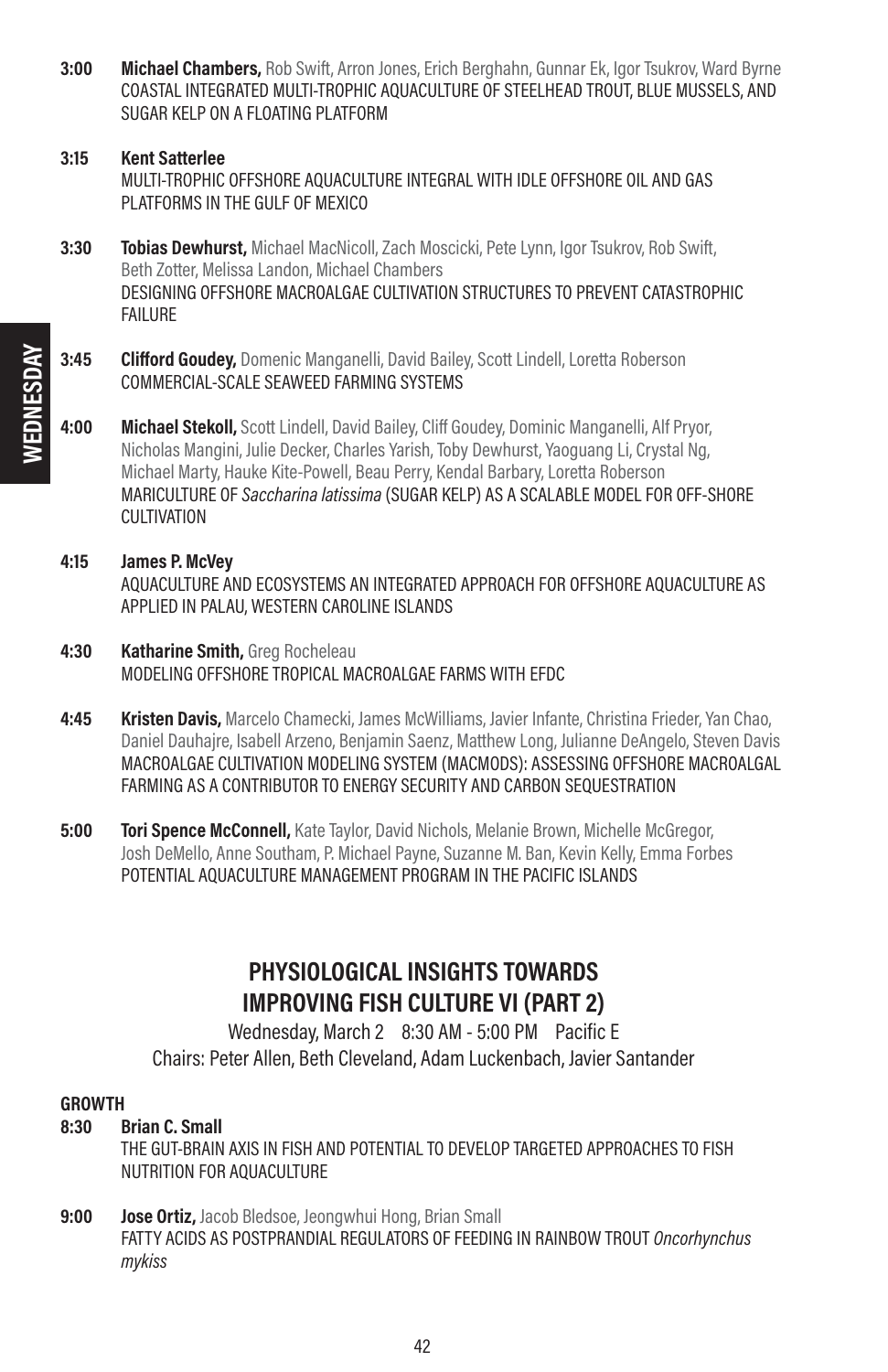**3:00** **Michael Chambers,** Rob Swift, Arron Jones, Erich Berghahn, Gunnar Ek, Igor Tsukrov, Ward Byrne
COASTAL INTEGRATED MULTI-TROPHIC AQUACULTURE OF STEELHEAD TROUT, BLUE MUSSELS, AND SUGAR KELP ON A FLOATING PLATFORM

**3:15** **Kent Satterlee**
MULTI-TROPHIC OFFSHORE AQUACULTURE INTEGRAL WITH IDLE OFFSHORE OIL AND GAS PLATFORMS IN THE GULF OF MEXICO

**3:30** **Tobias Dewhurst,** Michael MacNicoll, Zach Moscicki, Pete Lynn, Igor Tsukrov, Rob Swift, Beth Zotter, Melissa Landon, Michael Chambers
DESIGNING OFFSHORE MACROALGAE CULTIVATION STRUCTURES TO PREVENT CATASTROPHIC FAILURE

**3:45** **Clifford Goudey,** Domenic Manganelli, David Bailey, Scott Lindell, Loretta Roberson
COMMERCIAL-SCALE SEAWEED FARMING SYSTEMS

**4:00** **Michael Stekoll,** Scott Lindell, David Bailey, Cliff Goudey, Dominic Manganelli, Alf Pryor, Nicholas Mangini, Julie Decker, Charles Yarish, Toby Dewhurst, Yaoguang Li, Crystal Ng, Michael Marty, Hauke Kite-Powell, Beau Perry, Kendal Barbary, Loretta Roberson
MARICULTURE OF *Saccharina latissima* (SUGAR KELP) AS A SCALABLE MODEL FOR OFF-SHORE CULTIVATION

**4:15** **James P. McVey**
AQUACULTURE AND ECOSYSTEMS AN INTEGRATED APPROACH FOR OFFSHORE AQUACULTURE AS APPLIED IN PALAU, WESTERN CAROLINE ISLANDS

**4:30** **Katharine Smith,** Greg Rocheleau
MODELING OFFSHORE TROPICAL MACROALGAE FARMS WITH EFDC

**4:45** **Kristen Davis,** Marcelo Chamecki, James McWilliams, Javier Infante, Christina Frieder, Yan Chao, Daniel Dauhajre, Isabell Arzeno, Benjamin Saenz, Matthew Long, Julianne DeAngelo, Steven Davis
MACROALGAE CULTIVATION MODELING SYSTEM (MACMODS): ASSESSING OFFSHORE MACROALGAL FARMING AS A CONTRIBUTOR TO ENERGY SECURITY AND CARBON SEQUESTRATION

**5:00** **Tori Spence McConnell,** Kate Taylor, David Nichols, Melanie Brown, Michelle McGregor, Josh DeMello, Anne Southam, P. Michael Payne, Suzanne M. Ban, Kevin Kelly, Emma Forbes
POTENTIAL AQUACULTURE MANAGEMENT PROGRAM IN THE PACIFIC ISLANDS

## PHYSIOLOGICAL INSIGHTS TOWARDS IMPROVING FISH CULTURE VI (PART 2)

Wednesday, March 2 8:30 AM - 5:00 PM Pacific E
Chairs: Peter Allen, Beth Cleveland, Adam Luckenbach, Javier Santander

### GROWTH

**8:30** **Brian C. Small**
THE GUT-BRAIN AXIS IN FISH AND POTENTIAL TO DEVELOP TARGETED APPROACHES TO FISH NUTRITION FOR AQUACULTURE

**9:00** **Jose Ortiz,** Jacob Bledsoe, Jeongwhui Hong, Brian Small
FATTY ACIDS AS POSTPRANDIAL REGULATORS OF FEEDING IN RAINBOW TROUT *Oncorhynchus mykiss*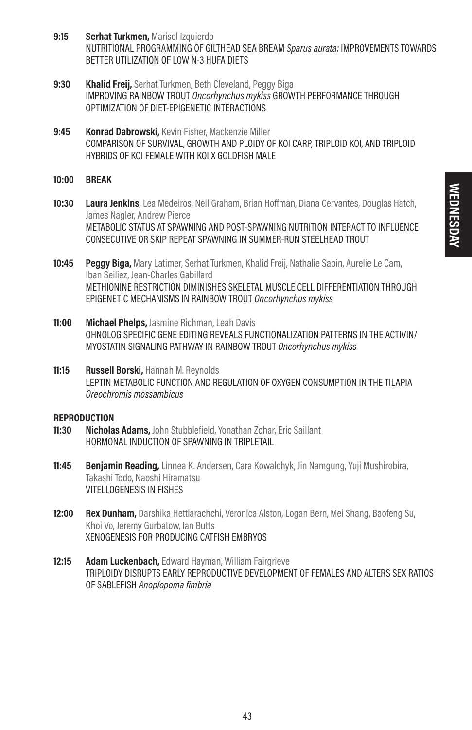**9:15** **Serhat Turkmen,** Marisol Izquierdo
NUTRITIONAL PROGRAMMING OF GILTHEAD SEA BREAM *Sparus aurata:* IMPROVEMENTS TOWARDS BETTER UTILIZATION OF LOW N-3 HUFA DIETS

**9:30** **Khalid Freij,** Serhat Turkmen, Beth Cleveland, Peggy Biga
IMPROVING RAINBOW TROUT *Oncorhynchus mykiss* GROWTH PERFORMANCE THROUGH OPTIMIZATION OF DIET-EPIGENETIC INTERACTIONS

**9:45** **Konrad Dabrowski,** Kevin Fisher, Mackenzie Miller
COMPARISON OF SURVIVAL, GROWTH AND PLOIDY OF KOI CARP, TRIPLOID KOI, AND TRIPLOID HYBRIDS OF KOI FEMALE WITH KOI X GOLDFISH MALE

**10:00** **BREAK**

**10:30** **Laura Jenkins**, Lea Medeiros, Neil Graham, Brian Hoffman, Diana Cervantes, Douglas Hatch, James Nagler, Andrew Pierce
METABOLIC STATUS AT SPAWNING AND POST-SPAWNING NUTRITION INTERACT TO INFLUENCE CONSECUTIVE OR SKIP REPEAT SPAWNING IN SUMMER-RUN STEELHEAD TROUT

**10:45** **Peggy Biga,** Mary Latimer, Serhat Turkmen, Khalid Freij, Nathalie Sabin, Aurelie Le Cam, Iban Seiliez, Jean-Charles Gabillard
METHIONINE RESTRICTION DIMINISHES SKELETAL MUSCLE CELL DIFFERENTIATION THROUGH EPIGENETIC MECHANISMS IN RAINBOW TROUT *Oncorhynchus mykiss*

**11:00** **Michael Phelps,** Jasmine Richman, Leah Davis
OHNOLOG SPECIFIC GENE EDITING REVEALS FUNCTIONALIZATION PATTERNS IN THE ACTIVIN/ MYOSTATIN SIGNALING PATHWAY IN RAINBOW TROUT *Oncorhynchus mykiss*

**11:15** **Russell Borski,** Hannah M. Reynolds
LEPTIN METABOLIC FUNCTION AND REGULATION OF OXYGEN CONSUMPTION IN THE TILAPIA *Oreochromis mossambicus*

**REPRODUCTION**

**11:30** **Nicholas Adams,** John Stubblefield, Yonathan Zohar, Eric Saillant
HORMONAL INDUCTION OF SPAWNING IN TRIPLETAIL

**11:45** **Benjamin Reading,** Linnea K. Andersen, Cara Kowalchyk, Jin Namgung, Yuji Mushirobira, Takashi Todo, Naoshi Hiramatsu
VITELLOGENESIS IN FISHES

**12:00** **Rex Dunham,** Darshika Hettiarachchi, Veronica Alston, Logan Bern, Mei Shang, Baofeng Su, Khoi Vo, Jeremy Gurbatow, Ian Butts
XENOGENESIS FOR PRODUCING CATFISH EMBRYOS

**12:15** **Adam Luckenbach,** Edward Hayman, William Fairgrieve
TRIPLOIDY DISRUPTS EARLY REPRODUCTIVE DEVELOPMENT OF FEMALES AND ALTERS SEX RATIOS OF SABLEFISH *Anoplopoma fimbria*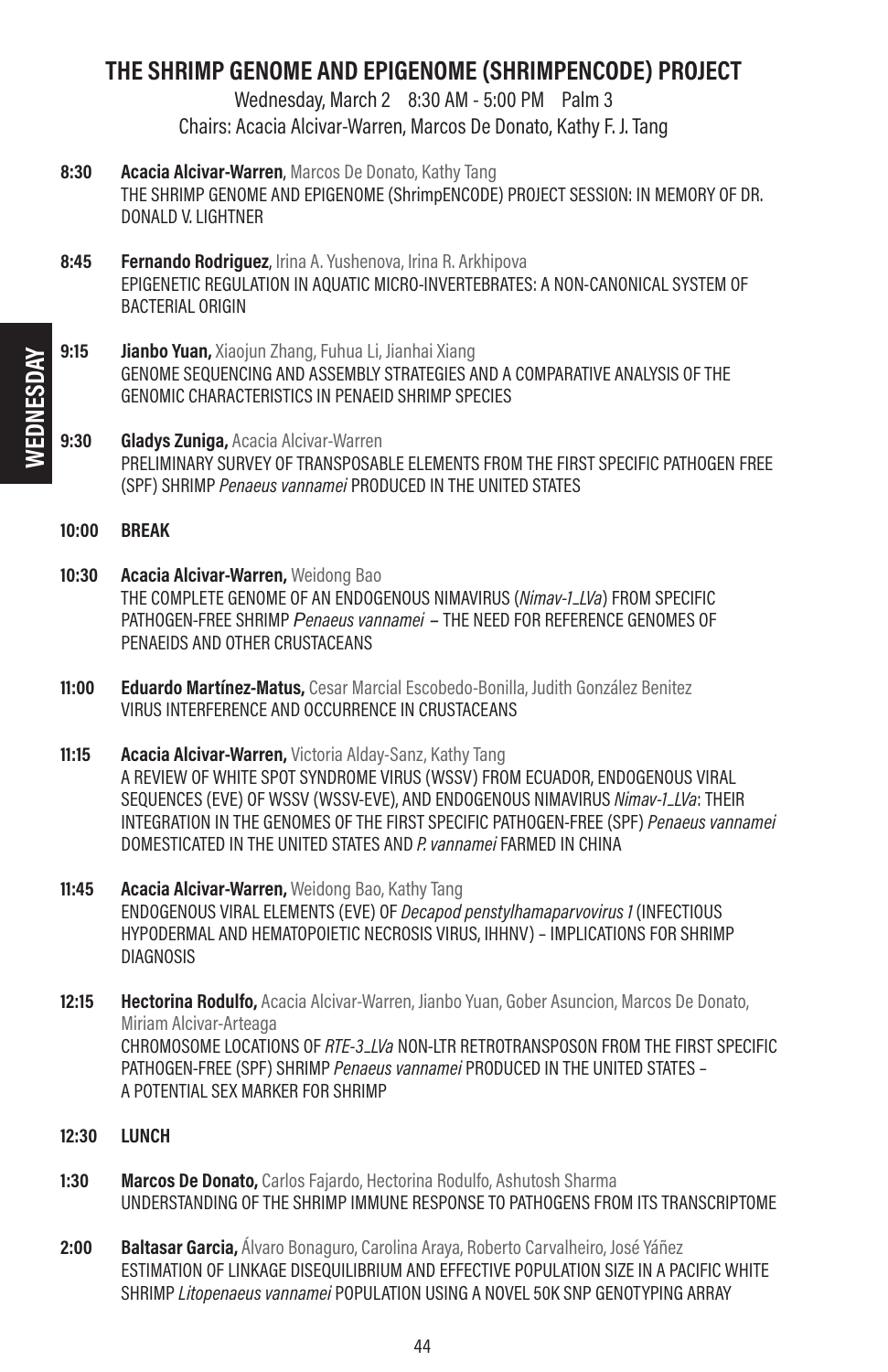## THE SHRIMP GENOME AND EPIGENOME (SHRIMPENCODE) PROJECT

Wednesday, March 2   8:30 AM - 5:00 PM   Palm 3

Chairs: Acacia Alcivar-Warren, Marcos De Donato, Kathy F. J. Tang

**8:30** **Acacia Alcivar-Warren**, Marcos De Donato, Kathy Tang
THE SHRIMP GENOME AND EPIGENOME (ShrimpENCODE) PROJECT SESSION: IN MEMORY OF DR. DONALD V. LIGHTNER

**8:45** **Fernando Rodriguez**, Irina A. Yushenova, Irina R. Arkhipova
EPIGENETIC REGULATION IN AQUATIC MICRO-INVERTEBRATES: A NON-CANONICAL SYSTEM OF BACTERIAL ORIGIN

**9:15** **Jianbo Yuan,** Xiaojun Zhang, Fuhua Li, Jianhai Xiang
GENOME SEQUENCING AND ASSEMBLY STRATEGIES AND A COMPARATIVE ANALYSIS OF THE GENOMIC CHARACTERISTICS IN PENAEID SHRIMP SPECIES

**9:30** **Gladys Zuniga,** Acacia Alcivar-Warren
PRELIMINARY SURVEY OF TRANSPOSABLE ELEMENTS FROM THE FIRST SPECIFIC PATHOGEN FREE (SPF) SHRIMP *Penaeus vannamei* PRODUCED IN THE UNITED STATES

**10:00** **BREAK**

**10:30** **Acacia Alcivar-Warren,** Weidong Bao
THE COMPLETE GENOME OF AN ENDOGENOUS NIMAVIRUS (*Nimav-1_LVa*) FROM SPECIFIC PATHOGEN-FREE SHRIMP *Penaeus vannamei* – THE NEED FOR REFERENCE GENOMES OF PENAEIDS AND OTHER CRUSTACEANS

**11:00** **Eduardo Martínez-Matus,** Cesar Marcial Escobedo-Bonilla, Judith González Benitez
VIRUS INTERFERENCE AND OCCURRENCE IN CRUSTACEANS

**11:15** **Acacia Alcivar-Warren,** Victoria Alday-Sanz, Kathy Tang
A REVIEW OF WHITE SPOT SYNDROME VIRUS (WSSV) FROM ECUADOR, ENDOGENOUS VIRAL SEQUENCES (EVE) OF WSSV (WSSV-EVE), AND ENDOGENOUS NIMAVIRUS *Nimav-1_LVa*: THEIR INTEGRATION IN THE GENOMES OF THE FIRST SPECIFIC PATHOGEN-FREE (SPF) *Penaeus vannamei* DOMESTICATED IN THE UNITED STATES AND *P. vannamei* FARMED IN CHINA

**11:45** **Acacia Alcivar-Warren,** Weidong Bao, Kathy Tang
ENDOGENOUS VIRAL ELEMENTS (EVE) OF *Decapod penstylhamaparvovirus 1* (INFECTIOUS HYPODERMAL AND HEMATOPOIETIC NECROSIS VIRUS, IHHNV) – IMPLICATIONS FOR SHRIMP DIAGNOSIS

**12:15** **Hectorina Rodulfo,** Acacia Alcivar-Warren, Jianbo Yuan, Gober Asuncion, Marcos De Donato, Miriam Alcivar-Arteaga
CHROMOSOME LOCATIONS OF *RTE-3_LVa* NON-LTR RETROTRANSPOSON FROM THE FIRST SPECIFIC PATHOGEN-FREE (SPF) SHRIMP *Penaeus vannamei* PRODUCED IN THE UNITED STATES – A POTENTIAL SEX MARKER FOR SHRIMP

**12:30** **LUNCH**

**1:30** **Marcos De Donato,** Carlos Fajardo, Hectorina Rodulfo, Ashutosh Sharma
UNDERSTANDING OF THE SHRIMP IMMUNE RESPONSE TO PATHOGENS FROM ITS TRANSCRIPTOME

**2:00** **Baltasar Garcia,** Álvaro Bonaguro, Carolina Araya, Roberto Carvalheiro, José Yáñez
ESTIMATION OF LINKAGE DISEQUILIBRIUM AND EFFECTIVE POPULATION SIZE IN A PACIFIC WHITE SHRIMP *Litopenaeus vannamei* POPULATION USING A NOVEL 50K SNP GENOTYPING ARRAY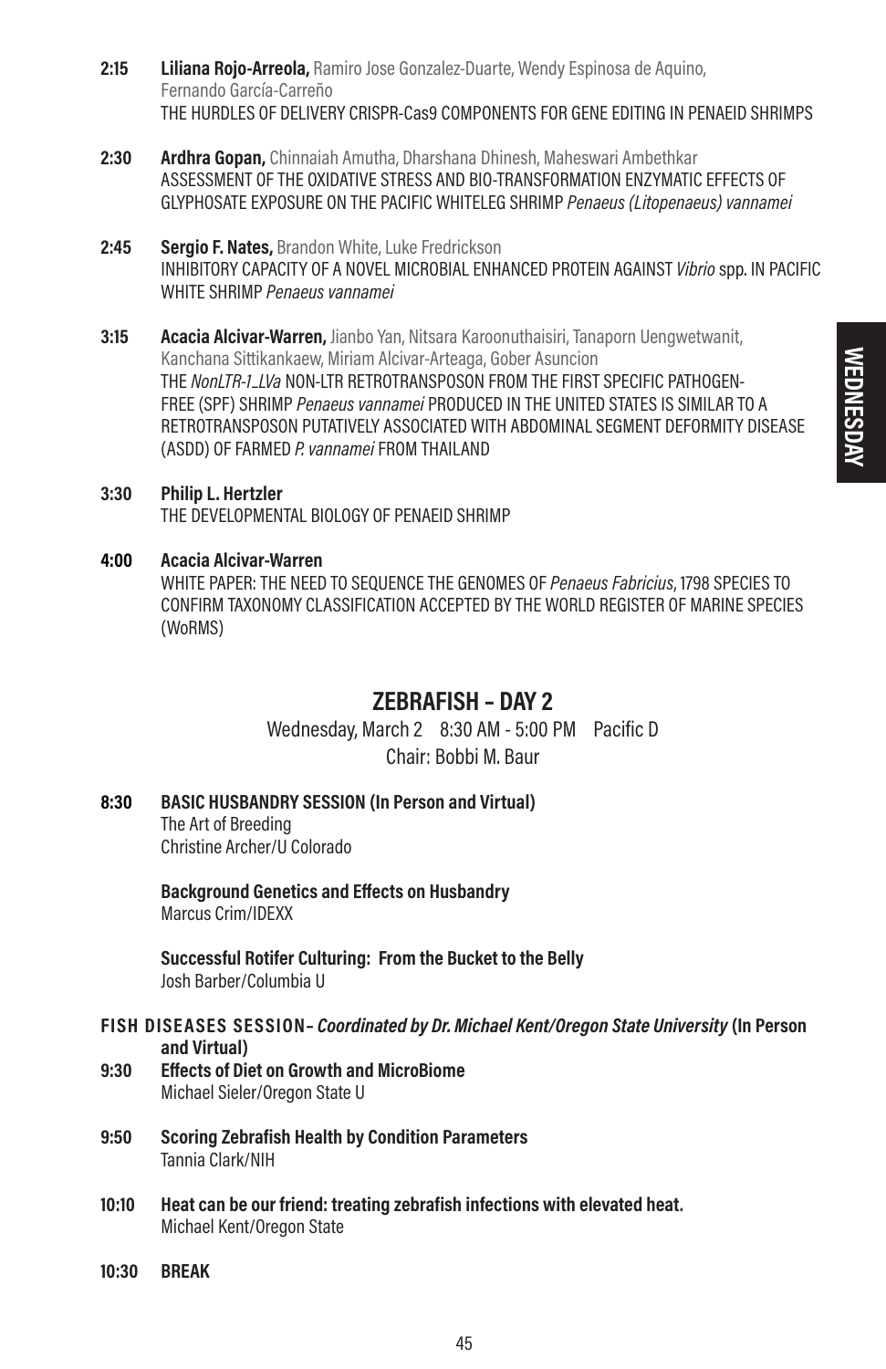**2:15** **Liliana Rojo-Arreola,** Ramiro Jose Gonzalez-Duarte, Wendy Espinosa de Aquino, Fernando García-Carreño
THE HURDLES OF DELIVERY CRISPR-Cas9 COMPONENTS FOR GENE EDITING IN PENAEID SHRIMPS

**2:30** **Ardhra Gopan,** Chinnaiah Amutha, Dharshana Dhinesh, Maheswari Ambethkar
ASSESSMENT OF THE OXIDATIVE STRESS AND BIO-TRANSFORMATION ENZYMATIC EFFECTS OF GLYPHOSATE EXPOSURE ON THE PACIFIC WHITELEG SHRIMP *Penaeus (Litopenaeus) vannamei*

**2:45** **Sergio F. Nates,** Brandon White, Luke Fredrickson
INHIBITORY CAPACITY OF A NOVEL MICROBIAL ENHANCED PROTEIN AGAINST *Vibrio* spp. IN PACIFIC WHITE SHRIMP *Penaeus vannamei*

**3:15** **Acacia Alcivar-Warren,** Jianbo Yan, Nitsara Karoonuthaisiri, Tanaporn Uengwetwanit, Kanchana Sittikankaew, Miriam Alcivar-Arteaga, Gober Asuncion
THE *NonLTR-1_LVa* NON-LTR RETROTRANSPOSON FROM THE FIRST SPECIFIC PATHOGEN-FREE (SPF) SHRIMP *Penaeus vannamei* PRODUCED IN THE UNITED STATES IS SIMILAR TO A RETROTRANSPOSON PUTATIVELY ASSOCIATED WITH ABDOMINAL SEGMENT DEFORMITY DISEASE (ASDD) OF FARMED *P. vannamei* FROM THAILAND

**3:30** **Philip L. Hertzler**
THE DEVELOPMENTAL BIOLOGY OF PENAEID SHRIMP

**4:00** **Acacia Alcivar-Warren**
WHITE PAPER: THE NEED TO SEQUENCE THE GENOMES OF *Penaeus Fabricius*, 1798 SPECIES TO CONFIRM TAXONOMY CLASSIFICATION ACCEPTED BY THE WORLD REGISTER OF MARINE SPECIES (WoRMS)

## ZEBRAFISH – DAY 2

Wednesday, March 2 8:30 AM - 5:00 PM Pacific D
Chair: Bobbi M. Baur

**8:30** **BASIC HUSBANDRY SESSION (In Person and Virtual)**
The Art of Breeding
Christine Archer/U Colorado

**Background Genetics and Effects on Husbandry**
Marcus Crim/IDEXX

**Successful Rotifer Culturing: From the Bucket to the Belly**
Josh Barber/Columbia U

**FISH DISEASES SESSION–** ***Coordinated by Dr. Michael Kent/Oregon State University*** **(In Person and Virtual)**

**9:30** **Effects of Diet on Growth and MicroBiome**
Michael Sieler/Oregon State U

**9:50** **Scoring Zebrafish Health by Condition Parameters**
Tannia Clark/NIH

**10:10** **Heat can be our friend: treating zebrafish infections with elevated heat.**
Michael Kent/Oregon State

**10:30** **BREAK**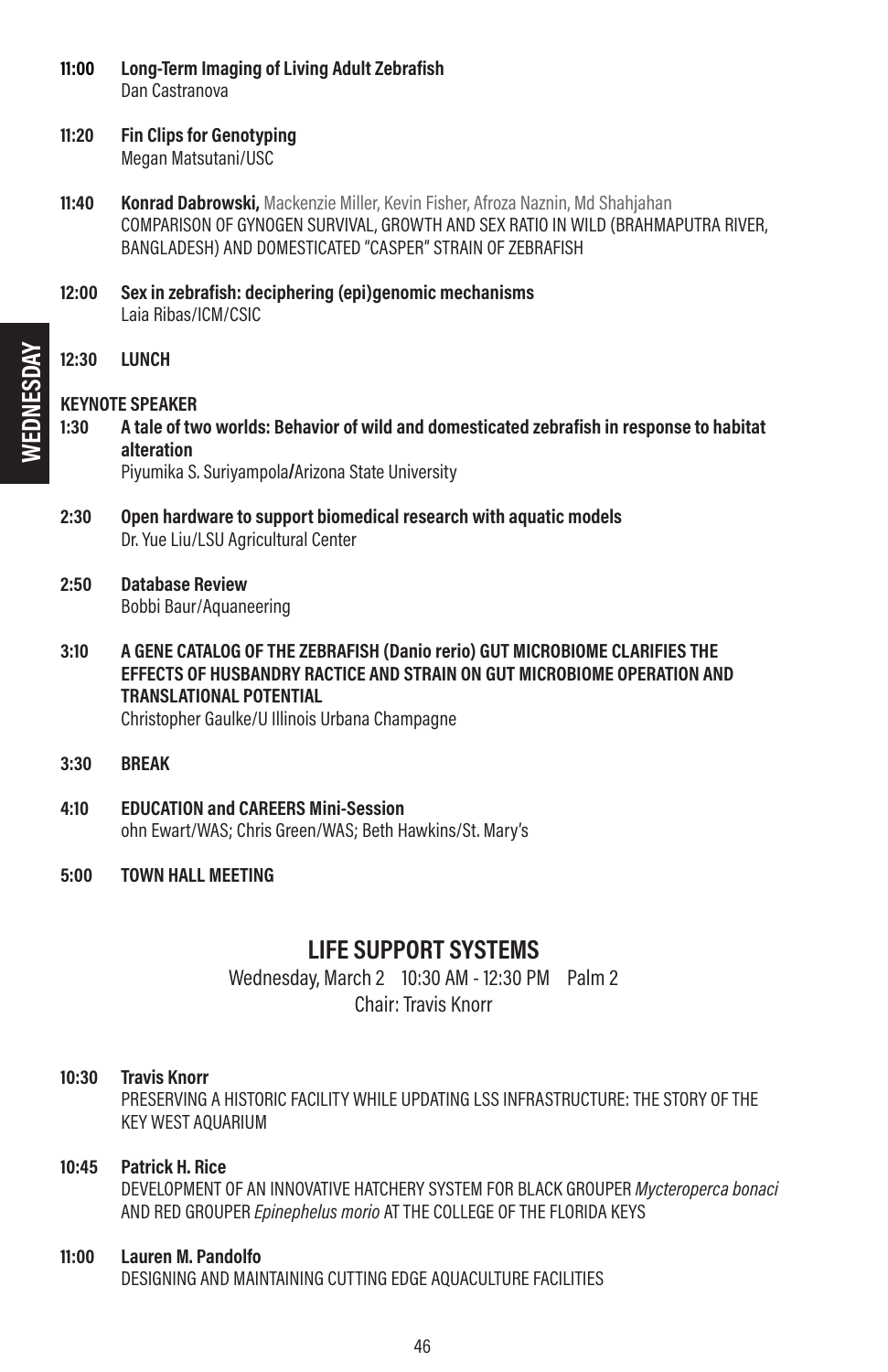**11:00 Long-Term Imaging of Living Adult Zebrafish**
Dan Castranova

**11:20 Fin Clips for Genotyping**
Megan Matsutani/USC

**11:40 Konrad Dabrowski,** Mackenzie Miller, Kevin Fisher, Afroza Naznin, Md Shahjahan
COMPARISON OF GYNOGEN SURVIVAL, GROWTH AND SEX RATIO IN WILD (BRAHMAPUTRA RIVER, BANGLADESH) AND DOMESTICATED "CASPER" STRAIN OF ZEBRAFISH

**12:00 Sex in zebrafish: deciphering (epi)genomic mechanisms**
Laia Ribas/ICM/CSIC

**12:30 LUNCH**

**KEYNOTE SPEAKER**

**1:30 A tale of two worlds: Behavior of wild and domesticated zebrafish in response to habitat alteration**
Piyumika S. Suriyampola/Arizona State University

**2:30 Open hardware to support biomedical research with aquatic models**
Dr. Yue Liu/LSU Agricultural Center

**2:50 Database Review**
Bobbi Baur/Aquaneering

**3:10 A GENE CATALOG OF THE ZEBRAFISH (Danio rerio) GUT MICROBIOME CLARIFIES THE EFFECTS OF HUSBANDRY RACTICE AND STRAIN ON GUT MICROBIOME OPERATION AND TRANSLATIONAL POTENTIAL**
Christopher Gaulke/U Illinois Urbana Champagne

**3:30 BREAK**

**4:10 EDUCATION and CAREERS Mini-Session**
ohn Ewart/WAS; Chris Green/WAS; Beth Hawkins/St. Mary's

**5:00 TOWN HALL MEETING**

## LIFE SUPPORT SYSTEMS

Wednesday, March 2 10:30 AM - 12:30 PM Palm 2
Chair: Travis Knorr

**10:30 Travis Knorr**
PRESERVING A HISTORIC FACILITY WHILE UPDATING LSS INFRASTRUCTURE: THE STORY OF THE KEY WEST AQUARIUM

**10:45 Patrick H. Rice**
DEVELOPMENT OF AN INNOVATIVE HATCHERY SYSTEM FOR BLACK GROUPER *Mycteroperca bonaci* AND RED GROUPER *Epinephelus morio* AT THE COLLEGE OF THE FLORIDA KEYS

**11:00 Lauren M. Pandolfo**
DESIGNING AND MAINTAINING CUTTING EDGE AQUACULTURE FACILITIES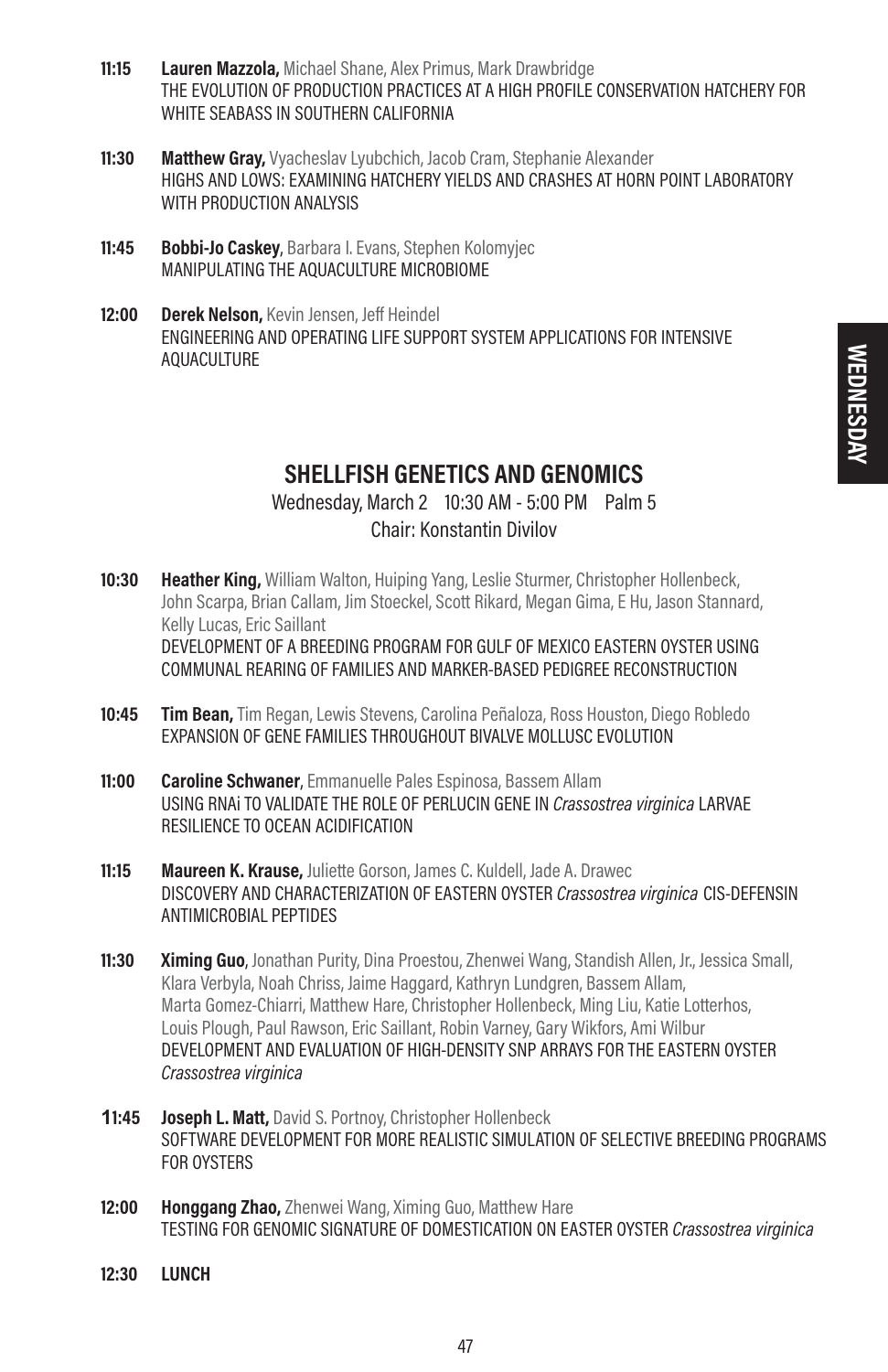**11:15** **Lauren Mazzola,** Michael Shane, Alex Primus, Mark Drawbridge
THE EVOLUTION OF PRODUCTION PRACTICES AT A HIGH PROFILE CONSERVATION HATCHERY FOR WHITE SEABASS IN SOUTHERN CALIFORNIA

**11:30** **Matthew Gray,** Vyacheslav Lyubchich, Jacob Cram, Stephanie Alexander
HIGHS AND LOWS: EXAMINING HATCHERY YIELDS AND CRASHES AT HORN POINT LABORATORY WITH PRODUCTION ANALYSIS

**11:45** **Bobbi-Jo Caskey**, Barbara I. Evans, Stephen Kolomyjec
MANIPULATING THE AQUACULTURE MICROBIOME

**12:00** **Derek Nelson,** Kevin Jensen, Jeff Heindel
ENGINEERING AND OPERATING LIFE SUPPORT SYSTEM APPLICATIONS FOR INTENSIVE AQUACULTURE

## SHELLFISH GENETICS AND GENOMICS

Wednesday, March 2 10:30 AM - 5:00 PM Palm 5
Chair: Konstantin Divilov

**10:30** **Heather King,** William Walton, Huiping Yang, Leslie Sturmer, Christopher Hollenbeck, John Scarpa, Brian Callam, Jim Stoeckel, Scott Rikard, Megan Gima, E Hu, Jason Stannard, Kelly Lucas, Eric Saillant
DEVELOPMENT OF A BREEDING PROGRAM FOR GULF OF MEXICO EASTERN OYSTER USING COMMUNAL REARING OF FAMILIES AND MARKER-BASED PEDIGREE RECONSTRUCTION

**10:45** **Tim Bean,** Tim Regan, Lewis Stevens, Carolina Peñaloza, Ross Houston, Diego Robledo
EXPANSION OF GENE FAMILIES THROUGHOUT BIVALVE MOLLUSC EVOLUTION

**11:00** **Caroline Schwaner**, Emmanuelle Pales Espinosa, Bassem Allam
USING RNAi TO VALIDATE THE ROLE OF PERLUCIN GENE IN *Crassostrea virginica* LARVAE RESILIENCE TO OCEAN ACIDIFICATION

**11:15** **Maureen K. Krause,** Juliette Gorson, James C. Kuldell, Jade A. Drawec
DISCOVERY AND CHARACTERIZATION OF EASTERN OYSTER *Crassostrea virginica* CIS-DEFENSIN ANTIMICROBIAL PEPTIDES

**11:30** **Ximing Guo**, Jonathan Purity, Dina Proestou, Zhenwei Wang, Standish Allen, Jr., Jessica Small, Klara Verbyla, Noah Chriss, Jaime Haggard, Kathryn Lundgren, Bassem Allam, Marta Gomez-Chiarri, Matthew Hare, Christopher Hollenbeck, Ming Liu, Katie Lotterhos, Louis Plough, Paul Rawson, Eric Saillant, Robin Varney, Gary Wikfors, Ami Wilbur
DEVELOPMENT AND EVALUATION OF HIGH-DENSITY SNP ARRAYS FOR THE EASTERN OYSTER *Crassostrea virginica*

**11:45** **Joseph L. Matt,** David S. Portnoy, Christopher Hollenbeck
SOFTWARE DEVELOPMENT FOR MORE REALISTIC SIMULATION OF SELECTIVE BREEDING PROGRAMS FOR OYSTERS

**12:00** **Honggang Zhao,** Zhenwei Wang, Ximing Guo, Matthew Hare
TESTING FOR GENOMIC SIGNATURE OF DOMESTICATION ON EASTER OYSTER *Crassostrea virginica*

**12:30** **LUNCH**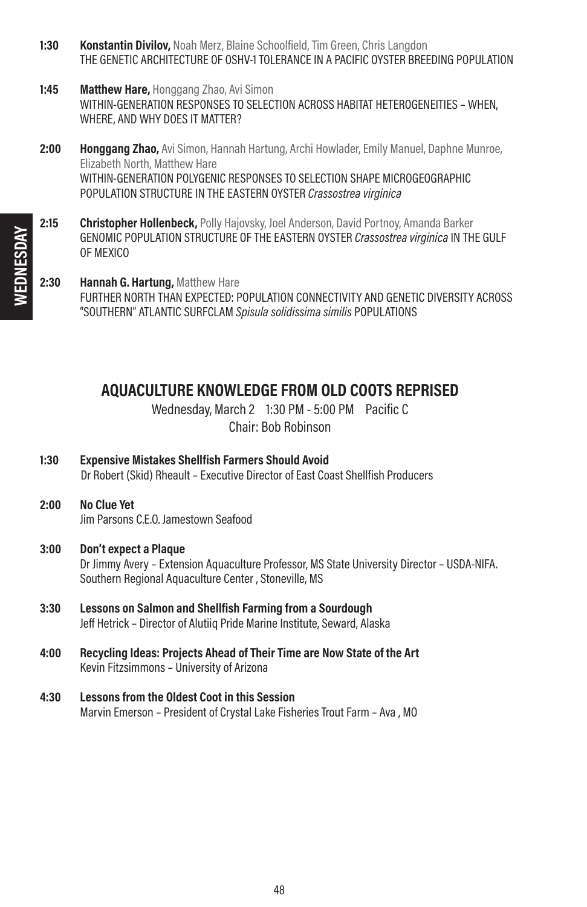**1:30** **Konstantin Divilov,** Noah Merz, Blaine Schoolfield, Tim Green, Chris Langdon
THE GENETIC ARCHITECTURE OF OSHV-1 TOLERANCE IN A PACIFIC OYSTER BREEDING POPULATION

**1:45** **Matthew Hare,** Honggang Zhao, Avi Simon
WITHIN-GENERATION RESPONSES TO SELECTION ACROSS HABITAT HETEROGENEITIES – WHEN, WHERE, AND WHY DOES IT MATTER?

**2:00** **Honggang Zhao,** Avi Simon, Hannah Hartung, Archi Howlader, Emily Manuel, Daphne Munroe, Elizabeth North, Matthew Hare
WITHIN-GENERATION POLYGENIC RESPONSES TO SELECTION SHAPE MICROGEOGRAPHIC POPULATION STRUCTURE IN THE EASTERN OYSTER *Crassostrea virginica*

**2:15** **Christopher Hollenbeck,** Polly Hajovsky, Joel Anderson, David Portnoy, Amanda Barker
GENOMIC POPULATION STRUCTURE OF THE EASTERN OYSTER *Crassostrea virginica* IN THE GULF OF MEXICO

**2:30** **Hannah G. Hartung,** Matthew Hare
FURTHER NORTH THAN EXPECTED: POPULATION CONNECTIVITY AND GENETIC DIVERSITY ACROSS "SOUTHERN" ATLANTIC SURFCLAM *Spisula solidissima similis* POPULATIONS

## AQUACULTURE KNOWLEDGE FROM OLD COOTS REPRISED

Wednesday, March 2 1:30 PM - 5:00 PM Pacific C
Chair: Bob Robinson

**1:30** **Expensive Mistakes Shellfish Farmers Should Avoid**
Dr Robert (Skid) Rheault – Executive Director of East Coast Shellfish Producers

**2:00** **No Clue Yet**
Jim Parsons C.E.O. Jamestown Seafood

**3:00** **Don't expect a Plaque**
Dr Jimmy Avery – Extension Aquaculture Professor, MS State University Director – USDA-NIFA. Southern Regional Aquaculture Center , Stoneville, MS

**3:30** **Lessons on Salmon and Shellfish Farming from a Sourdough**
Jeff Hetrick – Director of Alutiiq Pride Marine Institute, Seward, Alaska

**4:00** **Recycling Ideas: Projects Ahead of Their Time are Now State of the Art**
Kevin Fitzsimmons – University of Arizona

**4:30** **Lessons from the Oldest Coot in this Session**
Marvin Emerson – President of Crystal Lake Fisheries Trout Farm – Ava , MO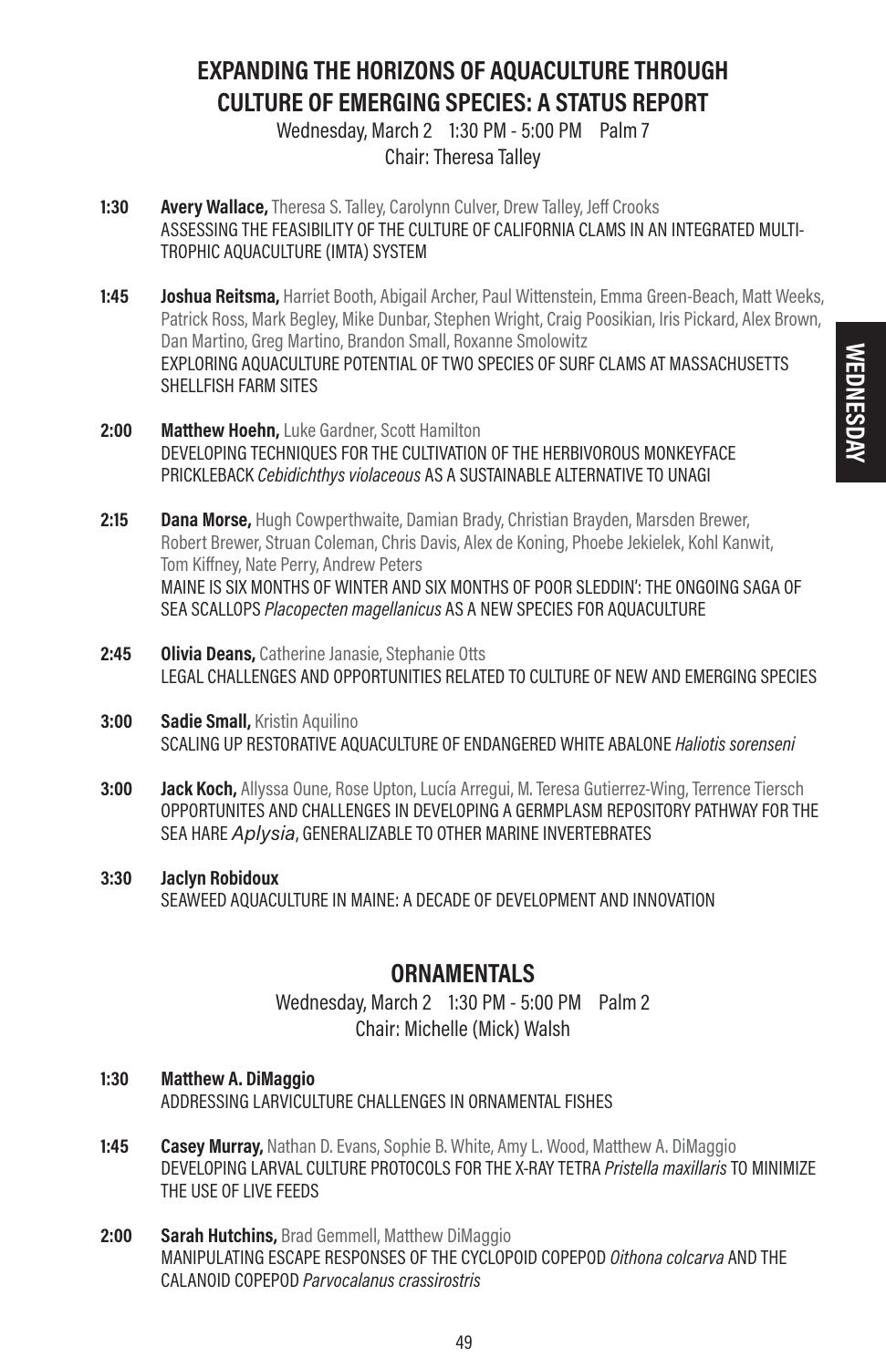## EXPANDING THE HORIZONS OF AQUACULTURE THROUGH CULTURE OF EMERGING SPECIES: A STATUS REPORT

Wednesday, March 2 1:30 PM - 5:00 PM Palm 7
Chair: Theresa Talley

**1:30** **Avery Wallace,** Theresa S. Talley, Carolynn Culver, Drew Talley, Jeff Crooks
ASSESSING THE FEASIBILITY OF THE CULTURE OF CALIFORNIA CLAMS IN AN INTEGRATED MULTI-TROPHIC AQUACULTURE (IMTA) SYSTEM

**1:45** **Joshua Reitsma,** Harriet Booth, Abigail Archer, Paul Wittenstein, Emma Green-Beach, Matt Weeks, Patrick Ross, Mark Begley, Mike Dunbar, Stephen Wright, Craig Poosikian, Iris Pickard, Alex Brown, Dan Martino, Greg Martino, Brandon Small, Roxanne Smolowitz
EXPLORING AQUACULTURE POTENTIAL OF TWO SPECIES OF SURF CLAMS AT MASSACHUSETTS SHELLFISH FARM SITES

**2:00** **Matthew Hoehn,** Luke Gardner, Scott Hamilton
DEVELOPING TECHNIQUES FOR THE CULTIVATION OF THE HERBIVOROUS MONKEYFACE PRICKLEBACK *Cebidichthys violaceous* AS A SUSTAINABLE ALTERNATIVE TO UNAGI

**2:15** **Dana Morse,** Hugh Cowperthwaite, Damian Brady, Christian Brayden, Marsden Brewer, Robert Brewer, Struan Coleman, Chris Davis, Alex de Koning, Phoebe Jekielek, Kohl Kanwit, Tom Kiffney, Nate Perry, Andrew Peters
MAINE IS SIX MONTHS OF WINTER AND SIX MONTHS OF POOR SLEDDIN': THE ONGOING SAGA OF SEA SCALLOPS *Placopecten magellanicus* AS A NEW SPECIES FOR AQUACULTURE

**2:45** **Olivia Deans,** Catherine Janasie, Stephanie Otts
LEGAL CHALLENGES AND OPPORTUNITIES RELATED TO CULTURE OF NEW AND EMERGING SPECIES

**3:00** **Sadie Small,** Kristin Aquilino
SCALING UP RESTORATIVE AQUACULTURE OF ENDANGERED WHITE ABALONE *Haliotis sorenseni*

**3:00** **Jack Koch,** Allyssa Oune, Rose Upton, Lucía Arregui, M. Teresa Gutierrez-Wing, Terrence Tiersch
OPPORTUNITES AND CHALLENGES IN DEVELOPING A GERMPLASM REPOSITORY PATHWAY FOR THE SEA HARE *Aplysia*, GENERALIZABLE TO OTHER MARINE INVERTEBRATES

**3:30** **Jaclyn Robidoux**
SEAWEED AQUACULTURE IN MAINE: A DECADE OF DEVELOPMENT AND INNOVATION

## ORNAMENTALS

Wednesday, March 2 1:30 PM - 5:00 PM Palm 2
Chair: Michelle (Mick) Walsh

**1:30** **Matthew A. DiMaggio**
ADDRESSING LARVICULTURE CHALLENGES IN ORNAMENTAL FISHES

**1:45** **Casey Murray,** Nathan D. Evans, Sophie B. White, Amy L. Wood, Matthew A. DiMaggio
DEVELOPING LARVAL CULTURE PROTOCOLS FOR THE X-RAY TETRA *Pristella maxillaris* TO MINIMIZE THE USE OF LIVE FEEDS

**2:00** **Sarah Hutchins,** Brad Gemmell, Matthew DiMaggio
MANIPULATING ESCAPE RESPONSES OF THE CYCLOPOID COPEPOD *Oithona colcarva* AND THE CALANOID COPEPOD *Parvocalanus crassirostris*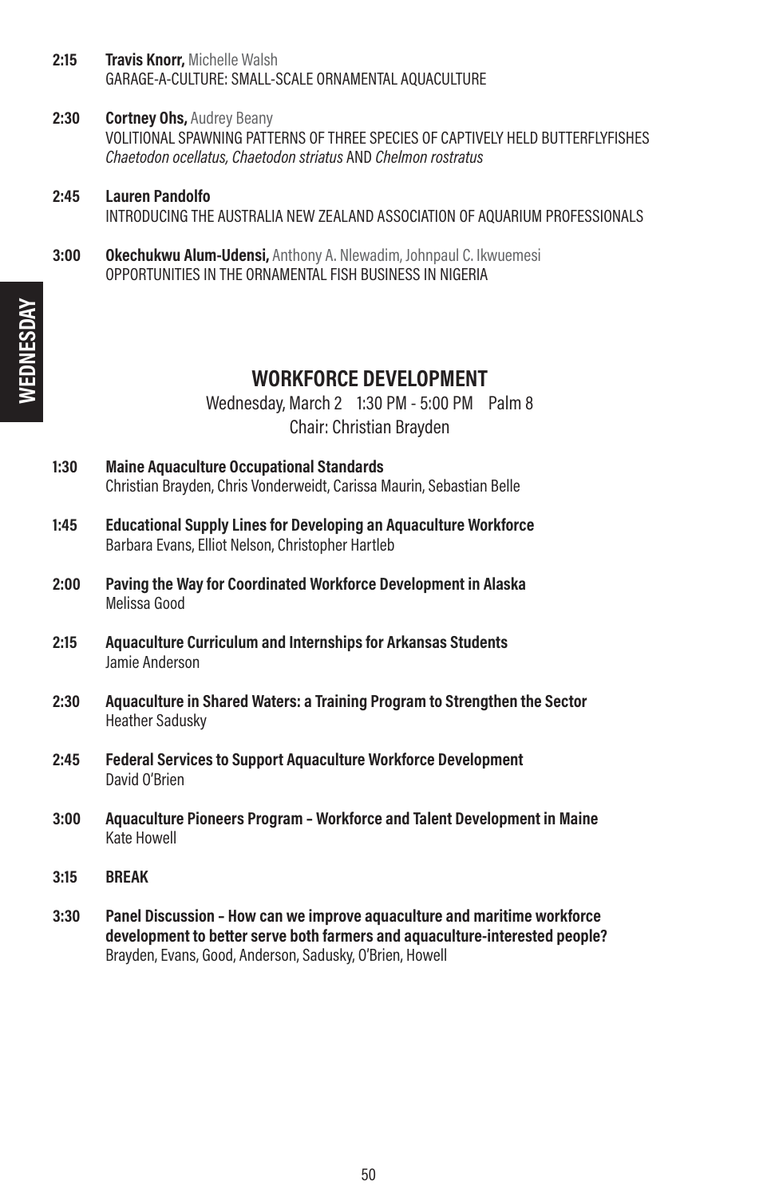**2:15** **Travis Knorr,** Michelle Walsh
GARAGE-A-CULTURE: SMALL-SCALE ORNAMENTAL AQUACULTURE

**2:30** **Cortney Ohs,** Audrey Beany
VOLITIONAL SPAWNING PATTERNS OF THREE SPECIES OF CAPTIVELY HELD BUTTERFLYFISHES *Chaetodon ocellatus, Chaetodon striatus* AND *Chelmon rostratus*

**2:45** **Lauren Pandolfo**
INTRODUCING THE AUSTRALIA NEW ZEALAND ASSOCIATION OF AQUARIUM PROFESSIONALS

**3:00** **Okechukwu Alum-Udensi,** Anthony A. Nlewadim, Johnpaul C. Ikwuemesi
OPPORTUNITIES IN THE ORNAMENTAL FISH BUSINESS IN NIGERIA

## WORKFORCE DEVELOPMENT

Wednesday, March 2 1:30 PM - 5:00 PM Palm 8
Chair: Christian Brayden

**1:30** **Maine Aquaculture Occupational Standards**
Christian Brayden, Chris Vonderweidt, Carissa Maurin, Sebastian Belle

**1:45** **Educational Supply Lines for Developing an Aquaculture Workforce**
Barbara Evans, Elliot Nelson, Christopher Hartleb

**2:00** **Paving the Way for Coordinated Workforce Development in Alaska**
Melissa Good

**2:15** **Aquaculture Curriculum and Internships for Arkansas Students**
Jamie Anderson

**2:30** **Aquaculture in Shared Waters: a Training Program to Strengthen the Sector**
Heather Sadusky

**2:45** **Federal Services to Support Aquaculture Workforce Development**
David O'Brien

**3:00** **Aquaculture Pioneers Program – Workforce and Talent Development in Maine**
Kate Howell

**3:15** **BREAK**

**3:30** **Panel Discussion – How can we improve aquaculture and maritime workforce development to better serve both farmers and aquaculture-interested people?**
Brayden, Evans, Good, Anderson, Sadusky, O'Brien, Howell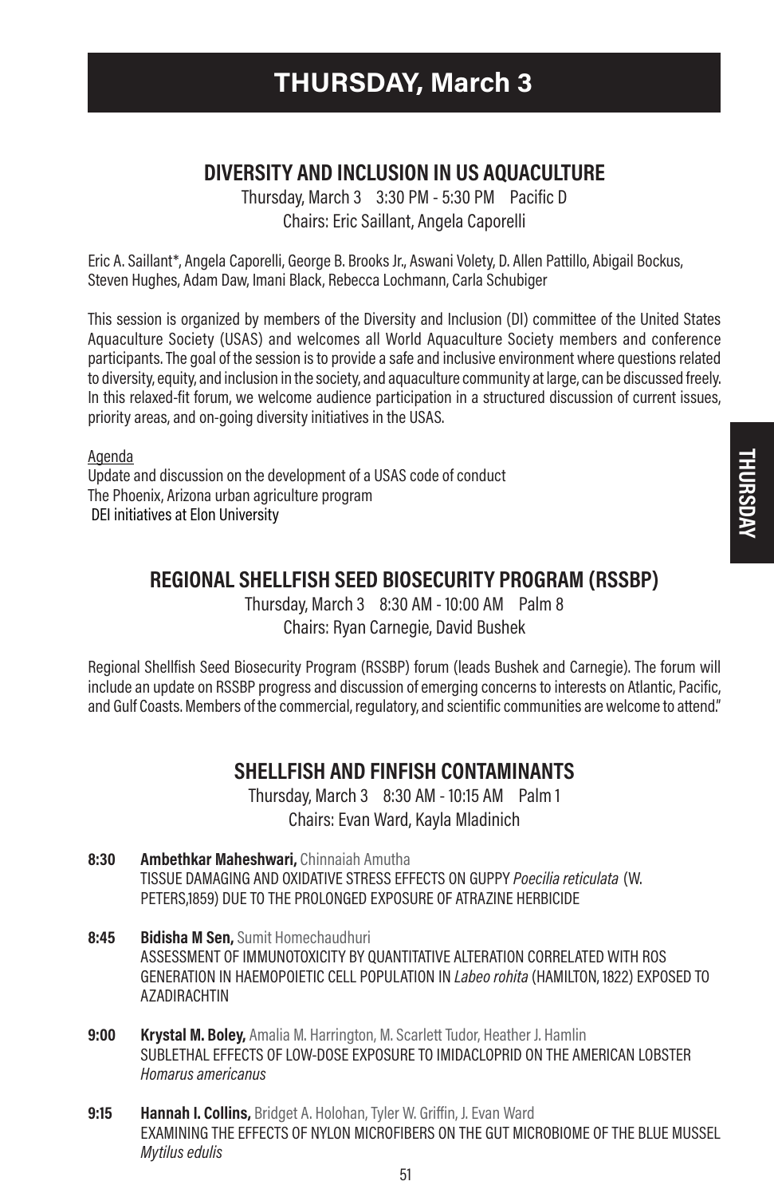# THURSDAY, March 3

## DIVERSITY AND INCLUSION IN US AQUACULTURE

Thursday, March 3 3:30 PM - 5:30 PM Pacific D
Chairs: Eric Saillant, Angela Caporelli

Eric A. Saillant*, Angela Caporelli, George B. Brooks Jr., Aswani Volety, D. Allen Pattillo, Abigail Bockus, Steven Hughes, Adam Daw, Imani Black, Rebecca Lochmann, Carla Schubiger

This session is organized by members of the Diversity and Inclusion (DI) committee of the United States Aquaculture Society (USAS) and welcomes all World Aquaculture Society members and conference participants. The goal of the session is to provide a safe and inclusive environment where questions related to diversity, equity, and inclusion in the society, and aquaculture community at large, can be discussed freely. In this relaxed-fit forum, we welcome audience participation in a structured discussion of current issues, priority areas, and on-going diversity initiatives in the USAS.

Agenda
Update and discussion on the development of a USAS code of conduct
The Phoenix, Arizona urban agriculture program
DEI initiatives at Elon University

## REGIONAL SHELLFISH SEED BIOSECURITY PROGRAM (RSSBP)

Thursday, March 3 8:30 AM - 10:00 AM Palm 8
Chairs: Ryan Carnegie, David Bushek

Regional Shellfish Seed Biosecurity Program (RSSBP) forum (leads Bushek and Carnegie). The forum will include an update on RSSBP progress and discussion of emerging concerns to interests on Atlantic, Pacific, and Gulf Coasts. Members of the commercial, regulatory, and scientific communities are welcome to attend."

## SHELLFISH AND FINFISH CONTAMINANTS

Thursday, March 3 8:30 AM - 10:15 AM Palm 1
Chairs: Evan Ward, Kayla Mladinich

**8:30** **Ambethkar Maheshwari,** Chinnaiah Amutha
TISSUE DAMAGING AND OXIDATIVE STRESS EFFECTS ON GUPPY *Poecilia reticulata* (W. PETERS,1859) DUE TO THE PROLONGED EXPOSURE OF ATRAZINE HERBICIDE

**8:45** **Bidisha M Sen,** Sumit Homechaudhuri
ASSESSMENT OF IMMUNOTOXICITY BY QUANTITATIVE ALTERATION CORRELATED WITH ROS GENERATION IN HAEMOPOIETIC CELL POPULATION IN *Labeo rohita* (HAMILTON, 1822) EXPOSED TO AZADIRACHTIN

**9:00** **Krystal M. Boley,** Amalia M. Harrington, M. Scarlett Tudor, Heather J. Hamlin
SUBLETHAL EFFECTS OF LOW-DOSE EXPOSURE TO IMIDACLOPRID ON THE AMERICAN LOBSTER *Homarus americanus*

**9:15** **Hannah I. Collins,** Bridget A. Holohan, Tyler W. Griffin, J. Evan Ward
EXAMINING THE EFFECTS OF NYLON MICROFIBERS ON THE GUT MICROBIOME OF THE BLUE MUSSEL *Mytilus edulis*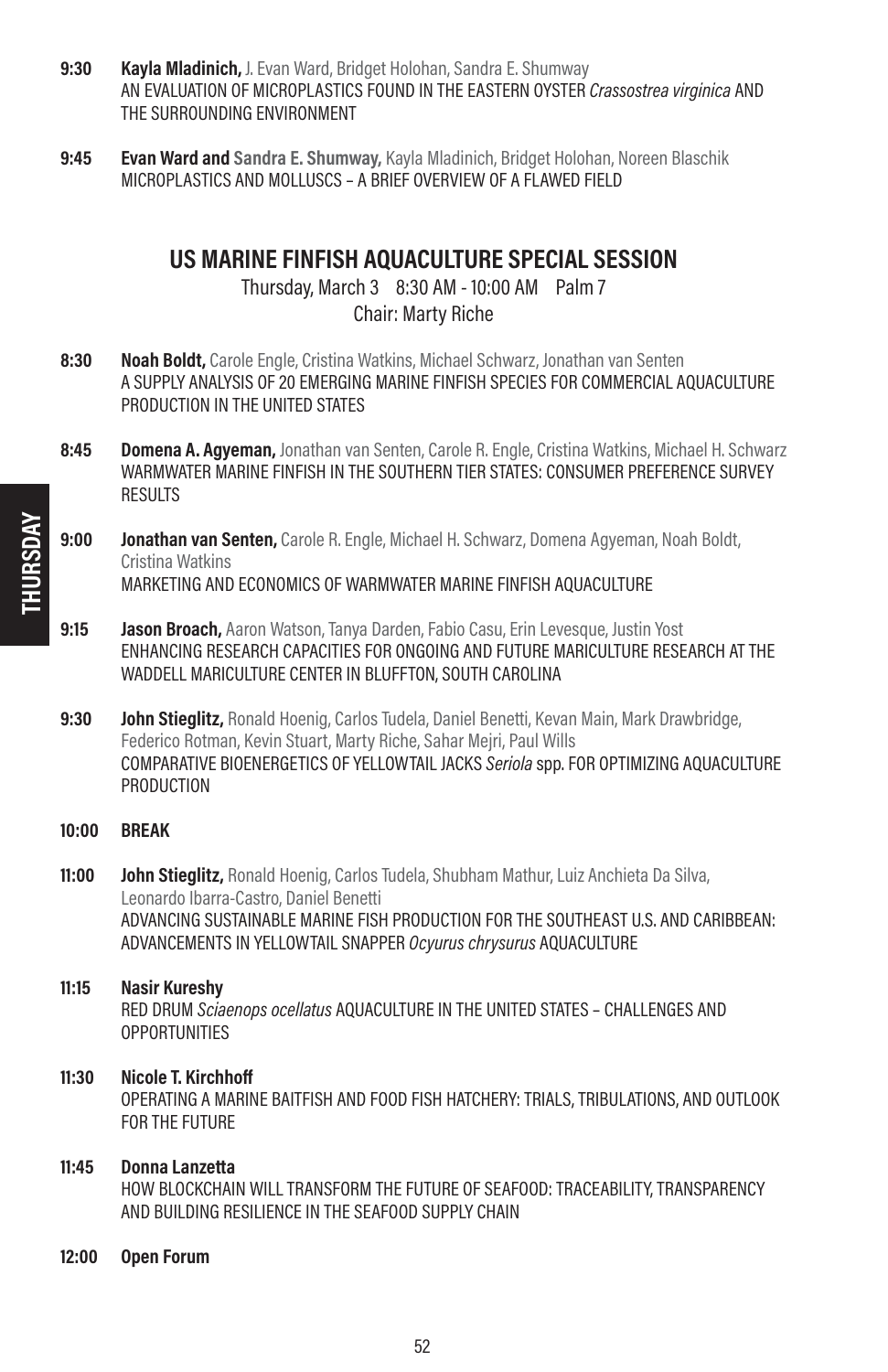**9:30** **Kayla Mladinich,** J. Evan Ward, Bridget Holohan, Sandra E. Shumway
AN EVALUATION OF MICROPLASTICS FOUND IN THE EASTERN OYSTER *Crassostrea virginica* AND THE SURROUNDING ENVIRONMENT

**9:45** **Evan Ward and Sandra E. Shumway,** Kayla Mladinich, Bridget Holohan, Noreen Blaschik
MICROPLASTICS AND MOLLUSCS – A BRIEF OVERVIEW OF A FLAWED FIELD

## US MARINE FINFISH AQUACULTURE SPECIAL SESSION

Thursday, March 3 8:30 AM - 10:00 AM Palm 7
Chair: Marty Riche

**8:30** **Noah Boldt,** Carole Engle, Cristina Watkins, Michael Schwarz, Jonathan van Senten
A SUPPLY ANALYSIS OF 20 EMERGING MARINE FINFISH SPECIES FOR COMMERCIAL AQUACULTURE PRODUCTION IN THE UNITED STATES

**8:45** **Domena A. Agyeman,** Jonathan van Senten, Carole R. Engle, Cristina Watkins, Michael H. Schwarz
WARMWATER MARINE FINFISH IN THE SOUTHERN TIER STATES: CONSUMER PREFERENCE SURVEY RESULTS

**9:00** **Jonathan van Senten,** Carole R. Engle, Michael H. Schwarz, Domena Agyeman, Noah Boldt, Cristina Watkins
MARKETING AND ECONOMICS OF WARMWATER MARINE FINFISH AQUACULTURE

**9:15** **Jason Broach,** Aaron Watson, Tanya Darden, Fabio Casu, Erin Levesque, Justin Yost
ENHANCING RESEARCH CAPACITIES FOR ONGOING AND FUTURE MARICULTURE RESEARCH AT THE WADDELL MARICULTURE CENTER IN BLUFFTON, SOUTH CAROLINA

**9:30** **John Stieglitz,** Ronald Hoenig, Carlos Tudela, Daniel Benetti, Kevan Main, Mark Drawbridge, Federico Rotman, Kevin Stuart, Marty Riche, Sahar Mejri, Paul Wills
COMPARATIVE BIOENERGETICS OF YELLOWTAIL JACKS *Seriola* spp. FOR OPTIMIZING AQUACULTURE PRODUCTION

**10:00** **BREAK**

**11:00** **John Stieglitz,** Ronald Hoenig, Carlos Tudela, Shubham Mathur, Luiz Anchieta Da Silva, Leonardo Ibarra-Castro, Daniel Benetti
ADVANCING SUSTAINABLE MARINE FISH PRODUCTION FOR THE SOUTHEAST U.S. AND CARIBBEAN: ADVANCEMENTS IN YELLOWTAIL SNAPPER *Ocyurus chrysurus* AQUACULTURE

**11:15** **Nasir Kureshy**
RED DRUM *Sciaenops ocellatus* AQUACULTURE IN THE UNITED STATES – CHALLENGES AND OPPORTUNITIES

**11:30** **Nicole T. Kirchhoff**
OPERATING A MARINE BAITFISH AND FOOD FISH HATCHERY: TRIALS, TRIBULATIONS, AND OUTLOOK FOR THE FUTURE

**11:45** **Donna Lanzetta**
HOW BLOCKCHAIN WILL TRANSFORM THE FUTURE OF SEAFOOD: TRACEABILITY, TRANSPARENCY AND BUILDING RESILIENCE IN THE SEAFOOD SUPPLY CHAIN

**12:00** **Open Forum**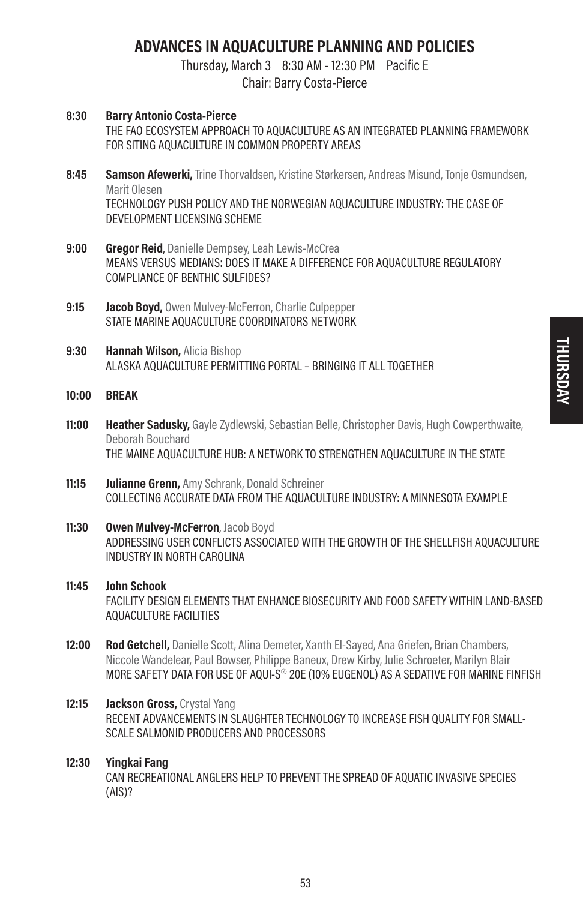# ADVANCES IN AQUACULTURE PLANNING AND POLICIES

Thursday, March 3 8:30 AM - 12:30 PM Pacific E

Chair: Barry Costa-Pierce

**8:30** **Barry Antonio Costa-Pierce**
THE FAO ECOSYSTEM APPROACH TO AQUACULTURE AS AN INTEGRATED PLANNING FRAMEWORK FOR SITING AQUACULTURE IN COMMON PROPERTY AREAS

**8:45** **Samson Afewerki,** Trine Thorvaldsen, Kristine Størkersen, Andreas Misund, Tonje Osmundsen, Marit Olesen
TECHNOLOGY PUSH POLICY AND THE NORWEGIAN AQUACULTURE INDUSTRY: THE CASE OF DEVELOPMENT LICENSING SCHEME

**9:00** **Gregor Reid**, Danielle Dempsey, Leah Lewis-McCrea
MEANS VERSUS MEDIANS: DOES IT MAKE A DIFFERENCE FOR AQUACULTURE REGULATORY COMPLIANCE OF BENTHIC SULFIDES?

**9:15** **Jacob Boyd,** Owen Mulvey-McFerron, Charlie Culpepper
STATE MARINE AQUACULTURE COORDINATORS NETWORK

**9:30** **Hannah Wilson,** Alicia Bishop
ALASKA AQUACULTURE PERMITTING PORTAL – BRINGING IT ALL TOGETHER

**10:00** **BREAK**

**11:00** **Heather Sadusky,** Gayle Zydlewski, Sebastian Belle, Christopher Davis, Hugh Cowperthwaite, Deborah Bouchard
THE MAINE AQUACULTURE HUB: A NETWORK TO STRENGTHEN AQUACULTURE IN THE STATE

**11:15** **Julianne Grenn,** Amy Schrank, Donald Schreiner
COLLECTING ACCURATE DATA FROM THE AQUACULTURE INDUSTRY: A MINNESOTA EXAMPLE

**11:30** **Owen Mulvey-McFerron**, Jacob Boyd
ADDRESSING USER CONFLICTS ASSOCIATED WITH THE GROWTH OF THE SHELLFISH AQUACULTURE INDUSTRY IN NORTH CAROLINA

**11:45** **John Schook**
FACILITY DESIGN ELEMENTS THAT ENHANCE BIOSECURITY AND FOOD SAFETY WITHIN LAND-BASED AQUACULTURE FACILITIES

**12:00** **Rod Getchell,** Danielle Scott, Alina Demeter, Xanth El-Sayed, Ana Griefen, Brian Chambers, Niccole Wandelear, Paul Bowser, Philippe Baneux, Drew Kirby, Julie Schroeter, Marilyn Blair
MORE SAFETY DATA FOR USE OF AQUI-S® 20E (10% EUGENOL) AS A SEDATIVE FOR MARINE FINFISH

**12:15** **Jackson Gross,** Crystal Yang
RECENT ADVANCEMENTS IN SLAUGHTER TECHNOLOGY TO INCREASE FISH QUALITY FOR SMALL-SCALE SALMONID PRODUCERS AND PROCESSORS

**12:30** **Yingkai Fang**
CAN RECREATIONAL ANGLERS HELP TO PREVENT THE SPREAD OF AQUATIC INVASIVE SPECIES (AIS)?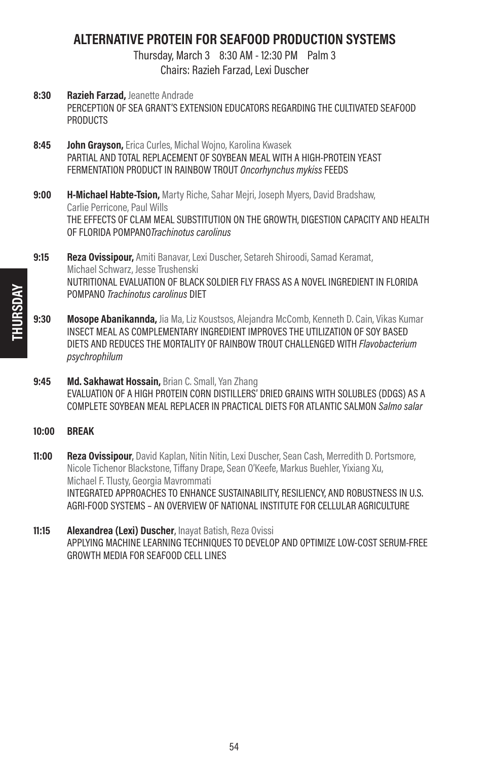## ALTERNATIVE PROTEIN FOR SEAFOOD PRODUCTION SYSTEMS

Thursday, March 3 8:30 AM - 12:30 PM Palm 3
Chairs: Razieh Farzad, Lexi Duscher

**8:30** **Razieh Farzad,** Jeanette Andrade
PERCEPTION OF SEA GRANT'S EXTENSION EDUCATORS REGARDING THE CULTIVATED SEAFOOD PRODUCTS

**8:45** **John Grayson,** Erica Curles, Michal Wojno, Karolina Kwasek
PARTIAL AND TOTAL REPLACEMENT OF SOYBEAN MEAL WITH A HIGH-PROTEIN YEAST FERMENTATION PRODUCT IN RAINBOW TROUT *Oncorhynchus mykiss* FEEDS

**9:00** **H-Michael Habte-Tsion,** Marty Riche, Sahar Mejri, Joseph Myers, David Bradshaw, Carlie Perricone, Paul Wills
THE EFFECTS OF CLAM MEAL SUBSTITUTION ON THE GROWTH, DIGESTION CAPACITY AND HEALTH OF FLORIDA POMPANO*Trachinotus carolinus*

**9:15** **Reza Ovissipour,** Amiti Banavar, Lexi Duscher, Setareh Shiroodi, Samad Keramat, Michael Schwarz, Jesse Trushenski
NUTRITIONAL EVALUATION OF BLACK SOLDIER FLY FRASS AS A NOVEL INGREDIENT IN FLORIDA POMPANO *Trachinotus carolinus* DIET

**9:30** **Mosope Abanikannda,** Jia Ma, Liz Koustsos, Alejandra McComb, Kenneth D. Cain, Vikas Kumar
INSECT MEAL AS COMPLEMENTARY INGREDIENT IMPROVES THE UTILIZATION OF SOY BASED DIETS AND REDUCES THE MORTALITY OF RAINBOW TROUT CHALLENGED WITH *Flavobacterium psychrophilum*

**9:45** **Md. Sakhawat Hossain,** Brian C. Small, Yan Zhang
EVALUATION OF A HIGH PROTEIN CORN DISTILLERS' DRIED GRAINS WITH SOLUBLES (DDGS) AS A COMPLETE SOYBEAN MEAL REPLACER IN PRACTICAL DIETS FOR ATLANTIC SALMON *Salmo salar*

**10:00** **BREAK**

**11:00** **Reza Ovissipour**, David Kaplan, Nitin Nitin, Lexi Duscher, Sean Cash, Merredith D. Portsmore, Nicole Tichenor Blackstone, Tiffany Drape, Sean O'Keefe, Markus Buehler, Yixiang Xu, Michael F. Tlusty, Georgia Mavrommati
INTEGRATED APPROACHES TO ENHANCE SUSTAINABILITY, RESILIENCY, AND ROBUSTNESS IN U.S. AGRI-FOOD SYSTEMS – AN OVERVIEW OF NATIONAL INSTITUTE FOR CELLULAR AGRICULTURE

**11:15** **Alexandrea (Lexi) Duscher**, Inayat Batish, Reza Ovissi
APPLYING MACHINE LEARNING TECHNIQUES TO DEVELOP AND OPTIMIZE LOW-COST SERUM-FREE GROWTH MEDIA FOR SEAFOOD CELL LINES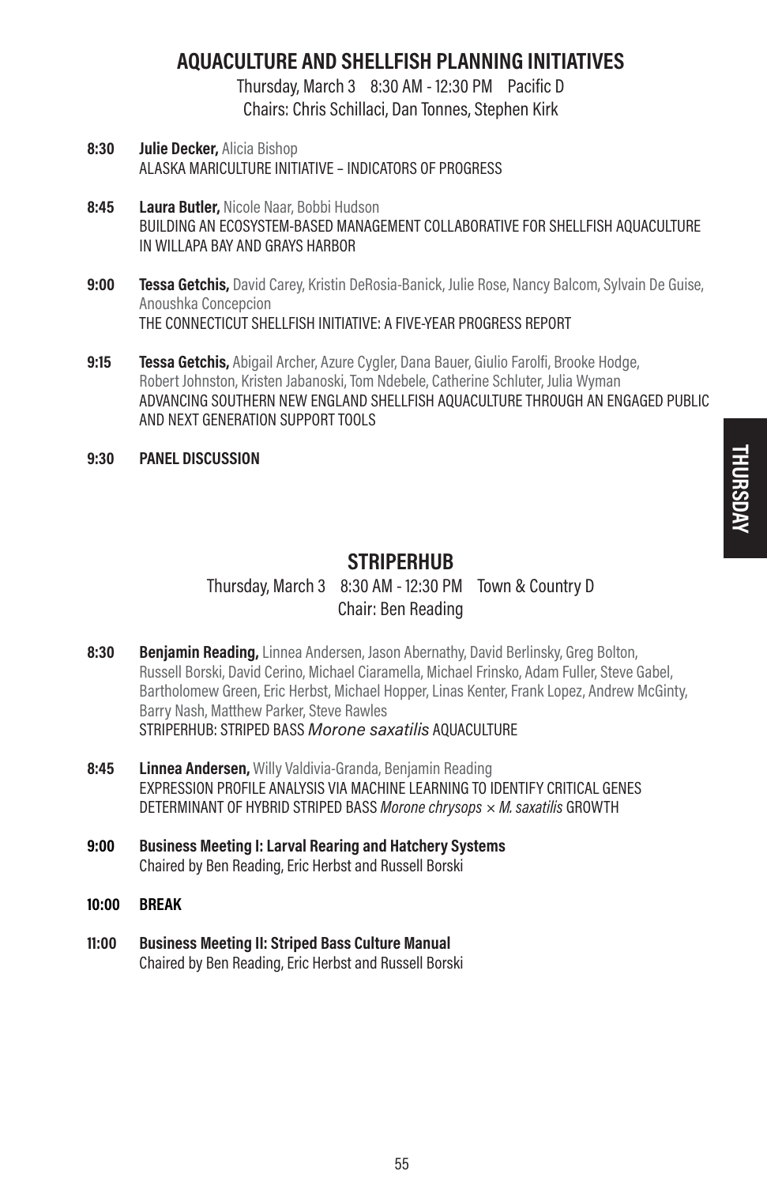## AQUACULTURE AND SHELLFISH PLANNING INITIATIVES

Thursday, March 3 8:30 AM - 12:30 PM Pacific D
Chairs: Chris Schillaci, Dan Tonnes, Stephen Kirk

**8:30** **Julie Decker,** Alicia Bishop
ALASKA MARICULTURE INITIATIVE – INDICATORS OF PROGRESS

**8:45** **Laura Butler,** Nicole Naar, Bobbi Hudson
BUILDING AN ECOSYSTEM-BASED MANAGEMENT COLLABORATIVE FOR SHELLFISH AQUACULTURE IN WILLAPA BAY AND GRAYS HARBOR

**9:00** **Tessa Getchis,** David Carey, Kristin DeRosia-Banick, Julie Rose, Nancy Balcom, Sylvain De Guise, Anoushka Concepcion
THE CONNECTICUT SHELLFISH INITIATIVE: A FIVE-YEAR PROGRESS REPORT

**9:15** **Tessa Getchis,** Abigail Archer, Azure Cygler, Dana Bauer, Giulio Farolfi, Brooke Hodge, Robert Johnston, Kristen Jabanoski, Tom Ndebele, Catherine Schluter, Julia Wyman
ADVANCING SOUTHERN NEW ENGLAND SHELLFISH AQUACULTURE THROUGH AN ENGAGED PUBLIC AND NEXT GENERATION SUPPORT TOOLS

**9:30** **PANEL DISCUSSION**

## STRIPERHUB

Thursday, March 3 8:30 AM - 12:30 PM Town & Country D
Chair: Ben Reading

**8:30** **Benjamin Reading,** Linnea Andersen, Jason Abernathy, David Berlinsky, Greg Bolton, Russell Borski, David Cerino, Michael Ciaramella, Michael Frinsko, Adam Fuller, Steve Gabel, Bartholomew Green, Eric Herbst, Michael Hopper, Linas Kenter, Frank Lopez, Andrew McGinty, Barry Nash, Matthew Parker, Steve Rawles
STRIPERHUB: STRIPED BASS *Morone saxatilis* AQUACULTURE

**8:45** **Linnea Andersen,** Willy Valdivia-Granda, Benjamin Reading
EXPRESSION PROFILE ANALYSIS VIA MACHINE LEARNING TO IDENTIFY CRITICAL GENES DETERMINANT OF HYBRID STRIPED BASS *Morone chrysops* × *M. saxatilis* GROWTH

**9:00** **Business Meeting I: Larval Rearing and Hatchery Systems**
Chaired by Ben Reading, Eric Herbst and Russell Borski

**10:00** **BREAK**

**11:00** **Business Meeting II: Striped Bass Culture Manual**
Chaired by Ben Reading, Eric Herbst and Russell Borski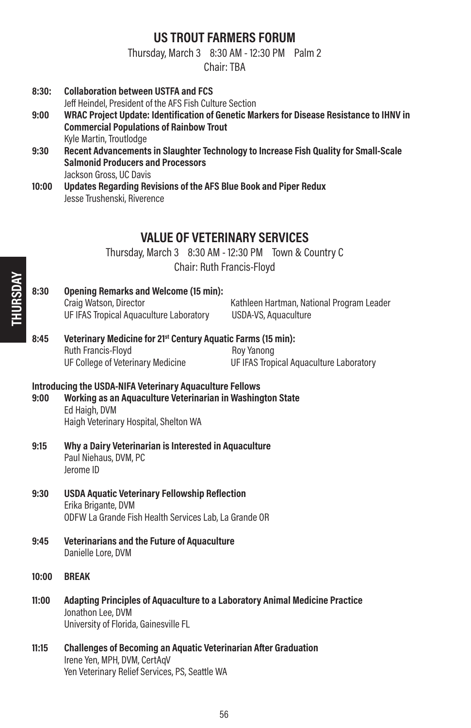## US TROUT FARMERS FORUM

Thursday, March 3 8:30 AM - 12:30 PM Palm 2

Chair: TBA

**8:30: Collaboration between USTFA and FCS**
Jeff Heindel, President of the AFS Fish Culture Section

**9:00 WRAC Project Update: Identification of Genetic Markers for Disease Resistance to IHNV in Commercial Populations of Rainbow Trout**
Kyle Martin, Troutlodge

**9:30 Recent Advancements in Slaughter Technology to Increase Fish Quality for Small-Scale Salmonid Producers and Processors**
Jackson Gross, UC Davis

**10:00 Updates Regarding Revisions of the AFS Blue Book and Piper Redux**
Jesse Trushenski, Riverence

## VALUE OF VETERINARY SERVICES

Thursday, March 3 8:30 AM - 12:30 PM Town & Country C

Chair: Ruth Francis-Floyd

**8:30 Opening Remarks and Welcome (15 min):**
Craig Watson, Director, UF IFAS Tropical Aquaculture Laboratory
Kathleen Hartman, National Program Leader, USDA-VS, Aquaculture

**8:45 Veterinary Medicine for 21st Century Aquatic Farms (15 min):**
Ruth Francis-Floyd, UF College of Veterinary Medicine
Roy Yanong, UF IFAS Tropical Aquaculture Laboratory

**Introducing the USDA-NIFA Veterinary Aquaculture Fellows**

**9:00 Working as an Aquaculture Veterinarian in Washington State**
Ed Haigh, DVM
Haigh Veterinary Hospital, Shelton WA

**9:15 Why a Dairy Veterinarian is Interested in Aquaculture**
Paul Niehaus, DVM, PC
Jerome ID

**9:30 USDA Aquatic Veterinary Fellowship Reflection**
Erika Brigante, DVM
ODFW La Grande Fish Health Services Lab, La Grande OR

**9:45 Veterinarians and the Future of Aquaculture**
Danielle Lore, DVM

**10:00 BREAK**

**11:00 Adapting Principles of Aquaculture to a Laboratory Animal Medicine Practice**
Jonathon Lee, DVM
University of Florida, Gainesville FL

**11:15 Challenges of Becoming an Aquatic Veterinarian After Graduation**
Irene Yen, MPH, DVM, CertAqV
Yen Veterinary Relief Services, PS, Seattle WA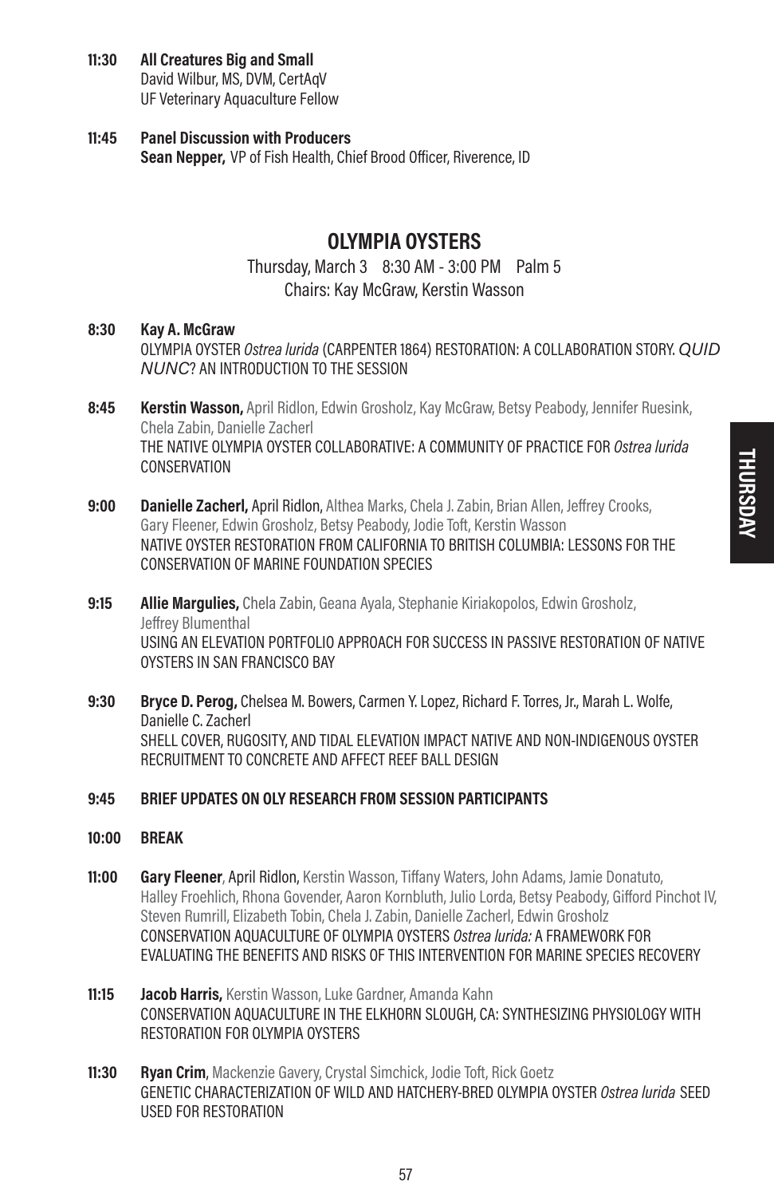**11:30 All Creatures Big and Small**
David Wilbur, MS, DVM, CertAqV
UF Veterinary Aquaculture Fellow

**11:45 Panel Discussion with Producers**
**Sean Nepper,** VP of Fish Health, Chief Brood Officer, Riverence, ID

## OLYMPIA OYSTERS

Thursday, March 3 8:30 AM - 3:00 PM Palm 5
Chairs: Kay McGraw, Kerstin Wasson

**8:30 Kay A. McGraw**
OLYMPIA OYSTER *Ostrea lurida* (CARPENTER 1864) RESTORATION: A COLLABORATION STORY. *QUID NUNC*? AN INTRODUCTION TO THE SESSION

**8:45 Kerstin Wasson,** April Ridlon, Edwin Grosholz, Kay McGraw, Betsy Peabody, Jennifer Ruesink, Chela Zabin, Danielle Zacherl
THE NATIVE OLYMPIA OYSTER COLLABORATIVE: A COMMUNITY OF PRACTICE FOR *Ostrea lurida* CONSERVATION

**9:00 Danielle Zacherl,** April Ridlon, Althea Marks, Chela J. Zabin, Brian Allen, Jeffrey Crooks, Gary Fleener, Edwin Grosholz, Betsy Peabody, Jodie Toft, Kerstin Wasson
NATIVE OYSTER RESTORATION FROM CALIFORNIA TO BRITISH COLUMBIA: LESSONS FOR THE CONSERVATION OF MARINE FOUNDATION SPECIES

**9:15 Allie Margulies,** Chela Zabin, Geana Ayala, Stephanie Kiriakopolos, Edwin Grosholz, Jeffrey Blumenthal
USING AN ELEVATION PORTFOLIO APPROACH FOR SUCCESS IN PASSIVE RESTORATION OF NATIVE OYSTERS IN SAN FRANCISCO BAY

**9:30 Bryce D. Perog,** Chelsea M. Bowers, Carmen Y. Lopez, Richard F. Torres, Jr., Marah L. Wolfe, Danielle C. Zacherl
SHELL COVER, RUGOSITY, AND TIDAL ELEVATION IMPACT NATIVE AND NON-INDIGENOUS OYSTER RECRUITMENT TO CONCRETE AND AFFECT REEF BALL DESIGN

**9:45 BRIEF UPDATES ON OLY RESEARCH FROM SESSION PARTICIPANTS**

**10:00 BREAK**

**11:00 Gary Fleener**, April Ridlon, Kerstin Wasson, Tiffany Waters, John Adams, Jamie Donatuto, Halley Froehlich, Rhona Govender, Aaron Kornbluth, Julio Lorda, Betsy Peabody, Gifford Pinchot IV, Steven Rumrill, Elizabeth Tobin, Chela J. Zabin, Danielle Zacherl, Edwin Grosholz
CONSERVATION AQUACULTURE OF OLYMPIA OYSTERS *Ostrea lurida:* A FRAMEWORK FOR EVALUATING THE BENEFITS AND RISKS OF THIS INTERVENTION FOR MARINE SPECIES RECOVERY

**11:15 Jacob Harris,** Kerstin Wasson, Luke Gardner, Amanda Kahn
CONSERVATION AQUACULTURE IN THE ELKHORN SLOUGH, CA: SYNTHESIZING PHYSIOLOGY WITH RESTORATION FOR OLYMPIA OYSTERS

**11:30 Ryan Crim**, Mackenzie Gavery, Crystal Simchick, Jodie Toft, Rick Goetz
GENETIC CHARACTERIZATION OF WILD AND HATCHERY-BRED OLYMPIA OYSTER *Ostrea lurida* SEED USED FOR RESTORATION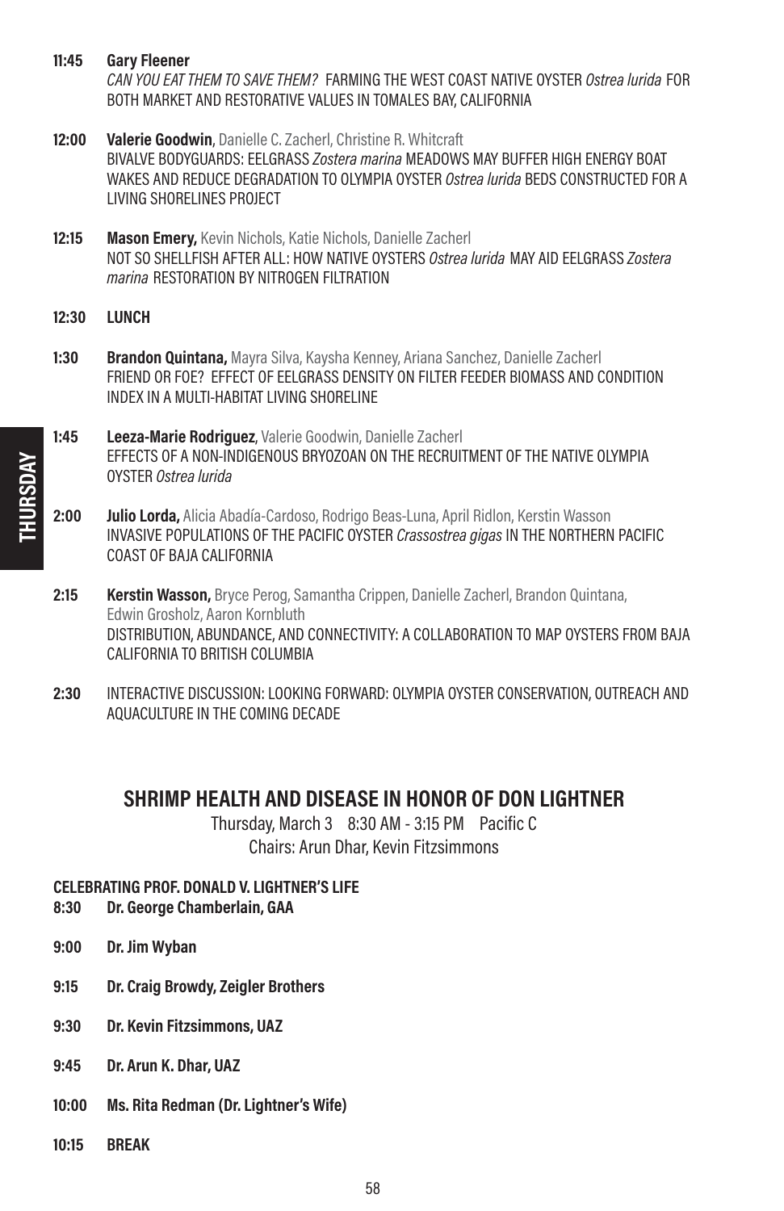**11:45 Gary Fleener**
*CAN YOU EAT THEM TO SAVE THEM?* FARMING THE WEST COAST NATIVE OYSTER *Ostrea lurida* FOR BOTH MARKET AND RESTORATIVE VALUES IN TOMALES BAY, CALIFORNIA

**12:00 Valerie Goodwin**, Danielle C. Zacherl, Christine R. Whitcraft
BIVALVE BODYGUARDS: EELGRASS *Zostera marina* MEADOWS MAY BUFFER HIGH ENERGY BOAT WAKES AND REDUCE DEGRADATION TO OLYMPIA OYSTER *Ostrea lurida* BEDS CONSTRUCTED FOR A LIVING SHORELINES PROJECT

**12:15 Mason Emery,** Kevin Nichols, Katie Nichols, Danielle Zacherl
NOT SO SHELLFISH AFTER ALL: HOW NATIVE OYSTERS *Ostrea lurida* MAY AID EELGRASS *Zostera marina* RESTORATION BY NITROGEN FILTRATION

**12:30 LUNCH**

**1:30 Brandon Quintana,** Mayra Silva, Kaysha Kenney, Ariana Sanchez, Danielle Zacherl
FRIEND OR FOE? EFFECT OF EELGRASS DENSITY ON FILTER FEEDER BIOMASS AND CONDITION INDEX IN A MULTI-HABITAT LIVING SHORELINE

**1:45 Leeza-Marie Rodriguez**, Valerie Goodwin, Danielle Zacherl
EFFECTS OF A NON-INDIGENOUS BRYOZOAN ON THE RECRUITMENT OF THE NATIVE OLYMPIA OYSTER *Ostrea lurida*

**2:00 Julio Lorda,** Alicia Abadía-Cardoso, Rodrigo Beas-Luna, April Ridlon, Kerstin Wasson
INVASIVE POPULATIONS OF THE PACIFIC OYSTER *Crassostrea gigas* IN THE NORTHERN PACIFIC COAST OF BAJA CALIFORNIA

**2:15 Kerstin Wasson,** Bryce Perog, Samantha Crippen, Danielle Zacherl, Brandon Quintana, Edwin Grosholz, Aaron Kornbluth
DISTRIBUTION, ABUNDANCE, AND CONNECTIVITY: A COLLABORATION TO MAP OYSTERS FROM BAJA CALIFORNIA TO BRITISH COLUMBIA

**2:30** INTERACTIVE DISCUSSION: LOOKING FORWARD: OLYMPIA OYSTER CONSERVATION, OUTREACH AND AQUACULTURE IN THE COMING DECADE

## SHRIMP HEALTH AND DISEASE IN HONOR OF DON LIGHTNER

Thursday, March 3 8:30 AM - 3:15 PM Pacific C
Chairs: Arun Dhar, Kevin Fitzsimmons

**CELEBRATING PROF. DONALD V. LIGHTNER'S LIFE**

**8:30 Dr. George Chamberlain, GAA**

**9:00 Dr. Jim Wyban**

**9:15 Dr. Craig Browdy, Zeigler Brothers**

**9:30 Dr. Kevin Fitzsimmons, UAZ**

**9:45 Dr. Arun K. Dhar, UAZ**

**10:00 Ms. Rita Redman (Dr. Lightner's Wife)**

**10:15 BREAK**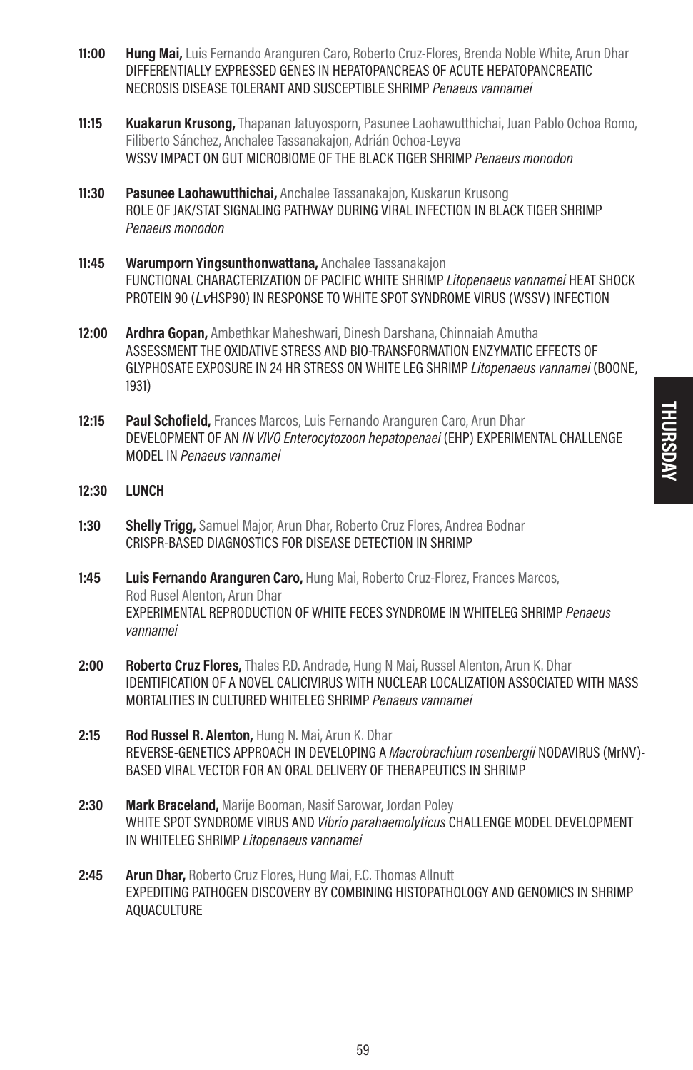**11:00** **Hung Mai,** Luis Fernando Aranguren Caro, Roberto Cruz-Flores, Brenda Noble White, Arun Dhar
DIFFERENTIALLY EXPRESSED GENES IN HEPATOPANCREAS OF ACUTE HEPATOPANCREATIC NECROSIS DISEASE TOLERANT AND SUSCEPTIBLE SHRIMP *Penaeus vannamei*

**11:15** **Kuakarun Krusong,** Thapanan Jatuyosporn, Pasunee Laohawutthichai, Juan Pablo Ochoa Romo, Filiberto Sánchez, Anchalee Tassanakajon, Adrián Ochoa-Leyva
WSSV IMPACT ON GUT MICROBIOME OF THE BLACK TIGER SHRIMP *Penaeus monodon*

**11:30** **Pasunee Laohawutthichai,** Anchalee Tassanakajon, Kuskarun Krusong
ROLE OF JAK/STAT SIGNALING PATHWAY DURING VIRAL INFECTION IN BLACK TIGER SHRIMP *Penaeus monodon*

**11:45** **Warumporn Yingsunthonwattana,** Anchalee Tassanakajon
FUNCTIONAL CHARACTERIZATION OF PACIFIC WHITE SHRIMP *Litopenaeus vannamei* HEAT SHOCK PROTEIN 90 (*Lv*HSP90) IN RESPONSE TO WHITE SPOT SYNDROME VIRUS (WSSV) INFECTION

**12:00** **Ardhra Gopan,** Ambethkar Maheshwari, Dinesh Darshana, Chinnaiah Amutha
ASSESSMENT THE OXIDATIVE STRESS AND BIO-TRANSFORMATION ENZYMATIC EFFECTS OF GLYPHOSATE EXPOSURE IN 24 HR STRESS ON WHITE LEG SHRIMP *Litopenaeus vannamei* (BOONE, 1931)

**12:15** **Paul Schofield,** Frances Marcos, Luis Fernando Aranguren Caro, Arun Dhar
DEVELOPMENT OF AN *IN VIVO Enterocytozoon hepatopenaei* (EHP) EXPERIMENTAL CHALLENGE MODEL IN *Penaeus vannamei*

**12:30** **LUNCH**

**1:30** **Shelly Trigg,** Samuel Major, Arun Dhar, Roberto Cruz Flores, Andrea Bodnar
CRISPR-BASED DIAGNOSTICS FOR DISEASE DETECTION IN SHRIMP

**1:45** **Luis Fernando Aranguren Caro,** Hung Mai, Roberto Cruz-Florez, Frances Marcos, Rod Rusel Alenton, Arun Dhar
EXPERIMENTAL REPRODUCTION OF WHITE FECES SYNDROME IN WHITELEG SHRIMP *Penaeus vannamei*

**2:00** **Roberto Cruz Flores,** Thales P.D. Andrade, Hung N Mai, Russel Alenton, Arun K. Dhar
IDENTIFICATION OF A NOVEL CALICIVIRUS WITH NUCLEAR LOCALIZATION ASSOCIATED WITH MASS MORTALITIES IN CULTURED WHITELEG SHRIMP *Penaeus vannamei*

**2:15** **Rod Russel R. Alenton,** Hung N. Mai, Arun K. Dhar
REVERSE-GENETICS APPROACH IN DEVELOPING A *Macrobrachium rosenbergii* NODAVIRUS (MrNV)-BASED VIRAL VECTOR FOR AN ORAL DELIVERY OF THERAPEUTICS IN SHRIMP

**2:30** **Mark Braceland,** Marije Booman, Nasif Sarowar, Jordan Poley
WHITE SPOT SYNDROME VIRUS AND *Vibrio parahaemolyticus* CHALLENGE MODEL DEVELOPMENT IN WHITELEG SHRIMP *Litopenaeus vannamei*

**2:45** **Arun Dhar,** Roberto Cruz Flores, Hung Mai, F.C. Thomas Allnutt
EXPEDITING PATHOGEN DISCOVERY BY COMBINING HISTOPATHOLOGY AND GENOMICS IN SHRIMP AQUACULTURE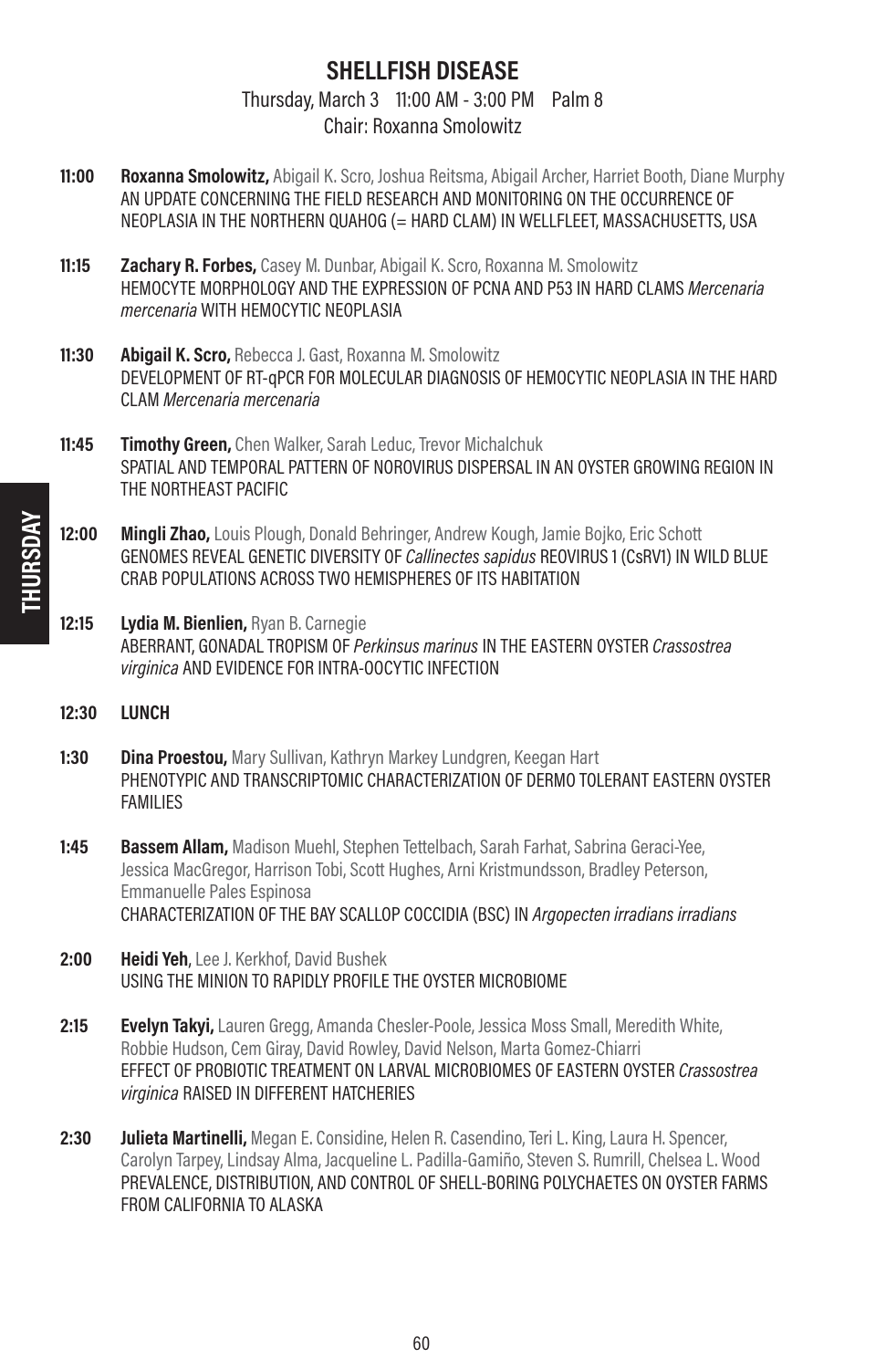## SHELLFISH DISEASE

Thursday, March 3 11:00 AM - 3:00 PM Palm 8
Chair: Roxanna Smolowitz

**11:00** **Roxanna Smolowitz,** Abigail K. Scro, Joshua Reitsma, Abigail Archer, Harriet Booth, Diane Murphy
AN UPDATE CONCERNING THE FIELD RESEARCH AND MONITORING ON THE OCCURRENCE OF NEOPLASIA IN THE NORTHERN QUAHOG (= HARD CLAM) IN WELLFLEET, MASSACHUSETTS, USA

**11:15** **Zachary R. Forbes,** Casey M. Dunbar, Abigail K. Scro, Roxanna M. Smolowitz
HEMOCYTE MORPHOLOGY AND THE EXPRESSION OF PCNA AND P53 IN HARD CLAMS *Mercenaria mercenaria* WITH HEMOCYTIC NEOPLASIA

**11:30** **Abigail K. Scro,** Rebecca J. Gast, Roxanna M. Smolowitz
DEVELOPMENT OF RT-qPCR FOR MOLECULAR DIAGNOSIS OF HEMOCYTIC NEOPLASIA IN THE HARD CLAM *Mercenaria mercenaria*

**11:45** **Timothy Green,** Chen Walker, Sarah Leduc, Trevor Michalchuk
SPATIAL AND TEMPORAL PATTERN OF NOROVIRUS DISPERSAL IN AN OYSTER GROWING REGION IN THE NORTHEAST PACIFIC

**12:00** **Mingli Zhao,** Louis Plough, Donald Behringer, Andrew Kough, Jamie Bojko, Eric Schott
GENOMES REVEAL GENETIC DIVERSITY OF *Callinectes sapidus* REOVIRUS 1 (CsRV1) IN WILD BLUE CRAB POPULATIONS ACROSS TWO HEMISPHERES OF ITS HABITATION

**12:15** **Lydia M. Bienlien,** Ryan B. Carnegie
ABERRANT, GONADAL TROPISM OF *Perkinsus marinus* IN THE EASTERN OYSTER *Crassostrea virginica* AND EVIDENCE FOR INTRA-OOCYTIC INFECTION

**12:30** **LUNCH**

**1:30** **Dina Proestou,** Mary Sullivan, Kathryn Markey Lundgren, Keegan Hart
PHENOTYPIC AND TRANSCRIPTOMIC CHARACTERIZATION OF DERMO TOLERANT EASTERN OYSTER FAMILIES

**1:45** **Bassem Allam,** Madison Muehl, Stephen Tettelbach, Sarah Farhat, Sabrina Geraci-Yee, Jessica MacGregor, Harrison Tobi, Scott Hughes, Arni Kristmundsson, Bradley Peterson, Emmanuelle Pales Espinosa
CHARACTERIZATION OF THE BAY SCALLOP COCCIDIA (BSC) IN *Argopecten irradians irradians*

**2:00** **Heidi Yeh**, Lee J. Kerkhof, David Bushek
USING THE MINION TO RAPIDLY PROFILE THE OYSTER MICROBIOME

**2:15** **Evelyn Takyi,** Lauren Gregg, Amanda Chesler-Poole, Jessica Moss Small, Meredith White, Robbie Hudson, Cem Giray, David Rowley, David Nelson, Marta Gomez-Chiarri
EFFECT OF PROBIOTIC TREATMENT ON LARVAL MICROBIOMES OF EASTERN OYSTER *Crassostrea virginica* RAISED IN DIFFERENT HATCHERIES

**2:30** **Julieta Martinelli,** Megan E. Considine, Helen R. Casendino, Teri L. King, Laura H. Spencer, Carolyn Tarpey, Lindsay Alma, Jacqueline L. Padilla-Gamiño, Steven S. Rumrill, Chelsea L. Wood
PREVALENCE, DISTRIBUTION, AND CONTROL OF SHELL-BORING POLYCHAETES ON OYSTER FARMS FROM CALIFORNIA TO ALASKA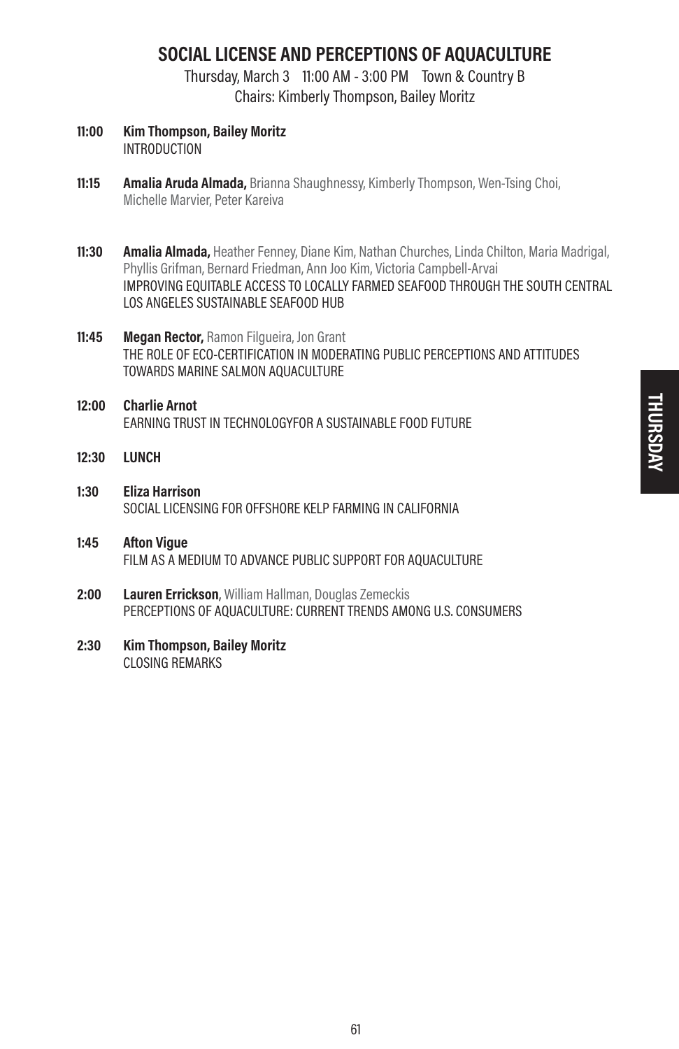## SOCIAL LICENSE AND PERCEPTIONS OF AQUACULTURE

Thursday, March 3 11:00 AM - 3:00 PM Town & Country B
Chairs: Kimberly Thompson, Bailey Moritz

**11:00** **Kim Thompson, Bailey Moritz**
INTRODUCTION

**11:15** **Amalia Aruda Almada,** Brianna Shaughnessy, Kimberly Thompson, Wen-Tsing Choi, Michelle Marvier, Peter Kareiva

**11:30** **Amalia Almada,** Heather Fenney, Diane Kim, Nathan Churches, Linda Chilton, Maria Madrigal, Phyllis Grifman, Bernard Friedman, Ann Joo Kim, Victoria Campbell-Arvai
IMPROVING EQUITABLE ACCESS TO LOCALLY FARMED SEAFOOD THROUGH THE SOUTH CENTRAL LOS ANGELES SUSTAINABLE SEAFOOD HUB

**11:45** **Megan Rector,** Ramon Filgueira, Jon Grant
THE ROLE OF ECO-CERTIFICATION IN MODERATING PUBLIC PERCEPTIONS AND ATTITUDES TOWARDS MARINE SALMON AQUACULTURE

**12:00** **Charlie Arnot**
EARNING TRUST IN TECHNOLOGYFOR A SUSTAINABLE FOOD FUTURE

**12:30** **LUNCH**

**1:30** **Eliza Harrison**
SOCIAL LICENSING FOR OFFSHORE KELP FARMING IN CALIFORNIA

**1:45** **Afton Vigue**
FILM AS A MEDIUM TO ADVANCE PUBLIC SUPPORT FOR AQUACULTURE

**2:00** **Lauren Errickson**, William Hallman, Douglas Zemeckis
PERCEPTIONS OF AQUACULTURE: CURRENT TRENDS AMONG U.S. CONSUMERS

**2:30** **Kim Thompson, Bailey Moritz**
CLOSING REMARKS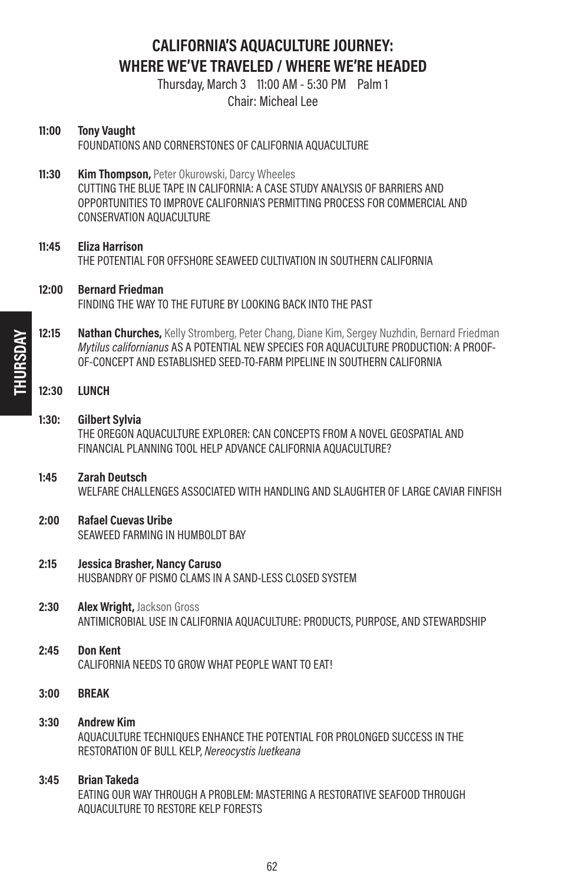# CALIFORNIA'S AQUACULTURE JOURNEY: WHERE WE'VE TRAVELED / WHERE WE'RE HEADED

Thursday, March 3 11:00 AM - 5:30 PM Palm 1

Chair: Micheal Lee

**11:00** **Tony Vaught**
FOUNDATIONS AND CORNERSTONES OF CALIFORNIA AQUACULTURE

**11:30** **Kim Thompson,** Peter Okurowski, Darcy Wheeles
CUTTING THE BLUE TAPE IN CALIFORNIA: A CASE STUDY ANALYSIS OF BARRIERS AND OPPORTUNITIES TO IMPROVE CALIFORNIA'S PERMITTING PROCESS FOR COMMERCIAL AND CONSERVATION AQUACULTURE

**11:45** **Eliza Harrison**
THE POTENTIAL FOR OFFSHORE SEAWEED CULTIVATION IN SOUTHERN CALIFORNIA

**12:00** **Bernard Friedman**
FINDING THE WAY TO THE FUTURE BY LOOKING BACK INTO THE PAST

**12:15** **Nathan Churches,** Kelly Stromberg, Peter Chang, Diane Kim, Sergey Nuzhdin, Bernard Friedman
*Mytilus californianus* AS A POTENTIAL NEW SPECIES FOR AQUACULTURE PRODUCTION: A PROOF-OF-CONCEPT AND ESTABLISHED SEED-TO-FARM PIPELINE IN SOUTHERN CALIFORNIA

**12:30** **LUNCH**

**1:30:** **Gilbert Sylvia**
THE OREGON AQUACULTURE EXPLORER: CAN CONCEPTS FROM A NOVEL GEOSPATIAL AND FINANCIAL PLANNING TOOL HELP ADVANCE CALIFORNIA AQUACULTURE?

**1:45** **Zarah Deutsch**
WELFARE CHALLENGES ASSOCIATED WITH HANDLING AND SLAUGHTER OF LARGE CAVIAR FINFISH

**2:00** **Rafael Cuevas Uribe**
SEAWEED FARMING IN HUMBOLDT BAY

**2:15** **Jessica Brasher, Nancy Caruso**
HUSBANDRY OF PISMO CLAMS IN A SAND-LESS CLOSED SYSTEM

**2:30** **Alex Wright,** Jackson Gross
ANTIMICROBIAL USE IN CALIFORNIA AQUACULTURE: PRODUCTS, PURPOSE, AND STEWARDSHIP

**2:45** **Don Kent**
CALIFORNIA NEEDS TO GROW WHAT PEOPLE WANT TO EAT!

**3:00** **BREAK**

**3:30** **Andrew Kim**
AQUACULTURE TECHNIQUES ENHANCE THE POTENTIAL FOR PROLONGED SUCCESS IN THE RESTORATION OF BULL KELP, *Nereocystis luetkeana*

**3:45** **Brian Takeda**
EATING OUR WAY THROUGH A PROBLEM: MASTERING A RESTORATIVE SEAFOOD THROUGH AQUACULTURE TO RESTORE KELP FORESTS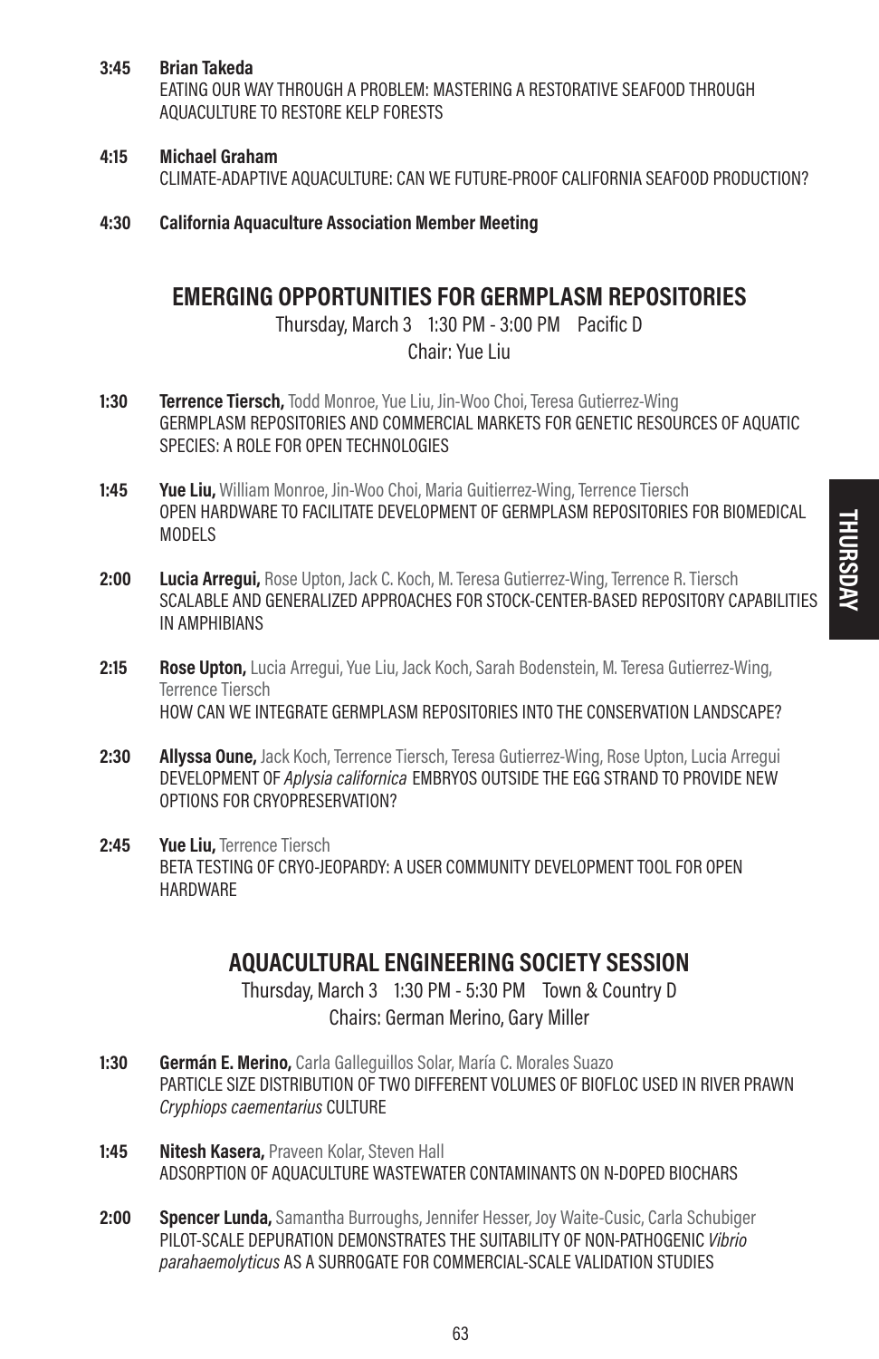**3:45** **Brian Takeda**
EATING OUR WAY THROUGH A PROBLEM: MASTERING A RESTORATIVE SEAFOOD THROUGH AQUACULTURE TO RESTORE KELP FORESTS

**4:15** **Michael Graham**
CLIMATE-ADAPTIVE AQUACULTURE: CAN WE FUTURE-PROOF CALIFORNIA SEAFOOD PRODUCTION?

**4:30** **California Aquaculture Association Member Meeting**

## EMERGING OPPORTUNITIES FOR GERMPLASM REPOSITORIES

Thursday, March 3 1:30 PM - 3:00 PM Pacific D
Chair: Yue Liu

**1:30** **Terrence Tiersch,** Todd Monroe, Yue Liu, Jin-Woo Choi, Teresa Gutierrez-Wing
GERMPLASM REPOSITORIES AND COMMERCIAL MARKETS FOR GENETIC RESOURCES OF AQUATIC SPECIES: A ROLE FOR OPEN TECHNOLOGIES

**1:45** **Yue Liu,** William Monroe, Jin-Woo Choi, Maria Guitierrez-Wing, Terrence Tiersch
OPEN HARDWARE TO FACILITATE DEVELOPMENT OF GERMPLASM REPOSITORIES FOR BIOMEDICAL MODELS

**2:00** **Lucia Arregui,** Rose Upton, Jack C. Koch, M. Teresa Gutierrez-Wing, Terrence R. Tiersch
SCALABLE AND GENERALIZED APPROACHES FOR STOCK-CENTER-BASED REPOSITORY CAPABILITIES IN AMPHIBIANS

**2:15** **Rose Upton,** Lucia Arregui, Yue Liu, Jack Koch, Sarah Bodenstein, M. Teresa Gutierrez-Wing, Terrence Tiersch
HOW CAN WE INTEGRATE GERMPLASM REPOSITORIES INTO THE CONSERVATION LANDSCAPE?

**2:30** **Allyssa Oune,** Jack Koch, Terrence Tiersch, Teresa Gutierrez-Wing, Rose Upton, Lucia Arregui
DEVELOPMENT OF *Aplysia californica* EMBRYOS OUTSIDE THE EGG STRAND TO PROVIDE NEW OPTIONS FOR CRYOPRESERVATION?

**2:45** **Yue Liu,** Terrence Tiersch
BETA TESTING OF CRYO-JEOPARDY: A USER COMMUNITY DEVELOPMENT TOOL FOR OPEN HARDWARE

## AQUACULTURAL ENGINEERING SOCIETY SESSION

Thursday, March 3 1:30 PM - 5:30 PM Town & Country D
Chairs: German Merino, Gary Miller

**1:30** **Germán E. Merino,** Carla Galleguillos Solar, María C. Morales Suazo
PARTICLE SIZE DISTRIBUTION OF TWO DIFFERENT VOLUMES OF BIOFLOC USED IN RIVER PRAWN *Cryphiops caementarius* CULTURE

**1:45** **Nitesh Kasera,** Praveen Kolar, Steven Hall
ADSORPTION OF AQUACULTURE WASTEWATER CONTAMINANTS ON N-DOPED BIOCHARS

**2:00** **Spencer Lunda,** Samantha Burroughs, Jennifer Hesser, Joy Waite-Cusic, Carla Schubiger
PILOT-SCALE DEPURATION DEMONSTRATES THE SUITABILITY OF NON-PATHOGENIC *Vibrio parahaemolyticus* AS A SURROGATE FOR COMMERCIAL-SCALE VALIDATION STUDIES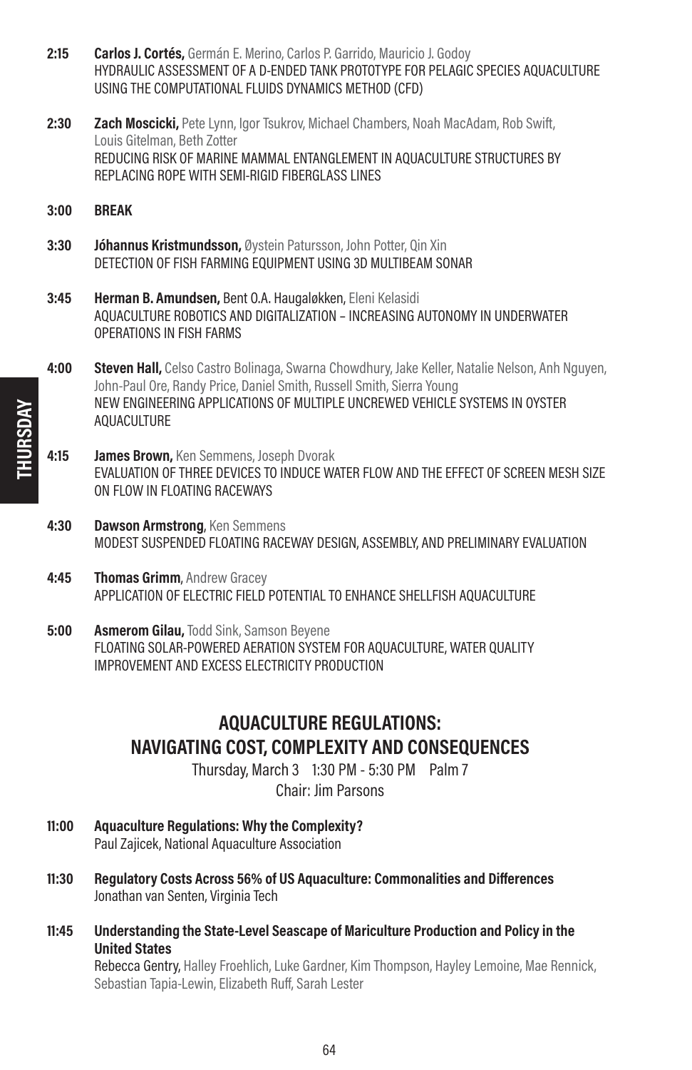**2:15** **Carlos J. Cortés,** Germán E. Merino, Carlos P. Garrido, Mauricio J. Godoy
HYDRAULIC ASSESSMENT OF A D-ENDED TANK PROTOTYPE FOR PELAGIC SPECIES AQUACULTURE USING THE COMPUTATIONAL FLUIDS DYNAMICS METHOD (CFD)

**2:30** **Zach Moscicki,** Pete Lynn, Igor Tsukrov, Michael Chambers, Noah MacAdam, Rob Swift, Louis Gitelman, Beth Zotter
REDUCING RISK OF MARINE MAMMAL ENTANGLEMENT IN AQUACULTURE STRUCTURES BY REPLACING ROPE WITH SEMI-RIGID FIBERGLASS LINES

**3:00** **BREAK**

**3:30** **Jóhannus Kristmundsson,** Øystein Patursson, John Potter, Qin Xin
DETECTION OF FISH FARMING EQUIPMENT USING 3D MULTIBEAM SONAR

**3:45** **Herman B. Amundsen,** Bent O.A. Haugaløkken, Eleni Kelasidi
AQUACULTURE ROBOTICS AND DIGITALIZATION – INCREASING AUTONOMY IN UNDERWATER OPERATIONS IN FISH FARMS

**4:00** **Steven Hall,** Celso Castro Bolinaga, Swarna Chowdhury, Jake Keller, Natalie Nelson, Anh Nguyen, John-Paul Ore, Randy Price, Daniel Smith, Russell Smith, Sierra Young
NEW ENGINEERING APPLICATIONS OF MULTIPLE UNCREWED VEHICLE SYSTEMS IN OYSTER AQUACULTURE

**4:15** **James Brown,** Ken Semmens, Joseph Dvorak
EVALUATION OF THREE DEVICES TO INDUCE WATER FLOW AND THE EFFECT OF SCREEN MESH SIZE ON FLOW IN FLOATING RACEWAYS

**4:30** **Dawson Armstrong**, Ken Semmens
MODEST SUSPENDED FLOATING RACEWAY DESIGN, ASSEMBLY, AND PRELIMINARY EVALUATION

**4:45** **Thomas Grimm**, Andrew Gracey
APPLICATION OF ELECTRIC FIELD POTENTIAL TO ENHANCE SHELLFISH AQUACULTURE

**5:00** **Asmerom Gilau,** Todd Sink, Samson Beyene
FLOATING SOLAR-POWERED AERATION SYSTEM FOR AQUACULTURE, WATER QUALITY IMPROVEMENT AND EXCESS ELECTRICITY PRODUCTION

## AQUACULTURE REGULATIONS: NAVIGATING COST, COMPLEXITY AND CONSEQUENCES

Thursday, March 3 1:30 PM - 5:30 PM Palm 7
Chair: Jim Parsons

**11:00** **Aquaculture Regulations: Why the Complexity?**
Paul Zajicek, National Aquaculture Association

**11:30** **Regulatory Costs Across 56% of US Aquaculture: Commonalities and Differences**
Jonathan van Senten, Virginia Tech

**11:45** **Understanding the State-Level Seascape of Mariculture Production and Policy in the United States**
Rebecca Gentry, Halley Froehlich, Luke Gardner, Kim Thompson, Hayley Lemoine, Mae Rennick, Sebastian Tapia-Lewin, Elizabeth Ruff, Sarah Lester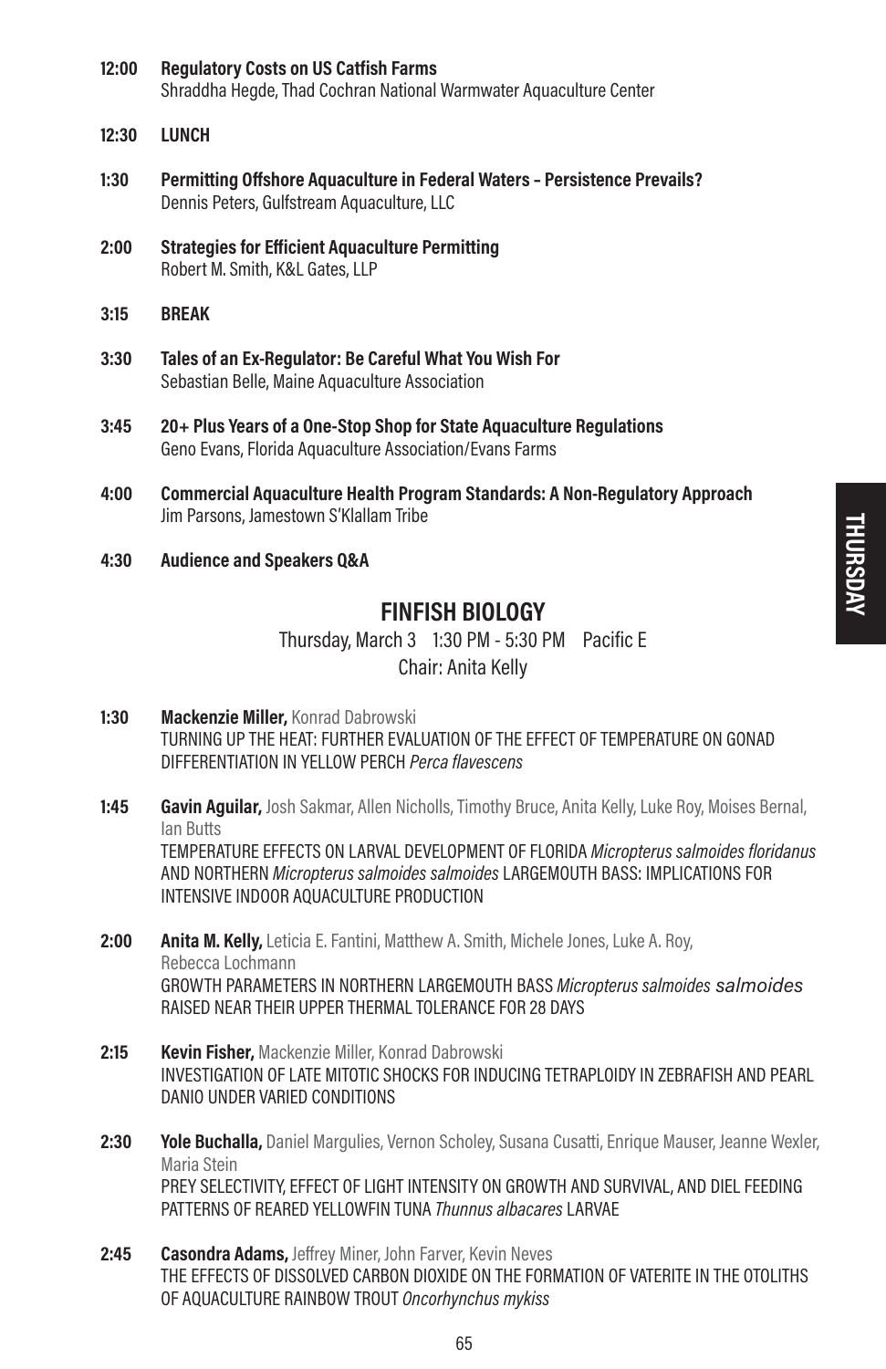**12:00** **Regulatory Costs on US Catfish Farms**
Shraddha Hegde, Thad Cochran National Warmwater Aquaculture Center

**12:30** **LUNCH**

**1:30** **Permitting Offshore Aquaculture in Federal Waters – Persistence Prevails?**
Dennis Peters, Gulfstream Aquaculture, LLC

**2:00** **Strategies for Efficient Aquaculture Permitting**
Robert M. Smith, K&L Gates, LLP

**3:15** **BREAK**

**3:30** **Tales of an Ex-Regulator: Be Careful What You Wish For**
Sebastian Belle, Maine Aquaculture Association

**3:45** **20+ Plus Years of a One-Stop Shop for State Aquaculture Regulations**
Geno Evans, Florida Aquaculture Association/Evans Farms

**4:00** **Commercial Aquaculture Health Program Standards: A Non-Regulatory Approach**
Jim Parsons, Jamestown S'Klallam Tribe

**4:30** **Audience and Speakers Q&A**

## FINFISH BIOLOGY

Thursday, March 3 1:30 PM - 5:30 PM Pacific E
Chair: Anita Kelly

**1:30** **Mackenzie Miller,** Konrad Dabrowski
TURNING UP THE HEAT: FURTHER EVALUATION OF THE EFFECT OF TEMPERATURE ON GONAD DIFFERENTIATION IN YELLOW PERCH *Perca flavescens*

**1:45** **Gavin Aguilar,** Josh Sakmar, Allen Nicholls, Timothy Bruce, Anita Kelly, Luke Roy, Moises Bernal, Ian Butts
TEMPERATURE EFFECTS ON LARVAL DEVELOPMENT OF FLORIDA *Micropterus salmoides floridanus* AND NORTHERN *Micropterus salmoides salmoides* LARGEMOUTH BASS: IMPLICATIONS FOR INTENSIVE INDOOR AQUACULTURE PRODUCTION

**2:00** **Anita M. Kelly,** Leticia E. Fantini, Matthew A. Smith, Michele Jones, Luke A. Roy, Rebecca Lochmann
GROWTH PARAMETERS IN NORTHERN LARGEMOUTH BASS *Micropterus salmoides salmoides* RAISED NEAR THEIR UPPER THERMAL TOLERANCE FOR 28 DAYS

**2:15** **Kevin Fisher,** Mackenzie Miller, Konrad Dabrowski
INVESTIGATION OF LATE MITOTIC SHOCKS FOR INDUCING TETRAPLOIDY IN ZEBRAFISH AND PEARL DANIO UNDER VARIED CONDITIONS

**2:30** **Yole Buchalla,** Daniel Margulies, Vernon Scholey, Susana Cusatti, Enrique Mauser, Jeanne Wexler, Maria Stein
PREY SELECTIVITY, EFFECT OF LIGHT INTENSITY ON GROWTH AND SURVIVAL, AND DIEL FEEDING PATTERNS OF REARED YELLOWFIN TUNA *Thunnus albacares* LARVAE

**2:45** **Casondra Adams,** Jeffrey Miner, John Farver, Kevin Neves
THE EFFECTS OF DISSOLVED CARBON DIOXIDE ON THE FORMATION OF VATERITE IN THE OTOLITHS OF AQUACULTURE RAINBOW TROUT *Oncorhynchus mykiss*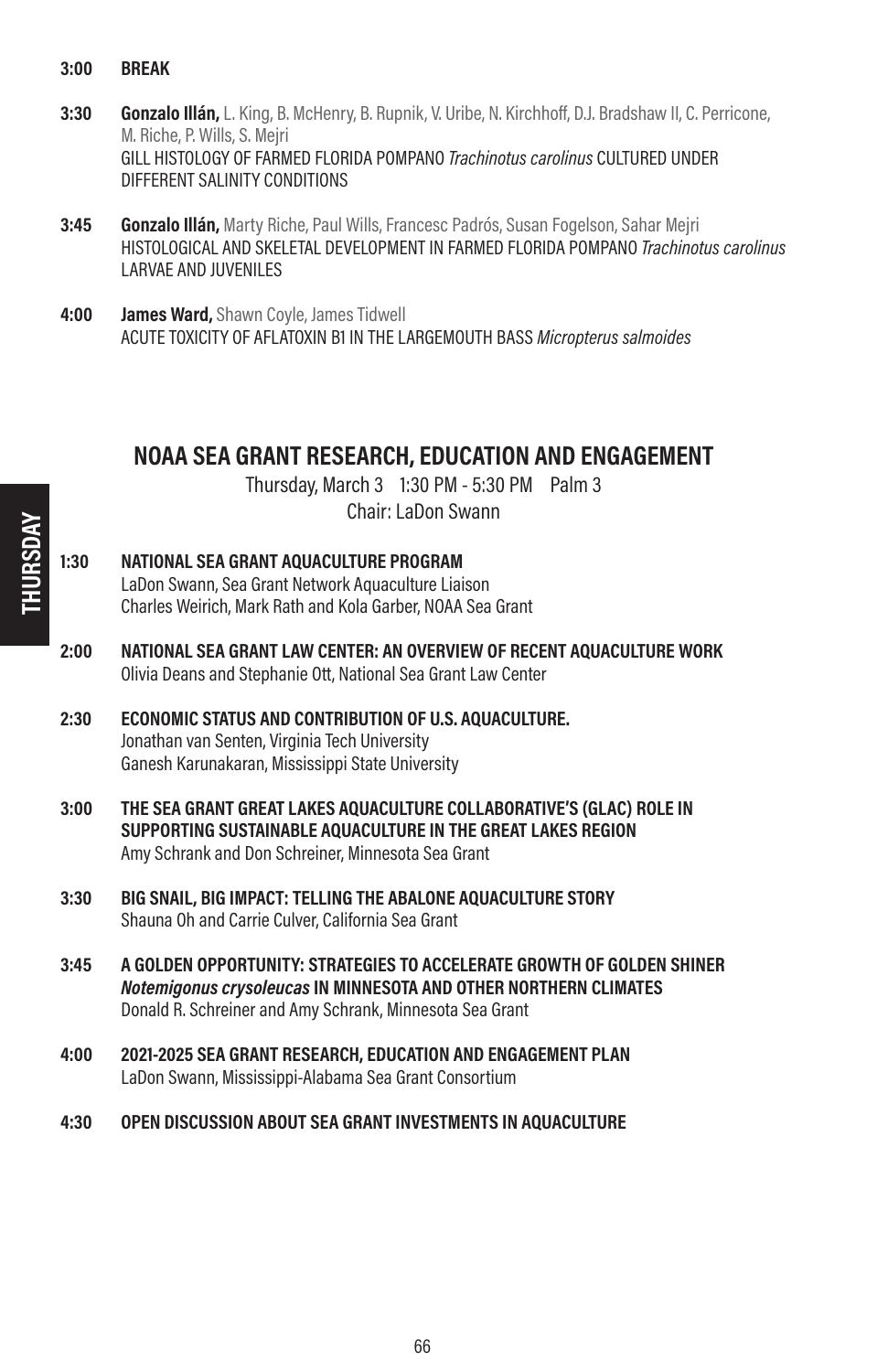**3:00 BREAK**

**3:30 Gonzalo Illán,** L. King, B. McHenry, B. Rupnik, V. Uribe, N. Kirchhoff, D.J. Bradshaw II, C. Perricone, M. Riche, P. Wills, S. Mejri
GILL HISTOLOGY OF FARMED FLORIDA POMPANO *Trachinotus carolinus* CULTURED UNDER DIFFERENT SALINITY CONDITIONS

**3:45 Gonzalo Illán,** Marty Riche, Paul Wills, Francesc Padrós, Susan Fogelson, Sahar Mejri
HISTOLOGICAL AND SKELETAL DEVELOPMENT IN FARMED FLORIDA POMPANO *Trachinotus carolinus* LARVAE AND JUVENILES

**4:00 James Ward,** Shawn Coyle, James Tidwell
ACUTE TOXICITY OF AFLATOXIN B1 IN THE LARGEMOUTH BASS *Micropterus salmoides*

## NOAA SEA GRANT RESEARCH, EDUCATION AND ENGAGEMENT

Thursday, March 3 1:30 PM - 5:30 PM Palm 3
Chair: LaDon Swann

**1:30 NATIONAL SEA GRANT AQUACULTURE PROGRAM**
LaDon Swann, Sea Grant Network Aquaculture Liaison
Charles Weirich, Mark Rath and Kola Garber, NOAA Sea Grant

**2:00 NATIONAL SEA GRANT LAW CENTER: AN OVERVIEW OF RECENT AQUACULTURE WORK**
Olivia Deans and Stephanie Ott, National Sea Grant Law Center

**2:30 ECONOMIC STATUS AND CONTRIBUTION OF U.S. AQUACULTURE.**
Jonathan van Senten, Virginia Tech University
Ganesh Karunakaran, Mississippi State University

**3:00 THE SEA GRANT GREAT LAKES AQUACULTURE COLLABORATIVE'S (GLAC) ROLE IN SUPPORTING SUSTAINABLE AQUACULTURE IN THE GREAT LAKES REGION**
Amy Schrank and Don Schreiner, Minnesota Sea Grant

**3:30 BIG SNAIL, BIG IMPACT: TELLING THE ABALONE AQUACULTURE STORY**
Shauna Oh and Carrie Culver, California Sea Grant

**3:45 A GOLDEN OPPORTUNITY: STRATEGIES TO ACCELERATE GROWTH OF GOLDEN SHINER *Notemigonus crysoleucas* IN MINNESOTA AND OTHER NORTHERN CLIMATES**
Donald R. Schreiner and Amy Schrank, Minnesota Sea Grant

**4:00 2021-2025 SEA GRANT RESEARCH, EDUCATION AND ENGAGEMENT PLAN**
LaDon Swann, Mississippi-Alabama Sea Grant Consortium

**4:30 OPEN DISCUSSION ABOUT SEA GRANT INVESTMENTS IN AQUACULTURE**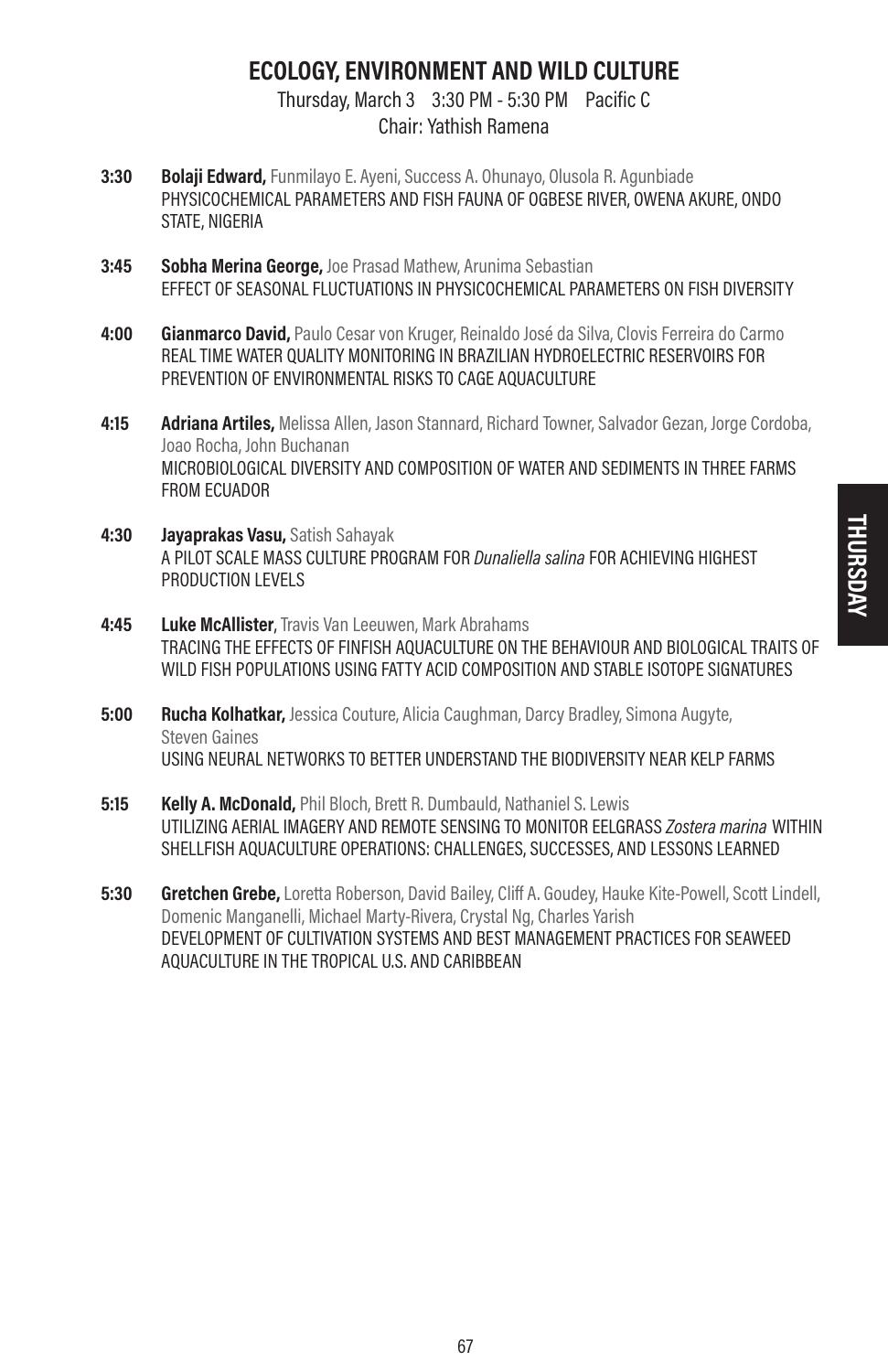## ECOLOGY, ENVIRONMENT AND WILD CULTURE

Thursday, March 3 3:30 PM - 5:30 PM Pacific C

Chair: Yathish Ramena

**3:30** **Bolaji Edward,** Funmilayo E. Ayeni, Success A. Ohunayo, Olusola R. Agunbiade
PHYSICOCHEMICAL PARAMETERS AND FISH FAUNA OF OGBESE RIVER, OWENA AKURE, ONDO STATE, NIGERIA

**3:45** **Sobha Merina George,** Joe Prasad Mathew, Arunima Sebastian
EFFECT OF SEASONAL FLUCTUATIONS IN PHYSICOCHEMICAL PARAMETERS ON FISH DIVERSITY

**4:00** **Gianmarco David,** Paulo Cesar von Kruger, Reinaldo José da Silva, Clovis Ferreira do Carmo
REAL TIME WATER QUALITY MONITORING IN BRAZILIAN HYDROELECTRIC RESERVOIRS FOR PREVENTION OF ENVIRONMENTAL RISKS TO CAGE AQUACULTURE

**4:15** **Adriana Artiles,** Melissa Allen, Jason Stannard, Richard Towner, Salvador Gezan, Jorge Cordoba, Joao Rocha, John Buchanan
MICROBIOLOGICAL DIVERSITY AND COMPOSITION OF WATER AND SEDIMENTS IN THREE FARMS FROM ECUADOR

**4:30** **Jayaprakas Vasu,** Satish Sahayak
A PILOT SCALE MASS CULTURE PROGRAM FOR *Dunaliella salina* FOR ACHIEVING HIGHEST PRODUCTION LEVELS

**4:45** **Luke McAllister**, Travis Van Leeuwen, Mark Abrahams
TRACING THE EFFECTS OF FINFISH AQUACULTURE ON THE BEHAVIOUR AND BIOLOGICAL TRAITS OF WILD FISH POPULATIONS USING FATTY ACID COMPOSITION AND STABLE ISOTOPE SIGNATURES

**5:00** **Rucha Kolhatkar,** Jessica Couture, Alicia Caughman, Darcy Bradley, Simona Augyte, Steven Gaines
USING NEURAL NETWORKS TO BETTER UNDERSTAND THE BIODIVERSITY NEAR KELP FARMS

**5:15** **Kelly A. McDonald,** Phil Bloch, Brett R. Dumbauld, Nathaniel S. Lewis
UTILIZING AERIAL IMAGERY AND REMOTE SENSING TO MONITOR EELGRASS *Zostera marina* WITHIN SHELLFISH AQUACULTURE OPERATIONS: CHALLENGES, SUCCESSES, AND LESSONS LEARNED

**5:30** **Gretchen Grebe,** Loretta Roberson, David Bailey, Cliff A. Goudey, Hauke Kite-Powell, Scott Lindell, Domenic Manganelli, Michael Marty-Rivera, Crystal Ng, Charles Yarish
DEVELOPMENT OF CULTIVATION SYSTEMS AND BEST MANAGEMENT PRACTICES FOR SEAWEED AQUACULTURE IN THE TROPICAL U.S. AND CARIBBEAN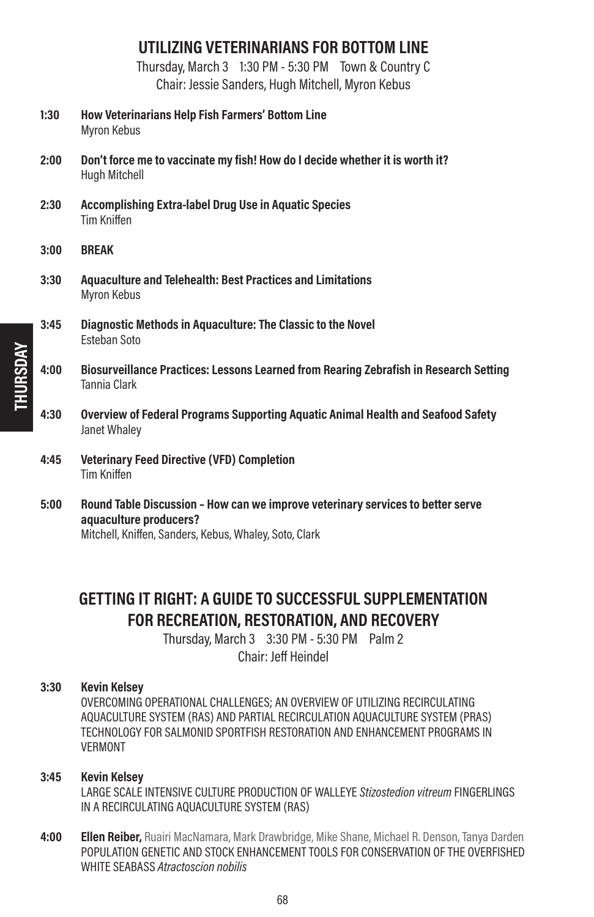## UTILIZING VETERINARIANS FOR BOTTOM LINE

Thursday, March 3 1:30 PM - 5:30 PM Town & Country C
Chair: Jessie Sanders, Hugh Mitchell, Myron Kebus

**1:30** **How Veterinarians Help Fish Farmers' Bottom Line**
Myron Kebus

**2:00** **Don't force me to vaccinate my fish! How do I decide whether it is worth it?**
Hugh Mitchell

**2:30** **Accomplishing Extra-label Drug Use in Aquatic Species**
Tim Kniffen

**3:00** **BREAK**

**3:30** **Aquaculture and Telehealth: Best Practices and Limitations**
Myron Kebus

**3:45** **Diagnostic Methods in Aquaculture: The Classic to the Novel**
Esteban Soto

**4:00** **Biosurveillance Practices: Lessons Learned from Rearing Zebrafish in Research Setting**
Tannia Clark

**4:30** **Overview of Federal Programs Supporting Aquatic Animal Health and Seafood Safety**
Janet Whaley

**4:45** **Veterinary Feed Directive (VFD) Completion**
Tim Kniffen

**5:00** **Round Table Discussion – How can we improve veterinary services to better serve aquaculture producers?**
Mitchell, Kniffen, Sanders, Kebus, Whaley, Soto, Clark

## GETTING IT RIGHT: A GUIDE TO SUCCESSFUL SUPPLEMENTATION FOR RECREATION, RESTORATION, AND RECOVERY

Thursday, March 3 3:30 PM - 5:30 PM Palm 2
Chair: Jeff Heindel

**3:30** **Kevin Kelsey**
OVERCOMING OPERATIONAL CHALLENGES; AN OVERVIEW OF UTILIZING RECIRCULATING AQUACULTURE SYSTEM (RAS) AND PARTIAL RECIRCULATION AQUACULTURE SYSTEM (PRAS) TECHNOLOGY FOR SALMONID SPORTFISH RESTORATION AND ENHANCEMENT PROGRAMS IN VERMONT

**3:45** **Kevin Kelsey**
LARGE SCALE INTENSIVE CULTURE PRODUCTION OF WALLEYE *Stizostedion vitreum* FINGERLINGS IN A RECIRCULATING AQUACULTURE SYSTEM (RAS)

**4:00** **Ellen Reiber,** Ruairi MacNamara, Mark Drawbridge, Mike Shane, Michael R. Denson, Tanya Darden
POPULATION GENETIC AND STOCK ENHANCEMENT TOOLS FOR CONSERVATION OF THE OVERFISHED WHITE SEABASS *Atractoscion nobilis*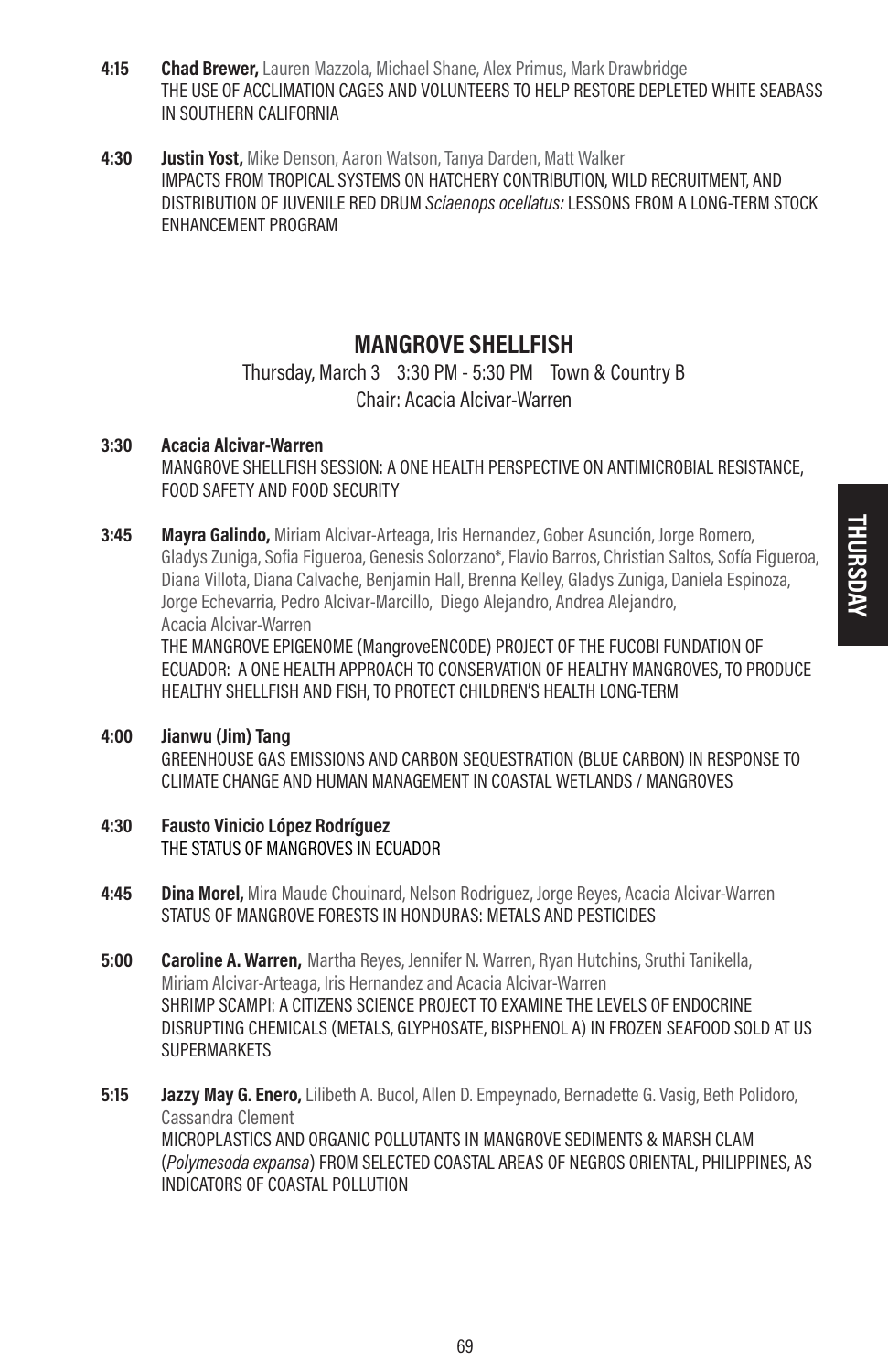**4:15** **Chad Brewer,** Lauren Mazzola, Michael Shane, Alex Primus, Mark Drawbridge
THE USE OF ACCLIMATION CAGES AND VOLUNTEERS TO HELP RESTORE DEPLETED WHITE SEABASS IN SOUTHERN CALIFORNIA

**4:30** **Justin Yost,** Mike Denson, Aaron Watson, Tanya Darden, Matt Walker
IMPACTS FROM TROPICAL SYSTEMS ON HATCHERY CONTRIBUTION, WILD RECRUITMENT, AND DISTRIBUTION OF JUVENILE RED DRUM *Sciaenops ocellatus:* LESSONS FROM A LONG-TERM STOCK ENHANCEMENT PROGRAM

## MANGROVE SHELLFISH

Thursday, March 3 3:30 PM - 5:30 PM Town & Country B
Chair: Acacia Alcivar-Warren

**3:30** **Acacia Alcivar-Warren**
MANGROVE SHELLFISH SESSION: A ONE HEALTH PERSPECTIVE ON ANTIMICROBIAL RESISTANCE, FOOD SAFETY AND FOOD SECURITY

**3:45** **Mayra Galindo,** Miriam Alcivar-Arteaga, Iris Hernandez, Gober Asunción, Jorge Romero, Gladys Zuniga, Sofia Figueroa, Genesis Solorzano*, Flavio Barros, Christian Saltos, Sofía Figueroa, Diana Villota, Diana Calvache, Benjamin Hall, Brenna Kelley, Gladys Zuniga, Daniela Espinoza, Jorge Echevarria, Pedro Alcivar-Marcillo, Diego Alejandro, Andrea Alejandro, Acacia Alcivar-Warren
THE MANGROVE EPIGENOME (MangroveENCODE) PROJECT OF THE FUCOBI FUNDATION OF ECUADOR: A ONE HEALTH APPROACH TO CONSERVATION OF HEALTHY MANGROVES, TO PRODUCE HEALTHY SHELLFISH AND FISH, TO PROTECT CHILDREN'S HEALTH LONG-TERM

**4:00** **Jianwu (Jim) Tang**
GREENHOUSE GAS EMISSIONS AND CARBON SEQUESTRATION (BLUE CARBON) IN RESPONSE TO CLIMATE CHANGE AND HUMAN MANAGEMENT IN COASTAL WETLANDS / MANGROVES

**4:30** **Fausto Vinicio López Rodríguez**
THE STATUS OF MANGROVES IN ECUADOR

**4:45** **Dina Morel,** Mira Maude Chouinard, Nelson Rodriguez, Jorge Reyes, Acacia Alcivar-Warren
STATUS OF MANGROVE FORESTS IN HONDURAS: METALS AND PESTICIDES

**5:00** **Caroline A. Warren,** Martha Reyes, Jennifer N. Warren, Ryan Hutchins, Sruthi Tanikella, Miriam Alcivar-Arteaga, Iris Hernandez and Acacia Alcivar-Warren
SHRIMP SCAMPI: A CITIZENS SCIENCE PROJECT TO EXAMINE THE LEVELS OF ENDOCRINE DISRUPTING CHEMICALS (METALS, GLYPHOSATE, BISPHENOL A) IN FROZEN SEAFOOD SOLD AT US SUPERMARKETS

**5:15** **Jazzy May G. Enero,** Lilibeth A. Bucol, Allen D. Empeynado, Bernadette G. Vasig, Beth Polidoro, Cassandra Clement
MICROPLASTICS AND ORGANIC POLLUTANTS IN MANGROVE SEDIMENTS & MARSH CLAM (*Polymesoda expansa*) FROM SELECTED COASTAL AREAS OF NEGROS ORIENTAL, PHILIPPINES, AS INDICATORS OF COASTAL POLLUTION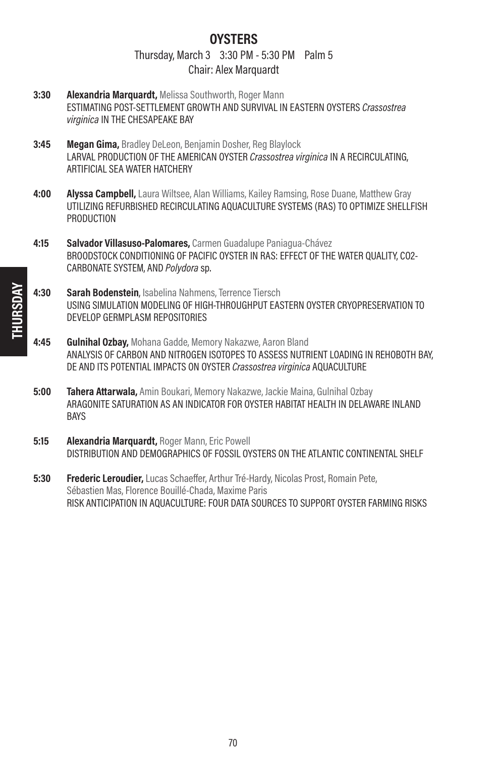## OYSTERS

Thursday, March 3 3:30 PM - 5:30 PM Palm 5
Chair: Alex Marquardt

**3:30** **Alexandria Marquardt,** Melissa Southworth, Roger Mann
ESTIMATING POST-SETTLEMENT GROWTH AND SURVIVAL IN EASTERN OYSTERS *Crassostrea virginica* IN THE CHESAPEAKE BAY

**3:45** **Megan Gima,** Bradley DeLeon, Benjamin Dosher, Reg Blaylock
LARVAL PRODUCTION OF THE AMERICAN OYSTER *Crassostrea virginica* IN A RECIRCULATING, ARTIFICIAL SEA WATER HATCHERY

**4:00** **Alyssa Campbell,** Laura Wiltsee, Alan Williams, Kailey Ramsing, Rose Duane, Matthew Gray
UTILIZING REFURBISHED RECIRCULATING AQUACULTURE SYSTEMS (RAS) TO OPTIMIZE SHELLFISH PRODUCTION

**4:15** **Salvador Villasuso-Palomares,** Carmen Guadalupe Paniagua-Chávez
BROODSTOCK CONDITIONING OF PACIFIC OYSTER IN RAS: EFFECT OF THE WATER QUALITY, CO2-CARBONATE SYSTEM, AND *Polydora* sp.

**4:30** **Sarah Bodenstein**, Isabelina Nahmens, Terrence Tiersch
USING SIMULATION MODELING OF HIGH-THROUGHPUT EASTERN OYSTER CRYOPRESERVATION TO DEVELOP GERMPLASM REPOSITORIES

**4:45** **Gulnihal Ozbay,** Mohana Gadde, Memory Nakazwe, Aaron Bland
ANALYSIS OF CARBON AND NITROGEN ISOTOPES TO ASSESS NUTRIENT LOADING IN REHOBOTH BAY, DE AND ITS POTENTIAL IMPACTS ON OYSTER *Crassostrea virginica* AQUACULTURE

**5:00** **Tahera Attarwala,** Amin Boukari, Memory Nakazwe, Jackie Maina, Gulnihal Ozbay
ARAGONITE SATURATION AS AN INDICATOR FOR OYSTER HABITAT HEALTH IN DELAWARE INLAND BAYS

**5:15** **Alexandria Marquardt,** Roger Mann, Eric Powell
DISTRIBUTION AND DEMOGRAPHICS OF FOSSIL OYSTERS ON THE ATLANTIC CONTINENTAL SHELF

**5:30** **Frederic Leroudier,** Lucas Schaeffer, Arthur Tré-Hardy, Nicolas Prost, Romain Pete, Sébastien Mas, Florence Bouillé-Chada, Maxime Paris
RISK ANTICIPATION IN AQUACULTURE: FOUR DATA SOURCES TO SUPPORT OYSTER FARMING RISKS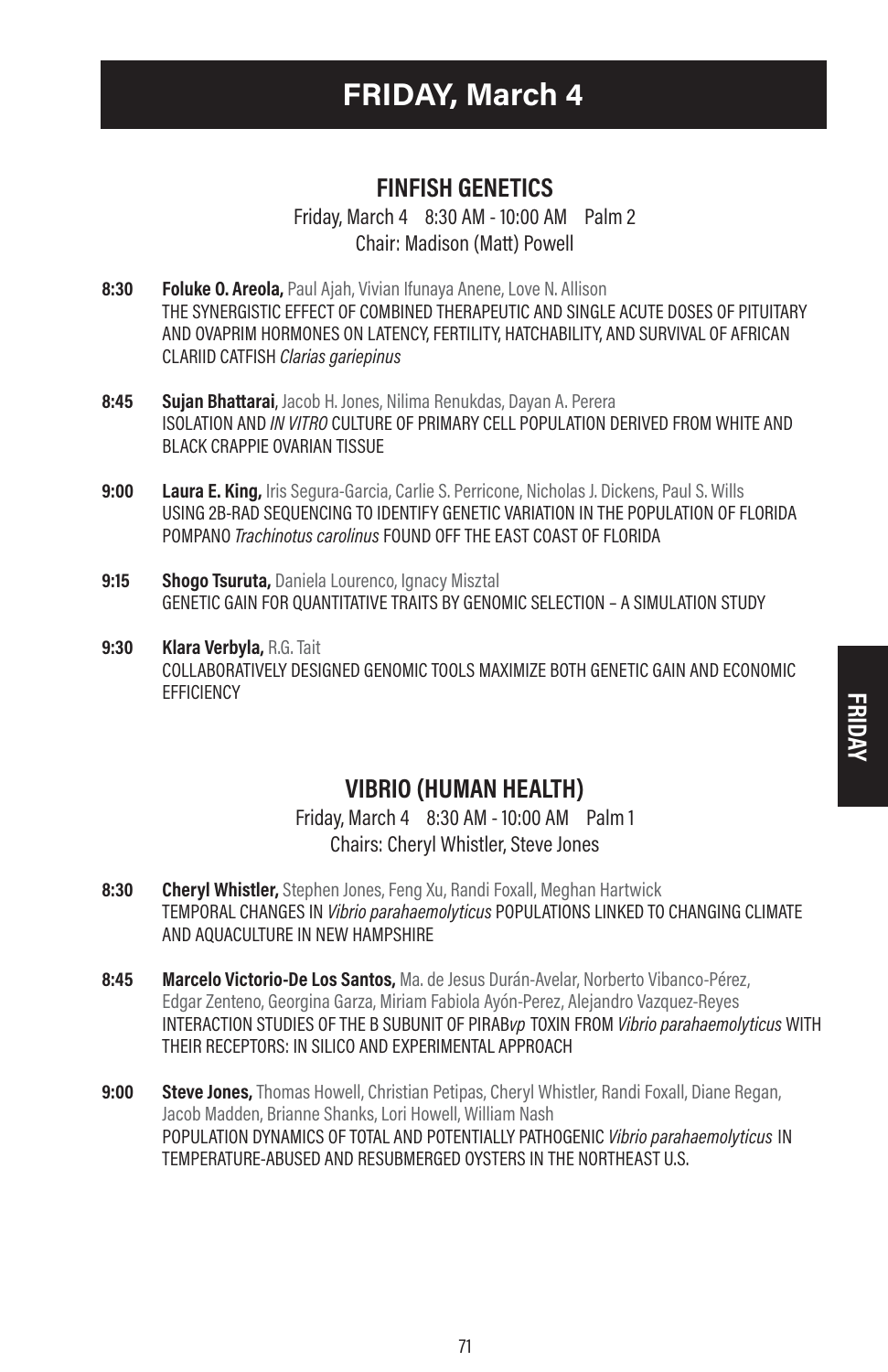# FRIDAY, March 4

## FINFISH GENETICS

Friday, March 4 8:30 AM - 10:00 AM Palm 2
Chair: Madison (Matt) Powell

**8:30** **Foluke O. Areola,** Paul Ajah, Vivian Ifunaya Anene, Love N. Allison
THE SYNERGISTIC EFFECT OF COMBINED THERAPEUTIC AND SINGLE ACUTE DOSES OF PITUITARY AND OVAPRIM HORMONES ON LATENCY, FERTILITY, HATCHABILITY, AND SURVIVAL OF AFRICAN CLARIID CATFISH *Clarias gariepinus*

**8:45** **Sujan Bhattarai**, Jacob H. Jones, Nilima Renukdas, Dayan A. Perera
ISOLATION AND *IN VITRO* CULTURE OF PRIMARY CELL POPULATION DERIVED FROM WHITE AND BLACK CRAPPIE OVARIAN TISSUE

**9:00** **Laura E. King,** Iris Segura-Garcia, Carlie S. Perricone, Nicholas J. Dickens, Paul S. Wills
USING 2B-RAD SEQUENCING TO IDENTIFY GENETIC VARIATION IN THE POPULATION OF FLORIDA POMPANO *Trachinotus carolinus* FOUND OFF THE EAST COAST OF FLORIDA

**9:15** **Shogo Tsuruta,** Daniela Lourenco, Ignacy Misztal
GENETIC GAIN FOR QUANTITATIVE TRAITS BY GENOMIC SELECTION – A SIMULATION STUDY

**9:30** **Klara Verbyla,** R.G. Tait
COLLABORATIVELY DESIGNED GENOMIC TOOLS MAXIMIZE BOTH GENETIC GAIN AND ECONOMIC EFFICIENCY

## VIBRIO (HUMAN HEALTH)

Friday, March 4 8:30 AM - 10:00 AM Palm 1
Chairs: Cheryl Whistler, Steve Jones

**8:30** **Cheryl Whistler,** Stephen Jones, Feng Xu, Randi Foxall, Meghan Hartwick
TEMPORAL CHANGES IN *Vibrio parahaemolyticus* POPULATIONS LINKED TO CHANGING CLIMATE AND AQUACULTURE IN NEW HAMPSHIRE

**8:45** **Marcelo Victorio-De Los Santos,** Ma. de Jesus Durán-Avelar, Norberto Vibanco-Pérez, Edgar Zenteno, Georgina Garza, Miriam Fabiola Ayón-Perez, Alejandro Vazquez-Reyes
INTERACTION STUDIES OF THE B SUBUNIT OF PIRAB*vp* TOXIN FROM *Vibrio parahaemolyticus* WITH THEIR RECEPTORS: IN SILICO AND EXPERIMENTAL APPROACH

**9:00** **Steve Jones,** Thomas Howell, Christian Petipas, Cheryl Whistler, Randi Foxall, Diane Regan, Jacob Madden, Brianne Shanks, Lori Howell, William Nash
POPULATION DYNAMICS OF TOTAL AND POTENTIALLY PATHOGENIC *Vibrio parahaemolyticus* IN TEMPERATURE-ABUSED AND RESUBMERGED OYSTERS IN THE NORTHEAST U.S.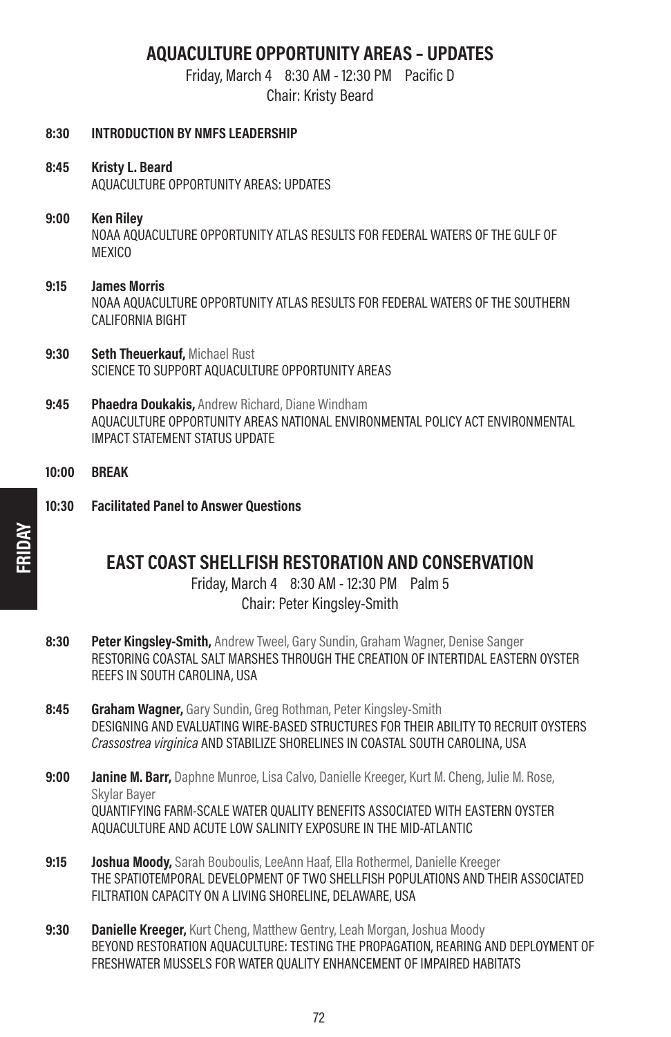## AQUACULTURE OPPORTUNITY AREAS – UPDATES

Friday, March 4 8:30 AM - 12:30 PM Pacific D
Chair: Kristy Beard

**8:30 INTRODUCTION BY NMFS LEADERSHIP**

**8:45 Kristy L. Beard**
AQUACULTURE OPPORTUNITY AREAS: UPDATES

**9:00 Ken Riley**
NOAA AQUACULTURE OPPORTUNITY ATLAS RESULTS FOR FEDERAL WATERS OF THE GULF OF MEXICO

**9:15 James Morris**
NOAA AQUACULTURE OPPORTUNITY ATLAS RESULTS FOR FEDERAL WATERS OF THE SOUTHERN CALIFORNIA BIGHT

**9:30 Seth Theuerkauf,** Michael Rust
SCIENCE TO SUPPORT AQUACULTURE OPPORTUNITY AREAS

**9:45 Phaedra Doukakis,** Andrew Richard, Diane Windham
AQUACULTURE OPPORTUNITY AREAS NATIONAL ENVIRONMENTAL POLICY ACT ENVIRONMENTAL IMPACT STATEMENT STATUS UPDATE

**10:00 BREAK**

**10:30 Facilitated Panel to Answer Questions**

## EAST COAST SHELLFISH RESTORATION AND CONSERVATION

Friday, March 4 8:30 AM - 12:30 PM Palm 5
Chair: Peter Kingsley-Smith

**8:30 Peter Kingsley-Smith,** Andrew Tweel, Gary Sundin, Graham Wagner, Denise Sanger
RESTORING COASTAL SALT MARSHES THROUGH THE CREATION OF INTERTIDAL EASTERN OYSTER REEFS IN SOUTH CAROLINA, USA

**8:45 Graham Wagner,** Gary Sundin, Greg Rothman, Peter Kingsley-Smith
DESIGNING AND EVALUATING WIRE-BASED STRUCTURES FOR THEIR ABILITY TO RECRUIT OYSTERS *Crassostrea virginica* AND STABILIZE SHORELINES IN COASTAL SOUTH CAROLINA, USA

**9:00 Janine M. Barr,** Daphne Munroe, Lisa Calvo, Danielle Kreeger, Kurt M. Cheng, Julie M. Rose, Skylar Bayer
QUANTIFYING FARM-SCALE WATER QUALITY BENEFITS ASSOCIATED WITH EASTERN OYSTER AQUACULTURE AND ACUTE LOW SALINITY EXPOSURE IN THE MID-ATLANTIC

**9:15 Joshua Moody,** Sarah Bouboulis, LeeAnn Haaf, Ella Rothermel, Danielle Kreeger
THE SPATIOTEMPORAL DEVELOPMENT OF TWO SHELLFISH POPULATIONS AND THEIR ASSOCIATED FILTRATION CAPACITY ON A LIVING SHORELINE, DELAWARE, USA

**9:30 Danielle Kreeger,** Kurt Cheng, Matthew Gentry, Leah Morgan, Joshua Moody
BEYOND RESTORATION AQUACULTURE: TESTING THE PROPAGATION, REARING AND DEPLOYMENT OF FRESHWATER MUSSELS FOR WATER QUALITY ENHANCEMENT OF IMPAIRED HABITATS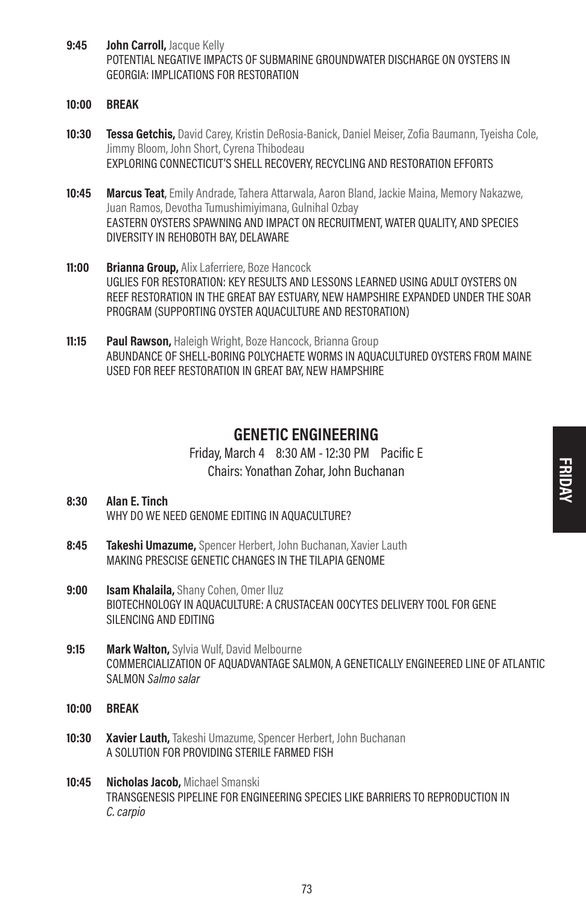**9:45** **John Carroll,** Jacque Kelly
POTENTIAL NEGATIVE IMPACTS OF SUBMARINE GROUNDWATER DISCHARGE ON OYSTERS IN GEORGIA: IMPLICATIONS FOR RESTORATION

**10:00** **BREAK**

**10:30** **Tessa Getchis,** David Carey, Kristin DeRosia-Banick, Daniel Meiser, Zofia Baumann, Tyeisha Cole, Jimmy Bloom, John Short, Cyrena Thibodeau
EXPLORING CONNECTICUT'S SHELL RECOVERY, RECYCLING AND RESTORATION EFFORTS

**10:45** **Marcus Teat**, Emily Andrade, Tahera Attarwala, Aaron Bland, Jackie Maina, Memory Nakazwe, Juan Ramos, Devotha Tumushimiyimana, Gulnihal Ozbay
EASTERN OYSTERS SPAWNING AND IMPACT ON RECRUITMENT, WATER QUALITY, AND SPECIES DIVERSITY IN REHOBOTH BAY, DELAWARE

**11:00** **Brianna Group,** Alix Laferriere, Boze Hancock
UGLIES FOR RESTORATION: KEY RESULTS AND LESSONS LEARNED USING ADULT OYSTERS ON REEF RESTORATION IN THE GREAT BAY ESTUARY, NEW HAMPSHIRE EXPANDED UNDER THE SOAR PROGRAM (SUPPORTING OYSTER AQUACULTURE AND RESTORATION)

**11:15** **Paul Rawson,** Haleigh Wright, Boze Hancock, Brianna Group
ABUNDANCE OF SHELL-BORING POLYCHAETE WORMS IN AQUACULTURED OYSTERS FROM MAINE USED FOR REEF RESTORATION IN GREAT BAY, NEW HAMPSHIRE

## GENETIC ENGINEERING

Friday, March 4 8:30 AM - 12:30 PM Pacific E
Chairs: Yonathan Zohar, John Buchanan

**8:30** **Alan E. Tinch**
WHY DO WE NEED GENOME EDITING IN AQUACULTURE?

**8:45** **Takeshi Umazume,** Spencer Herbert, John Buchanan, Xavier Lauth
MAKING PRESCISE GENETIC CHANGES IN THE TILAPIA GENOME

**9:00** **Isam Khalaila,** Shany Cohen, Omer Iluz
BIOTECHNOLOGY IN AQUACULTURE: A CRUSTACEAN OOCYTES DELIVERY TOOL FOR GENE SILENCING AND EDITING

**9:15** **Mark Walton,** Sylvia Wulf, David Melbourne
COMMERCIALIZATION OF AQUADVANTAGE SALMON, A GENETICALLY ENGINEERED LINE OF ATLANTIC SALMON *Salmo salar*

**10:00** **BREAK**

**10:30** **Xavier Lauth,** Takeshi Umazume, Spencer Herbert, John Buchanan
A SOLUTION FOR PROVIDING STERILE FARMED FISH

**10:45** **Nicholas Jacob,** Michael Smanski
TRANSGENESIS PIPELINE FOR ENGINEERING SPECIES LIKE BARRIERS TO REPRODUCTION IN *C. carpio*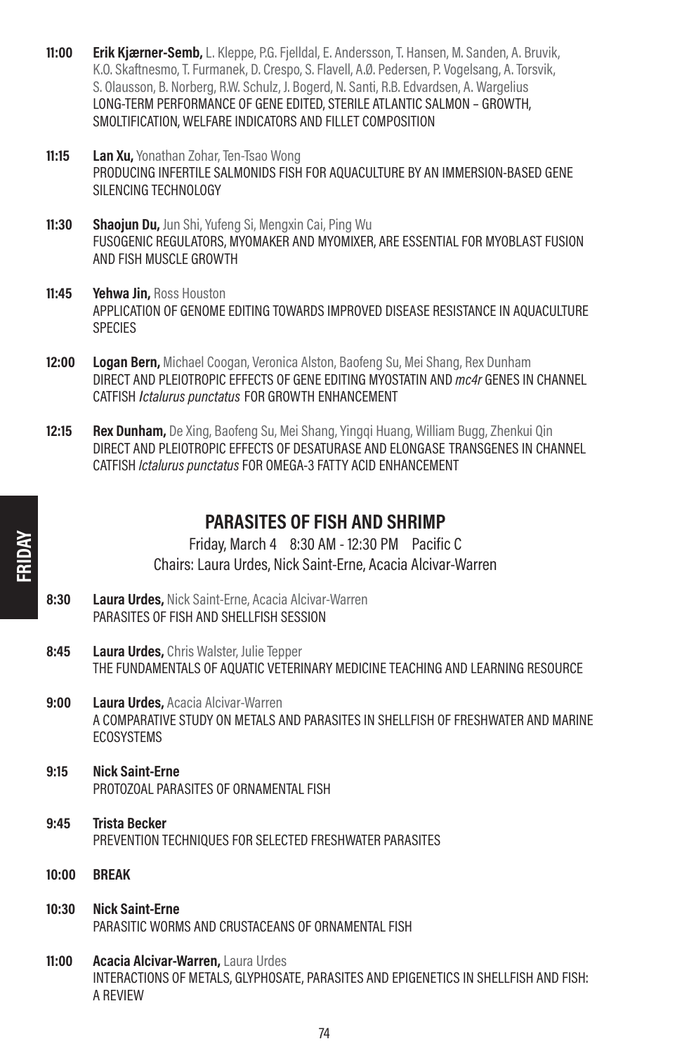**11:00** **Erik Kjærner-Semb,** L. Kleppe, P.G. Fjelldal, E. Andersson, T. Hansen, M. Sanden, A. Bruvik, K.O. Skaftnesmo, T. Furmanek, D. Crespo, S. Flavell, A.Ø. Pedersen, P. Vogelsang, A. Torsvik, S. Olausson, B. Norberg, R.W. Schulz, J. Bogerd, N. Santi, R.B. Edvardsen, A. Wargelius
LONG-TERM PERFORMANCE OF GENE EDITED, STERILE ATLANTIC SALMON – GROWTH, SMOLTIFICATION, WELFARE INDICATORS AND FILLET COMPOSITION

**11:15** **Lan Xu,** Yonathan Zohar, Ten-Tsao Wong
PRODUCING INFERTILE SALMONIDS FISH FOR AQUACULTURE BY AN IMMERSION-BASED GENE SILENCING TECHNOLOGY

**11:30** **Shaojun Du,** Jun Shi, Yufeng Si, Mengxin Cai, Ping Wu
FUSOGENIC REGULATORS, MYOMAKER AND MYOMIXER, ARE ESSENTIAL FOR MYOBLAST FUSION AND FISH MUSCLE GROWTH

**11:45** **Yehwa Jin,** Ross Houston
APPLICATION OF GENOME EDITING TOWARDS IMPROVED DISEASE RESISTANCE IN AQUACULTURE SPECIES

**12:00** **Logan Bern,** Michael Coogan, Veronica Alston, Baofeng Su, Mei Shang, Rex Dunham
DIRECT AND PLEIOTROPIC EFFECTS OF GENE EDITING MYOSTATIN AND *mc4r* GENES IN CHANNEL CATFISH *Ictalurus punctatus* FOR GROWTH ENHANCEMENT

**12:15** **Rex Dunham,** De Xing, Baofeng Su, Mei Shang, Yingqi Huang, William Bugg, Zhenkui Qin
DIRECT AND PLEIOTROPIC EFFECTS OF DESATURASE AND ELONGASE TRANSGENES IN CHANNEL CATFISH *Ictalurus punctatus* FOR OMEGA-3 FATTY ACID ENHANCEMENT

## PARASITES OF FISH AND SHRIMP

Friday, March 4 8:30 AM - 12:30 PM Pacific C
Chairs: Laura Urdes, Nick Saint-Erne, Acacia Alcivar-Warren

**8:30** **Laura Urdes,** Nick Saint-Erne, Acacia Alcivar-Warren
PARASITES OF FISH AND SHELLFISH SESSION

**8:45** **Laura Urdes,** Chris Walster, Julie Tepper
THE FUNDAMENTALS OF AQUATIC VETERINARY MEDICINE TEACHING AND LEARNING RESOURCE

**9:00** **Laura Urdes,** Acacia Alcivar-Warren
A COMPARATIVE STUDY ON METALS AND PARASITES IN SHELLFISH OF FRESHWATER AND MARINE ECOSYSTEMS

**9:15** **Nick Saint-Erne**
PROTOZOAL PARASITES OF ORNAMENTAL FISH

**9:45** **Trista Becker**
PREVENTION TECHNIQUES FOR SELECTED FRESHWATER PARASITES

**10:00** **BREAK**

**10:30** **Nick Saint-Erne**
PARASITIC WORMS AND CRUSTACEANS OF ORNAMENTAL FISH

**11:00** **Acacia Alcivar-Warren,** Laura Urdes
INTERACTIONS OF METALS, GLYPHOSATE, PARASITES AND EPIGENETICS IN SHELLFISH AND FISH: A REVIEW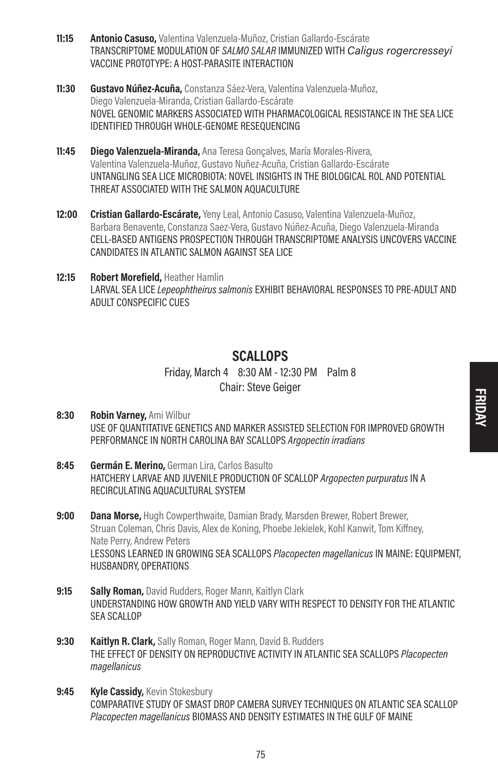**11:15** **Antonio Casuso,** Valentina Valenzuela-Muñoz, Cristian Gallardo-Escárate
TRANSCRIPTOME MODULATION OF *SALMO SALAR* IMMUNIZED WITH *Caligus rogercresseyi* VACCINE PROTOTYPE: A HOST-PARASITE INTERACTION

**11:30** **Gustavo Núñez-Acuña,** Constanza Sáez-Vera, Valentina Valenzuela-Muñoz, Diego Valenzuela-Miranda, Cristian Gallardo-Escárate
NOVEL GENOMIC MARKERS ASSOCIATED WITH PHARMACOLOGICAL RESISTANCE IN THE SEA LICE IDENTIFIED THROUGH WHOLE-GENOME RESEQUENCING

**11:45** **Diego Valenzuela-Miranda,** Ana Teresa Gonçalves, María Morales-Rivera, Valentina Valenzuela-Muñoz, Gustavo Nuñez-Acuña, Cristian Gallardo-Escárate
UNTANGLING SEA LICE MICROBIOTA: NOVEL INSIGHTS IN THE BIOLOGICAL ROL AND POTENTIAL THREAT ASSOCIATED WITH THE SALMON AQUACULTURE

**12:00** **Cristian Gallardo-Escárate,** Yeny Leal, Antonio Casuso, Valentina Valenzuela-Muñoz, Barbara Benavente, Constanza Saez-Vera, Gustavo Núñez-Acuña, Diego Valenzuela-Miranda
CELL-BASED ANTIGENS PROSPECTION THROUGH TRANSCRIPTOME ANALYSIS UNCOVERS VACCINE CANDIDATES IN ATLANTIC SALMON AGAINST SEA LICE

**12:15** **Robert Morefield,** Heather Hamlin
LARVAL SEA LICE *Lepeophtheirus salmonis* EXHIBIT BEHAVIORAL RESPONSES TO PRE-ADULT AND ADULT CONSPECIFIC CUES

## SCALLOPS

Friday, March 4 8:30 AM - 12:30 PM Palm 8
Chair: Steve Geiger

**8:30** **Robin Varney,** Ami Wilbur
USE OF QUANTITATIVE GENETICS AND MARKER ASSISTED SELECTION FOR IMPROVED GROWTH PERFORMANCE IN NORTH CAROLINA BAY SCALLOPS *Argopectin irradians*

**8:45** **Germán E. Merino,** German Lira, Carlos Basulto
HATCHERY LARVAE AND JUVENILE PRODUCTION OF SCALLOP *Argopecten purpuratus* IN A RECIRCULATING AQUACULTURAL SYSTEM

**9:00** **Dana Morse,** Hugh Cowperthwaite, Damian Brady, Marsden Brewer, Robert Brewer, Struan Coleman, Chris Davis, Alex de Koning, Phoebe Jekielek, Kohl Kanwit, Tom Kiffney, Nate Perry, Andrew Peters
LESSONS LEARNED IN GROWING SEA SCALLOPS *Placopecten magellanicus* IN MAINE: EQUIPMENT, HUSBANDRY, OPERATIONS

**9:15** **Sally Roman,** David Rudders, Roger Mann, Kaitlyn Clark
UNDERSTANDING HOW GROWTH AND YIELD VARY WITH RESPECT TO DENSITY FOR THE ATLANTIC SEA SCALLOP

**9:30** **Kaitlyn R. Clark,** Sally Roman, Roger Mann, David B. Rudders
THE EFFECT OF DENSITY ON REPRODUCTIVE ACTIVITY IN ATLANTIC SEA SCALLOPS *Placopecten magellanicus*

**9:45** **Kyle Cassidy,** Kevin Stokesbury
COMPARATIVE STUDY OF SMAST DROP CAMERA SURVEY TECHNIQUES ON ATLANTIC SEA SCALLOP *Placopecten magellanicus* BIOMASS AND DENSITY ESTIMATES IN THE GULF OF MAINE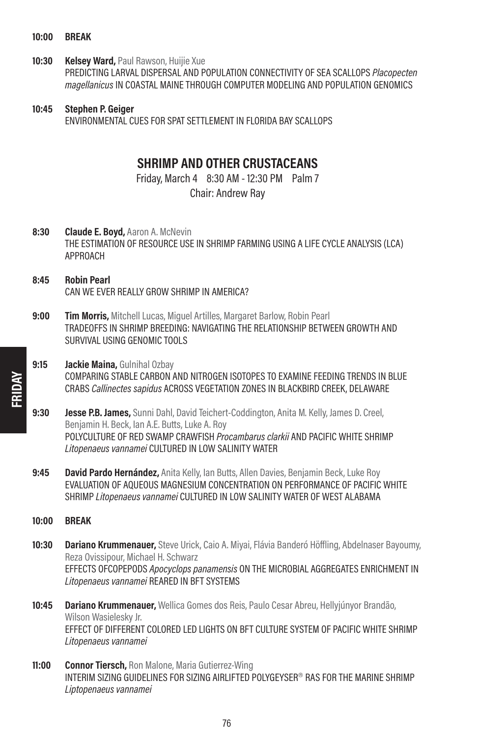**10:00 BREAK**

**10:30 Kelsey Ward,** Paul Rawson, Huijie Xue
PREDICTING LARVAL DISPERSAL AND POPULATION CONNECTIVITY OF SEA SCALLOPS *Placopecten magellanicus* IN COASTAL MAINE THROUGH COMPUTER MODELING AND POPULATION GENOMICS

**10:45 Stephen P. Geiger**
ENVIRONMENTAL CUES FOR SPAT SETTLEMENT IN FLORIDA BAY SCALLOPS

## SHRIMP AND OTHER CRUSTACEANS

Friday, March 4 8:30 AM - 12:30 PM Palm 7
Chair: Andrew Ray

**8:30 Claude E. Boyd,** Aaron A. McNevin
THE ESTIMATION OF RESOURCE USE IN SHRIMP FARMING USING A LIFE CYCLE ANALYSIS (LCA) APPROACH

**8:45 Robin Pearl**
CAN WE EVER REALLY GROW SHRIMP IN AMERICA?

**9:00 Tim Morris,** Mitchell Lucas, Miguel Artilles, Margaret Barlow, Robin Pearl
TRADEOFFS IN SHRIMP BREEDING: NAVIGATING THE RELATIONSHIP BETWEEN GROWTH AND SURVIVAL USING GENOMIC TOOLS

**9:15 Jackie Maina,** Gulnihal Ozbay
COMPARING STABLE CARBON AND NITROGEN ISOTOPES TO EXAMINE FEEDING TRENDS IN BLUE CRABS *Callinectes sapidus* ACROSS VEGETATION ZONES IN BLACKBIRD CREEK, DELAWARE

**9:30 Jesse P.B. James,** Sunni Dahl, David Teichert-Coddington, Anita M. Kelly, James D. Creel, Benjamin H. Beck, Ian A.E. Butts, Luke A. Roy
POLYCULTURE OF RED SWAMP CRAWFISH *Procambarus clarkii* AND PACIFIC WHITE SHRIMP *Litopenaeus vannamei* CULTURED IN LOW SALINITY WATER

**9:45 David Pardo Hernández,** Anita Kelly, Ian Butts, Allen Davies, Benjamin Beck, Luke Roy
EVALUATION OF AQUEOUS MAGNESIUM CONCENTRATION ON PERFORMANCE OF PACIFIC WHITE SHRIMP *Litopenaeus vannamei* CULTURED IN LOW SALINITY WATER OF WEST ALABAMA

**10:00 BREAK**

**10:30 Dariano Krummenauer,** Steve Urick, Caio A. Miyai, Flávia Banderó Höffling, Abdelnaser Bayoumy, Reza Ovissipour, Michael H. Schwarz
EFFECTS OFCOPEPODS *Apocyclops panamensis* ON THE MICROBIAL AGGREGATES ENRICHMENT IN *Litopenaeus vannamei* REARED IN BFT SYSTEMS

**10:45 Dariano Krummenauer,** Wellica Gomes dos Reis, Paulo Cesar Abreu, Hellyjúnyor Brandão, Wilson Wasielesky Jr.
EFFECT OF DIFFERENT COLORED LED LIGHTS ON BFT CULTURE SYSTEM OF PACIFIC WHITE SHRIMP *Litopenaeus vannamei*

**11:00 Connor Tiersch,** Ron Malone, Maria Gutierrez-Wing
INTERIM SIZING GUIDELINES FOR SIZING AIRLIFTED POLYGEYSER® RAS FOR THE MARINE SHRIMP *Liptopenaeus vannamei*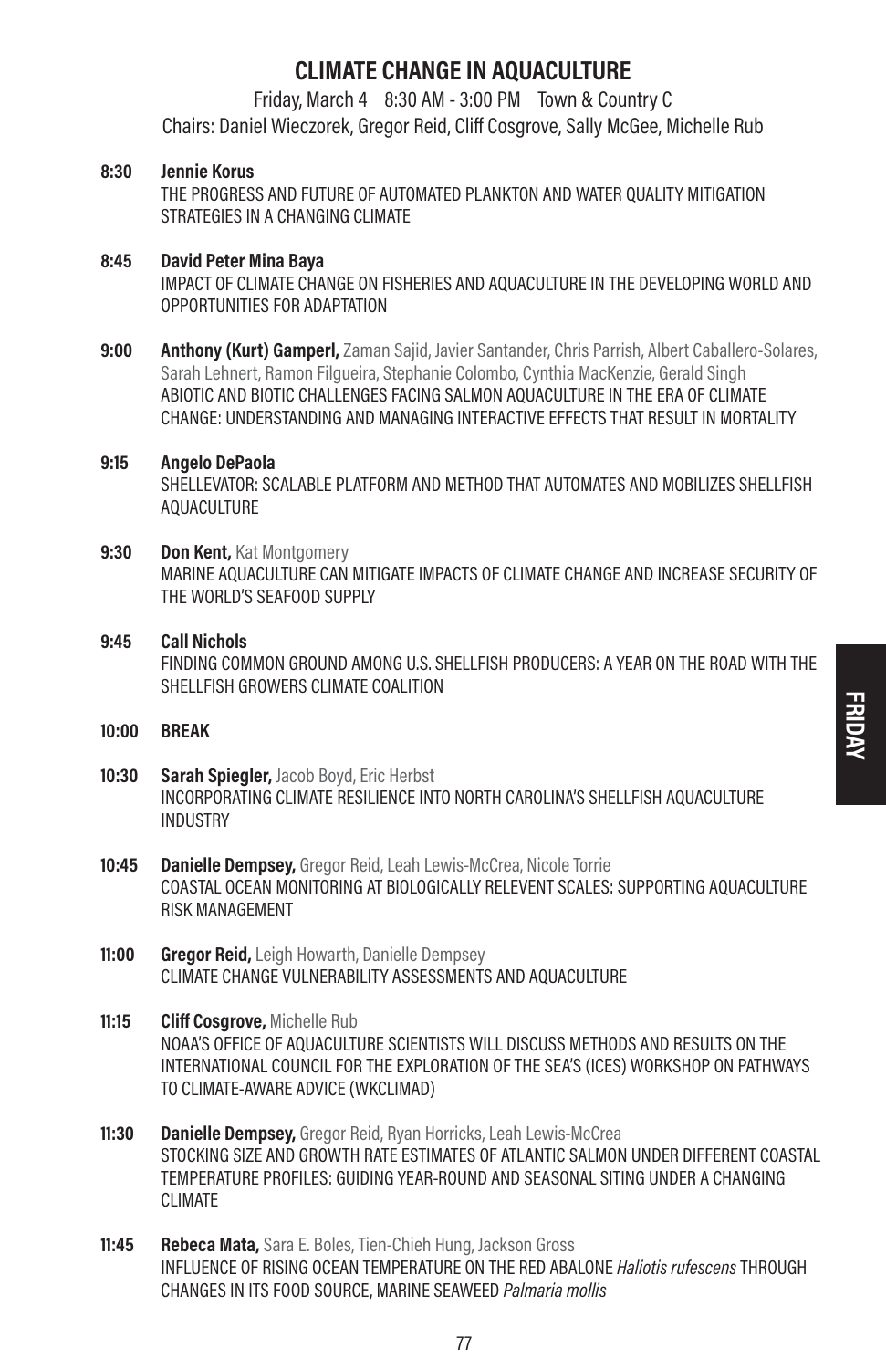# CLIMATE CHANGE IN AQUACULTURE

Friday, March 4 8:30 AM - 3:00 PM Town & Country C

Chairs: Daniel Wieczorek, Gregor Reid, Cliff Cosgrove, Sally McGee, Michelle Rub

**8:30** **Jennie Korus**
THE PROGRESS AND FUTURE OF AUTOMATED PLANKTON AND WATER QUALITY MITIGATION STRATEGIES IN A CHANGING CLIMATE

**8:45** **David Peter Mina Baya**
IMPACT OF CLIMATE CHANGE ON FISHERIES AND AQUACULTURE IN THE DEVELOPING WORLD AND OPPORTUNITIES FOR ADAPTATION

**9:00** **Anthony (Kurt) Gamperl,** Zaman Sajid, Javier Santander, Chris Parrish, Albert Caballero-Solares, Sarah Lehnert, Ramon Filgueira, Stephanie Colombo, Cynthia MacKenzie, Gerald Singh
ABIOTIC AND BIOTIC CHALLENGES FACING SALMON AQUACULTURE IN THE ERA OF CLIMATE CHANGE: UNDERSTANDING AND MANAGING INTERACTIVE EFFECTS THAT RESULT IN MORTALITY

**9:15** **Angelo DePaola**
SHELLEVATOR: SCALABLE PLATFORM AND METHOD THAT AUTOMATES AND MOBILIZES SHELLFISH AQUACULTURE

**9:30** **Don Kent,** Kat Montgomery
MARINE AQUACULTURE CAN MITIGATE IMPACTS OF CLIMATE CHANGE AND INCREASE SECURITY OF THE WORLD'S SEAFOOD SUPPLY

**9:45** **Call Nichols**
FINDING COMMON GROUND AMONG U.S. SHELLFISH PRODUCERS: A YEAR ON THE ROAD WITH THE SHELLFISH GROWERS CLIMATE COALITION

**10:00** **BREAK**

**10:30** **Sarah Spiegler,** Jacob Boyd, Eric Herbst
INCORPORATING CLIMATE RESILIENCE INTO NORTH CAROLINA'S SHELLFISH AQUACULTURE INDUSTRY

**10:45** **Danielle Dempsey,** Gregor Reid, Leah Lewis-McCrea, Nicole Torrie
COASTAL OCEAN MONITORING AT BIOLOGICALLY RELEVENT SCALES: SUPPORTING AQUACULTURE RISK MANAGEMENT

**11:00** **Gregor Reid,** Leigh Howarth, Danielle Dempsey
CLIMATE CHANGE VULNERABILITY ASSESSMENTS AND AQUACULTURE

**11:15** **Cliff Cosgrove,** Michelle Rub
NOAA'S OFFICE OF AQUACULTURE SCIENTISTS WILL DISCUSS METHODS AND RESULTS ON THE INTERNATIONAL COUNCIL FOR THE EXPLORATION OF THE SEA'S (ICES) WORKSHOP ON PATHWAYS TO CLIMATE-AWARE ADVICE (WKCLIMAD)

**11:30** **Danielle Dempsey,** Gregor Reid, Ryan Horricks, Leah Lewis-McCrea
STOCKING SIZE AND GROWTH RATE ESTIMATES OF ATLANTIC SALMON UNDER DIFFERENT COASTAL TEMPERATURE PROFILES: GUIDING YEAR-ROUND AND SEASONAL SITING UNDER A CHANGING CLIMATE

**11:45** **Rebeca Mata,** Sara E. Boles, Tien-Chieh Hung, Jackson Gross
INFLUENCE OF RISING OCEAN TEMPERATURE ON THE RED ABALONE *Haliotis rufescens* THROUGH CHANGES IN ITS FOOD SOURCE, MARINE SEAWEED *Palmaria mollis*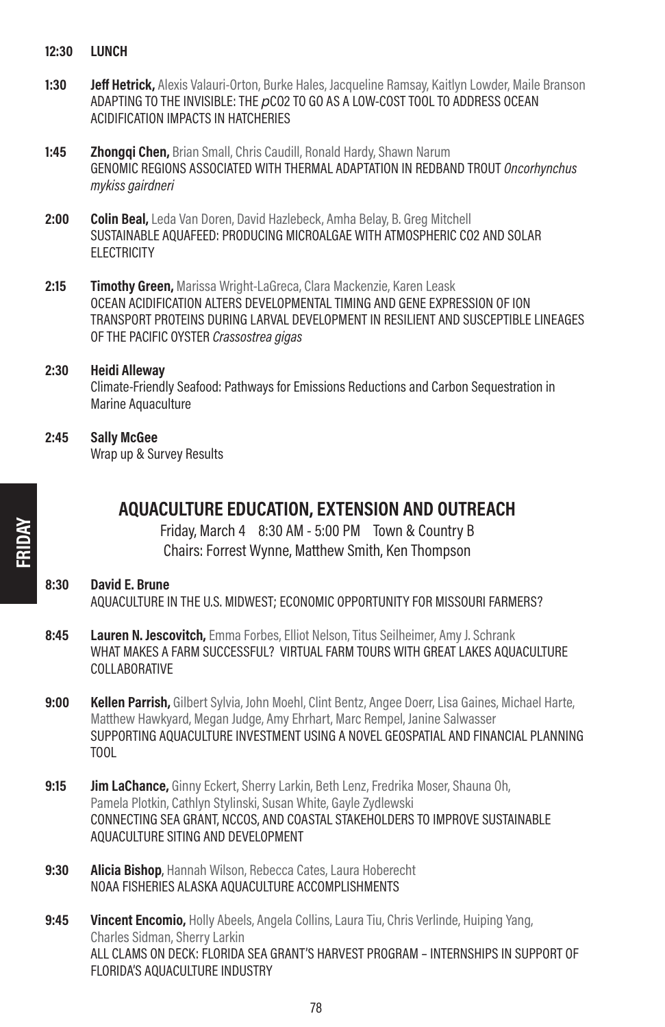**12:30 LUNCH**

**1:30 Jeff Hetrick,** Alexis Valauri-Orton, Burke Hales, Jacqueline Ramsay, Kaitlyn Lowder, Maile Branson
ADAPTING TO THE INVISIBLE: THE *p*CO2 TO GO AS A LOW-COST TOOL TO ADDRESS OCEAN ACIDIFICATION IMPACTS IN HATCHERIES

**1:45 Zhongqi Chen,** Brian Small, Chris Caudill, Ronald Hardy, Shawn Narum
GENOMIC REGIONS ASSOCIATED WITH THERMAL ADAPTATION IN REDBAND TROUT *Oncorhynchus mykiss gairdneri*

**2:00 Colin Beal,** Leda Van Doren, David Hazlebeck, Amha Belay, B. Greg Mitchell
SUSTAINABLE AQUAFEED: PRODUCING MICROALGAE WITH ATMOSPHERIC CO2 AND SOLAR ELECTRICITY

**2:15 Timothy Green,** Marissa Wright-LaGreca, Clara Mackenzie, Karen Leask
OCEAN ACIDIFICATION ALTERS DEVELOPMENTAL TIMING AND GENE EXPRESSION OF ION TRANSPORT PROTEINS DURING LARVAL DEVELOPMENT IN RESILIENT AND SUSCEPTIBLE LINEAGES OF THE PACIFIC OYSTER *Crassostrea gigas*

**2:30 Heidi Alleway**
Climate-Friendly Seafood: Pathways for Emissions Reductions and Carbon Sequestration in Marine Aquaculture

**2:45 Sally McGee**
Wrap up & Survey Results

## AQUACULTURE EDUCATION, EXTENSION AND OUTREACH

Friday, March 4 8:30 AM - 5:00 PM Town & Country B
Chairs: Forrest Wynne, Matthew Smith, Ken Thompson

**8:30 David E. Brune**
AQUACULTURE IN THE U.S. MIDWEST; ECONOMIC OPPORTUNITY FOR MISSOURI FARMERS?

**8:45 Lauren N. Jescovitch,** Emma Forbes, Elliot Nelson, Titus Seilheimer, Amy J. Schrank
WHAT MAKES A FARM SUCCESSFUL? VIRTUAL FARM TOURS WITH GREAT LAKES AQUACULTURE COLLABORATIVE

**9:00 Kellen Parrish,** Gilbert Sylvia, John Moehl, Clint Bentz, Angee Doerr, Lisa Gaines, Michael Harte, Matthew Hawkyard, Megan Judge, Amy Ehrhart, Marc Rempel, Janine Salwasser
SUPPORTING AQUACULTURE INVESTMENT USING A NOVEL GEOSPATIAL AND FINANCIAL PLANNING TOOL

**9:15 Jim LaChance,** Ginny Eckert, Sherry Larkin, Beth Lenz, Fredrika Moser, Shauna Oh, Pamela Plotkin, Cathlyn Stylinski, Susan White, Gayle Zydlewski
CONNECTING SEA GRANT, NCCOS, AND COASTAL STAKEHOLDERS TO IMPROVE SUSTAINABLE AQUACULTURE SITING AND DEVELOPMENT

**9:30 Alicia Bishop,** Hannah Wilson, Rebecca Cates, Laura Hoberecht
NOAA FISHERIES ALASKA AQUACULTURE ACCOMPLISHMENTS

**9:45 Vincent Encomio,** Holly Abeels, Angela Collins, Laura Tiu, Chris Verlinde, Huiping Yang, Charles Sidman, Sherry Larkin
ALL CLAMS ON DECK: FLORIDA SEA GRANT'S HARVEST PROGRAM – INTERNSHIPS IN SUPPORT OF FLORIDA'S AQUACULTURE INDUSTRY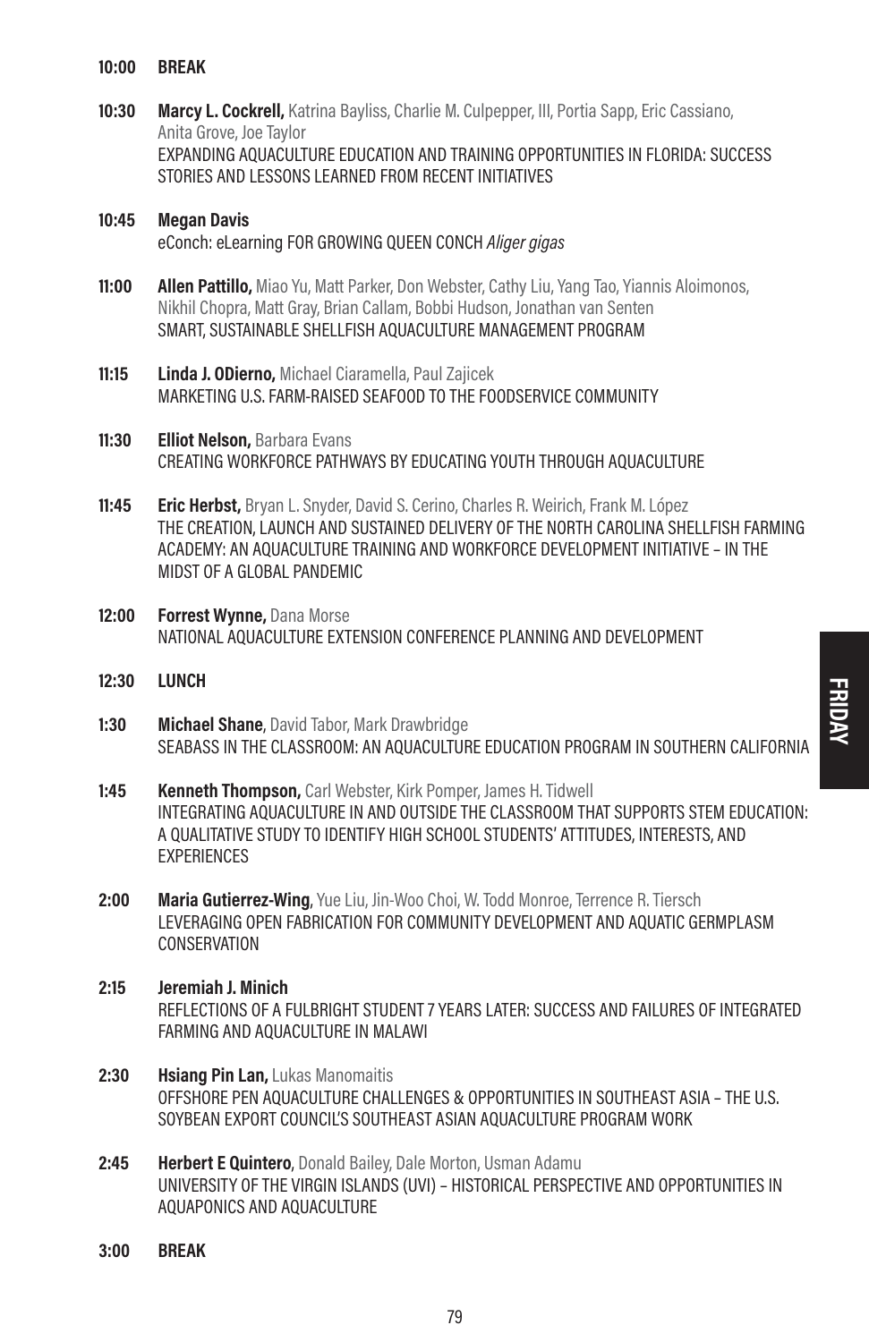**10:00 BREAK**

**10:30 Marcy L. Cockrell,** Katrina Bayliss, Charlie M. Culpepper, III, Portia Sapp, Eric Cassiano, Anita Grove, Joe Taylor
EXPANDING AQUACULTURE EDUCATION AND TRAINING OPPORTUNITIES IN FLORIDA: SUCCESS STORIES AND LESSONS LEARNED FROM RECENT INITIATIVES

**10:45 Megan Davis**
eConch: eLearning FOR GROWING QUEEN CONCH *Aliger gigas*

**11:00 Allen Pattillo,** Miao Yu, Matt Parker, Don Webster, Cathy Liu, Yang Tao, Yiannis Aloimonos, Nikhil Chopra, Matt Gray, Brian Callam, Bobbi Hudson, Jonathan van Senten
SMART, SUSTAINABLE SHELLFISH AQUACULTURE MANAGEMENT PROGRAM

**11:15 Linda J. ODierno,** Michael Ciaramella, Paul Zajicek
MARKETING U.S. FARM-RAISED SEAFOOD TO THE FOODSERVICE COMMUNITY

**11:30 Elliot Nelson,** Barbara Evans
CREATING WORKFORCE PATHWAYS BY EDUCATING YOUTH THROUGH AQUACULTURE

**11:45 Eric Herbst,** Bryan L. Snyder, David S. Cerino, Charles R. Weirich, Frank M. López
THE CREATION, LAUNCH AND SUSTAINED DELIVERY OF THE NORTH CAROLINA SHELLFISH FARMING ACADEMY: AN AQUACULTURE TRAINING AND WORKFORCE DEVELOPMENT INITIATIVE – IN THE MIDST OF A GLOBAL PANDEMIC

**12:00 Forrest Wynne,** Dana Morse
NATIONAL AQUACULTURE EXTENSION CONFERENCE PLANNING AND DEVELOPMENT

**12:30 LUNCH**

**1:30 Michael Shane**, David Tabor, Mark Drawbridge
SEABASS IN THE CLASSROOM: AN AQUACULTURE EDUCATION PROGRAM IN SOUTHERN CALIFORNIA

**1:45 Kenneth Thompson,** Carl Webster, Kirk Pomper, James H. Tidwell
INTEGRATING AQUACULTURE IN AND OUTSIDE THE CLASSROOM THAT SUPPORTS STEM EDUCATION: A QUALITATIVE STUDY TO IDENTIFY HIGH SCHOOL STUDENTS' ATTITUDES, INTERESTS, AND EXPERIENCES

**2:00 Maria Gutierrez-Wing**, Yue Liu, Jin-Woo Choi, W. Todd Monroe, Terrence R. Tiersch
LEVERAGING OPEN FABRICATION FOR COMMUNITY DEVELOPMENT AND AQUATIC GERMPLASM CONSERVATION

**2:15 Jeremiah J. Minich**
REFLECTIONS OF A FULBRIGHT STUDENT 7 YEARS LATER: SUCCESS AND FAILURES OF INTEGRATED FARMING AND AQUACULTURE IN MALAWI

**2:30 Hsiang Pin Lan,** Lukas Manomaitis
OFFSHORE PEN AQUACULTURE CHALLENGES & OPPORTUNITIES IN SOUTHEAST ASIA – THE U.S. SOYBEAN EXPORT COUNCIL'S SOUTHEAST ASIAN AQUACULTURE PROGRAM WORK

**2:45 Herbert E Quintero**, Donald Bailey, Dale Morton, Usman Adamu
UNIVERSITY OF THE VIRGIN ISLANDS (UVI) – HISTORICAL PERSPECTIVE AND OPPORTUNITIES IN AQUAPONICS AND AQUACULTURE

**3:00 BREAK**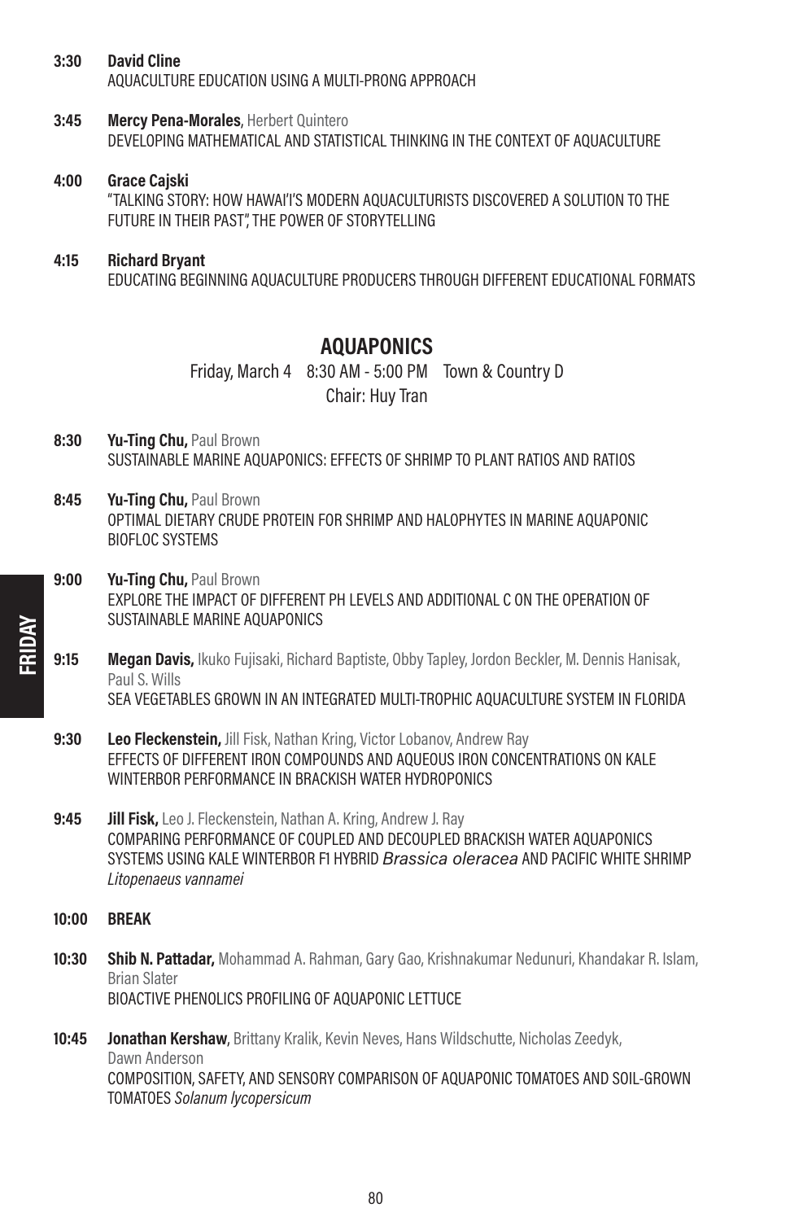**3:30** **David Cline**
AQUACULTURE EDUCATION USING A MULTI-PRONG APPROACH

**3:45** **Mercy Pena-Morales**, Herbert Quintero
DEVELOPING MATHEMATICAL AND STATISTICAL THINKING IN THE CONTEXT OF AQUACULTURE

**4:00** **Grace Cajski**
"TALKING STORY: HOW HAWAI'I'S MODERN AQUACULTURISTS DISCOVERED A SOLUTION TO THE FUTURE IN THEIR PAST", THE POWER OF STORYTELLING

**4:15** **Richard Bryant**
EDUCATING BEGINNING AQUACULTURE PRODUCERS THROUGH DIFFERENT EDUCATIONAL FORMATS

## AQUAPONICS

Friday, March 4 8:30 AM - 5:00 PM Town & Country D
Chair: Huy Tran

**8:30** **Yu-Ting Chu,** Paul Brown
SUSTAINABLE MARINE AQUAPONICS: EFFECTS OF SHRIMP TO PLANT RATIOS AND RATIOS

**8:45** **Yu-Ting Chu,** Paul Brown
OPTIMAL DIETARY CRUDE PROTEIN FOR SHRIMP AND HALOPHYTES IN MARINE AQUAPONIC BIOFLOC SYSTEMS

**9:00** **Yu-Ting Chu,** Paul Brown
EXPLORE THE IMPACT OF DIFFERENT PH LEVELS AND ADDITIONAL C ON THE OPERATION OF SUSTAINABLE MARINE AQUAPONICS

**9:15** **Megan Davis,** Ikuko Fujisaki, Richard Baptiste, Obby Tapley, Jordon Beckler, M. Dennis Hanisak, Paul S. Wills
SEA VEGETABLES GROWN IN AN INTEGRATED MULTI-TROPHIC AQUACULTURE SYSTEM IN FLORIDA

**9:30** **Leo Fleckenstein,** Jill Fisk, Nathan Kring, Victor Lobanov, Andrew Ray
EFFECTS OF DIFFERENT IRON COMPOUNDS AND AQUEOUS IRON CONCENTRATIONS ON KALE WINTERBOR PERFORMANCE IN BRACKISH WATER HYDROPONICS

**9:45** **Jill Fisk,** Leo J. Fleckenstein, Nathan A. Kring, Andrew J. Ray
COMPARING PERFORMANCE OF COUPLED AND DECOUPLED BRACKISH WATER AQUAPONICS SYSTEMS USING KALE WINTERBOR F1 HYBRID *Brassica oleracea* AND PACIFIC WHITE SHRIMP *Litopenaeus vannamei*

**10:00** **BREAK**

**10:30** **Shib N. Pattadar,** Mohammad A. Rahman, Gary Gao, Krishnakumar Nedunuri, Khandakar R. Islam, Brian Slater
BIOACTIVE PHENOLICS PROFILING OF AQUAPONIC LETTUCE

**10:45** **Jonathan Kershaw,** Brittany Kralik, Kevin Neves, Hans Wildschutte, Nicholas Zeedyk, Dawn Anderson
COMPOSITION, SAFETY, AND SENSORY COMPARISON OF AQUAPONIC TOMATOES AND SOIL-GROWN TOMATOES *Solanum lycopersicum*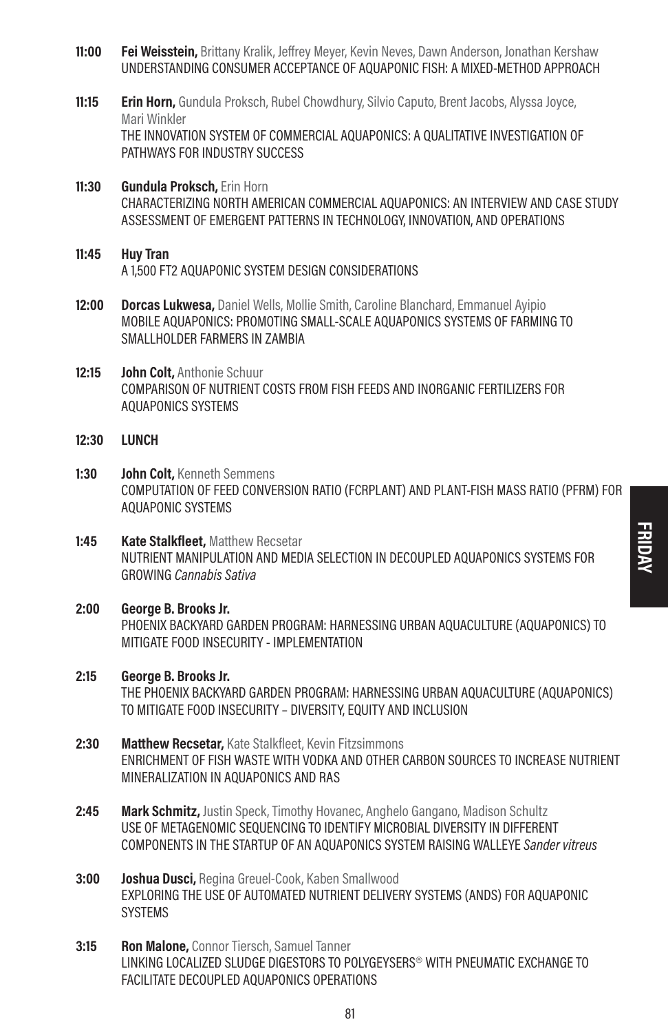**11:00** **Fei Weisstein,** Brittany Kralik, Jeffrey Meyer, Kevin Neves, Dawn Anderson, Jonathan Kershaw
UNDERSTANDING CONSUMER ACCEPTANCE OF AQUAPONIC FISH: A MIXED-METHOD APPROACH

**11:15** **Erin Horn,** Gundula Proksch, Rubel Chowdhury, Silvio Caputo, Brent Jacobs, Alyssa Joyce, Mari Winkler
THE INNOVATION SYSTEM OF COMMERCIAL AQUAPONICS: A QUALITATIVE INVESTIGATION OF PATHWAYS FOR INDUSTRY SUCCESS

**11:30** **Gundula Proksch,** Erin Horn
CHARACTERIZING NORTH AMERICAN COMMERCIAL AQUAPONICS: AN INTERVIEW AND CASE STUDY ASSESSMENT OF EMERGENT PATTERNS IN TECHNOLOGY, INNOVATION, AND OPERATIONS

**11:45** **Huy Tran**
A 1,500 FT2 AQUAPONIC SYSTEM DESIGN CONSIDERATIONS

**12:00** **Dorcas Lukwesa,** Daniel Wells, Mollie Smith, Caroline Blanchard, Emmanuel Ayipio
MOBILE AQUAPONICS: PROMOTING SMALL-SCALE AQUAPONICS SYSTEMS OF FARMING TO SMALLHOLDER FARMERS IN ZAMBIA

**12:15** **John Colt,** Anthonie Schuur
COMPARISON OF NUTRIENT COSTS FROM FISH FEEDS AND INORGANIC FERTILIZERS FOR AQUAPONICS SYSTEMS

**12:30** **LUNCH**

**1:30** **John Colt,** Kenneth Semmens
COMPUTATION OF FEED CONVERSION RATIO (FCRPLANT) AND PLANT-FISH MASS RATIO (PFRM) FOR AQUAPONIC SYSTEMS

**1:45** **Kate Stalkfleet,** Matthew Recsetar
NUTRIENT MANIPULATION AND MEDIA SELECTION IN DECOUPLED AQUAPONICS SYSTEMS FOR GROWING *Cannabis Sativa*

**2:00** **George B. Brooks Jr.**
PHOENIX BACKYARD GARDEN PROGRAM: HARNESSING URBAN AQUACULTURE (AQUAPONICS) TO MITIGATE FOOD INSECURITY - IMPLEMENTATION

**2:15** **George B. Brooks Jr.**
THE PHOENIX BACKYARD GARDEN PROGRAM: HARNESSING URBAN AQUACULTURE (AQUAPONICS) TO MITIGATE FOOD INSECURITY – DIVERSITY, EQUITY AND INCLUSION

**2:30** **Matthew Recsetar,** Kate Stalkfleet, Kevin Fitzsimmons
ENRICHMENT OF FISH WASTE WITH VODKA AND OTHER CARBON SOURCES TO INCREASE NUTRIENT MINERALIZATION IN AQUAPONICS AND RAS

**2:45** **Mark Schmitz,** Justin Speck, Timothy Hovanec, Anghelo Gangano, Madison Schultz
USE OF METAGENOMIC SEQUENCING TO IDENTIFY MICROBIAL DIVERSITY IN DIFFERENT COMPONENTS IN THE STARTUP OF AN AQUAPONICS SYSTEM RAISING WALLEYE *Sander vitreus*

**3:00** **Joshua Dusci,** Regina Greuel-Cook, Kaben Smallwood
EXPLORING THE USE OF AUTOMATED NUTRIENT DELIVERY SYSTEMS (ANDS) FOR AQUAPONIC SYSTEMS

**3:15** **Ron Malone,** Connor Tiersch, Samuel Tanner
LINKING LOCALIZED SLUDGE DIGESTORS TO POLYGEYSERS® WITH PNEUMATIC EXCHANGE TO FACILITATE DECOUPLED AQUAPONICS OPERATIONS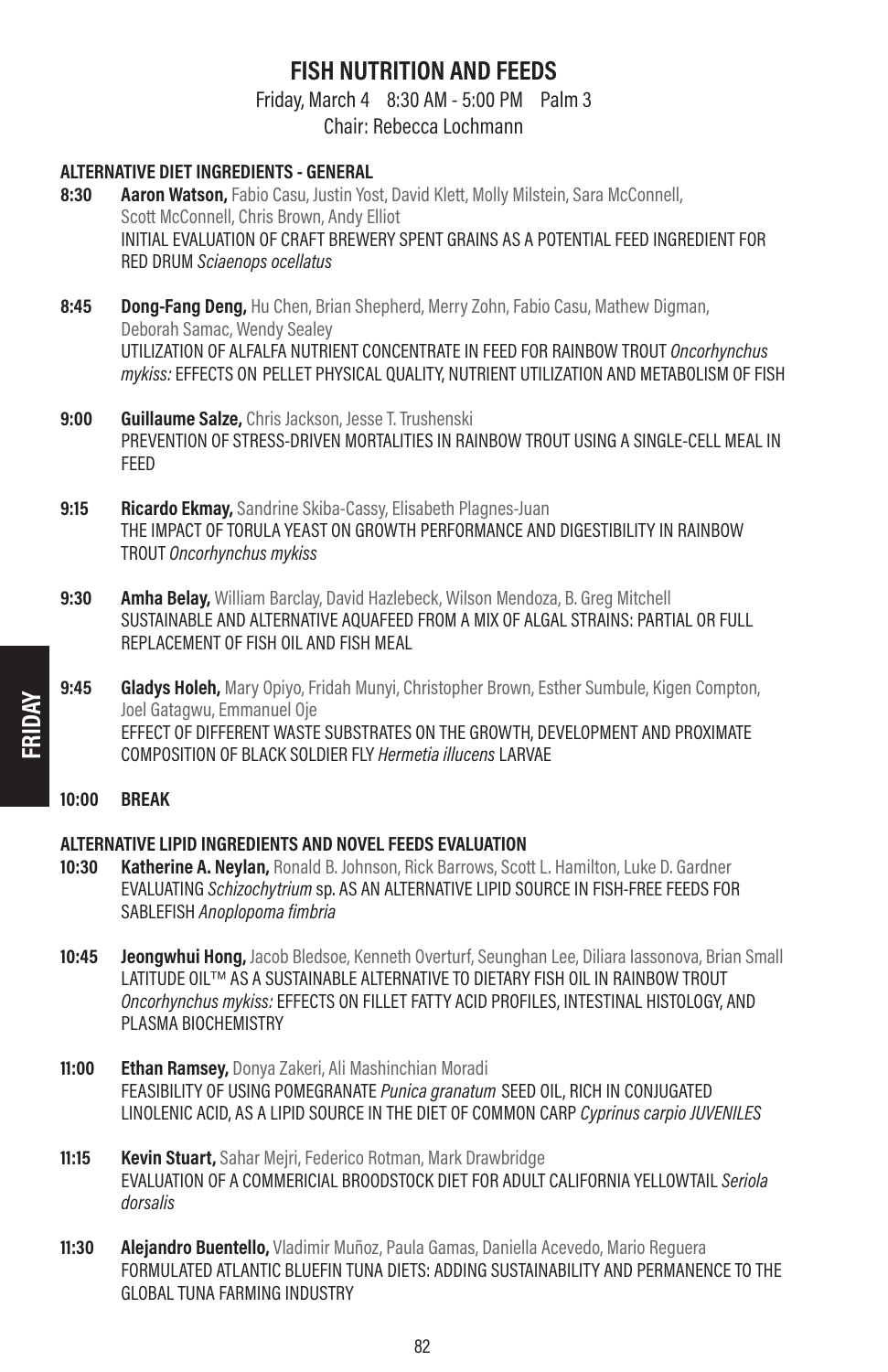# FISH NUTRITION AND FEEDS

Friday, March 4 8:30 AM - 5:00 PM Palm 3

Chair: Rebecca Lochmann

## ALTERNATIVE DIET INGREDIENTS - GENERAL

**8:30** **Aaron Watson,** Fabio Casu, Justin Yost, David Klett, Molly Milstein, Sara McConnell, Scott McConnell, Chris Brown, Andy Elliot
INITIAL EVALUATION OF CRAFT BREWERY SPENT GRAINS AS A POTENTIAL FEED INGREDIENT FOR RED DRUM *Sciaenops ocellatus*

**8:45** **Dong-Fang Deng,** Hu Chen, Brian Shepherd, Merry Zohn, Fabio Casu, Mathew Digman, Deborah Samac, Wendy Sealey
UTILIZATION OF ALFALFA NUTRIENT CONCENTRATE IN FEED FOR RAINBOW TROUT *Oncorhynchus mykiss:* EFFECTS ON PELLET PHYSICAL QUALITY, NUTRIENT UTILIZATION AND METABOLISM OF FISH

**9:00** **Guillaume Salze,** Chris Jackson, Jesse T. Trushenski
PREVENTION OF STRESS-DRIVEN MORTALITIES IN RAINBOW TROUT USING A SINGLE-CELL MEAL IN FEED

**9:15** **Ricardo Ekmay,** Sandrine Skiba-Cassy, Elisabeth Plagnes-Juan
THE IMPACT OF TORULA YEAST ON GROWTH PERFORMANCE AND DIGESTIBILITY IN RAINBOW TROUT *Oncorhynchus mykiss*

**9:30** **Amha Belay,** William Barclay, David Hazlebeck, Wilson Mendoza, B. Greg Mitchell
SUSTAINABLE AND ALTERNATIVE AQUAFEED FROM A MIX OF ALGAL STRAINS: PARTIAL OR FULL REPLACEMENT OF FISH OIL AND FISH MEAL

**9:45** **Gladys Holeh,** Mary Opiyo, Fridah Munyi, Christopher Brown, Esther Sumbule, Kigen Compton, Joel Gatagwu, Emmanuel Oje
EFFECT OF DIFFERENT WASTE SUBSTRATES ON THE GROWTH, DEVELOPMENT AND PROXIMATE COMPOSITION OF BLACK SOLDIER FLY *Hermetia illucens* LARVAE

**10:00** **BREAK**

## ALTERNATIVE LIPID INGREDIENTS AND NOVEL FEEDS EVALUATION

**10:30** **Katherine A. Neylan,** Ronald B. Johnson, Rick Barrows, Scott L. Hamilton, Luke D. Gardner
EVALUATING *Schizochytrium* sp. AS AN ALTERNATIVE LIPID SOURCE IN FISH-FREE FEEDS FOR SABLEFISH *Anoplopoma fimbria*

**10:45** **Jeongwhui Hong,** Jacob Bledsoe, Kenneth Overturf, Seunghan Lee, Diliara Iassonova, Brian Small
LATITUDE OIL™ AS A SUSTAINABLE ALTERNATIVE TO DIETARY FISH OIL IN RAINBOW TROUT *Oncorhynchus mykiss:* EFFECTS ON FILLET FATTY ACID PROFILES, INTESTINAL HISTOLOGY, AND PLASMA BIOCHEMISTRY

**11:00** **Ethan Ramsey,** Donya Zakeri, Ali Mashinchian Moradi
FEASIBILITY OF USING POMEGRANATE *Punica granatum* SEED OIL, RICH IN CONJUGATED LINOLENIC ACID, AS A LIPID SOURCE IN THE DIET OF COMMON CARP *Cyprinus carpio JUVENILES*

**11:15** **Kevin Stuart,** Sahar Mejri, Federico Rotman, Mark Drawbridge
EVALUATION OF A COMMERICIAL BROODSTOCK DIET FOR ADULT CALIFORNIA YELLOWTAIL *Seriola dorsalis*

**11:30** **Alejandro Buentello,** Vladimir Muñoz, Paula Gamas, Daniella Acevedo, Mario Reguera
FORMULATED ATLANTIC BLUEFIN TUNA DIETS: ADDING SUSTAINABILITY AND PERMANENCE TO THE GLOBAL TUNA FARMING INDUSTRY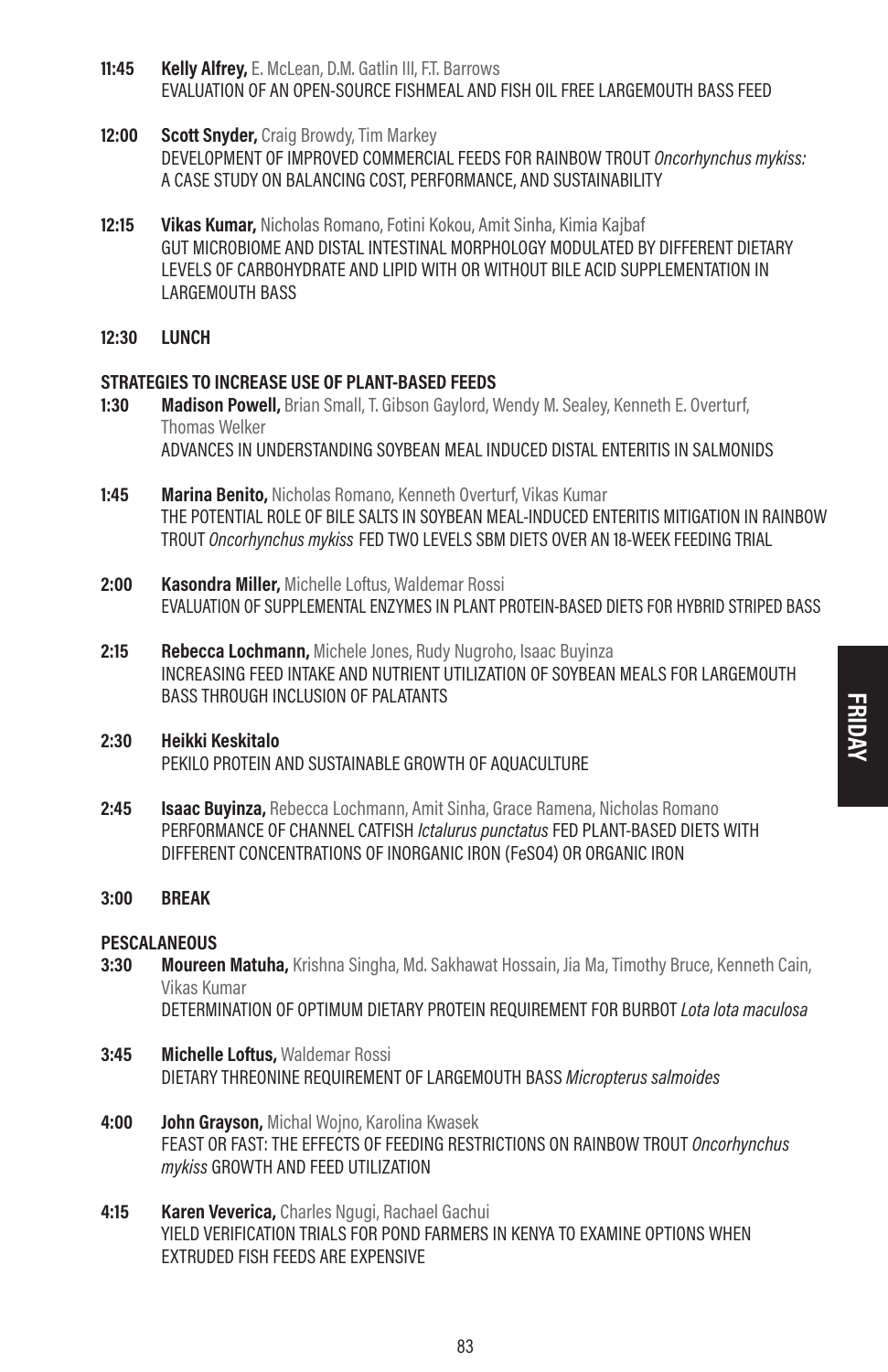**11:45** **Kelly Alfrey,** E. McLean, D.M. Gatlin III, F.T. Barrows
EVALUATION OF AN OPEN-SOURCE FISHMEAL AND FISH OIL FREE LARGEMOUTH BASS FEED

**12:00** **Scott Snyder,** Craig Browdy, Tim Markey
DEVELOPMENT OF IMPROVED COMMERCIAL FEEDS FOR RAINBOW TROUT *Oncorhynchus mykiss:* A CASE STUDY ON BALANCING COST, PERFORMANCE, AND SUSTAINABILITY

**12:15** **Vikas Kumar,** Nicholas Romano, Fotini Kokou, Amit Sinha, Kimia Kajbaf
GUT MICROBIOME AND DISTAL INTESTINAL MORPHOLOGY MODULATED BY DIFFERENT DIETARY LEVELS OF CARBOHYDRATE AND LIPID WITH OR WITHOUT BILE ACID SUPPLEMENTATION IN LARGEMOUTH BASS

**12:30** **LUNCH**

**STRATEGIES TO INCREASE USE OF PLANT-BASED FEEDS**

**1:30** **Madison Powell,** Brian Small, T. Gibson Gaylord, Wendy M. Sealey, Kenneth E. Overturf, Thomas Welker
ADVANCES IN UNDERSTANDING SOYBEAN MEAL INDUCED DISTAL ENTERITIS IN SALMONIDS

**1:45** **Marina Benito,** Nicholas Romano, Kenneth Overturf, Vikas Kumar
THE POTENTIAL ROLE OF BILE SALTS IN SOYBEAN MEAL-INDUCED ENTERITIS MITIGATION IN RAINBOW TROUT *Oncorhynchus mykiss* FED TWO LEVELS SBM DIETS OVER AN 18-WEEK FEEDING TRIAL

**2:00** **Kasondra Miller,** Michelle Loftus, Waldemar Rossi
EVALUATION OF SUPPLEMENTAL ENZYMES IN PLANT PROTEIN-BASED DIETS FOR HYBRID STRIPED BASS

**2:15** **Rebecca Lochmann,** Michele Jones, Rudy Nugroho, Isaac Buyinza
INCREASING FEED INTAKE AND NUTRIENT UTILIZATION OF SOYBEAN MEALS FOR LARGEMOUTH BASS THROUGH INCLUSION OF PALATANTS

**2:30** **Heikki Keskitalo**
PEKILO PROTEIN AND SUSTAINABLE GROWTH OF AQUACULTURE

**2:45** **Isaac Buyinza,** Rebecca Lochmann, Amit Sinha, Grace Ramena, Nicholas Romano
PERFORMANCE OF CHANNEL CATFISH *Ictalurus punctatus* FED PLANT-BASED DIETS WITH DIFFERENT CONCENTRATIONS OF INORGANIC IRON ($FeSO_4$) OR ORGANIC IRON

**3:00** **BREAK**

**PESCALANEOUS**

**3:30** **Moureen Matuha,** Krishna Singha, Md. Sakhawat Hossain, Jia Ma, Timothy Bruce, Kenneth Cain, Vikas Kumar
DETERMINATION OF OPTIMUM DIETARY PROTEIN REQUIREMENT FOR BURBOT *Lota lota maculosa*

**3:45** **Michelle Loftus,** Waldemar Rossi
DIETARY THREONINE REQUIREMENT OF LARGEMOUTH BASS *Micropterus salmoides*

**4:00** **John Grayson,** Michal Wojno, Karolina Kwasek
FEAST OR FAST: THE EFFECTS OF FEEDING RESTRICTIONS ON RAINBOW TROUT *Oncorhynchus mykiss* GROWTH AND FEED UTILIZATION

**4:15** **Karen Veverica,** Charles Ngugi, Rachael Gachui
YIELD VERIFICATION TRIALS FOR POND FARMERS IN KENYA TO EXAMINE OPTIONS WHEN EXTRUDED FISH FEEDS ARE EXPENSIVE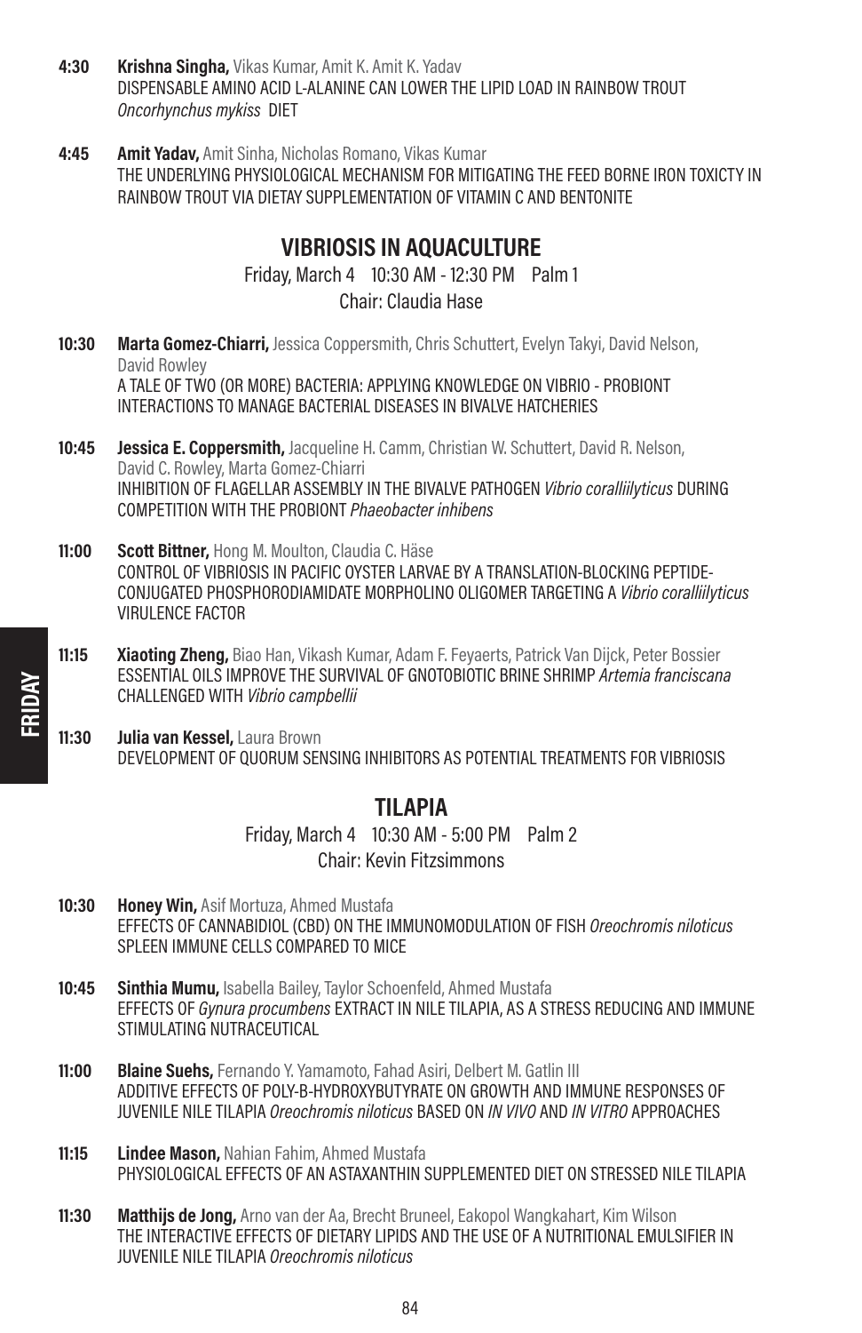**4:30** **Krishna Singha,** Vikas Kumar, Amit K. Amit K. Yadav
DISPENSABLE AMINO ACID L-ALANINE CAN LOWER THE LIPID LOAD IN RAINBOW TROUT *Oncorhynchus mykiss* DIET

**4:45** **Amit Yadav,** Amit Sinha, Nicholas Romano, Vikas Kumar
THE UNDERLYING PHYSIOLOGICAL MECHANISM FOR MITIGATING THE FEED BORNE IRON TOXICTY IN RAINBOW TROUT VIA DIETAY SUPPLEMENTATION OF VITAMIN C AND BENTONITE

## VIBRIOSIS IN AQUACULTURE

Friday, March 4 10:30 AM - 12:30 PM Palm 1
Chair: Claudia Hase

**10:30** **Marta Gomez-Chiarri,** Jessica Coppersmith, Chris Schuttert, Evelyn Takyi, David Nelson, David Rowley
A TALE OF TWO (OR MORE) BACTERIA: APPLYING KNOWLEDGE ON VIBRIO - PROBIONT INTERACTIONS TO MANAGE BACTERIAL DISEASES IN BIVALVE HATCHERIES

**10:45** **Jessica E. Coppersmith,** Jacqueline H. Camm, Christian W. Schuttert, David R. Nelson, David C. Rowley, Marta Gomez-Chiarri
INHIBITION OF FLAGELLAR ASSEMBLY IN THE BIVALVE PATHOGEN *Vibrio coralliilyticus* DURING COMPETITION WITH THE PROBIONT *Phaeobacter inhibens*

**11:00** **Scott Bittner,** Hong M. Moulton, Claudia C. Häse
CONTROL OF VIBRIOSIS IN PACIFIC OYSTER LARVAE BY A TRANSLATION-BLOCKING PEPTIDE-CONJUGATED PHOSPHORODIAMIDATE MORPHOLINO OLIGOMER TARGETING A *Vibrio coralliilyticus* VIRULENCE FACTOR

**11:15** **Xiaoting Zheng,** Biao Han, Vikash Kumar, Adam F. Feyaerts, Patrick Van Dijck, Peter Bossier
ESSENTIAL OILS IMPROVE THE SURVIVAL OF GNOTOBIOTIC BRINE SHRIMP *Artemia franciscana* CHALLENGED WITH *Vibrio campbellii*

**11:30** **Julia van Kessel,** Laura Brown
DEVELOPMENT OF QUORUM SENSING INHIBITORS AS POTENTIAL TREATMENTS FOR VIBRIOSIS

## TILAPIA

Friday, March 4 10:30 AM - 5:00 PM Palm 2
Chair: Kevin Fitzsimmons

**10:30** **Honey Win,** Asif Mortuza, Ahmed Mustafa
EFFECTS OF CANNABIDIOL (CBD) ON THE IMMUNOMODULATION OF FISH *Oreochromis niloticus* SPLEEN IMMUNE CELLS COMPARED TO MICE

**10:45** **Sinthia Mumu,** Isabella Bailey, Taylor Schoenfeld, Ahmed Mustafa
EFFECTS OF *Gynura procumbens* EXTRACT IN NILE TILAPIA, AS A STRESS REDUCING AND IMMUNE STIMULATING NUTRACEUTICAL

**11:00** **Blaine Suehs,** Fernando Y. Yamamoto, Fahad Asiri, Delbert M. Gatlin III
ADDITIVE EFFECTS OF POLY-B-HYDROXYBUTYRATE ON GROWTH AND IMMUNE RESPONSES OF JUVENILE NILE TILAPIA *Oreochromis niloticus* BASED ON *IN VIVO* AND *IN VITRO* APPROACHES

**11:15** **Lindee Mason,** Nahian Fahim, Ahmed Mustafa
PHYSIOLOGICAL EFFECTS OF AN ASTAXANTHIN SUPPLEMENTED DIET ON STRESSED NILE TILAPIA

**11:30** **Matthijs de Jong,** Arno van der Aa, Brecht Bruneel, Eakopol Wangkahart, Kim Wilson
THE INTERACTIVE EFFECTS OF DIETARY LIPIDS AND THE USE OF A NUTRITIONAL EMULSIFIER IN JUVENILE NILE TILAPIA *Oreochromis niloticus*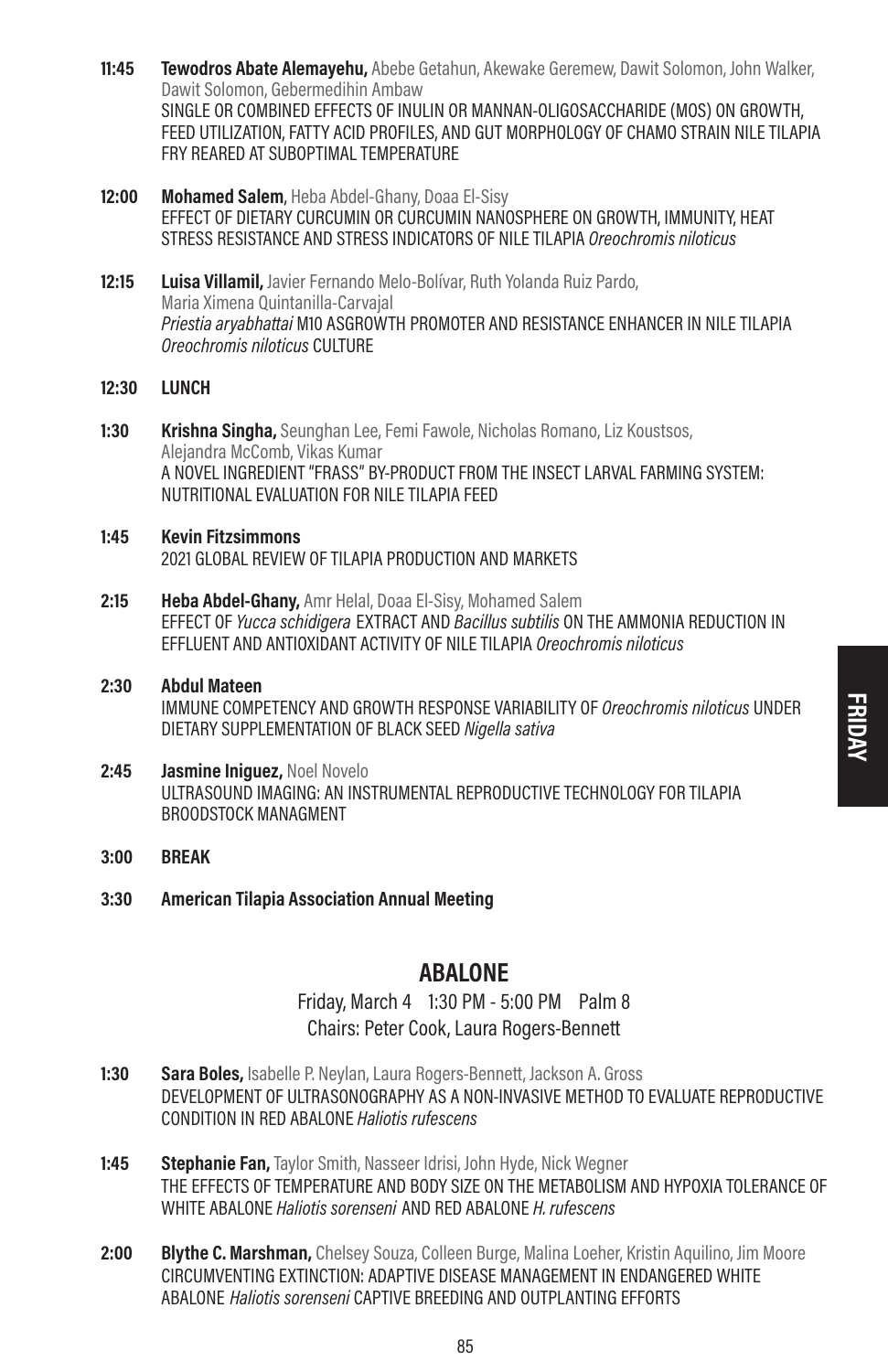**11:45** **Tewodros Abate Alemayehu,** Abebe Getahun, Akewake Geremew, Dawit Solomon, John Walker, Dawit Solomon, Gebermedihin Ambaw
SINGLE OR COMBINED EFFECTS OF INULIN OR MANNAN-OLIGOSACCHARIDE (MOS) ON GROWTH, FEED UTILIZATION, FATTY ACID PROFILES, AND GUT MORPHOLOGY OF CHAMO STRAIN NILE TILAPIA FRY REARED AT SUBOPTIMAL TEMPERATURE

**12:00** **Mohamed Salem**, Heba Abdel-Ghany, Doaa El-Sisy
EFFECT OF DIETARY CURCUMIN OR CURCUMIN NANOSPHERE ON GROWTH, IMMUNITY, HEAT STRESS RESISTANCE AND STRESS INDICATORS OF NILE TILAPIA *Oreochromis niloticus*

**12:15** **Luisa Villamil,** Javier Fernando Melo-Bolívar, Ruth Yolanda Ruiz Pardo, Maria Ximena Quintanilla-Carvajal
*Priestia aryabhattai* M10 ASGROWTH PROMOTER AND RESISTANCE ENHANCER IN NILE TILAPIA *Oreochromis niloticus* CULTURE

**12:30** **LUNCH**

**1:30** **Krishna Singha,** Seunghan Lee, Femi Fawole, Nicholas Romano, Liz Koustsos, Alejandra McComb, Vikas Kumar
A NOVEL INGREDIENT "FRASS" BY-PRODUCT FROM THE INSECT LARVAL FARMING SYSTEM: NUTRITIONAL EVALUATION FOR NILE TILAPIA FEED

**1:45** **Kevin Fitzsimmons**
2021 GLOBAL REVIEW OF TILAPIA PRODUCTION AND MARKETS

**2:15** **Heba Abdel-Ghany,** Amr Helal, Doaa El-Sisy, Mohamed Salem
EFFECT OF *Yucca schidigera* EXTRACT AND *Bacillus subtilis* ON THE AMMONIA REDUCTION IN EFFLUENT AND ANTIOXIDANT ACTIVITY OF NILE TILAPIA *Oreochromis niloticus*

**2:30** **Abdul Mateen**
IMMUNE COMPETENCY AND GROWTH RESPONSE VARIABILITY OF *Oreochromis niloticus* UNDER DIETARY SUPPLEMENTATION OF BLACK SEED *Nigella sativa*

**2:45** **Jasmine Iniguez,** Noel Novelo
ULTRASOUND IMAGING: AN INSTRUMENTAL REPRODUCTIVE TECHNOLOGY FOR TILAPIA BROODSTOCK MANAGMENT

**3:00** **BREAK**

**3:30** **American Tilapia Association Annual Meeting**

## ABALONE

Friday, March 4 1:30 PM - 5:00 PM Palm 8
Chairs: Peter Cook, Laura Rogers-Bennett

**1:30** **Sara Boles,** Isabelle P. Neylan, Laura Rogers-Bennett, Jackson A. Gross
DEVELOPMENT OF ULTRASONOGRAPHY AS A NON-INVASIVE METHOD TO EVALUATE REPRODUCTIVE CONDITION IN RED ABALONE *Haliotis rufescens*

**1:45** **Stephanie Fan,** Taylor Smith, Nasseer Idrisi, John Hyde, Nick Wegner
THE EFFECTS OF TEMPERATURE AND BODY SIZE ON THE METABOLISM AND HYPOXIA TOLERANCE OF WHITE ABALONE *Haliotis sorenseni* AND RED ABALONE *H. rufescens*

**2:00** **Blythe C. Marshman,** Chelsey Souza, Colleen Burge, Malina Loeher, Kristin Aquilino, Jim Moore
CIRCUMVENTING EXTINCTION: ADAPTIVE DISEASE MANAGEMENT IN ENDANGERED WHITE ABALONE *Haliotis sorenseni* CAPTIVE BREEDING AND OUTPLANTING EFFORTS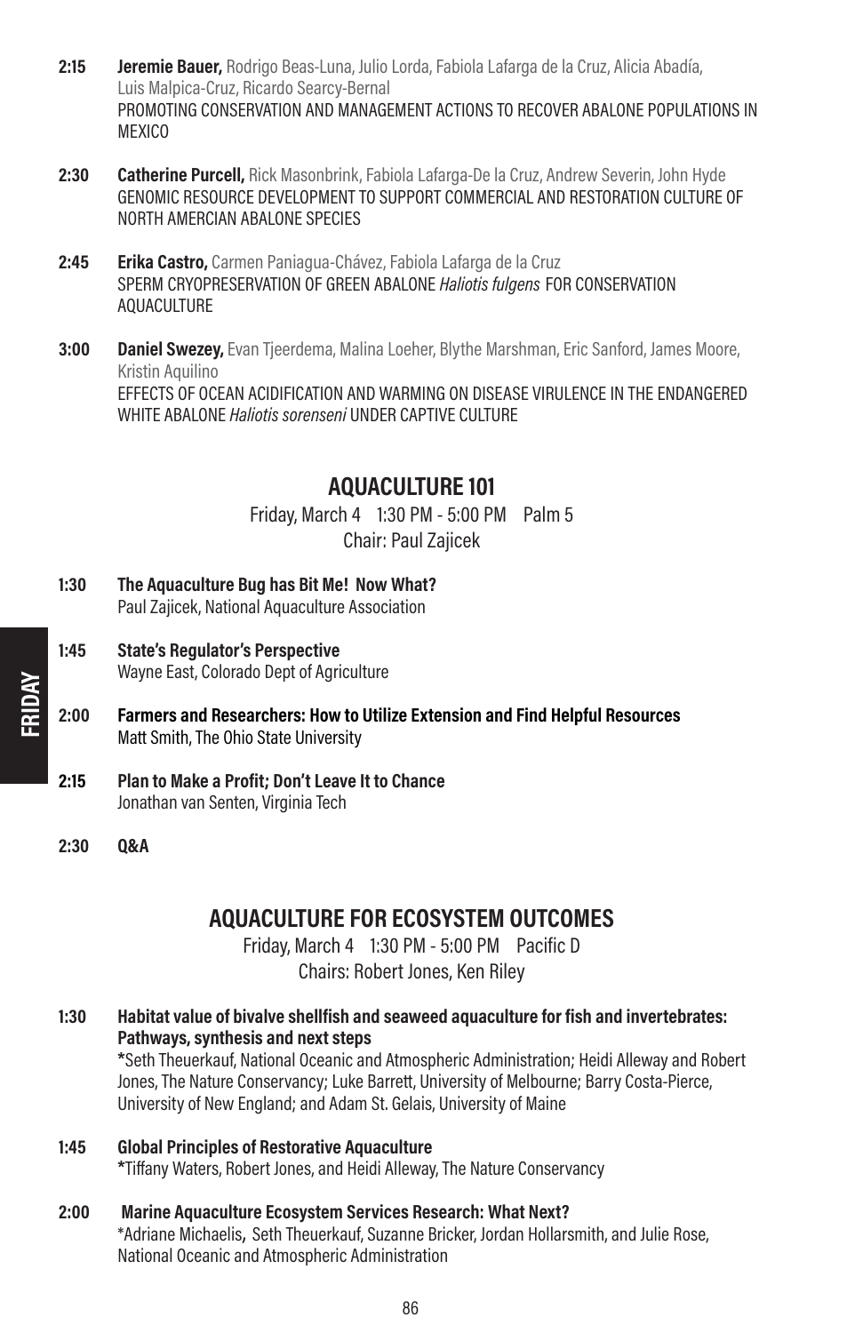**2:15** **Jeremie Bauer,** Rodrigo Beas-Luna, Julio Lorda, Fabiola Lafarga de la Cruz, Alicia Abadía, Luis Malpica-Cruz, Ricardo Searcy-Bernal
PROMOTING CONSERVATION AND MANAGEMENT ACTIONS TO RECOVER ABALONE POPULATIONS IN MEXICO

**2:30** **Catherine Purcell,** Rick Masonbrink, Fabiola Lafarga-De la Cruz, Andrew Severin, John Hyde
GENOMIC RESOURCE DEVELOPMENT TO SUPPORT COMMERCIAL AND RESTORATION CULTURE OF NORTH AMERCIAN ABALONE SPECIES

**2:45** **Erika Castro,** Carmen Paniagua-Chávez, Fabiola Lafarga de la Cruz
SPERM CRYOPRESERVATION OF GREEN ABALONE *Haliotis fulgens* FOR CONSERVATION AQUACULTURE

**3:00** **Daniel Swezey,** Evan Tjeerdema, Malina Loeher, Blythe Marshman, Eric Sanford, James Moore, Kristin Aquilino
EFFECTS OF OCEAN ACIDIFICATION AND WARMING ON DISEASE VIRULENCE IN THE ENDANGERED WHITE ABALONE *Haliotis sorenseni* UNDER CAPTIVE CULTURE

## AQUACULTURE 101

Friday, March 4 1:30 PM - 5:00 PM Palm 5
Chair: Paul Zajicek

**1:30** **The Aquaculture Bug has Bit Me! Now What?**
Paul Zajicek, National Aquaculture Association

**1:45** **State's Regulator's Perspective**
Wayne East, Colorado Dept of Agriculture

**2:00** **Farmers and Researchers: How to Utilize Extension and Find Helpful Resources**
Matt Smith, The Ohio State University

**2:15** **Plan to Make a Profit; Don't Leave It to Chance**
Jonathan van Senten, Virginia Tech

**2:30** **Q&A**

## AQUACULTURE FOR ECOSYSTEM OUTCOMES

Friday, March 4 1:30 PM - 5:00 PM Pacific D
Chairs: Robert Jones, Ken Riley

**1:30** **Habitat value of bivalve shellfish and seaweed aquaculture for fish and invertebrates: Pathways, synthesis and next steps**
*Seth Theuerkauf, National Oceanic and Atmospheric Administration; Heidi Alleway and Robert Jones, The Nature Conservancy; Luke Barrett, University of Melbourne; Barry Costa-Pierce, University of New England; and Adam St. Gelais, University of Maine

**1:45** **Global Principles of Restorative Aquaculture**
*Tiffany Waters, Robert Jones, and Heidi Alleway, The Nature Conservancy

**2:00** **Marine Aquaculture Ecosystem Services Research: What Next?**
*Adriane Michaelis, Seth Theuerkauf, Suzanne Bricker, Jordan Hollarsmith, and Julie Rose, National Oceanic and Atmospheric Administration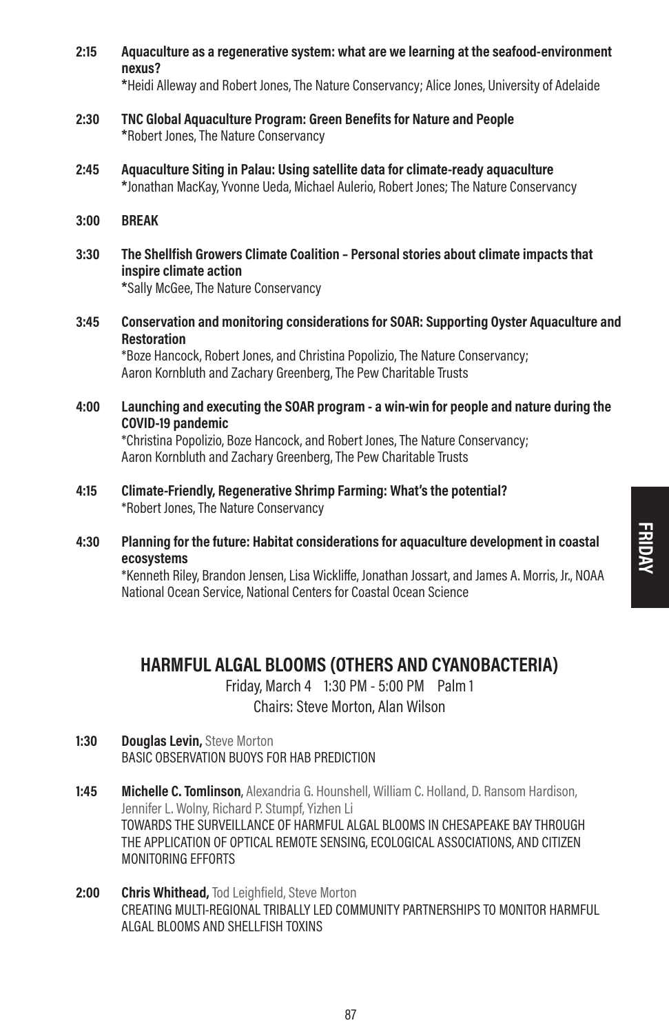**2:15** **Aquaculture as a regenerative system: what are we learning at the seafood-environment nexus?**
*Heidi Alleway and Robert Jones, The Nature Conservancy; Alice Jones, University of Adelaide

**2:30** **TNC Global Aquaculture Program: Green Benefits for Nature and People**
*Robert Jones, The Nature Conservancy

**2:45** **Aquaculture Siting in Palau: Using satellite data for climate-ready aquaculture**
*Jonathan MacKay, Yvonne Ueda, Michael Aulerio, Robert Jones; The Nature Conservancy

**3:00** **BREAK**

**3:30** **The Shellfish Growers Climate Coalition – Personal stories about climate impacts that inspire climate action**
*Sally McGee, The Nature Conservancy

**3:45** **Conservation and monitoring considerations for SOAR: Supporting Oyster Aquaculture and Restoration**
*Boze Hancock, Robert Jones, and Christina Popolizio, The Nature Conservancy; Aaron Kornbluth and Zachary Greenberg, The Pew Charitable Trusts

**4:00** **Launching and executing the SOAR program - a win-win for people and nature during the COVID-19 pandemic**
*Christina Popolizio, Boze Hancock, and Robert Jones, The Nature Conservancy; Aaron Kornbluth and Zachary Greenberg, The Pew Charitable Trusts

**4:15** **Climate-Friendly, Regenerative Shrimp Farming: What's the potential?**
*Robert Jones, The Nature Conservancy

**4:30** **Planning for the future: Habitat considerations for aquaculture development in coastal ecosystems**
*Kenneth Riley, Brandon Jensen, Lisa Wickliffe, Jonathan Jossart, and James A. Morris, Jr., NOAA National Ocean Service, National Centers for Coastal Ocean Science

## HARMFUL ALGAL BLOOMS (OTHERS AND CYANOBACTERIA)

Friday, March 4 1:30 PM - 5:00 PM Palm 1
Chairs: Steve Morton, Alan Wilson

**1:30** **Douglas Levin,** Steve Morton
BASIC OBSERVATION BUOYS FOR HAB PREDICTION

**1:45** **Michelle C. Tomlinson,** Alexandria G. Hounshell, William C. Holland, D. Ransom Hardison, Jennifer L. Wolny, Richard P. Stumpf, Yizhen Li
TOWARDS THE SURVEILLANCE OF HARMFUL ALGAL BLOOMS IN CHESAPEAKE BAY THROUGH THE APPLICATION OF OPTICAL REMOTE SENSING, ECOLOGICAL ASSOCIATIONS, AND CITIZEN MONITORING EFFORTS

**2:00** **Chris Whithead,** Tod Leighfield, Steve Morton
CREATING MULTI-REGIONAL TRIBALLY LED COMMUNITY PARTNERSHIPS TO MONITOR HARMFUL ALGAL BLOOMS AND SHELLFISH TOXINS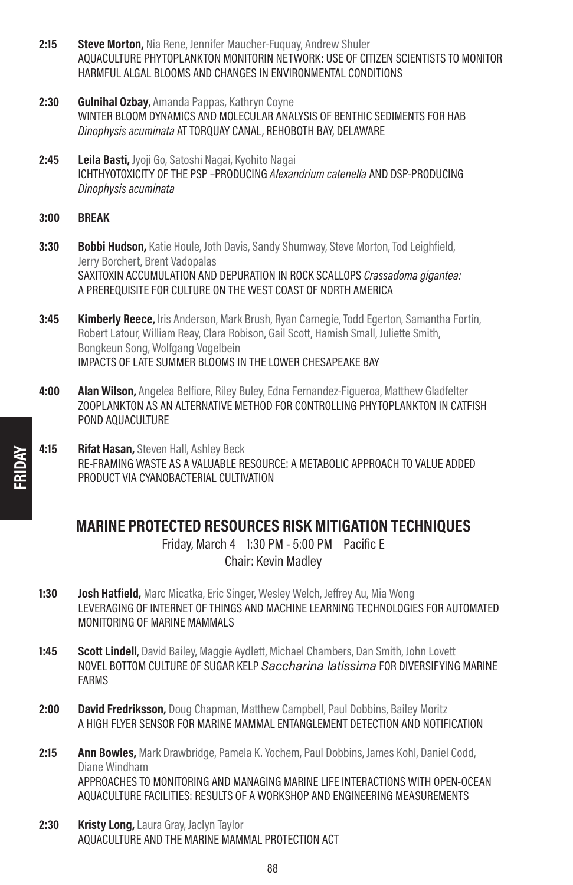**2:15** **Steve Morton,** Nia Rene, Jennifer Maucher-Fuquay, Andrew Shuler
AQUACULTURE PHYTOPLANKTON MONITORIN NETWORK: USE OF CITIZEN SCIENTISTS TO MONITOR HARMFUL ALGAL BLOOMS AND CHANGES IN ENVIRONMENTAL CONDITIONS

**2:30** **Gulnihal Ozbay,** Amanda Pappas, Kathryn Coyne
WINTER BLOOM DYNAMICS AND MOLECULAR ANALYSIS OF BENTHIC SEDIMENTS FOR HAB *Dinophysis acuminata* AT TORQUAY CANAL, REHOBOTH BAY, DELAWARE

**2:45** **Leila Basti,** Jyoji Go, Satoshi Nagai, Kyohito Nagai
ICHTHYOTOXICITY OF THE PSP –PRODUCING *Alexandrium catenella* AND DSP-PRODUCING *Dinophysis acuminata*

**3:00** **BREAK**

**3:30** **Bobbi Hudson,** Katie Houle, Joth Davis, Sandy Shumway, Steve Morton, Tod Leighfield, Jerry Borchert, Brent Vadopalas
SAXITOXIN ACCUMULATION AND DEPURATION IN ROCK SCALLOPS *Crassadoma gigantea:* A PREREQUISITE FOR CULTURE ON THE WEST COAST OF NORTH AMERICA

**3:45** **Kimberly Reece,** Iris Anderson, Mark Brush, Ryan Carnegie, Todd Egerton, Samantha Fortin, Robert Latour, William Reay, Clara Robison, Gail Scott, Hamish Small, Juliette Smith, Bongkeun Song, Wolfgang Vogelbein
IMPACTS OF LATE SUMMER BLOOMS IN THE LOWER CHESAPEAKE BAY

**4:00** **Alan Wilson,** Angelea Belfiore, Riley Buley, Edna Fernandez-Figueroa, Matthew Gladfelter
ZOOPLANKTON AS AN ALTERNATIVE METHOD FOR CONTROLLING PHYTOPLANKTON IN CATFISH POND AQUACULTURE

**4:15** **Rifat Hasan,** Steven Hall, Ashley Beck
RE-FRAMING WASTE AS A VALUABLE RESOURCE: A METABOLIC APPROACH TO VALUE ADDED PRODUCT VIA CYANOBACTERIAL CULTIVATION

## MARINE PROTECTED RESOURCES RISK MITIGATION TECHNIQUES

Friday, March 4 1:30 PM - 5:00 PM Pacific E
Chair: Kevin Madley

**1:30** **Josh Hatfield,** Marc Micatka, Eric Singer, Wesley Welch, Jeffrey Au, Mia Wong
LEVERAGING OF INTERNET OF THINGS AND MACHINE LEARNING TECHNOLOGIES FOR AUTOMATED MONITORING OF MARINE MAMMALS

**1:45** **Scott Lindell**, David Bailey, Maggie Aydlett, Michael Chambers, Dan Smith, John Lovett
NOVEL BOTTOM CULTURE OF SUGAR KELP *Saccharina latissima* FOR DIVERSIFYING MARINE FARMS

**2:00** **David Fredriksson,** Doug Chapman, Matthew Campbell, Paul Dobbins, Bailey Moritz
A HIGH FLYER SENSOR FOR MARINE MAMMAL ENTANGLEMENT DETECTION AND NOTIFICATION

**2:15** **Ann Bowles,** Mark Drawbridge, Pamela K. Yochem, Paul Dobbins, James Kohl, Daniel Codd, Diane Windham
APPROACHES TO MONITORING AND MANAGING MARINE LIFE INTERACTIONS WITH OPEN-OCEAN AQUACULTURE FACILITIES: RESULTS OF A WORKSHOP AND ENGINEERING MEASUREMENTS

**2:30** **Kristy Long,** Laura Gray, Jaclyn Taylor
AQUACULTURE AND THE MARINE MAMMAL PROTECTION ACT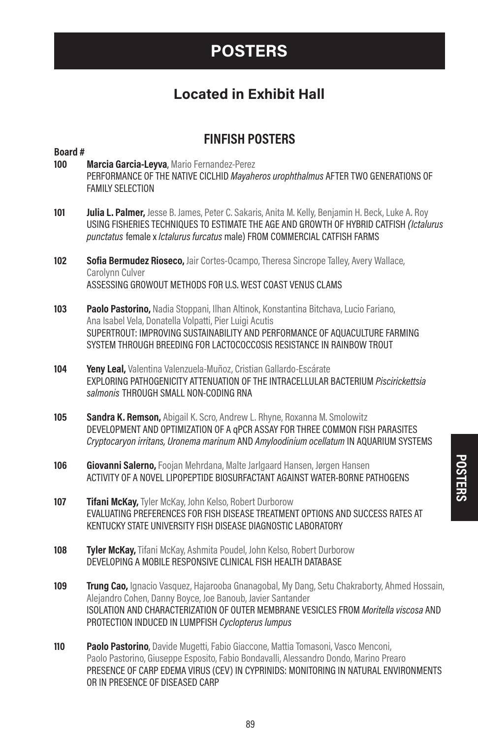# POSTERS

## Located in Exhibit Hall

### FINFISH POSTERS

**Board #**

**100** **Marcia Garcia-Leyva**, Mario Fernandez-Perez
PERFORMANCE OF THE NATIVE CICLHID *Mayaheros urophthalmus* AFTER TWO GENERATIONS OF FAMILY SELECTION

**101** **Julia L. Palmer,** Jesse B. James, Peter C. Sakaris, Anita M. Kelly, Benjamin H. Beck, Luke A. Roy
USING FISHERIES TECHNIQUES TO ESTIMATE THE AGE AND GROWTH OF HYBRID CATFISH *(Ictalurus punctatus* female x *Ictalurus furcatus* male) FROM COMMERCIAL CATFISH FARMS

**102** **Sofia Bermudez Rioseco,** Jair Cortes-Ocampo, Theresa Sincrope Talley, Avery Wallace, Carolynn Culver
ASSESSING GROWOUT METHODS FOR U.S. WEST COAST VENUS CLAMS

**103** **Paolo Pastorino,** Nadia Stoppani, Ilhan Altinok, Konstantina Bitchava, Lucio Fariano, Ana Isabel Vela, Donatella Volpatti, Pier Luigi Acutis
SUPERTROUT: IMPROVING SUSTAINABILITY AND PERFORMANCE OF AQUACULTURE FARMING SYSTEM THROUGH BREEDING FOR LACTOCOCCOSIS RESISTANCE IN RAINBOW TROUT

**104** **Yeny Leal,** Valentina Valenzuela-Muñoz, Cristian Gallardo-Escárate
EXPLORING PATHOGENICITY ATTENUATION OF THE INTRACELLULAR BACTERIUM *Piscirickettsia salmonis* THROUGH SMALL NON-CODING RNA

**105** **Sandra K. Remson,** Abigail K. Scro, Andrew L. Rhyne, Roxanna M. Smolowitz
DEVELOPMENT AND OPTIMIZATION OF A qPCR ASSAY FOR THREE COMMON FISH PARASITES *Cryptocaryon irritans, Uronema marinum* AND *Amyloodinium ocellatum* IN AQUARIUM SYSTEMS

**106** **Giovanni Salerno,** Foojan Mehrdana, Malte Jarlgaard Hansen, Jørgen Hansen
ACTIVITY OF A NOVEL LIPOPEPTIDE BIOSURFACTANT AGAINST WATER-BORNE PATHOGENS

**107** **Tifani McKay,** Tyler McKay, John Kelso, Robert Durborow
EVALUATING PREFERENCES FOR FISH DISEASE TREATMENT OPTIONS AND SUCCESS RATES AT KENTUCKY STATE UNIVERSITY FISH DISEASE DIAGNOSTIC LABORATORY

**108** **Tyler McKay,** Tifani McKay, Ashmita Poudel, John Kelso, Robert Durborow
DEVELOPING A MOBILE RESPONSIVE CLINICAL FISH HEALTH DATABASE

**109** **Trung Cao,** Ignacio Vasquez, Hajarooba Gnanagobal, My Dang, Setu Chakraborty, Ahmed Hossain, Alejandro Cohen, Danny Boyce, Joe Banoub, Javier Santander
ISOLATION AND CHARACTERIZATION OF OUTER MEMBRANE VESICLES FROM *Moritella viscosa* AND PROTECTION INDUCED IN LUMPFISH *Cyclopterus lumpus*

**110** **Paolo Pastorino**, Davide Mugetti, Fabio Giaccone, Mattia Tomasoni, Vasco Menconi, Paolo Pastorino, Giuseppe Esposito, Fabio Bondavalli, Alessandro Dondo, Marino Prearo
PRESENCE OF CARP EDEMA VIRUS (CEV) IN CYPRINIDS: MONITORING IN NATURAL ENVIRONMENTS OR IN PRESENCE OF DISEASED CARP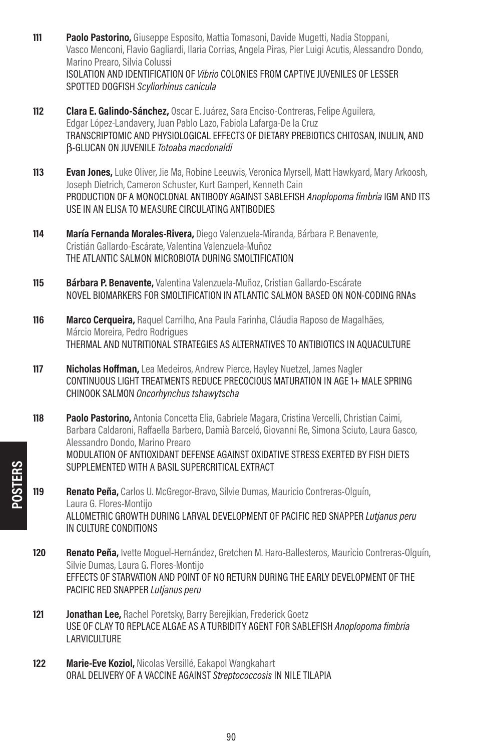**111** **Paolo Pastorino,** Giuseppe Esposito, Mattia Tomasoni, Davide Mugetti, Nadia Stoppani, Vasco Menconi, Flavio Gagliardi, Ilaria Corrias, Angela Piras, Pier Luigi Acutis, Alessandro Dondo, Marino Prearo, Silvia Colussi
ISOLATION AND IDENTIFICATION OF *Vibrio* COLONIES FROM CAPTIVE JUVENILES OF LESSER SPOTTED DOGFISH *Scyliorhinus canicula*

**112** **Clara E. Galindo-Sánchez,** Oscar E. Juárez, Sara Enciso-Contreras, Felipe Aguilera, Edgar López-Landavery, Juan Pablo Lazo, Fabiola Lafarga-De la Cruz
TRANSCRIPTOMIC AND PHYSIOLOGICAL EFFECTS OF DIETARY PREBIOTICS CHITOSAN, INULIN, AND β-GLUCAN ON JUVENILE *Totoaba macdonaldi*

**113** **Evan Jones,** Luke Oliver, Jie Ma, Robine Leeuwis, Veronica Myrsell, Matt Hawkyard, Mary Arkoosh, Joseph Dietrich, Cameron Schuster, Kurt Gamperl, Kenneth Cain
PRODUCTION OF A MONOCLONAL ANTIBODY AGAINST SABLEFISH *Anoplopoma fimbria* IGM AND ITS USE IN AN ELISA TO MEASURE CIRCULATING ANTIBODIES

**114** **María Fernanda Morales-Rivera,** Diego Valenzuela-Miranda, Bárbara P. Benavente, Cristián Gallardo-Escárate, Valentina Valenzuela-Muñoz
THE ATLANTIC SALMON MICROBIOTA DURING SMOLTIFICATION

**115** **Bárbara P. Benavente,** Valentina Valenzuela-Muñoz, Cristian Gallardo-Escárate
NOVEL BIOMARKERS FOR SMOLTIFICATION IN ATLANTIC SALMON BASED ON NON-CODING RNAs

**116** **Marco Cerqueira,** Raquel Carrilho, Ana Paula Farinha, Cláudia Raposo de Magalhães, Márcio Moreira, Pedro Rodrigues
THERMAL AND NUTRITIONAL STRATEGIES AS ALTERNATIVES TO ANTIBIOTICS IN AQUACULTURE

**117** **Nicholas Hoffman,** Lea Medeiros, Andrew Pierce, Hayley Nuetzel, James Nagler
CONTINUOUS LIGHT TREATMENTS REDUCE PRECOCIOUS MATURATION IN AGE 1+ MALE SPRING CHINOOK SALMON *Oncorhynchus tshawytscha*

**118** **Paolo Pastorino,** Antonia Concetta Elia, Gabriele Magara, Cristina Vercelli, Christian Caimi, Barbara Caldaroni, Raffaella Barbero, Damià Barceló, Giovanni Re, Simona Sciuto, Laura Gasco, Alessandro Dondo, Marino Prearo
MODULATION OF ANTIOXIDANT DEFENSE AGAINST OXIDATIVE STRESS EXERTED BY FISH DIETS SUPPLEMENTED WITH A BASIL SUPERCRITICAL EXTRACT

**119** **Renato Peña,** Carlos U. McGregor-Bravo, Silvie Dumas, Mauricio Contreras-Olguín, Laura G. Flores-Montijo
ALLOMETRIC GROWTH DURING LARVAL DEVELOPMENT OF PACIFIC RED SNAPPER *Lutjanus peru* IN CULTURE CONDITIONS

**120** **Renato Peña,** Ivette Moguel-Hernández, Gretchen M. Haro-Ballesteros, Mauricio Contreras-Olguín, Silvie Dumas, Laura G. Flores-Montijo
EFFECTS OF STARVATION AND POINT OF NO RETURN DURING THE EARLY DEVELOPMENT OF THE PACIFIC RED SNAPPER *Lutjanus peru*

**121** **Jonathan Lee,** Rachel Poretsky, Barry Berejikian, Frederick Goetz
USE OF CLAY TO REPLACE ALGAE AS A TURBIDITY AGENT FOR SABLEFISH *Anoplopoma fimbria* LARVICULTURE

**122** **Marie-Eve Koziol,** Nicolas Versillé, Eakapol Wangkahart
ORAL DELIVERY OF A VACCINE AGAINST *Streptococcosis* IN NILE TILAPIA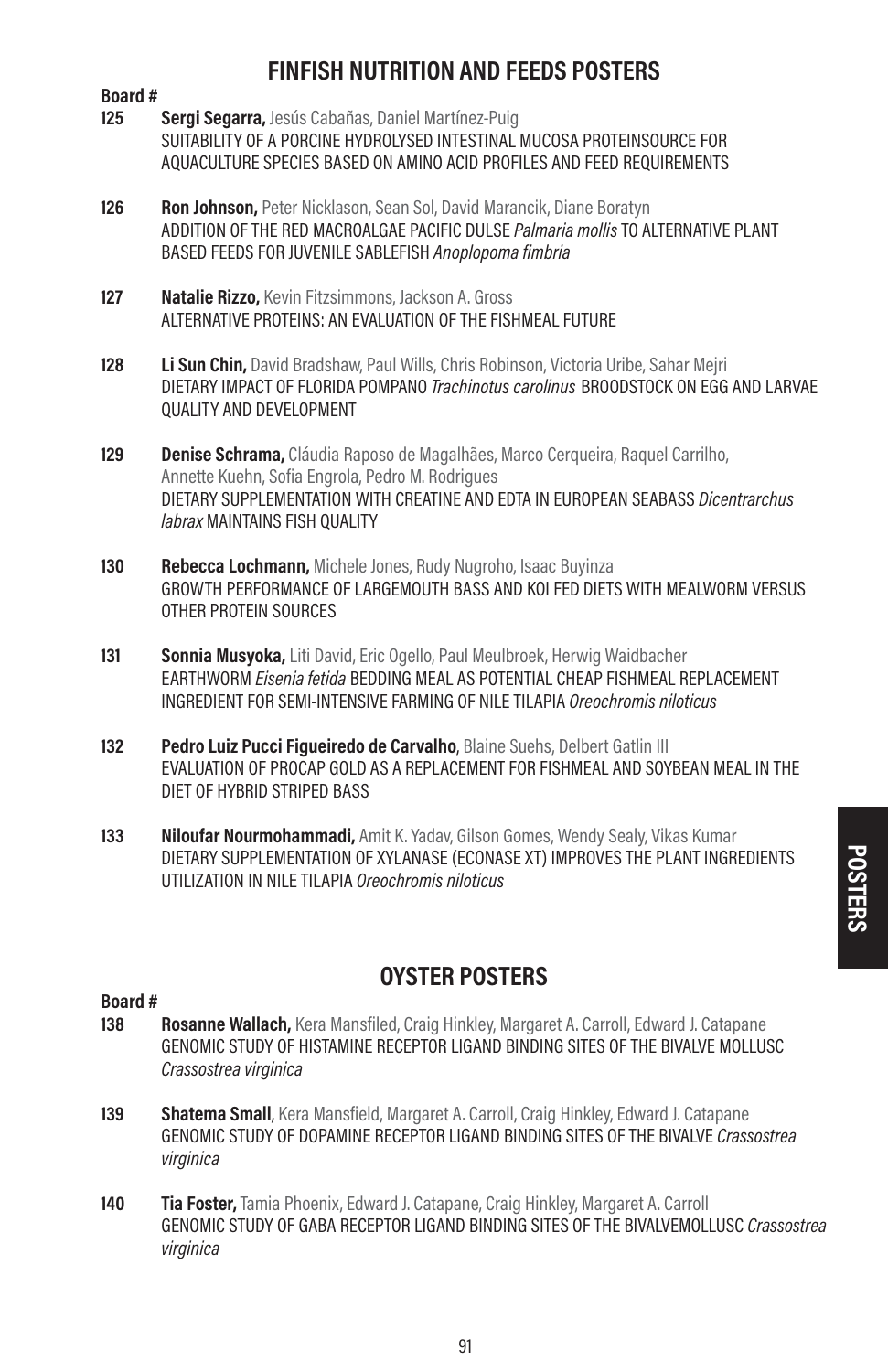## FINFISH NUTRITION AND FEEDS POSTERS

**Board #**

**125** **Sergi Segarra,** Jesús Cabañas, Daniel Martínez-Puig
SUITABILITY OF A PORCINE HYDROLYSED INTESTINAL MUCOSA PROTEINSOURCE FOR AQUACULTURE SPECIES BASED ON AMINO ACID PROFILES AND FEED REQUIREMENTS

**126** **Ron Johnson,** Peter Nicklason, Sean Sol, David Marancik, Diane Boratyn
ADDITION OF THE RED MACROALGAE PACIFIC DULSE *Palmaria mollis* TO ALTERNATIVE PLANT BASED FEEDS FOR JUVENILE SABLEFISH *Anoplopoma fimbria*

**127** **Natalie Rizzo,** Kevin Fitzsimmons, Jackson A. Gross
ALTERNATIVE PROTEINS: AN EVALUATION OF THE FISHMEAL FUTURE

**128** **Li Sun Chin,** David Bradshaw, Paul Wills, Chris Robinson, Victoria Uribe, Sahar Mejri
DIETARY IMPACT OF FLORIDA POMPANO *Trachinotus carolinus* BROODSTOCK ON EGG AND LARVAE QUALITY AND DEVELOPMENT

**129** **Denise Schrama,** Cláudia Raposo de Magalhães, Marco Cerqueira, Raquel Carrilho, Annette Kuehn, Sofia Engrola, Pedro M. Rodrigues
DIETARY SUPPLEMENTATION WITH CREATINE AND EDTA IN EUROPEAN SEABASS *Dicentrarchus labrax* MAINTAINS FISH QUALITY

**130** **Rebecca Lochmann,** Michele Jones, Rudy Nugroho, Isaac Buyinza
GROWTH PERFORMANCE OF LARGEMOUTH BASS AND KOI FED DIETS WITH MEALWORM VERSUS OTHER PROTEIN SOURCES

**131** **Sonnia Musyoka,** Liti David, Eric Ogello, Paul Meulbroek, Herwig Waidbacher
EARTHWORM *Eisenia fetida* BEDDING MEAL AS POTENTIAL CHEAP FISHMEAL REPLACEMENT INGREDIENT FOR SEMI-INTENSIVE FARMING OF NILE TILAPIA *Oreochromis niloticus*

**132** **Pedro Luiz Pucci Figueiredo de Carvalho**, Blaine Suehs, Delbert Gatlin III
EVALUATION OF PROCAP GOLD AS A REPLACEMENT FOR FISHMEAL AND SOYBEAN MEAL IN THE DIET OF HYBRID STRIPED BASS

**133** **Niloufar Nourmohammadi,** Amit K. Yadav, Gilson Gomes, Wendy Sealy, Vikas Kumar
DIETARY SUPPLEMENTATION OF XYLANASE (ECONASE XT) IMPROVES THE PLANT INGREDIENTS UTILIZATION IN NILE TILAPIA *Oreochromis niloticus*

## OYSTER POSTERS

**Board #**

**138** **Rosanne Wallach,** Kera Mansfiled, Craig Hinkley, Margaret A. Carroll, Edward J. Catapane
GENOMIC STUDY OF HISTAMINE RECEPTOR LIGAND BINDING SITES OF THE BIVALVE MOLLUSC *Crassostrea virginica*

**139** **Shatema Small**, Kera Mansfield, Margaret A. Carroll, Craig Hinkley, Edward J. Catapane
GENOMIC STUDY OF DOPAMINE RECEPTOR LIGAND BINDING SITES OF THE BIVALVE *Crassostrea virginica*

**140** **Tia Foster,** Tamia Phoenix, Edward J. Catapane, Craig Hinkley, Margaret A. Carroll
GENOMIC STUDY OF GABA RECEPTOR LIGAND BINDING SITES OF THE BIVALVEMOLLUSC *Crassostrea virginica*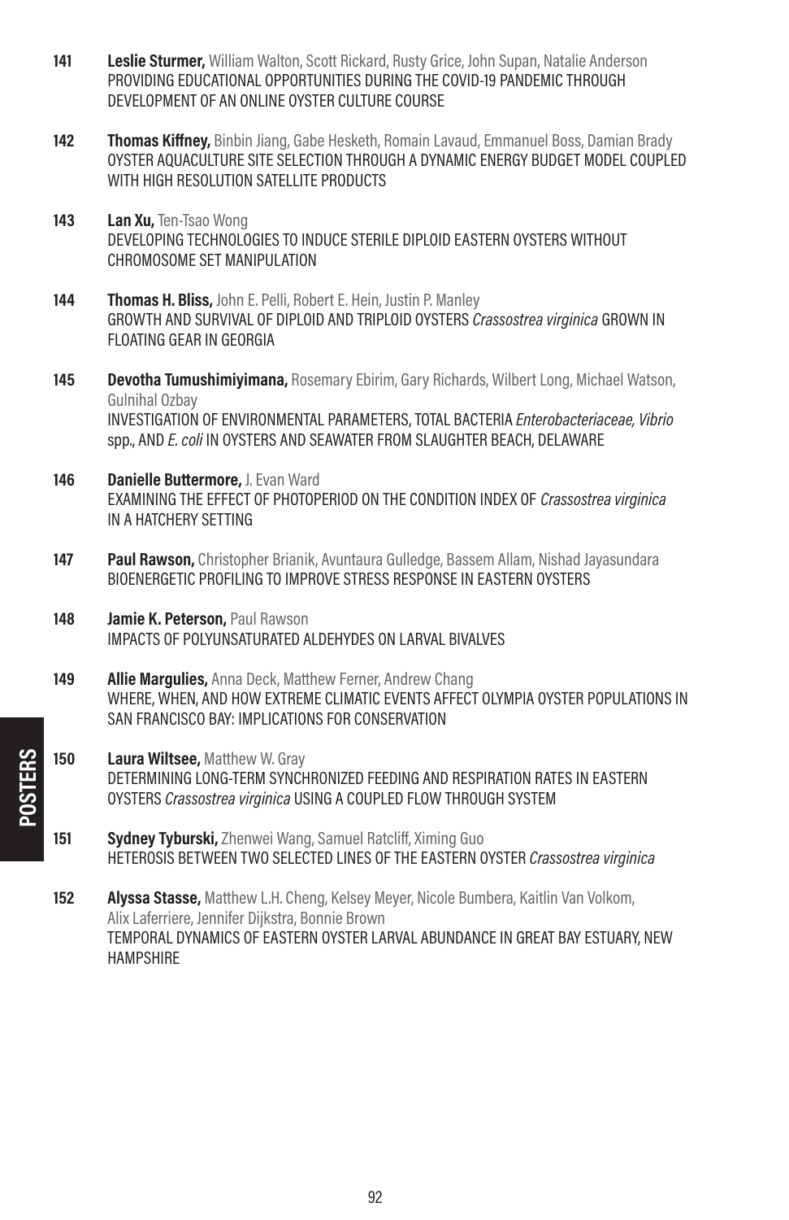**141** **Leslie Sturmer,** William Walton, Scott Rickard, Rusty Grice, John Supan, Natalie Anderson
PROVIDING EDUCATIONAL OPPORTUNITIES DURING THE COVID-19 PANDEMIC THROUGH DEVELOPMENT OF AN ONLINE OYSTER CULTURE COURSE

**142** **Thomas Kiffney,** Binbin Jiang, Gabe Hesketh, Romain Lavaud, Emmanuel Boss, Damian Brady
OYSTER AQUACULTURE SITE SELECTION THROUGH A DYNAMIC ENERGY BUDGET MODEL COUPLED WITH HIGH RESOLUTION SATELLITE PRODUCTS

**143** **Lan Xu,** Ten-Tsao Wong
DEVELOPING TECHNOLOGIES TO INDUCE STERILE DIPLOID EASTERN OYSTERS WITHOUT CHROMOSOME SET MANIPULATION

**144** **Thomas H. Bliss,** John E. Pelli, Robert E. Hein, Justin P. Manley
GROWTH AND SURVIVAL OF DIPLOID AND TRIPLOID OYSTERS *Crassostrea virginica* GROWN IN FLOATING GEAR IN GEORGIA

**145** **Devotha Tumushimiyimana,** Rosemary Ebirim, Gary Richards, Wilbert Long, Michael Watson, Gulnihal Ozbay
INVESTIGATION OF ENVIRONMENTAL PARAMETERS, TOTAL BACTERIA *Enterobacteriaceae, Vibrio* spp., AND *E. coli* IN OYSTERS AND SEAWATER FROM SLAUGHTER BEACH, DELAWARE

**146** **Danielle Buttermore,** J. Evan Ward
EXAMINING THE EFFECT OF PHOTOPERIOD ON THE CONDITION INDEX OF *Crassostrea virginica* IN A HATCHERY SETTING

**147** **Paul Rawson,** Christopher Brianik, Avuntaura Gulledge, Bassem Allam, Nishad Jayasundara
BIOENERGETIC PROFILING TO IMPROVE STRESS RESPONSE IN EASTERN OYSTERS

**148** **Jamie K. Peterson,** Paul Rawson
IMPACTS OF POLYUNSATURATED ALDEHYDES ON LARVAL BIVALVES

**149** **Allie Margulies,** Anna Deck, Matthew Ferner, Andrew Chang
WHERE, WHEN, AND HOW EXTREME CLIMATIC EVENTS AFFECT OLYMPIA OYSTER POPULATIONS IN SAN FRANCISCO BAY: IMPLICATIONS FOR CONSERVATION

**150** **Laura Wiltsee,** Matthew W. Gray
DETERMINING LONG-TERM SYNCHRONIZED FEEDING AND RESPIRATION RATES IN EASTERN OYSTERS *Crassostrea virginica* USING A COUPLED FLOW THROUGH SYSTEM

**151** **Sydney Tyburski,** Zhenwei Wang, Samuel Ratcliff, Ximing Guo
HETEROSIS BETWEEN TWO SELECTED LINES OF THE EASTERN OYSTER *Crassostrea virginica*

**152** **Alyssa Stasse,** Matthew L.H. Cheng, Kelsey Meyer, Nicole Bumbera, Kaitlin Van Volkom, Alix Laferriere, Jennifer Dijkstra, Bonnie Brown
TEMPORAL DYNAMICS OF EASTERN OYSTER LARVAL ABUNDANCE IN GREAT BAY ESTUARY, NEW HAMPSHIRE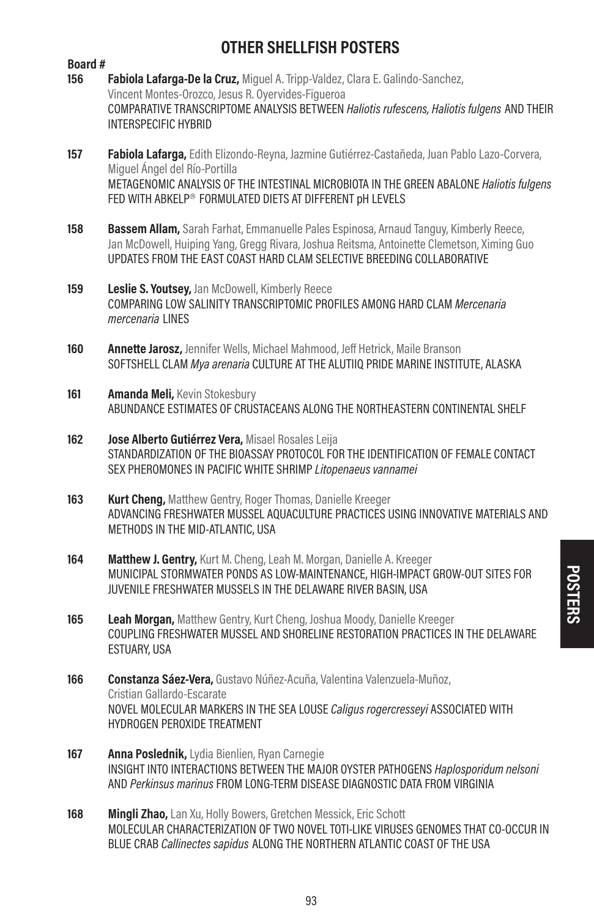## OTHER SHELLFISH POSTERS

**Board #**

**156** **Fabiola Lafarga-De la Cruz,** Miguel A. Tripp-Valdez, Clara E. Galindo-Sanchez, Vincent Montes-Orozco, Jesus R. Oyervides-Figueroa
COMPARATIVE TRANSCRIPTOME ANALYSIS BETWEEN *Haliotis rufescens, Haliotis fulgens* AND THEIR INTERSPECIFIC HYBRID

**157** **Fabiola Lafarga,** Edith Elizondo-Reyna, Jazmine Gutiérrez-Castañeda, Juan Pablo Lazo-Corvera, Miguel Ángel del Río-Portilla
METAGENOMIC ANALYSIS OF THE INTESTINAL MICROBIOTA IN THE GREEN ABALONE *Haliotis fulgens* FED WITH ABKELP® FORMULATED DIETS AT DIFFERENT pH LEVELS

**158** **Bassem Allam,** Sarah Farhat, Emmanuelle Pales Espinosa, Arnaud Tanguy, Kimberly Reece, Jan McDowell, Huiping Yang, Gregg Rivara, Joshua Reitsma, Antoinette Clemetson, Ximing Guo
UPDATES FROM THE EAST COAST HARD CLAM SELECTIVE BREEDING COLLABORATIVE

**159** **Leslie S. Youtsey,** Jan McDowell, Kimberly Reece
COMPARING LOW SALINITY TRANSCRIPTOMIC PROFILES AMONG HARD CLAM *Mercenaria mercenaria* LINES

**160** **Annette Jarosz,** Jennifer Wells, Michael Mahmood, Jeff Hetrick, Maile Branson
SOFTSHELL CLAM *Mya arenaria* CULTURE AT THE ALUTIIQ PRIDE MARINE INSTITUTE, ALASKA

**161** **Amanda Meli,** Kevin Stokesbury
ABUNDANCE ESTIMATES OF CRUSTACEANS ALONG THE NORTHEASTERN CONTINENTAL SHELF

**162** **Jose Alberto Gutiérrez Vera,** Misael Rosales Leija
STANDARDIZATION OF THE BIOASSAY PROTOCOL FOR THE IDENTIFICATION OF FEMALE CONTACT SEX PHEROMONES IN PACIFIC WHITE SHRIMP *Litopenaeus vannamei*

**163** **Kurt Cheng,** Matthew Gentry, Roger Thomas, Danielle Kreeger
ADVANCING FRESHWATER MUSSEL AQUACULTURE PRACTICES USING INNOVATIVE MATERIALS AND METHODS IN THE MID-ATLANTIC, USA

**164** **Matthew J. Gentry,** Kurt M. Cheng, Leah M. Morgan, Danielle A. Kreeger
MUNICIPAL STORMWATER PONDS AS LOW-MAINTENANCE, HIGH-IMPACT GROW-OUT SITES FOR JUVENILE FRESHWATER MUSSELS IN THE DELAWARE RIVER BASIN, USA

**165** **Leah Morgan,** Matthew Gentry, Kurt Cheng, Joshua Moody, Danielle Kreeger
COUPLING FRESHWATER MUSSEL AND SHORELINE RESTORATION PRACTICES IN THE DELAWARE ESTUARY, USA

**166** **Constanza Sáez-Vera,** Gustavo Núñez-Acuña, Valentina Valenzuela-Muñoz, Cristian Gallardo-Escarate
NOVEL MOLECULAR MARKERS IN THE SEA LOUSE *Caligus rogercresseyi* ASSOCIATED WITH HYDROGEN PEROXIDE TREATMENT

**167** **Anna Poslednik,** Lydia Bienlien, Ryan Carnegie
INSIGHT INTO INTERACTIONS BETWEEN THE MAJOR OYSTER PATHOGENS *Haplosporidum nelsoni* AND *Perkinsus marinus* FROM LONG-TERM DISEASE DIAGNOSTIC DATA FROM VIRGINIA

**168** **Mingli Zhao,** Lan Xu, Holly Bowers, Gretchen Messick, Eric Schott
MOLECULAR CHARACTERIZATION OF TWO NOVEL TOTI-LIKE VIRUSES GENOMES THAT CO-OCCUR IN BLUE CRAB *Callinectes sapidus* ALONG THE NORTHERN ATLANTIC COAST OF THE USA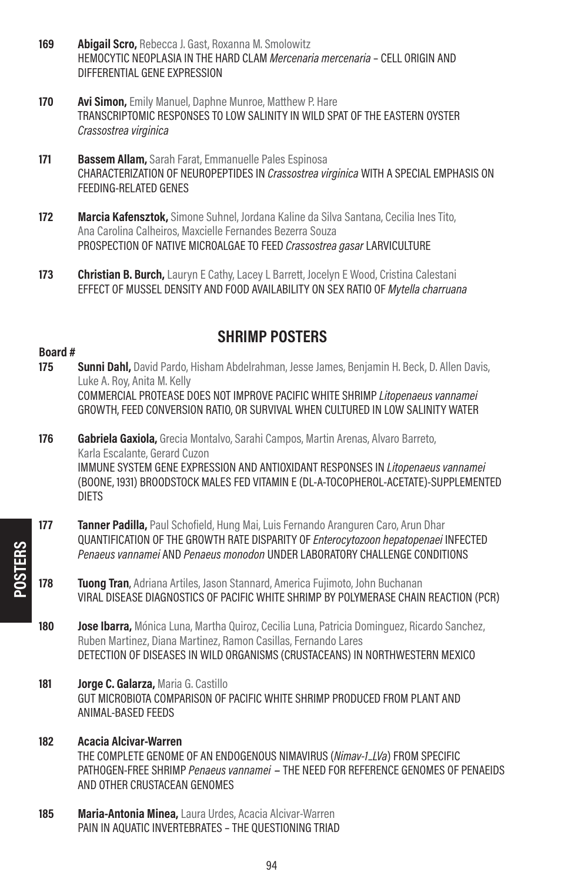**169** **Abigail Scro,** Rebecca J. Gast, Roxanna M. Smolowitz
HEMOCYTIC NEOPLASIA IN THE HARD CLAM *Mercenaria mercenaria* – CELL ORIGIN AND DIFFERENTIAL GENE EXPRESSION

**170** **Avi Simon,** Emily Manuel, Daphne Munroe, Matthew P. Hare
TRANSCRIPTOMIC RESPONSES TO LOW SALINITY IN WILD SPAT OF THE EASTERN OYSTER *Crassostrea virginica*

**171** **Bassem Allam,** Sarah Farat, Emmanuelle Pales Espinosa
CHARACTERIZATION OF NEUROPEPTIDES IN *Crassostrea virginica* WITH A SPECIAL EMPHASIS ON FEEDING-RELATED GENES

**172** **Marcia Kafensztok,** Simone Suhnel, Jordana Kaline da Silva Santana, Cecilia Ines Tito, Ana Carolina Calheiros, Maxcielle Fernandes Bezerra Souza
PROSPECTION OF NATIVE MICROALGAE TO FEED *Crassostrea gasar* LARVICULTURE

**173** **Christian B. Burch,** Lauryn E Cathy, Lacey L Barrett, Jocelyn E Wood, Cristina Calestani
EFFECT OF MUSSEL DENSITY AND FOOD AVAILABILITY ON SEX RATIO OF *Mytella charruana*

## SHRIMP POSTERS

**Board #**

**175** **Sunni Dahl,** David Pardo, Hisham Abdelrahman, Jesse James, Benjamin H. Beck, D. Allen Davis, Luke A. Roy, Anita M. Kelly
COMMERCIAL PROTEASE DOES NOT IMPROVE PACIFIC WHITE SHRIMP *Litopenaeus vannamei* GROWTH, FEED CONVERSION RATIO, OR SURVIVAL WHEN CULTURED IN LOW SALINITY WATER

**176** **Gabriela Gaxiola,** Grecia Montalvo, Sarahi Campos, Martin Arenas, Alvaro Barreto, Karla Escalante, Gerard Cuzon
IMMUNE SYSTEM GENE EXPRESSION AND ANTIOXIDANT RESPONSES IN *Litopenaeus vannamei* (BOONE, 1931) BROODSTOCK MALES FED VITAMIN E (DL-A-TOCOPHEROL-ACETATE)-SUPPLEMENTED DIETS

**177** **Tanner Padilla,** Paul Schofield, Hung Mai, Luis Fernando Aranguren Caro, Arun Dhar
QUANTIFICATION OF THE GROWTH RATE DISPARITY OF *Enterocytozoon hepatopenaei* INFECTED *Penaeus vannamei* AND *Penaeus monodon* UNDER LABORATORY CHALLENGE CONDITIONS

**178** **Tuong Tran**, Adriana Artiles, Jason Stannard, America Fujimoto, John Buchanan
VIRAL DISEASE DIAGNOSTICS OF PACIFIC WHITE SHRIMP BY POLYMERASE CHAIN REACTION (PCR)

**180** **Jose Ibarra,** Mónica Luna, Martha Quiroz, Cecilia Luna, Patricia Dominguez, Ricardo Sanchez, Ruben Martinez, Diana Martinez, Ramon Casillas, Fernando Lares
DETECTION OF DISEASES IN WILD ORGANISMS (CRUSTACEANS) IN NORTHWESTERN MEXICO

**181** **Jorge C. Galarza,** Maria G. Castillo
GUT MICROBIOTA COMPARISON OF PACIFIC WHITE SHRIMP PRODUCED FROM PLANT AND ANIMAL-BASED FEEDS

**182** **Acacia Alcivar-Warren**
THE COMPLETE GENOME OF AN ENDOGENOUS NIMAVIRUS (*Nimav-1_LVa*) FROM SPECIFIC PATHOGEN-FREE SHRIMP *Penaeus vannamei* – THE NEED FOR REFERENCE GENOMES OF PENAEIDS AND OTHER CRUSTACEAN GENOMES

**185** **Maria-Antonia Minea,** Laura Urdes, Acacia Alcivar-Warren
PAIN IN AQUATIC INVERTEBRATES – THE QUESTIONING TRIAD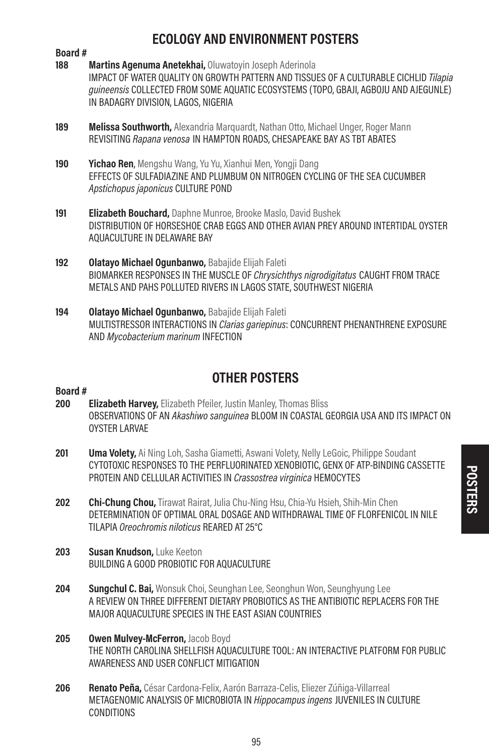## ECOLOGY AND ENVIRONMENT POSTERS

**Board #**

**188** **Martins Agenuma Anetekhai,** Oluwatoyin Joseph Aderinola
IMPACT OF WATER QUALITY ON GROWTH PATTERN AND TISSUES OF A CULTURABLE CICHLID *Tilapia guineensis* COLLECTED FROM SOME AQUATIC ECOSYSTEMS (TOPO, GBAJI, AGBOJU AND AJEGUNLE) IN BADAGRY DIVISION, LAGOS, NIGERIA

**189** **Melissa Southworth,** Alexandria Marquardt, Nathan Otto, Michael Unger, Roger Mann
REVISITING *Rapana venosa* IN HAMPTON ROADS, CHESAPEAKE BAY AS TBT ABATES

**190** **Yichao Ren**, Mengshu Wang, Yu Yu, Xianhui Men, Yongji Dang
EFFECTS OF SULFADIAZINE AND PLUMBUM ON NITROGEN CYCLING OF THE SEA CUCUMBER *Apstichopus japonicus* CULTURE POND

**191** **Elizabeth Bouchard,** Daphne Munroe, Brooke Maslo, David Bushek
DISTRIBUTION OF HORSESHOE CRAB EGGS AND OTHER AVIAN PREY AROUND INTERTIDAL OYSTER AQUACULTURE IN DELAWARE BAY

**192** **Olatayo Michael Ogunbanwo,** Babajide Elijah Faleti
BIOMARKER RESPONSES IN THE MUSCLE OF *Chrysichthys nigrodigitatus* CAUGHT FROM TRACE METALS AND PAHS POLLUTED RIVERS IN LAGOS STATE, SOUTHWEST NIGERIA

**194** **Olatayo Michael Ogunbanwo,** Babajide Elijah Faleti
MULTISTRESSOR INTERACTIONS IN *Clarias gariepinus*: CONCURRENT PHENANTHRENE EXPOSURE AND *Mycobacterium marinum* INFECTION

## OTHER POSTERS

**Board #**

**200** **Elizabeth Harvey,** Elizabeth Pfeiler, Justin Manley, Thomas Bliss
OBSERVATIONS OF AN *Akashiwo sanguinea* BLOOM IN COASTAL GEORGIA USA AND ITS IMPACT ON OYSTER LARVAE

**201** **Uma Volety,** Ai Ning Loh, Sasha Giametti, Aswani Volety, Nelly LeGoic, Philippe Soudant
CYTOTOXIC RESPONSES TO THE PERFLUORINATED XENOBIOTIC, GENX OF ATP-BINDING CASSETTE PROTEIN AND CELLULAR ACTIVITIES IN *Crassostrea virginica* HEMOCYTES

**202** **Chi-Chung Chou,** Tirawat Rairat, Julia Chu-Ning Hsu, Chia-Yu Hsieh, Shih-Min Chen
DETERMINATION OF OPTIMAL ORAL DOSAGE AND WITHDRAWAL TIME OF FLORFENICOL IN NILE TILAPIA *Oreochromis niloticus* REARED AT 25°C

**203** **Susan Knudson,** Luke Keeton
BUILDING A GOOD PROBIOTIC FOR AQUACULTURE

**204** **Sungchul C. Bai,** Wonsuk Choi, Seunghan Lee, Seonghun Won, Seunghyung Lee
A REVIEW ON THREE DIFFERENT DIETARY PROBIOTICS AS THE ANTIBIOTIC REPLACERS FOR THE MAJOR AQUACULTURE SPECIES IN THE EAST ASIAN COUNTRIES

**205** **Owen Mulvey-McFerron,** Jacob Boyd
THE NORTH CAROLINA SHELLFISH AQUACULTURE TOOL: AN INTERACTIVE PLATFORM FOR PUBLIC AWARENESS AND USER CONFLICT MITIGATION

**206** **Renato Peña,** César Cardona-Felix, Aarón Barraza-Celis, Eliezer Zúñiga-Villarreal
METAGENOMIC ANALYSIS OF MICROBIOTA IN *Hippocampus ingens* JUVENILES IN CULTURE CONDITIONS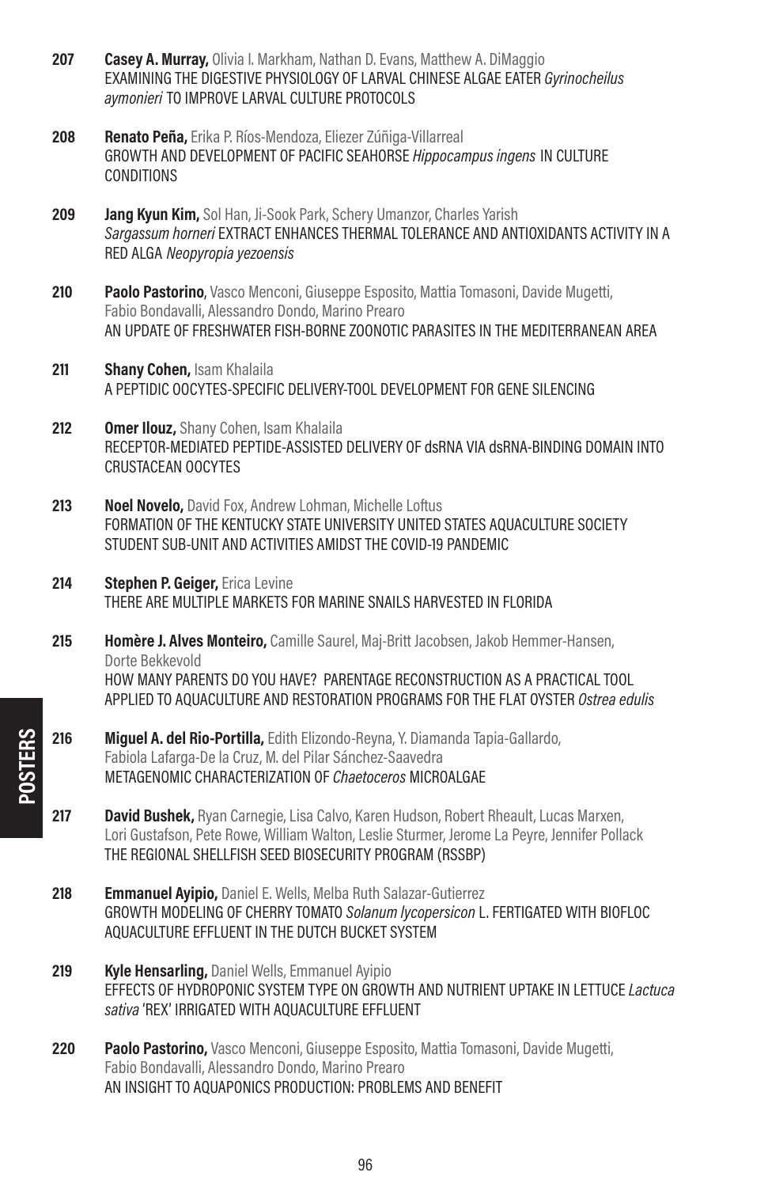**207** **Casey A. Murray,** Olivia I. Markham, Nathan D. Evans, Matthew A. DiMaggio
EXAMINING THE DIGESTIVE PHYSIOLOGY OF LARVAL CHINESE ALGAE EATER *Gyrinocheilus aymonieri* TO IMPROVE LARVAL CULTURE PROTOCOLS

**208** **Renato Peña,** Erika P. Ríos-Mendoza, Eliezer Zúñiga-Villarreal
GROWTH AND DEVELOPMENT OF PACIFIC SEAHORSE *Hippocampus ingens* IN CULTURE CONDITIONS

**209** **Jang Kyun Kim,** Sol Han, Ji-Sook Park, Schery Umanzor, Charles Yarish
*Sargassum horneri* EXTRACT ENHANCES THERMAL TOLERANCE AND ANTIOXIDANTS ACTIVITY IN A RED ALGA *Neopyropia yezoensis*

**210** **Paolo Pastorino**, Vasco Menconi, Giuseppe Esposito, Mattia Tomasoni, Davide Mugetti, Fabio Bondavalli, Alessandro Dondo, Marino Prearo
AN UPDATE OF FRESHWATER FISH-BORNE ZOONOTIC PARASITES IN THE MEDITERRANEAN AREA

**211** **Shany Cohen,** Isam Khalaila
A PEPTIDIC OOCYTES-SPECIFIC DELIVERY-TOOL DEVELOPMENT FOR GENE SILENCING

**212** **Omer Ilouz,** Shany Cohen, Isam Khalaila
RECEPTOR-MEDIATED PEPTIDE-ASSISTED DELIVERY OF dsRNA VIA dsRNA-BINDING DOMAIN INTO CRUSTACEAN OOCYTES

**213** **Noel Novelo,** David Fox, Andrew Lohman, Michelle Loftus
FORMATION OF THE KENTUCKY STATE UNIVERSITY UNITED STATES AQUACULTURE SOCIETY STUDENT SUB-UNIT AND ACTIVITIES AMIDST THE COVID-19 PANDEMIC

**214** **Stephen P. Geiger,** Erica Levine
THERE ARE MULTIPLE MARKETS FOR MARINE SNAILS HARVESTED IN FLORIDA

**215** **Homère J. Alves Monteiro,** Camille Saurel, Maj-Britt Jacobsen, Jakob Hemmer-Hansen, Dorte Bekkevold
HOW MANY PARENTS DO YOU HAVE? PARENTAGE RECONSTRUCTION AS A PRACTICAL TOOL APPLIED TO AQUACULTURE AND RESTORATION PROGRAMS FOR THE FLAT OYSTER *Ostrea edulis*

**216** **Miguel A. del Rio-Portilla,** Edith Elizondo-Reyna, Y. Diamanda Tapia-Gallardo, Fabiola Lafarga-De la Cruz, M. del Pilar Sánchez-Saavedra
METAGENOMIC CHARACTERIZATION OF *Chaetoceros* MICROALGAE

**217** **David Bushek,** Ryan Carnegie, Lisa Calvo, Karen Hudson, Robert Rheault, Lucas Marxen, Lori Gustafson, Pete Rowe, William Walton, Leslie Sturmer, Jerome La Peyre, Jennifer Pollack
THE REGIONAL SHELLFISH SEED BIOSECURITY PROGRAM (RSSBP)

**218** **Emmanuel Ayipio,** Daniel E. Wells, Melba Ruth Salazar-Gutierrez
GROWTH MODELING OF CHERRY TOMATO *Solanum lycopersicon* L. FERTIGATED WITH BIOFLOC AQUACULTURE EFFLUENT IN THE DUTCH BUCKET SYSTEM

**219** **Kyle Hensarling,** Daniel Wells, Emmanuel Ayipio
EFFECTS OF HYDROPONIC SYSTEM TYPE ON GROWTH AND NUTRIENT UPTAKE IN LETTUCE *Lactuca sativa* 'REX' IRRIGATED WITH AQUACULTURE EFFLUENT

**220** **Paolo Pastorino,** Vasco Menconi, Giuseppe Esposito, Mattia Tomasoni, Davide Mugetti, Fabio Bondavalli, Alessandro Dondo, Marino Prearo
AN INSIGHT TO AQUAPONICS PRODUCTION: PROBLEMS AND BENEFIT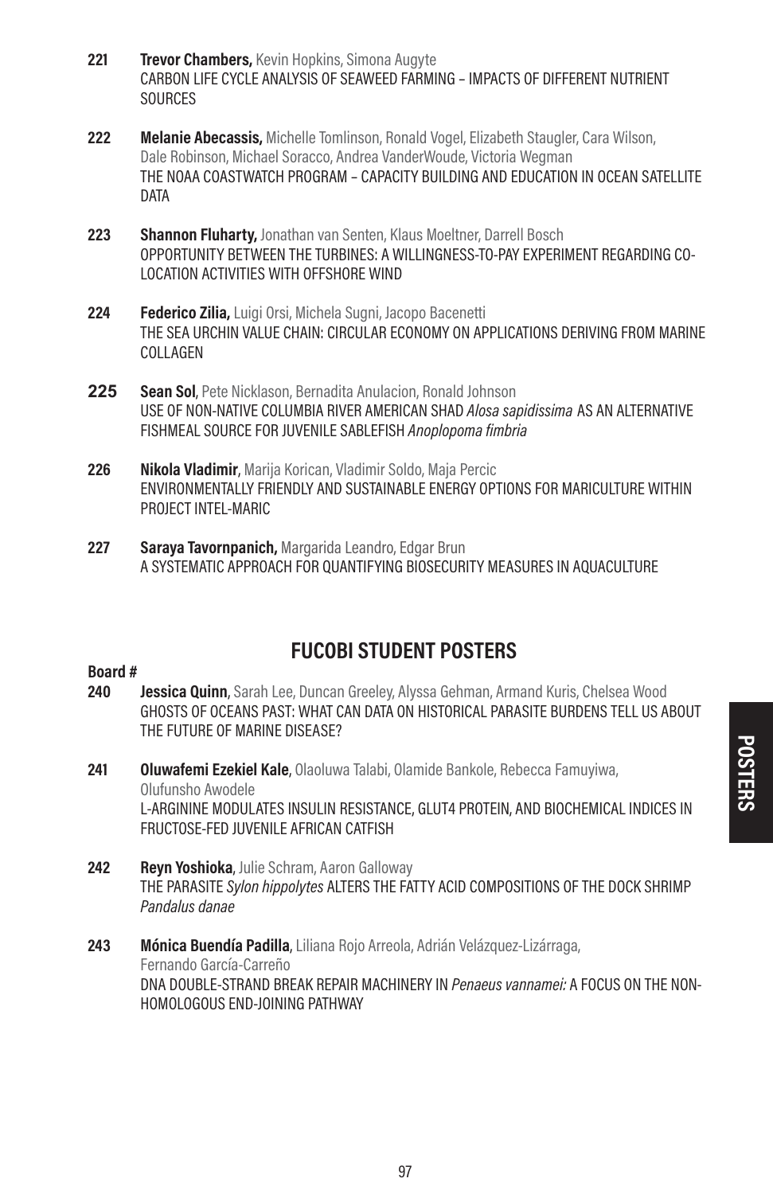**221** **Trevor Chambers,** Kevin Hopkins, Simona Augyte
CARBON LIFE CYCLE ANALYSIS OF SEAWEED FARMING – IMPACTS OF DIFFERENT NUTRIENT SOURCES

**222** **Melanie Abecassis,** Michelle Tomlinson, Ronald Vogel, Elizabeth Staugler, Cara Wilson, Dale Robinson, Michael Soracco, Andrea VanderWoude, Victoria Wegman
THE NOAA COASTWATCH PROGRAM – CAPACITY BUILDING AND EDUCATION IN OCEAN SATELLITE DATA

**223** **Shannon Fluharty,** Jonathan van Senten, Klaus Moeltner, Darrell Bosch
OPPORTUNITY BETWEEN THE TURBINES: A WILLINGNESS-TO-PAY EXPERIMENT REGARDING CO-LOCATION ACTIVITIES WITH OFFSHORE WIND

**224** **Federico Zilia,** Luigi Orsi, Michela Sugni, Jacopo Bacenetti
THE SEA URCHIN VALUE CHAIN: CIRCULAR ECONOMY ON APPLICATIONS DERIVING FROM MARINE COLLAGEN

**225** **Sean Sol**, Pete Nicklason, Bernadita Anulacion, Ronald Johnson
USE OF NON-NATIVE COLUMBIA RIVER AMERICAN SHAD *Alosa sapidissima* AS AN ALTERNATIVE FISHMEAL SOURCE FOR JUVENILE SABLEFISH *Anoplopoma fimbria*

**226** **Nikola Vladimir**, Marija Korican, Vladimir Soldo, Maja Percic
ENVIRONMENTALLY FRIENDLY AND SUSTAINABLE ENERGY OPTIONS FOR MARICULTURE WITHIN PROJECT INTEL-MARIC

**227** **Saraya Tavornpanich,** Margarida Leandro, Edgar Brun
A SYSTEMATIC APPROACH FOR QUANTIFYING BIOSECURITY MEASURES IN AQUACULTURE

## FUCOBI STUDENT POSTERS

**Board #**

**240** **Jessica Quinn**, Sarah Lee, Duncan Greeley, Alyssa Gehman, Armand Kuris, Chelsea Wood
GHOSTS OF OCEANS PAST: WHAT CAN DATA ON HISTORICAL PARASITE BURDENS TELL US ABOUT THE FUTURE OF MARINE DISEASE?

**241** **Oluwafemi Ezekiel Kale**, Olaoluwa Talabi, Olamide Bankole, Rebecca Famuyiwa, Olufunsho Awodele
L-ARGININE MODULATES INSULIN RESISTANCE, GLUT4 PROTEIN, AND BIOCHEMICAL INDICES IN FRUCTOSE-FED JUVENILE AFRICAN CATFISH

**242** **Reyn Yoshioka**, Julie Schram, Aaron Galloway
THE PARASITE *Sylon hippolytes* ALTERS THE FATTY ACID COMPOSITIONS OF THE DOCK SHRIMP *Pandalus danae*

**243** **Mónica Buendía Padilla**, Liliana Rojo Arreola, Adrián Velázquez-Lizárraga, Fernando García-Carreño
DNA DOUBLE-STRAND BREAK REPAIR MACHINERY IN *Penaeus vannamei:* A FOCUS ON THE NON-HOMOLOGOUS END-JOINING PATHWAY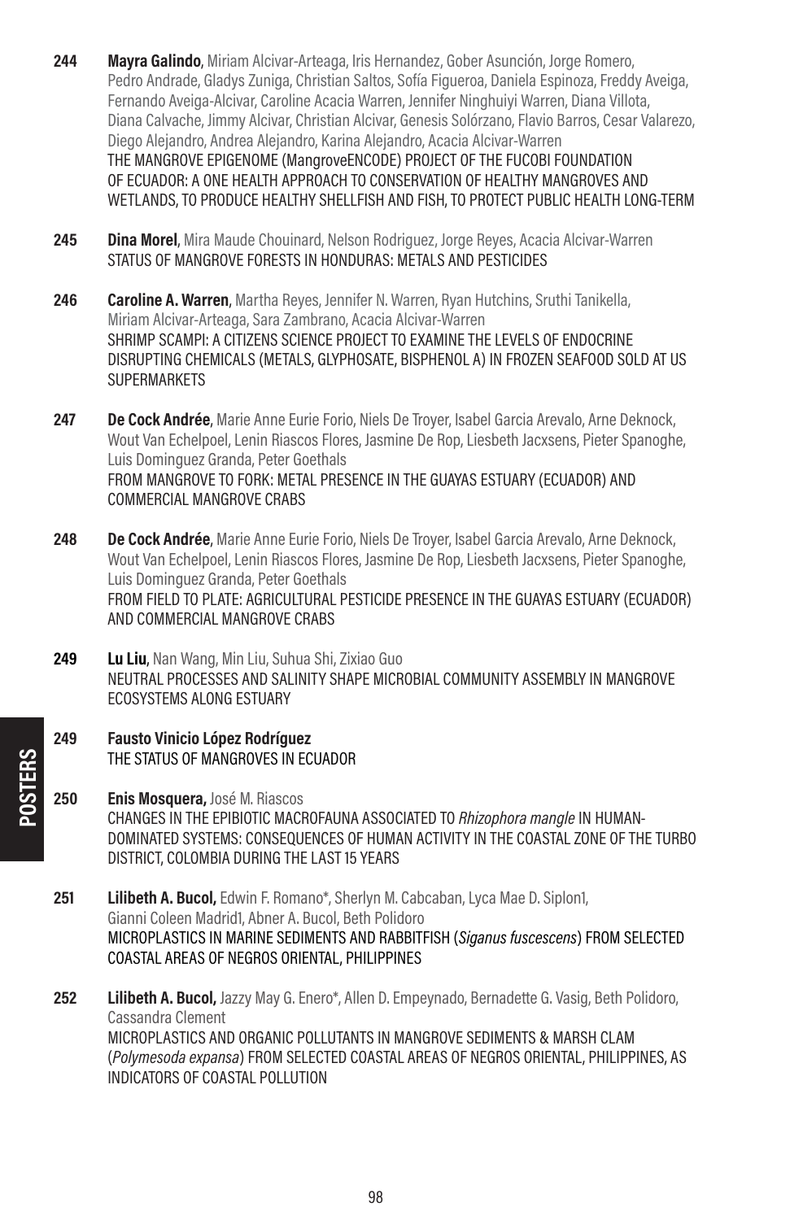**244** **Mayra Galindo**, Miriam Alcivar-Arteaga, Iris Hernandez, Gober Asunción, Jorge Romero, Pedro Andrade, Gladys Zuniga, Christian Saltos, Sofía Figueroa, Daniela Espinoza, Freddy Aveiga, Fernando Aveiga-Alcivar, Caroline Acacia Warren, Jennifer Ninghuiyi Warren, Diana Villota, Diana Calvache, Jimmy Alcivar, Christian Alcivar, Genesis Solórzano, Flavio Barros, Cesar Valarezo, Diego Alejandro, Andrea Alejandro, Karina Alejandro, Acacia Alcivar-Warren
THE MANGROVE EPIGENOME (MangroveENCODE) PROJECT OF THE FUCOBI FOUNDATION OF ECUADOR: A ONE HEALTH APPROACH TO CONSERVATION OF HEALTHY MANGROVES AND WETLANDS, TO PRODUCE HEALTHY SHELLFISH AND FISH, TO PROTECT PUBLIC HEALTH LONG-TERM

**245** **Dina Morel**, Mira Maude Chouinard, Nelson Rodriguez, Jorge Reyes, Acacia Alcivar-Warren
STATUS OF MANGROVE FORESTS IN HONDURAS: METALS AND PESTICIDES

**246** **Caroline A. Warren**, Martha Reyes, Jennifer N. Warren, Ryan Hutchins, Sruthi Tanikella, Miriam Alcivar-Arteaga, Sara Zambrano, Acacia Alcivar-Warren
SHRIMP SCAMPI: A CITIZENS SCIENCE PROJECT TO EXAMINE THE LEVELS OF ENDOCRINE DISRUPTING CHEMICALS (METALS, GLYPHOSATE, BISPHENOL A) IN FROZEN SEAFOOD SOLD AT US SUPERMARKETS

**247** **De Cock Andrée**, Marie Anne Eurie Forio, Niels De Troyer, Isabel Garcia Arevalo, Arne Deknock, Wout Van Echelpoel, Lenin Riascos Flores, Jasmine De Rop, Liesbeth Jacxsens, Pieter Spanoghe, Luis Dominguez Granda, Peter Goethals
FROM MANGROVE TO FORK: METAL PRESENCE IN THE GUAYAS ESTUARY (ECUADOR) AND COMMERCIAL MANGROVE CRABS

**248** **De Cock Andrée**, Marie Anne Eurie Forio, Niels De Troyer, Isabel Garcia Arevalo, Arne Deknock, Wout Van Echelpoel, Lenin Riascos Flores, Jasmine De Rop, Liesbeth Jacxsens, Pieter Spanoghe, Luis Dominguez Granda, Peter Goethals
FROM FIELD TO PLATE: AGRICULTURAL PESTICIDE PRESENCE IN THE GUAYAS ESTUARY (ECUADOR) AND COMMERCIAL MANGROVE CRABS

**249** **Lu Liu**, Nan Wang, Min Liu, Suhua Shi, Zixiao Guo
NEUTRAL PROCESSES AND SALINITY SHAPE MICROBIAL COMMUNITY ASSEMBLY IN MANGROVE ECOSYSTEMS ALONG ESTUARY

**249** **Fausto Vinicio López Rodríguez**
THE STATUS OF MANGROVES IN ECUADOR

**250** **Enis Mosquera,** José M. Riascos
CHANGES IN THE EPIBIOTIC MACROFAUNA ASSOCIATED TO *Rhizophora mangle* IN HUMAN-DOMINATED SYSTEMS: CONSEQUENCES OF HUMAN ACTIVITY IN THE COASTAL ZONE OF THE TURBO DISTRICT, COLOMBIA DURING THE LAST 15 YEARS

**251** **Lilibeth A. Bucol,** Edwin F. Romano*, Sherlyn M. Cabcaban, Lyca Mae D. Siplon1, Gianni Coleen Madrid1, Abner A. Bucol, Beth Polidoro
MICROPLASTICS IN MARINE SEDIMENTS AND RABBITFISH (*Siganus fuscescens*) FROM SELECTED COASTAL AREAS OF NEGROS ORIENTAL, PHILIPPINES

**252** **Lilibeth A. Bucol,** Jazzy May G. Enero*, Allen D. Empeynado, Bernadette G. Vasig, Beth Polidoro, Cassandra Clement
MICROPLASTICS AND ORGANIC POLLUTANTS IN MANGROVE SEDIMENTS & MARSH CLAM (*Polymesoda expansa*) FROM SELECTED COASTAL AREAS OF NEGROS ORIENTAL, PHILIPPINES, AS INDICATORS OF COASTAL POLLUTION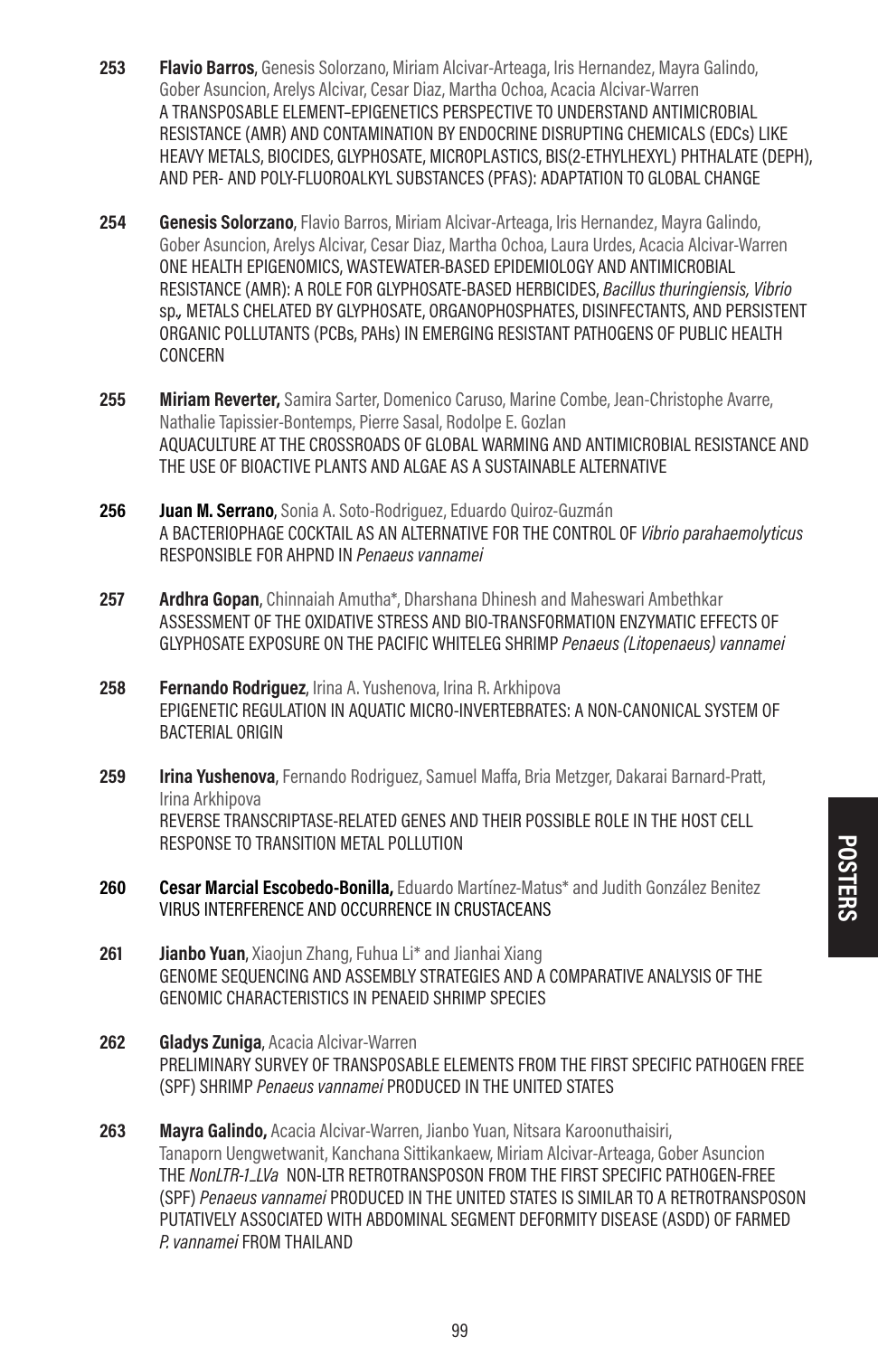**253** **Flavio Barros**, Genesis Solorzano, Miriam Alcivar-Arteaga, Iris Hernandez, Mayra Galindo, Gober Asuncion, Arelys Alcivar, Cesar Diaz, Martha Ochoa, Acacia Alcivar-Warren
A TRANSPOSABLE ELEMENT–EPIGENETICS PERSPECTIVE TO UNDERSTAND ANTIMICROBIAL RESISTANCE (AMR) AND CONTAMINATION BY ENDOCRINE DISRUPTING CHEMICALS (EDCs) LIKE HEAVY METALS, BIOCIDES, GLYPHOSATE, MICROPLASTICS, BIS(2-ETHYLHEXYL) PHTHALATE (DEPH), AND PER- AND POLY-FLUOROALKYL SUBSTANCES (PFAS): ADAPTATION TO GLOBAL CHANGE

**254** **Genesis Solorzano**, Flavio Barros, Miriam Alcivar-Arteaga, Iris Hernandez, Mayra Galindo, Gober Asuncion, Arelys Alcivar, Cesar Diaz, Martha Ochoa, Laura Urdes, Acacia Alcivar-Warren
ONE HEALTH EPIGENOMICS, WASTEWATER-BASED EPIDEMIOLOGY AND ANTIMICROBIAL RESISTANCE (AMR): A ROLE FOR GLYPHOSATE-BASED HERBICIDES, *Bacillus thuringiensis, Vibrio* sp., METALS CHELATED BY GLYPHOSATE, ORGANOPHOSPHATES, DISINFECTANTS, AND PERSISTENT ORGANIC POLLUTANTS (PCBs, PAHs) IN EMERGING RESISTANT PATHOGENS OF PUBLIC HEALTH CONCERN

**255** **Miriam Reverter,** Samira Sarter, Domenico Caruso, Marine Combe, Jean-Christophe Avarre, Nathalie Tapissier-Bontemps, Pierre Sasal, Rodolpe E. Gozlan
AQUACULTURE AT THE CROSSROADS OF GLOBAL WARMING AND ANTIMICROBIAL RESISTANCE AND THE USE OF BIOACTIVE PLANTS AND ALGAE AS A SUSTAINABLE ALTERNATIVE

**256** **Juan M. Serrano**, Sonia A. Soto-Rodriguez, Eduardo Quiroz-Guzmán
A BACTERIOPHAGE COCKTAIL AS AN ALTERNATIVE FOR THE CONTROL OF *Vibrio parahaemolyticus* RESPONSIBLE FOR AHPND IN *Penaeus vannamei*

**257** **Ardhra Gopan**, Chinnaiah Amutha*, Dharshana Dhinesh and Maheswari Ambethkar
ASSESSMENT OF THE OXIDATIVE STRESS AND BIO-TRANSFORMATION ENZYMATIC EFFECTS OF GLYPHOSATE EXPOSURE ON THE PACIFIC WHITELEG SHRIMP *Penaeus (Litopenaeus) vannamei*

**258** **Fernando Rodriguez**, Irina A. Yushenova, Irina R. Arkhipova
EPIGENETIC REGULATION IN AQUATIC MICRO-INVERTEBRATES: A NON-CANONICAL SYSTEM OF BACTERIAL ORIGIN

**259** **Irina Yushenova**, Fernando Rodriguez, Samuel Maffa, Bria Metzger, Dakarai Barnard-Pratt, Irina Arkhipova
REVERSE TRANSCRIPTASE-RELATED GENES AND THEIR POSSIBLE ROLE IN THE HOST CELL RESPONSE TO TRANSITION METAL POLLUTION

**260** **Cesar Marcial Escobedo-Bonilla,** Eduardo Martínez-Matus* and Judith González Benitez
VIRUS INTERFERENCE AND OCCURRENCE IN CRUSTACEANS

**261** **Jianbo Yuan**, Xiaojun Zhang, Fuhua Li* and Jianhai Xiang
GENOME SEQUENCING AND ASSEMBLY STRATEGIES AND A COMPARATIVE ANALYSIS OF THE GENOMIC CHARACTERISTICS IN PENAEID SHRIMP SPECIES

**262** **Gladys Zuniga**, Acacia Alcivar-Warren
PRELIMINARY SURVEY OF TRANSPOSABLE ELEMENTS FROM THE FIRST SPECIFIC PATHOGEN FREE (SPF) SHRIMP *Penaeus vannamei* PRODUCED IN THE UNITED STATES

**263** **Mayra Galindo,** Acacia Alcivar-Warren, Jianbo Yuan, Nitsara Karoonuthaisiri, Tanaporn Uengwetwanit, Kanchana Sittikankaew, Miriam Alcivar-Arteaga, Gober Asuncion
THE *NonLTR-1_LVa* NON-LTR RETROTRANSPOSON FROM THE FIRST SPECIFIC PATHOGEN-FREE (SPF) *Penaeus vannamei* PRODUCED IN THE UNITED STATES IS SIMILAR TO A RETROTRANSPOSON PUTATIVELY ASSOCIATED WITH ABDOMINAL SEGMENT DEFORMITY DISEASE (ASDD) OF FARMED *P. vannamei* FROM THAILAND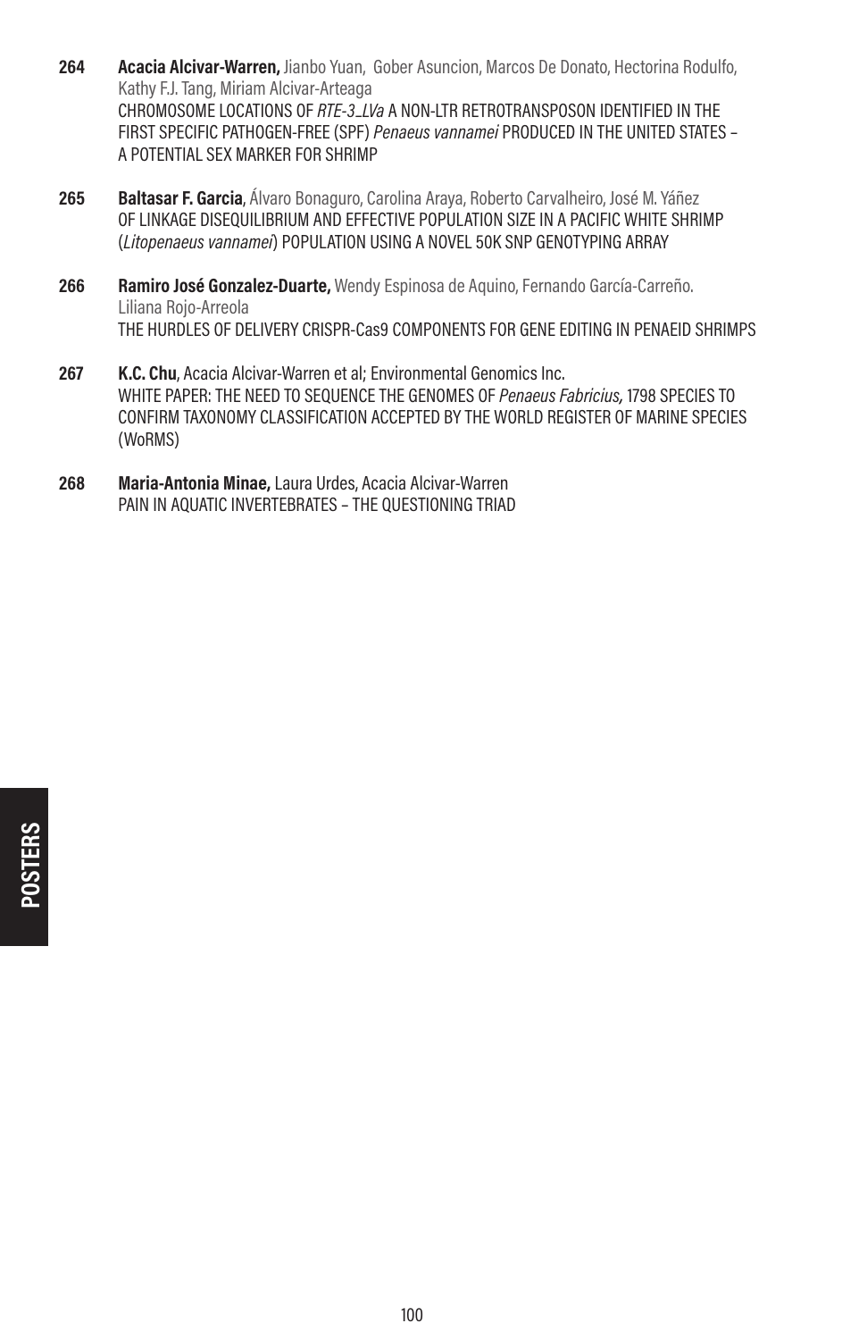**264** **Acacia Alcivar-Warren,** Jianbo Yuan, Gober Asuncion, Marcos De Donato, Hectorina Rodulfo, Kathy F.J. Tang, Miriam Alcivar-Arteaga
CHROMOSOME LOCATIONS OF *RTE-3_LVa* A NON-LTR RETROTRANSPOSON IDENTIFIED IN THE FIRST SPECIFIC PATHOGEN-FREE (SPF) *Penaeus vannamei* PRODUCED IN THE UNITED STATES – A POTENTIAL SEX MARKER FOR SHRIMP

**265** **Baltasar F. Garcia**, Álvaro Bonaguro, Carolina Araya, Roberto Carvalheiro, José M. Yáñez
OF LINKAGE DISEQUILIBRIUM AND EFFECTIVE POPULATION SIZE IN A PACIFIC WHITE SHRIMP (*Litopenaeus vannamei*) POPULATION USING A NOVEL 50K SNP GENOTYPING ARRAY

**266** **Ramiro José Gonzalez-Duarte,** Wendy Espinosa de Aquino, Fernando García-Carreño. Liliana Rojo-Arreola
THE HURDLES OF DELIVERY CRISPR-Cas9 COMPONENTS FOR GENE EDITING IN PENAEID SHRIMPS

**267** **K.C. Chu**, Acacia Alcivar-Warren et al; Environmental Genomics Inc.
WHITE PAPER: THE NEED TO SEQUENCE THE GENOMES OF *Penaeus Fabricius,* 1798 SPECIES TO CONFIRM TAXONOMY CLASSIFICATION ACCEPTED BY THE WORLD REGISTER OF MARINE SPECIES (WoRMS)

**268** **Maria-Antonia Minae,** Laura Urdes, Acacia Alcivar-Warren
PAIN IN AQUATIC INVERTEBRATES – THE QUESTIONING TRIAD